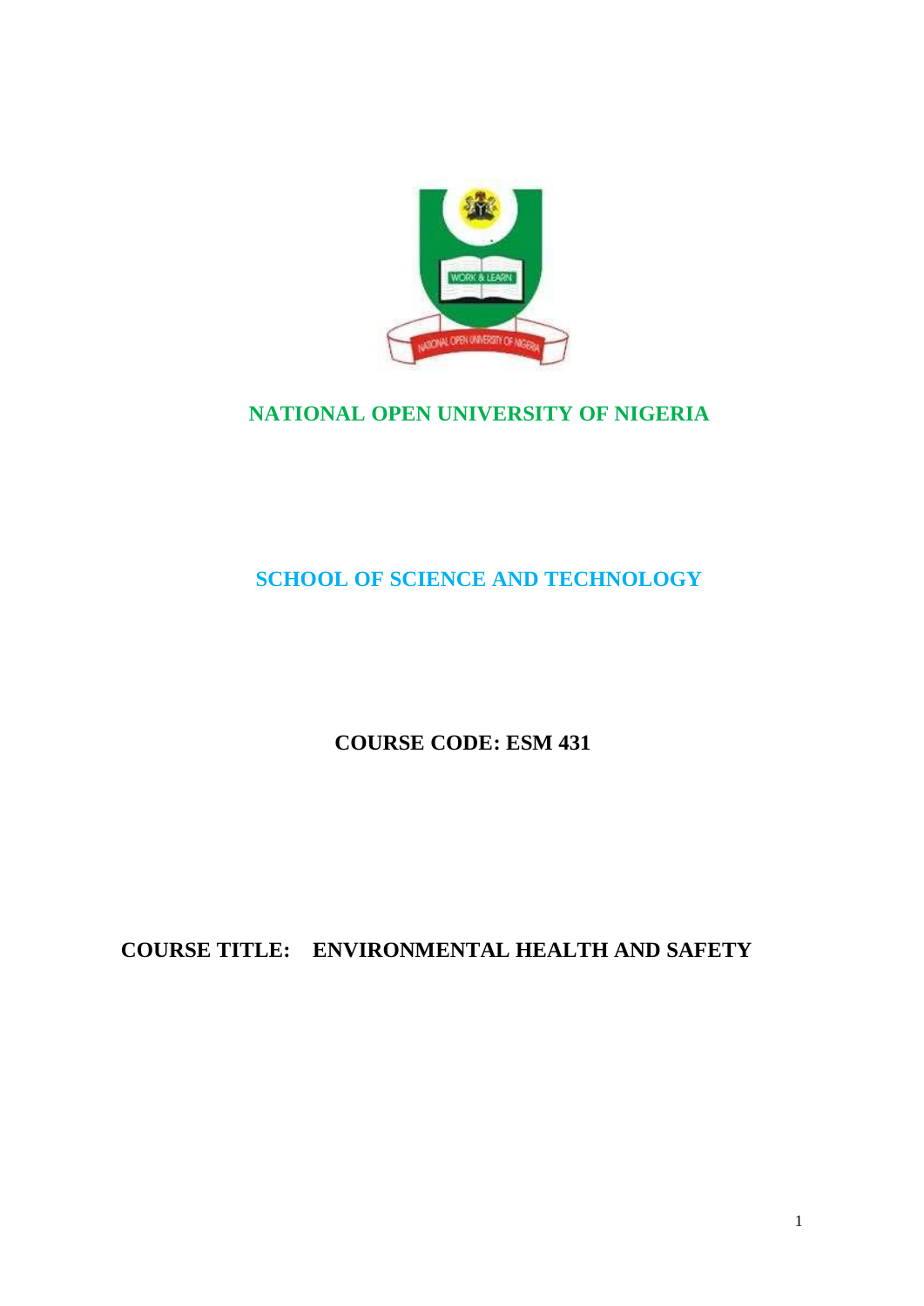# NATIONAL OPEN UNIVERSITY OF NIGERIA

## SCHOOL OF SCIENCE AND TECHNOLOGY

**COURSE CODE: ESM 431**

**COURSE TITLE: ENVIRONMENTAL HEALTH AND SAFETY**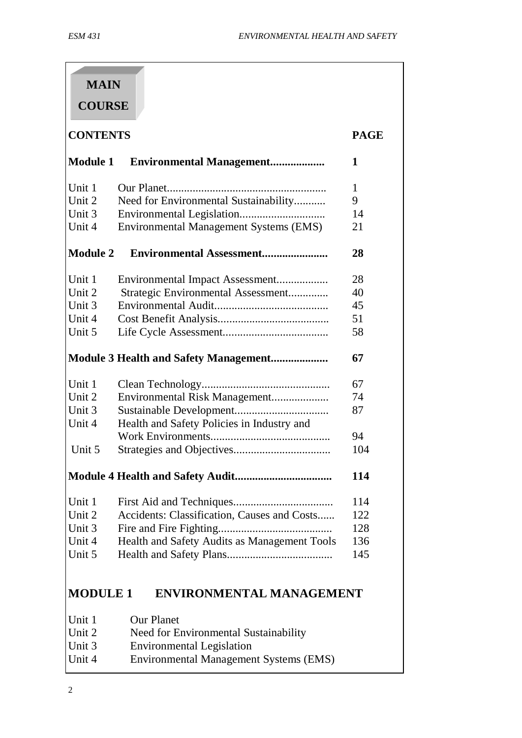## MAIN COURSE

| CONTENTS | | PAGE |
|---|---|---|
| **Module 1** | **Environmental Management..................** | **1** |
| Unit 1 | Our Planet...................................................... | 1 |
| Unit 2 | Need for Environmental Sustainability........... | 9 |
| Unit 3 | Environmental Legislation............................. | 14 |
| Unit 4 | Environmental Management Systems (EMS) | 21 |
| **Module 2** | **Environmental Assessment......................** | **28** |
| Unit 1 | Environmental Impact Assessment................. | 28 |
| Unit 2 | Strategic Environmental Assessment............. | 40 |
| Unit 3 | Environmental Audit....................................... | 45 |
| Unit 4 | Cost Benefit Analysis...................................... | 51 |
| Unit 5 | Life Cycle Assessment.................................... | 58 |
| **Module 3** | **Health and Safety Management...................** | **67** |
| Unit 1 | Clean Technology............................................ | 67 |
| Unit 2 | Environmental Risk Management................... | 74 |
| Unit 3 | Sustainable Development................................ | 87 |
| Unit 4 | Health and Safety Policies in Industry and Work Environments......................................... | 94 |
| Unit 5 | Strategies and Objectives................................. | 104 |
| **Module 4** | **Health and Safety Audit.................................** | **114** |
| Unit 1 | First Aid and Techniques.................................. | 114 |
| Unit 2 | Accidents: Classification, Causes and Costs...... | 122 |
| Unit 3 | Fire and Fire Fighting....................................... | 128 |
| Unit 4 | Health and Safety Audits as Management Tools | 136 |
| Unit 5 | Health and Safety Plans.................................... | 145 |

## MODULE 1 ENVIRONMENTAL MANAGEMENT

Unit 1 Our Planet
Unit 2 Need for Environmental Sustainability
Unit 3 Environmental Legislation
Unit 4 Environmental Management Systems (EMS)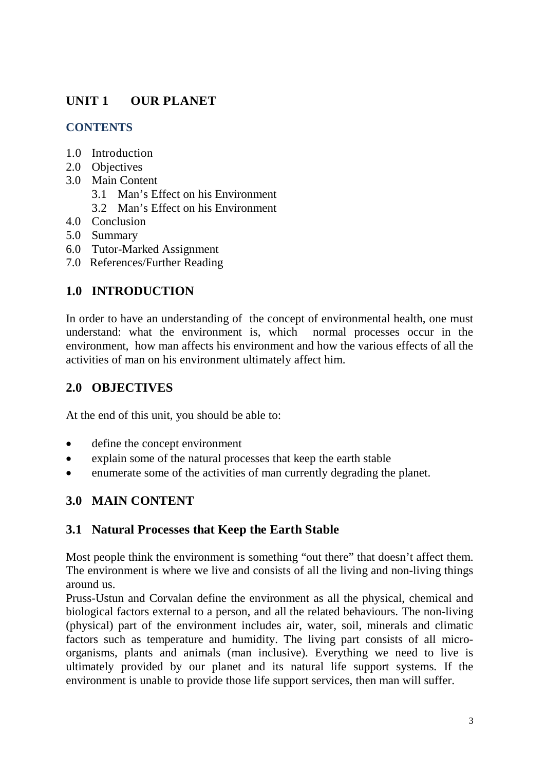## UNIT 1 OUR PLANET

### CONTENTS

1.0 Introduction
2.0 Objectives
3.0 Main Content
  3.1 Man's Effect on his Environment
  3.2 Man's Effect on his Environment
4.0 Conclusion
5.0 Summary
6.0 Tutor-Marked Assignment
7.0 References/Further Reading

## 1.0 INTRODUCTION

In order to have an understanding of the concept of environmental health, one must understand: what the environment is, which normal processes occur in the environment, how man affects his environment and how the various effects of all the activities of man on his environment ultimately affect him.

## 2.0 OBJECTIVES

At the end of this unit, you should be able to:

- define the concept environment
- explain some of the natural processes that keep the earth stable
- enumerate some of the activities of man currently degrading the planet.

## 3.0 MAIN CONTENT

### 3.1 Natural Processes that Keep the Earth Stable

Most people think the environment is something "out there" that doesn't affect them. The environment is where we live and consists of all the living and non-living things around us.

Pruss-Ustun and Corvalan define the environment as all the physical, chemical and biological factors external to a person, and all the related behaviours. The non-living (physical) part of the environment includes air, water, soil, minerals and climatic factors such as temperature and humidity. The living part consists of all micro-organisms, plants and animals (man inclusive). Everything we need to live is ultimately provided by our planet and its natural life support systems. If the environment is unable to provide those life support services, then man will suffer.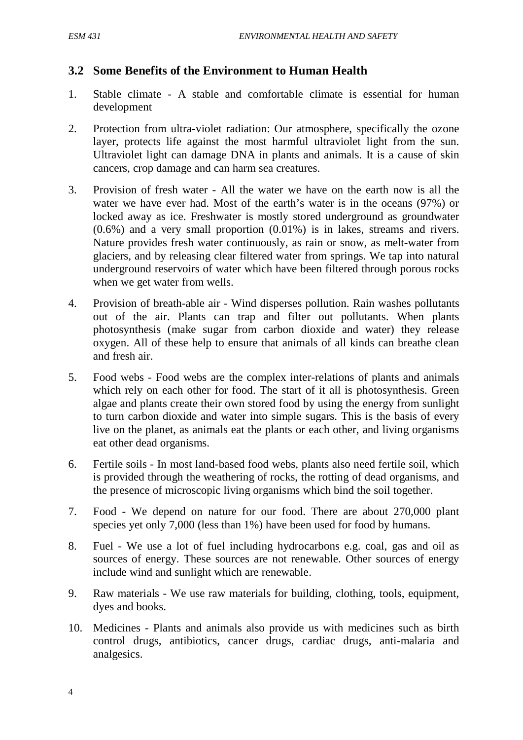## 3.2 Some Benefits of the Environment to Human Health

1. Stable climate - A stable and comfortable climate is essential for human development

2. Protection from ultra-violet radiation: Our atmosphere, specifically the ozone layer, protects life against the most harmful ultraviolet light from the sun. Ultraviolet light can damage DNA in plants and animals. It is a cause of skin cancers, crop damage and can harm sea creatures.

3. Provision of fresh water - All the water we have on the earth now is all the water we have ever had. Most of the earth's water is in the oceans (97%) or locked away as ice. Freshwater is mostly stored underground as groundwater (0.6%) and a very small proportion (0.01%) is in lakes, streams and rivers. Nature provides fresh water continuously, as rain or snow, as melt-water from glaciers, and by releasing clear filtered water from springs. We tap into natural underground reservoirs of water which have been filtered through porous rocks when we get water from wells.

4. Provision of breath-able air - Wind disperses pollution. Rain washes pollutants out of the air. Plants can trap and filter out pollutants. When plants photosynthesis (make sugar from carbon dioxide and water) they release oxygen. All of these help to ensure that animals of all kinds can breathe clean and fresh air.

5. Food webs - Food webs are the complex inter-relations of plants and animals which rely on each other for food. The start of it all is photosynthesis. Green algae and plants create their own stored food by using the energy from sunlight to turn carbon dioxide and water into simple sugars. This is the basis of every live on the planet, as animals eat the plants or each other, and living organisms eat other dead organisms.

6. Fertile soils - In most land-based food webs, plants also need fertile soil, which is provided through the weathering of rocks, the rotting of dead organisms, and the presence of microscopic living organisms which bind the soil together.

7. Food - We depend on nature for our food. There are about 270,000 plant species yet only 7,000 (less than 1%) have been used for food by humans.

8. Fuel - We use a lot of fuel including hydrocarbons e.g. coal, gas and oil as sources of energy. These sources are not renewable. Other sources of energy include wind and sunlight which are renewable.

9. Raw materials - We use raw materials for building, clothing, tools, equipment, dyes and books.

10. Medicines - Plants and animals also provide us with medicines such as birth control drugs, antibiotics, cancer drugs, cardiac drugs, anti-malaria and analgesics.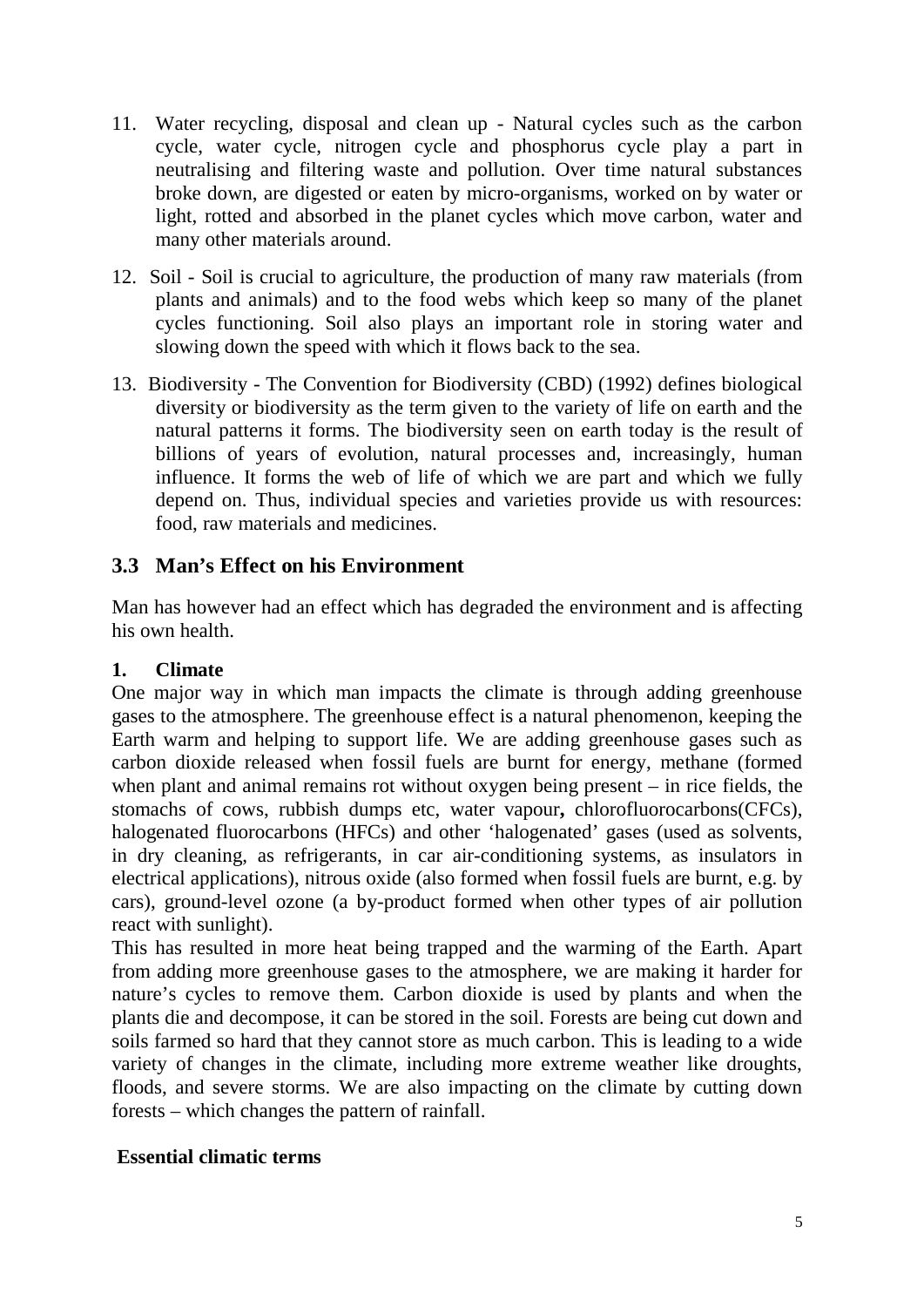11. Water recycling, disposal and clean up - Natural cycles such as the carbon cycle, water cycle, nitrogen cycle and phosphorus cycle play a part in neutralising and filtering waste and pollution. Over time natural substances broke down, are digested or eaten by micro-organisms, worked on by water or light, rotted and absorbed in the planet cycles which move carbon, water and many other materials around.

12. Soil - Soil is crucial to agriculture, the production of many raw materials (from plants and animals) and to the food webs which keep so many of the planet cycles functioning. Soil also plays an important role in storing water and slowing down the speed with which it flows back to the sea.

13. Biodiversity - The Convention for Biodiversity (CBD) (1992) defines biological diversity or biodiversity as the term given to the variety of life on earth and the natural patterns it forms. The biodiversity seen on earth today is the result of billions of years of evolution, natural processes and, increasingly, human influence. It forms the web of life of which we are part and which we fully depend on. Thus, individual species and varieties provide us with resources: food, raw materials and medicines.

## 3.3 Man's Effect on his Environment

Man has however had an effect which has degraded the environment and is affecting his own health.

**1. Climate**

One major way in which man impacts the climate is through adding greenhouse gases to the atmosphere. The greenhouse effect is a natural phenomenon, keeping the Earth warm and helping to support life. We are adding greenhouse gases such as carbon dioxide released when fossil fuels are burnt for energy, methane (formed when plant and animal remains rot without oxygen being present – in rice fields, the stomachs of cows, rubbish dumps etc, water vapour**,** chlorofluorocarbons(CFCs), halogenated fluorocarbons (HFCs) and other 'halogenated' gases (used as solvents, in dry cleaning, as refrigerants, in car air-conditioning systems, as insulators in electrical applications), nitrous oxide (also formed when fossil fuels are burnt, e.g. by cars), ground-level ozone (a by-product formed when other types of air pollution react with sunlight).

This has resulted in more heat being trapped and the warming of the Earth. Apart from adding more greenhouse gases to the atmosphere, we are making it harder for nature's cycles to remove them. Carbon dioxide is used by plants and when the plants die and decompose, it can be stored in the soil. Forests are being cut down and soils farmed so hard that they cannot store as much carbon. This is leading to a wide variety of changes in the climate, including more extreme weather like droughts, floods, and severe storms. We are also impacting on the climate by cutting down forests – which changes the pattern of rainfall.

**Essential climatic terms**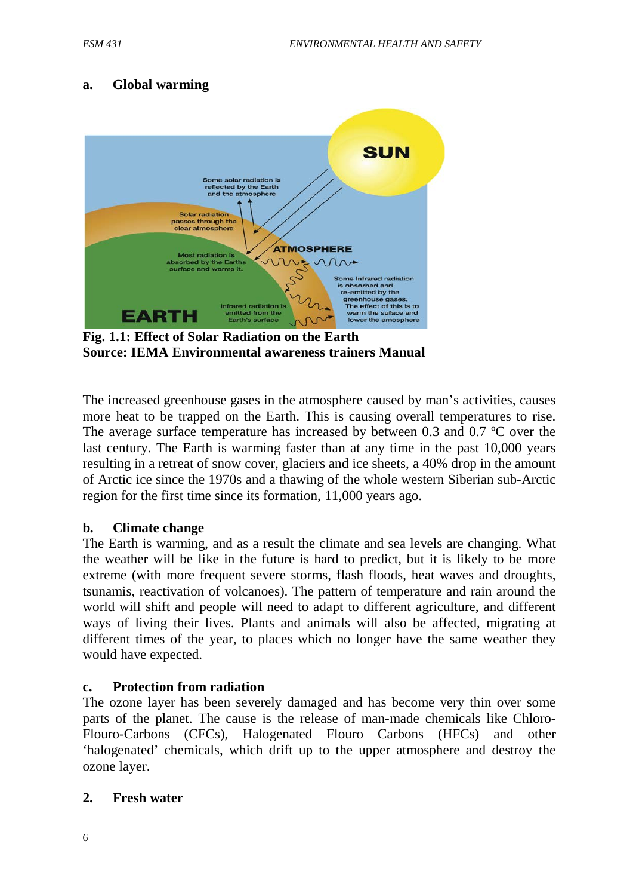**a. Global warming**

**Fig. 1.1: Effect of Solar Radiation on the Earth**
**Source: IEMA Environmental awareness trainers Manual**

The increased greenhouse gases in the atmosphere caused by man's activities, causes more heat to be trapped on the Earth. This is causing overall temperatures to rise. The average surface temperature has increased by between 0.3 and 0.7 ºC over the last century. The Earth is warming faster than at any time in the past 10,000 years resulting in a retreat of snow cover, glaciers and ice sheets, a 40% drop in the amount of Arctic ice since the 1970s and a thawing of the whole western Siberian sub-Arctic region for the first time since its formation, 11,000 years ago.

**b. Climate change**

The Earth is warming, and as a result the climate and sea levels are changing. What the weather will be like in the future is hard to predict, but it is likely to be more extreme (with more frequent severe storms, flash floods, heat waves and droughts, tsunamis, reactivation of volcanoes). The pattern of temperature and rain around the world will shift and people will need to adapt to different agriculture, and different ways of living their lives. Plants and animals will also be affected, migrating at different times of the year, to places which no longer have the same weather they would have expected.

**c. Protection from radiation**

The ozone layer has been severely damaged and has become very thin over some parts of the planet. The cause is the release of man-made chemicals like Chloro-Flouro-Carbons (CFCs), Halogenated Flouro Carbons (HFCs) and other 'halogenated' chemicals, which drift up to the upper atmosphere and destroy the ozone layer.

**2. Fresh water**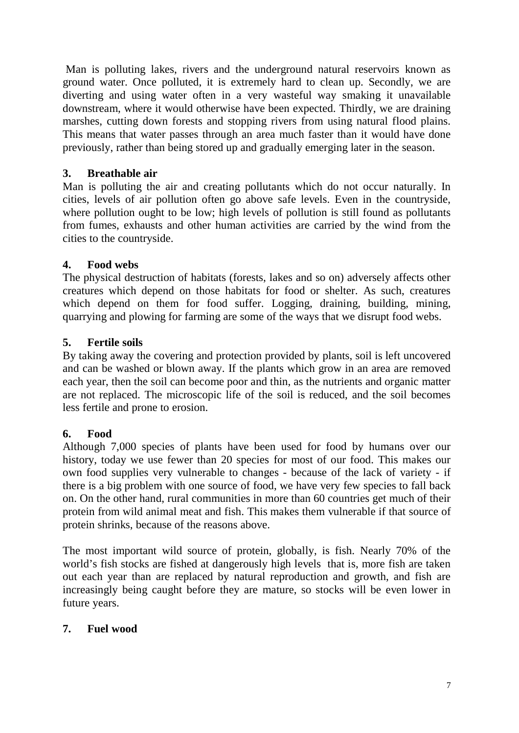Man is polluting lakes, rivers and the underground natural reservoirs known as ground water. Once polluted, it is extremely hard to clean up. Secondly, we are diverting and using water often in a very wasteful way smaking it unavailable downstream, where it would otherwise have been expected. Thirdly, we are draining marshes, cutting down forests and stopping rivers from using natural flood plains. This means that water passes through an area much faster than it would have done previously, rather than being stored up and gradually emerging later in the season.

### 3. Breathable air

Man is polluting the air and creating pollutants which do not occur naturally. In cities, levels of air pollution often go above safe levels. Even in the countryside, where pollution ought to be low; high levels of pollution is still found as pollutants from fumes, exhausts and other human activities are carried by the wind from the cities to the countryside.

### 4. Food webs

The physical destruction of habitats (forests, lakes and so on) adversely affects other creatures which depend on those habitats for food or shelter. As such, creatures which depend on them for food suffer. Logging, draining, building, mining, quarrying and plowing for farming are some of the ways that we disrupt food webs.

### 5. Fertile soils

By taking away the covering and protection provided by plants, soil is left uncovered and can be washed or blown away. If the plants which grow in an area are removed each year, then the soil can become poor and thin, as the nutrients and organic matter are not replaced. The microscopic life of the soil is reduced, and the soil becomes less fertile and prone to erosion.

### 6. Food

Although 7,000 species of plants have been used for food by humans over our history, today we use fewer than 20 species for most of our food. This makes our own food supplies very vulnerable to changes - because of the lack of variety - if there is a big problem with one source of food, we have very few species to fall back on. On the other hand, rural communities in more than 60 countries get much of their protein from wild animal meat and fish. This makes them vulnerable if that source of protein shrinks, because of the reasons above.

The most important wild source of protein, globally, is fish. Nearly 70% of the world's fish stocks are fished at dangerously high levels that is, more fish are taken out each year than are replaced by natural reproduction and growth, and fish are increasingly being caught before they are mature, so stocks will be even lower in future years.

### 7. Fuel wood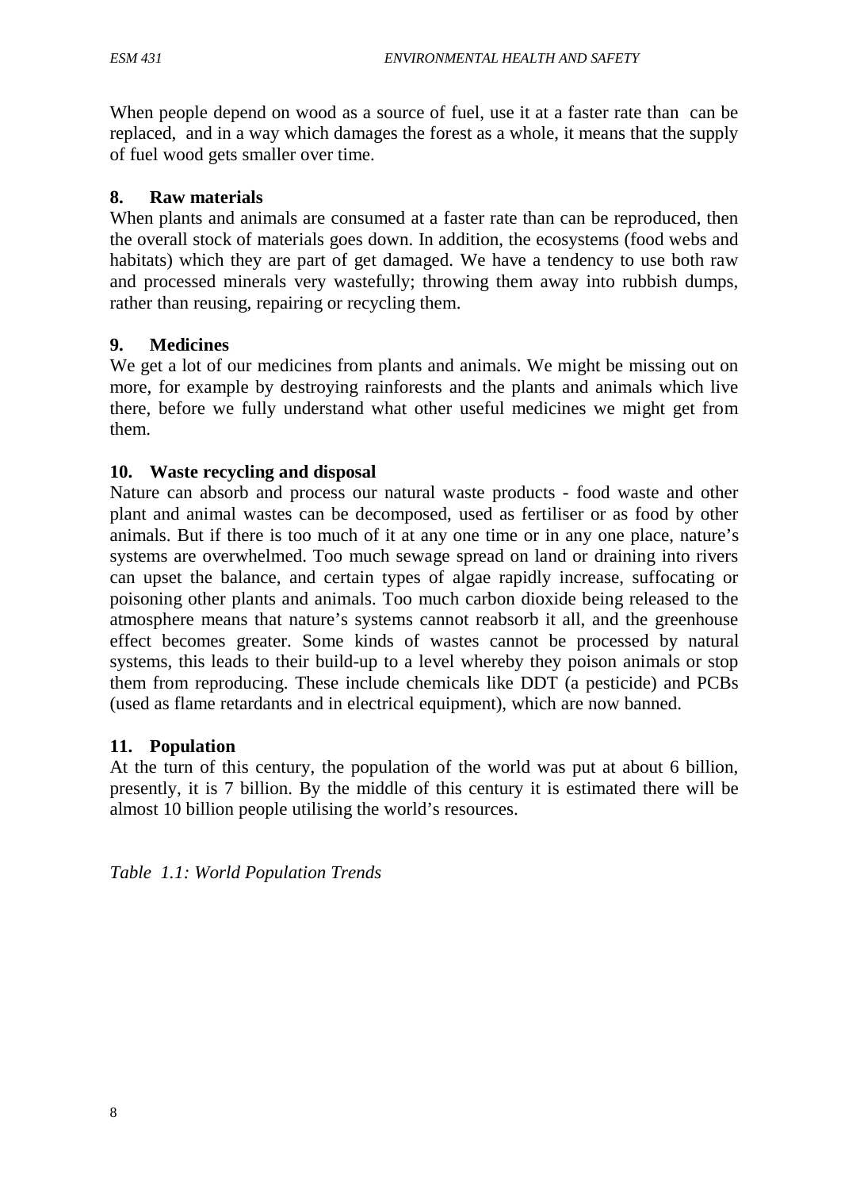When people depend on wood as a source of fuel, use it at a faster rate than can be replaced, and in a way which damages the forest as a whole, it means that the supply of fuel wood gets smaller over time.

### 8. Raw materials

When plants and animals are consumed at a faster rate than can be reproduced, then the overall stock of materials goes down. In addition, the ecosystems (food webs and habitats) which they are part of get damaged. We have a tendency to use both raw and processed minerals very wastefully; throwing them away into rubbish dumps, rather than reusing, repairing or recycling them.

### 9. Medicines

We get a lot of our medicines from plants and animals. We might be missing out on more, for example by destroying rainforests and the plants and animals which live there, before we fully understand what other useful medicines we might get from them.

### 10. Waste recycling and disposal

Nature can absorb and process our natural waste products - food waste and other plant and animal wastes can be decomposed, used as fertiliser or as food by other animals. But if there is too much of it at any one time or in any one place, nature's systems are overwhelmed. Too much sewage spread on land or draining into rivers can upset the balance, and certain types of algae rapidly increase, suffocating or poisoning other plants and animals. Too much carbon dioxide being released to the atmosphere means that nature's systems cannot reabsorb it all, and the greenhouse effect becomes greater. Some kinds of wastes cannot be processed by natural systems, this leads to their build-up to a level whereby they poison animals or stop them from reproducing. These include chemicals like DDT (a pesticide) and PCBs (used as flame retardants and in electrical equipment), which are now banned.

### 11. Population

At the turn of this century, the population of the world was put at about 6 billion, presently, it is 7 billion. By the middle of this century it is estimated there will be almost 10 billion people utilising the world's resources.

*Table 1.1: World Population Trends*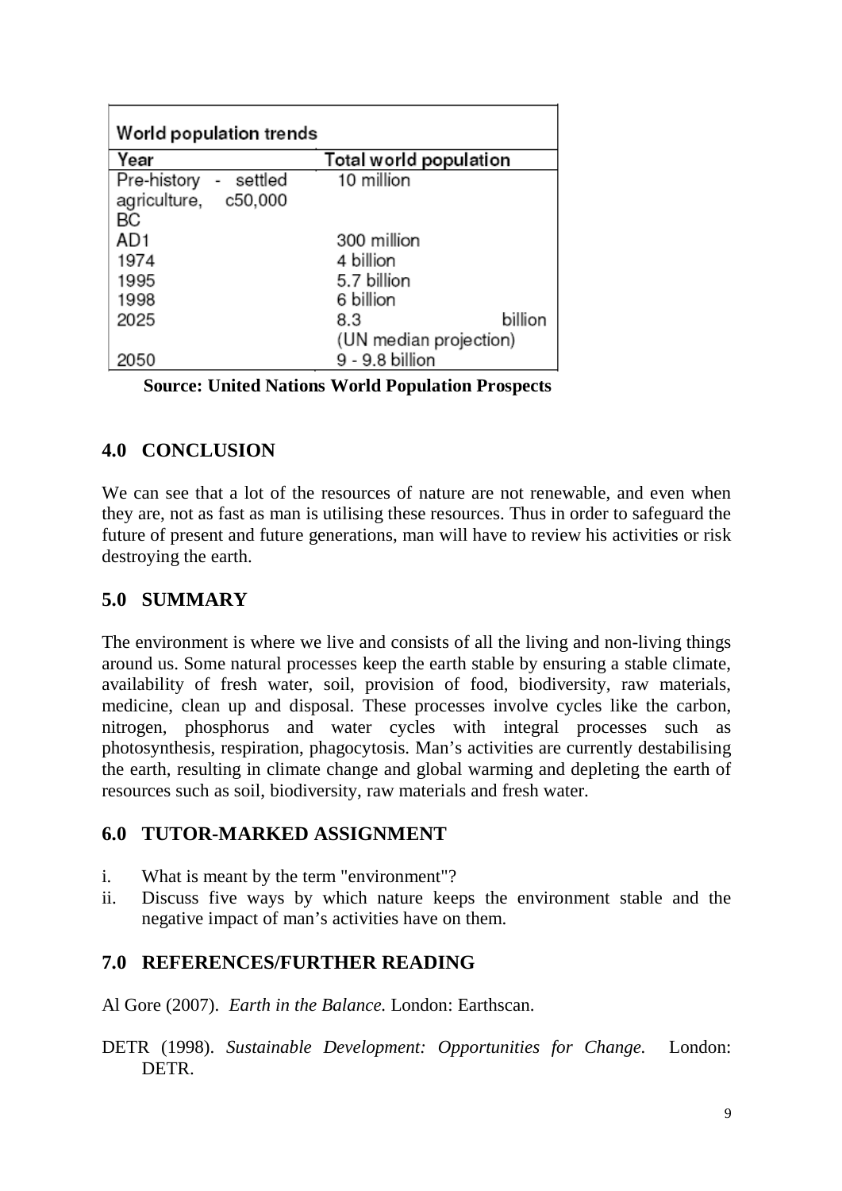| World population trends | |
|---|---|
| **Year** | **Total world population** |
| Pre-history - settled agriculture, c50,000 BC | 10 million |
| AD1 | 300 million |
| 1974 | 4 billion |
| 1995 | 5.7 billion |
| 1998 | 6 billion |
| 2025 | 8.3 billion (UN median projection) |
| 2050 | 9 - 9.8 billion |

**Source: United Nations World Population Prospects**

## 4.0 CONCLUSION

We can see that a lot of the resources of nature are not renewable, and even when they are, not as fast as man is utilising these resources. Thus in order to safeguard the future of present and future generations, man will have to review his activities or risk destroying the earth.

## 5.0 SUMMARY

The environment is where we live and consists of all the living and non-living things around us. Some natural processes keep the earth stable by ensuring a stable climate, availability of fresh water, soil, provision of food, biodiversity, raw materials, medicine, clean up and disposal. These processes involve cycles like the carbon, nitrogen, phosphorus and water cycles with integral processes such as photosynthesis, respiration, phagocytosis. Man's activities are currently destabilising the earth, resulting in climate change and global warming and depleting the earth of resources such as soil, biodiversity, raw materials and fresh water.

## 6.0 TUTOR-MARKED ASSIGNMENT

i. What is meant by the term "environment"?
ii. Discuss five ways by which nature keeps the environment stable and the negative impact of man's activities have on them.

## 7.0 REFERENCES/FURTHER READING

Al Gore (2007). *Earth in the Balance.* London: Earthscan.

DETR (1998). *Sustainable Development: Opportunities for Change.* London: DETR.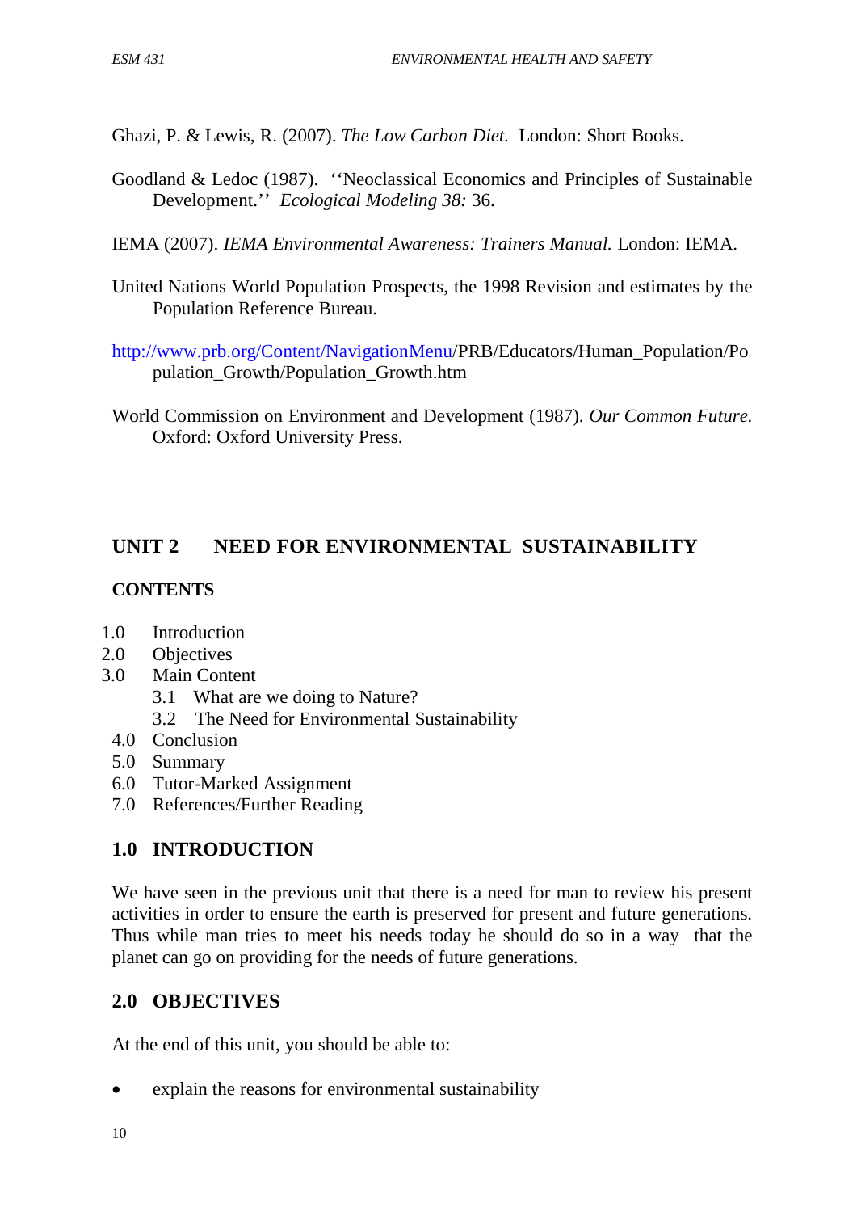Ghazi, P. & Lewis, R. (2007). *The Low Carbon Diet.* London: Short Books.

Goodland & Ledoc (1987). ''Neoclassical Economics and Principles of Sustainable Development.'' *Ecological Modeling 38:* 36.

IEMA (2007). *IEMA Environmental Awareness: Trainers Manual.* London: IEMA.

United Nations World Population Prospects, the 1998 Revision and estimates by the Population Reference Bureau.

http://www.prb.org/Content/NavigationMenu/PRB/Educators/Human_Population/Population_Growth/Population_Growth.htm

World Commission on Environment and Development (1987). *Our Common Future.* Oxford: Oxford University Press.

## UNIT 2 NEED FOR ENVIRONMENTAL SUSTAINABILITY

**CONTENTS**

1.0 Introduction
2.0 Objectives
3.0 Main Content
  3.1 What are we doing to Nature?
  3.2 The Need for Environmental Sustainability
4.0 Conclusion
5.0 Summary
6.0 Tutor-Marked Assignment
7.0 References/Further Reading

### 1.0 INTRODUCTION

We have seen in the previous unit that there is a need for man to review his present activities in order to ensure the earth is preserved for present and future generations. Thus while man tries to meet his needs today he should do so in a way that the planet can go on providing for the needs of future generations.

### 2.0 OBJECTIVES

At the end of this unit, you should be able to:

- explain the reasons for environmental sustainability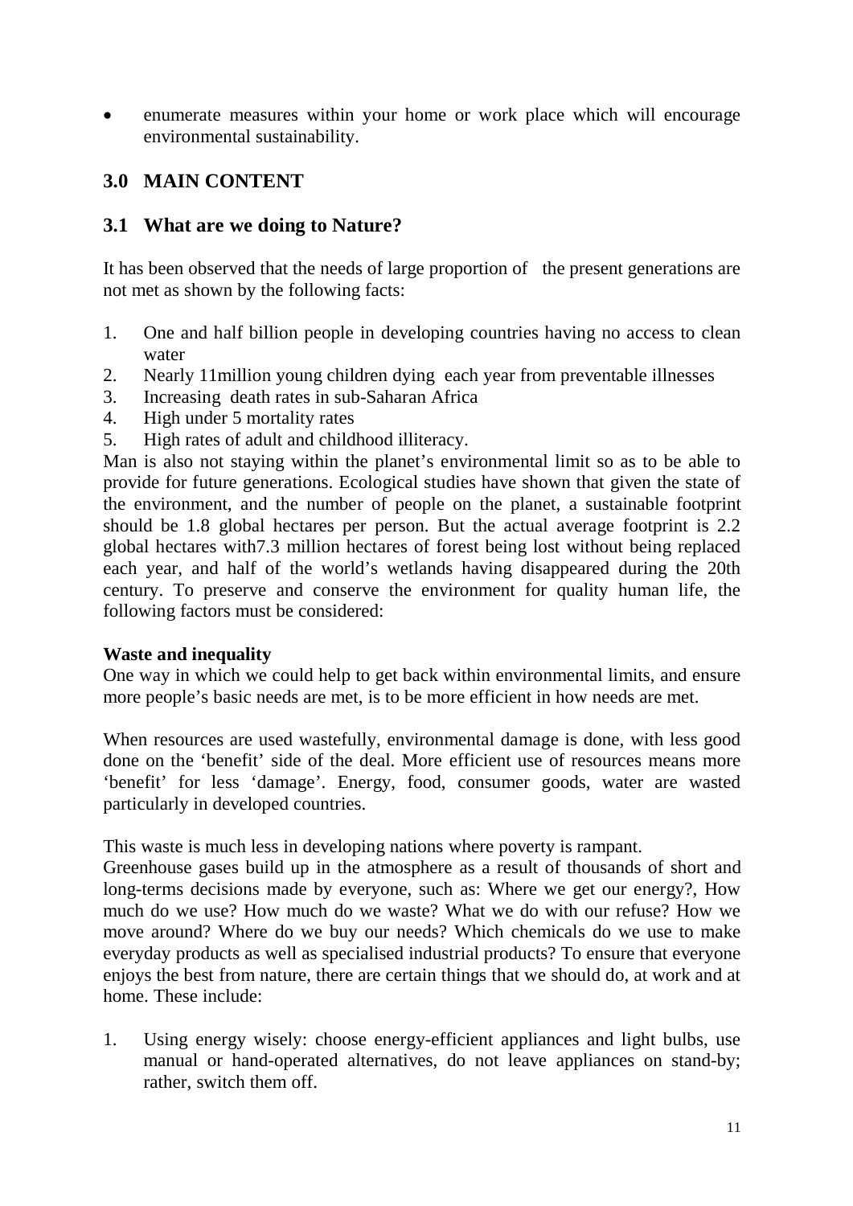- enumerate measures within your home or work place which will encourage environmental sustainability.

## 3.0 MAIN CONTENT

### 3.1 What are we doing to Nature?

It has been observed that the needs of large proportion of the present generations are not met as shown by the following facts:

1. One and half billion people in developing countries having no access to clean water
2. Nearly 11million young children dying each year from preventable illnesses
3. Increasing death rates in sub-Saharan Africa
4. High under 5 mortality rates
5. High rates of adult and childhood illiteracy.

Man is also not staying within the planet's environmental limit so as to be able to provide for future generations. Ecological studies have shown that given the state of the environment, and the number of people on the planet, a sustainable footprint should be 1.8 global hectares per person. But the actual average footprint is 2.2 global hectares with7.3 million hectares of forest being lost without being replaced each year, and half of the world's wetlands having disappeared during the 20th century. To preserve and conserve the environment for quality human life, the following factors must be considered:

**Waste and inequality**

One way in which we could help to get back within environmental limits, and ensure more people's basic needs are met, is to be more efficient in how needs are met.

When resources are used wastefully, environmental damage is done, with less good done on the 'benefit' side of the deal. More efficient use of resources means more 'benefit' for less 'damage'. Energy, food, consumer goods, water are wasted particularly in developed countries.

This waste is much less in developing nations where poverty is rampant.

Greenhouse gases build up in the atmosphere as a result of thousands of short and long-terms decisions made by everyone, such as: Where we get our energy?, How much do we use? How much do we waste? What we do with our refuse? How we move around? Where do we buy our needs? Which chemicals do we use to make everyday products as well as specialised industrial products? To ensure that everyone enjoys the best from nature, there are certain things that we should do, at work and at home. These include:

1. Using energy wisely: choose energy-efficient appliances and light bulbs, use manual or hand-operated alternatives, do not leave appliances on stand-by; rather, switch them off.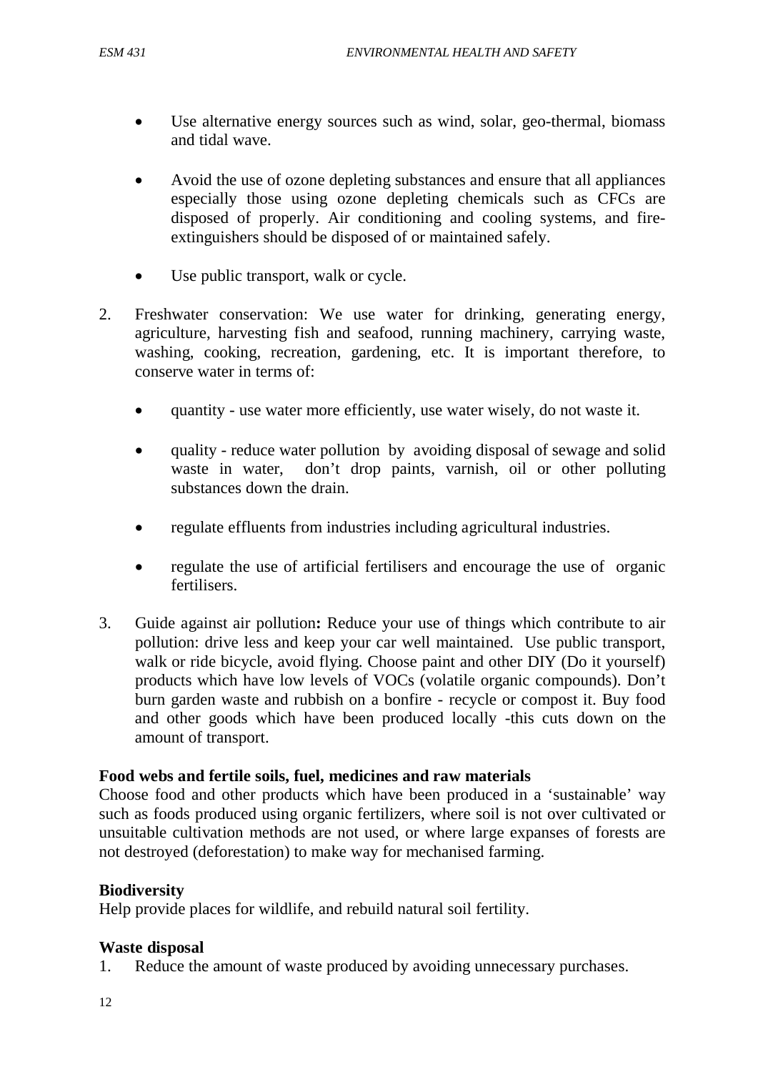- Use alternative energy sources such as wind, solar, geo-thermal, biomass and tidal wave.

- Avoid the use of ozone depleting substances and ensure that all appliances especially those using ozone depleting chemicals such as CFCs are disposed of properly. Air conditioning and cooling systems, and fire-extinguishers should be disposed of or maintained safely.

- Use public transport, walk or cycle.

2. Freshwater conservation: We use water for drinking, generating energy, agriculture, harvesting fish and seafood, running machinery, carrying waste, washing, cooking, recreation, gardening, etc. It is important therefore, to conserve water in terms of:

   - quantity - use water more efficiently, use water wisely, do not waste it.

   - quality - reduce water pollution by avoiding disposal of sewage and solid waste in water, don't drop paints, varnish, oil or other polluting substances down the drain.

   - regulate effluents from industries including agricultural industries.

   - regulate the use of artificial fertilisers and encourage the use of organic fertilisers.

3. Guide against air pollution**:** Reduce your use of things which contribute to air pollution: drive less and keep your car well maintained. Use public transport, walk or ride bicycle, avoid flying. Choose paint and other DIY (Do it yourself) products which have low levels of VOCs (volatile organic compounds). Don't burn garden waste and rubbish on a bonfire - recycle or compost it. Buy food and other goods which have been produced locally -this cuts down on the amount of transport.

**Food webs and fertile soils, fuel, medicines and raw materials**

Choose food and other products which have been produced in a 'sustainable' way such as foods produced using organic fertilizers, where soil is not over cultivated or unsuitable cultivation methods are not used, or where large expanses of forests are not destroyed (deforestation) to make way for mechanised farming.

**Biodiversity**

Help provide places for wildlife, and rebuild natural soil fertility.

**Waste disposal**

1. Reduce the amount of waste produced by avoiding unnecessary purchases.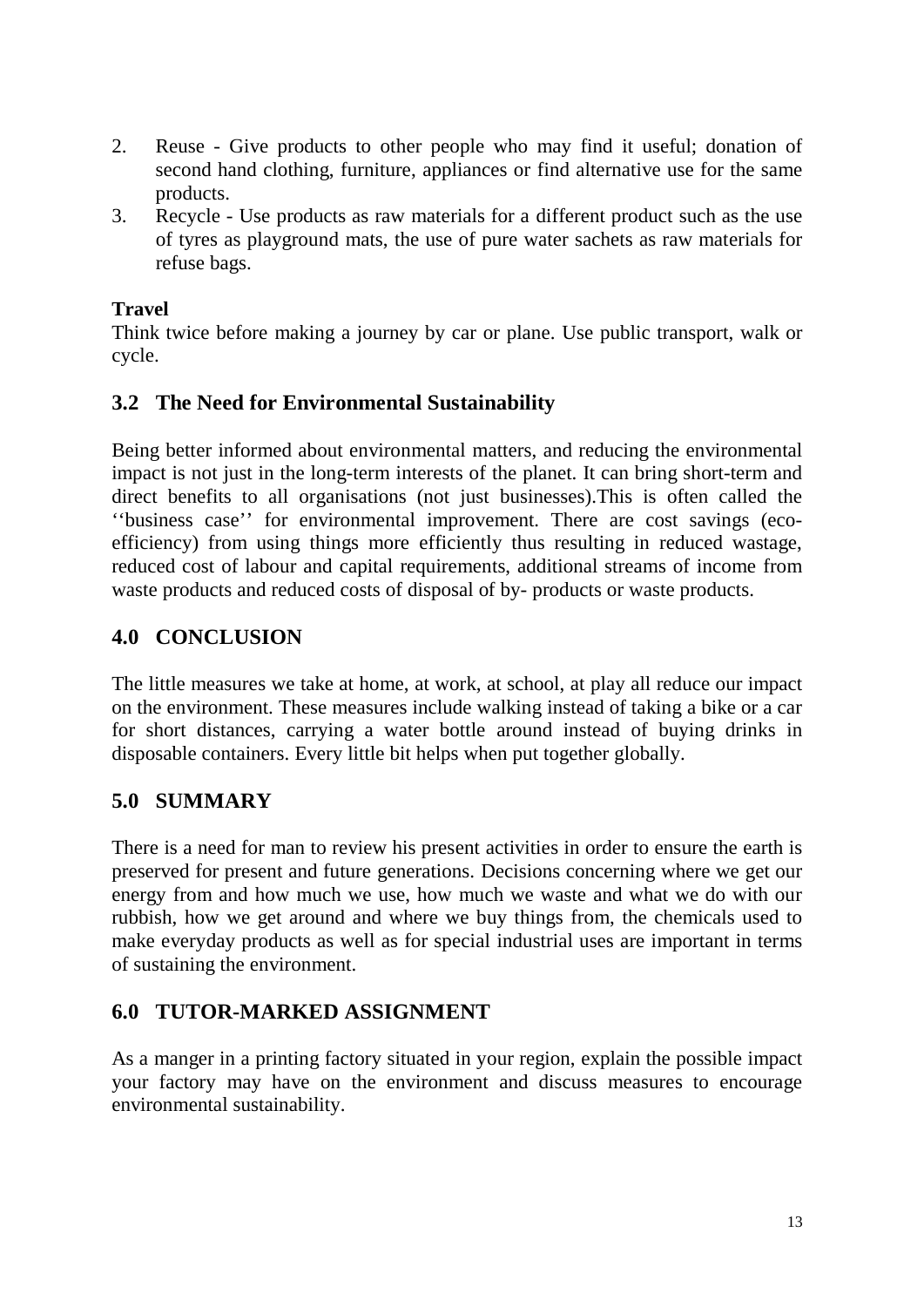2. Reuse - Give products to other people who may find it useful; donation of second hand clothing, furniture, appliances or find alternative use for the same products.
3. Recycle - Use products as raw materials for a different product such as the use of tyres as playground mats, the use of pure water sachets as raw materials for refuse bags.

**Travel**

Think twice before making a journey by car or plane. Use public transport, walk or cycle.

## 3.2 The Need for Environmental Sustainability

Being better informed about environmental matters, and reducing the environmental impact is not just in the long-term interests of the planet. It can bring short-term and direct benefits to all organisations (not just businesses).This is often called the ''business case'' for environmental improvement. There are cost savings (eco-efficiency) from using things more efficiently thus resulting in reduced wastage, reduced cost of labour and capital requirements, additional streams of income from waste products and reduced costs of disposal of by- products or waste products.

## 4.0 CONCLUSION

The little measures we take at home, at work, at school, at play all reduce our impact on the environment. These measures include walking instead of taking a bike or a car for short distances, carrying a water bottle around instead of buying drinks in disposable containers. Every little bit helps when put together globally.

## 5.0 SUMMARY

There is a need for man to review his present activities in order to ensure the earth is preserved for present and future generations. Decisions concerning where we get our energy from and how much we use, how much we waste and what we do with our rubbish, how we get around and where we buy things from, the chemicals used to make everyday products as well as for special industrial uses are important in terms of sustaining the environment.

## 6.0 TUTOR-MARKED ASSIGNMENT

As a manger in a printing factory situated in your region, explain the possible impact your factory may have on the environment and discuss measures to encourage environmental sustainability.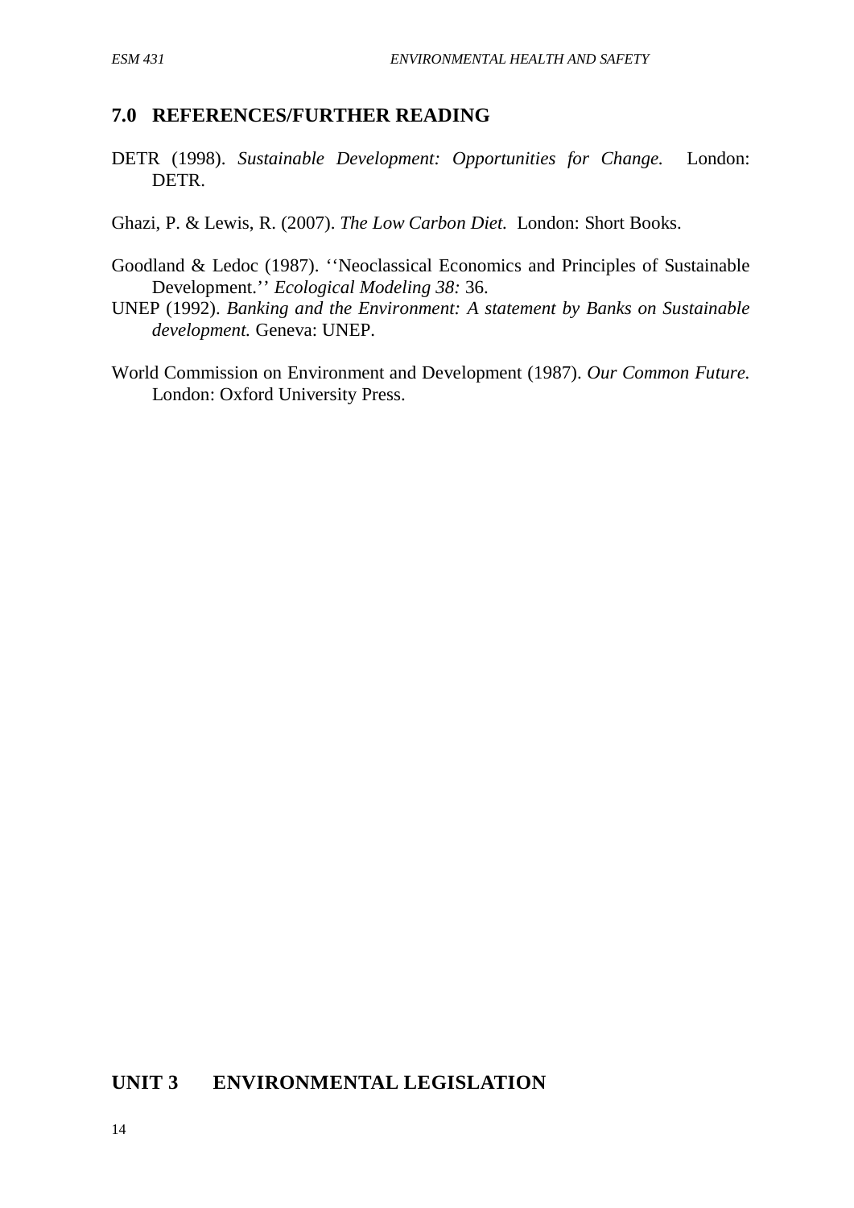## 7.0 REFERENCES/FURTHER READING

DETR (1998). *Sustainable Development: Opportunities for Change.* London: DETR.

Ghazi, P. & Lewis, R. (2007). *The Low Carbon Diet.* London: Short Books.

Goodland & Ledoc (1987). ''Neoclassical Economics and Principles of Sustainable Development.'' *Ecological Modeling 38:* 36.

UNEP (1992). *Banking and the Environment: A statement by Banks on Sustainable development.* Geneva: UNEP.

World Commission on Environment and Development (1987). *Our Common Future.* London: Oxford University Press.

# UNIT 3 ENVIRONMENTAL LEGISLATION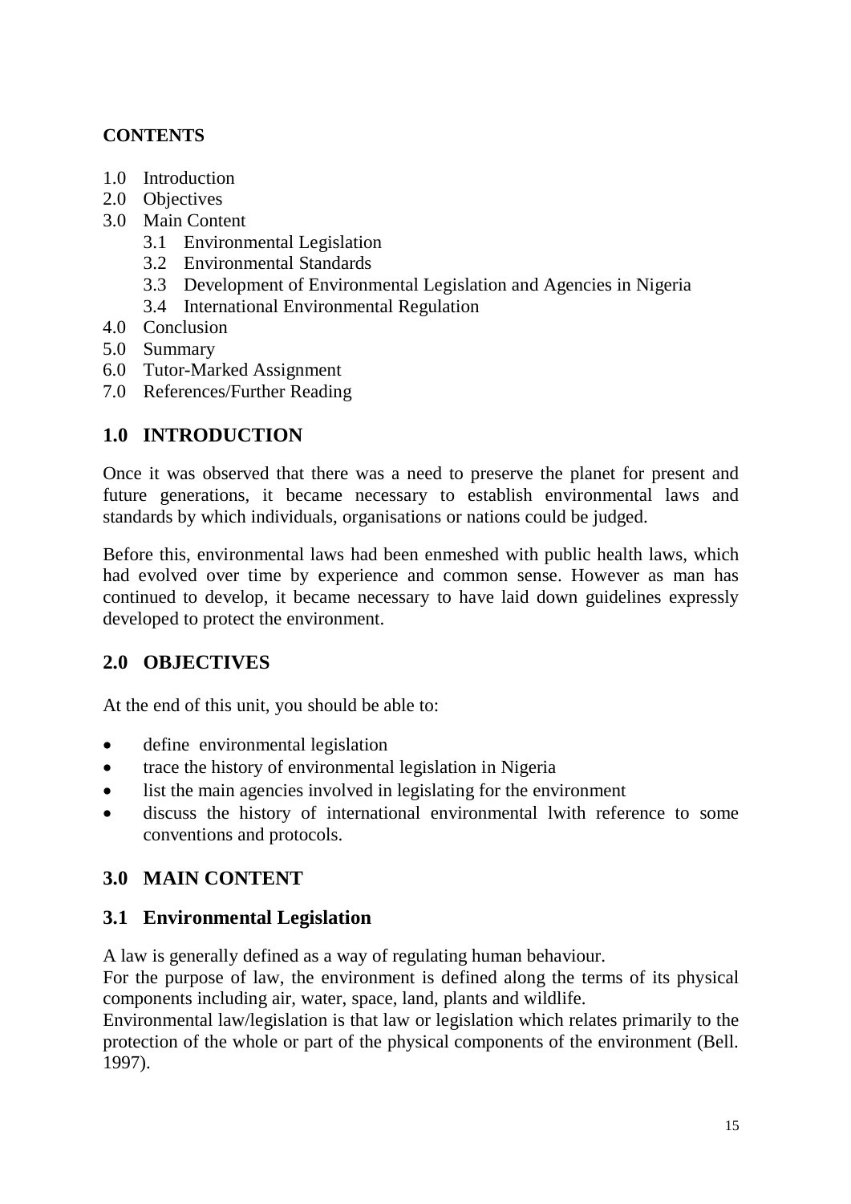**CONTENTS**

1.0 Introduction
2.0 Objectives
3.0 Main Content
    3.1 Environmental Legislation
    3.2 Environmental Standards
    3.3 Development of Environmental Legislation and Agencies in Nigeria
    3.4 International Environmental Regulation
4.0 Conclusion
5.0 Summary
6.0 Tutor-Marked Assignment
7.0 References/Further Reading

## 1.0 INTRODUCTION

Once it was observed that there was a need to preserve the planet for present and future generations, it became necessary to establish environmental laws and standards by which individuals, organisations or nations could be judged.

Before this, environmental laws had been enmeshed with public health laws, which had evolved over time by experience and common sense. However as man has continued to develop, it became necessary to have laid down guidelines expressly developed to protect the environment.

## 2.0 OBJECTIVES

At the end of this unit, you should be able to:

- define environmental legislation
- trace the history of environmental legislation in Nigeria
- list the main agencies involved in legislating for the environment
- discuss the history of international environmental lwith reference to some conventions and protocols.

## 3.0 MAIN CONTENT

### 3.1 Environmental Legislation

A law is generally defined as a way of regulating human behaviour.
For the purpose of law, the environment is defined along the terms of its physical components including air, water, space, land, plants and wildlife.
Environmental law/legislation is that law or legislation which relates primarily to the protection of the whole or part of the physical components of the environment (Bell. 1997).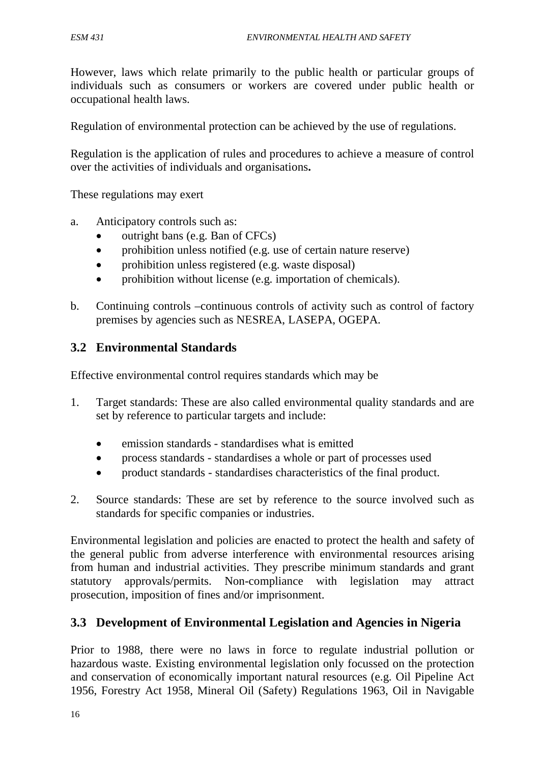However, laws which relate primarily to the public health or particular groups of individuals such as consumers or workers are covered under public health or occupational health laws.

Regulation of environmental protection can be achieved by the use of regulations.

Regulation is the application of rules and procedures to achieve a measure of control over the activities of individuals and organisations**.**

These regulations may exert

a. Anticipatory controls such as:
   - outright bans (e.g. Ban of CFCs)
   - prohibition unless notified (e.g. use of certain nature reserve)
   - prohibition unless registered (e.g. waste disposal)
   - prohibition without license (e.g. importation of chemicals).

b. Continuing controls –continuous controls of activity such as control of factory premises by agencies such as NESREA, LASEPA, OGEPA.

## 3.2 Environmental Standards

Effective environmental control requires standards which may be

1. Target standards: These are also called environmental quality standards and are set by reference to particular targets and include:

   - emission standards - standardises what is emitted
   - process standards - standardises a whole or part of processes used
   - product standards - standardises characteristics of the final product.

2. Source standards: These are set by reference to the source involved such as standards for specific companies or industries.

Environmental legislation and policies are enacted to protect the health and safety of the general public from adverse interference with environmental resources arising from human and industrial activities. They prescribe minimum standards and grant statutory approvals/permits. Non-compliance with legislation may attract prosecution, imposition of fines and/or imprisonment.

## 3.3 Development of Environmental Legislation and Agencies in Nigeria

Prior to 1988, there were no laws in force to regulate industrial pollution or hazardous waste. Existing environmental legislation only focussed on the protection and conservation of economically important natural resources (e.g. Oil Pipeline Act 1956, Forestry Act 1958, Mineral Oil (Safety) Regulations 1963, Oil in Navigable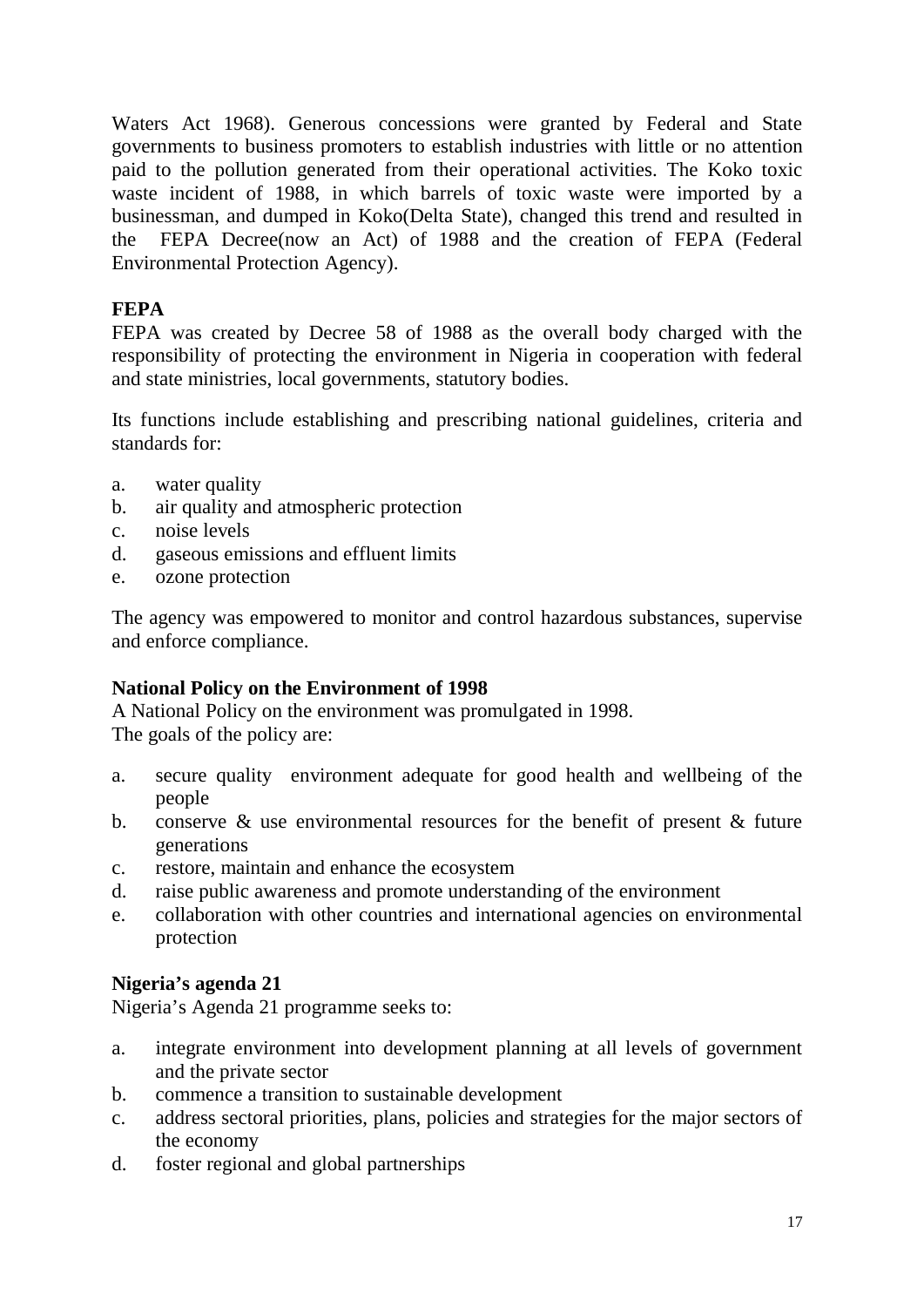Waters Act 1968). Generous concessions were granted by Federal and State governments to business promoters to establish industries with little or no attention paid to the pollution generated from their operational activities. The Koko toxic waste incident of 1988, in which barrels of toxic waste were imported by a businessman, and dumped in Koko(Delta State), changed this trend and resulted in the FEPA Decree(now an Act) of 1988 and the creation of FEPA (Federal Environmental Protection Agency).

**FEPA**

FEPA was created by Decree 58 of 1988 as the overall body charged with the responsibility of protecting the environment in Nigeria in cooperation with federal and state ministries, local governments, statutory bodies.

Its functions include establishing and prescribing national guidelines, criteria and standards for:

a. water quality
b. air quality and atmospheric protection
c. noise levels
d. gaseous emissions and effluent limits
e. ozone protection

The agency was empowered to monitor and control hazardous substances, supervise and enforce compliance.

**National Policy on the Environment of 1998**

A National Policy on the environment was promulgated in 1998.
The goals of the policy are:

a. secure quality environment adequate for good health and wellbeing of the people
b. conserve & use environmental resources for the benefit of present & future generations
c. restore, maintain and enhance the ecosystem
d. raise public awareness and promote understanding of the environment
e. collaboration with other countries and international agencies on environmental protection

**Nigeria's agenda 21**

Nigeria's Agenda 21 programme seeks to:

a. integrate environment into development planning at all levels of government and the private sector
b. commence a transition to sustainable development
c. address sectoral priorities, plans, policies and strategies for the major sectors of the economy
d. foster regional and global partnerships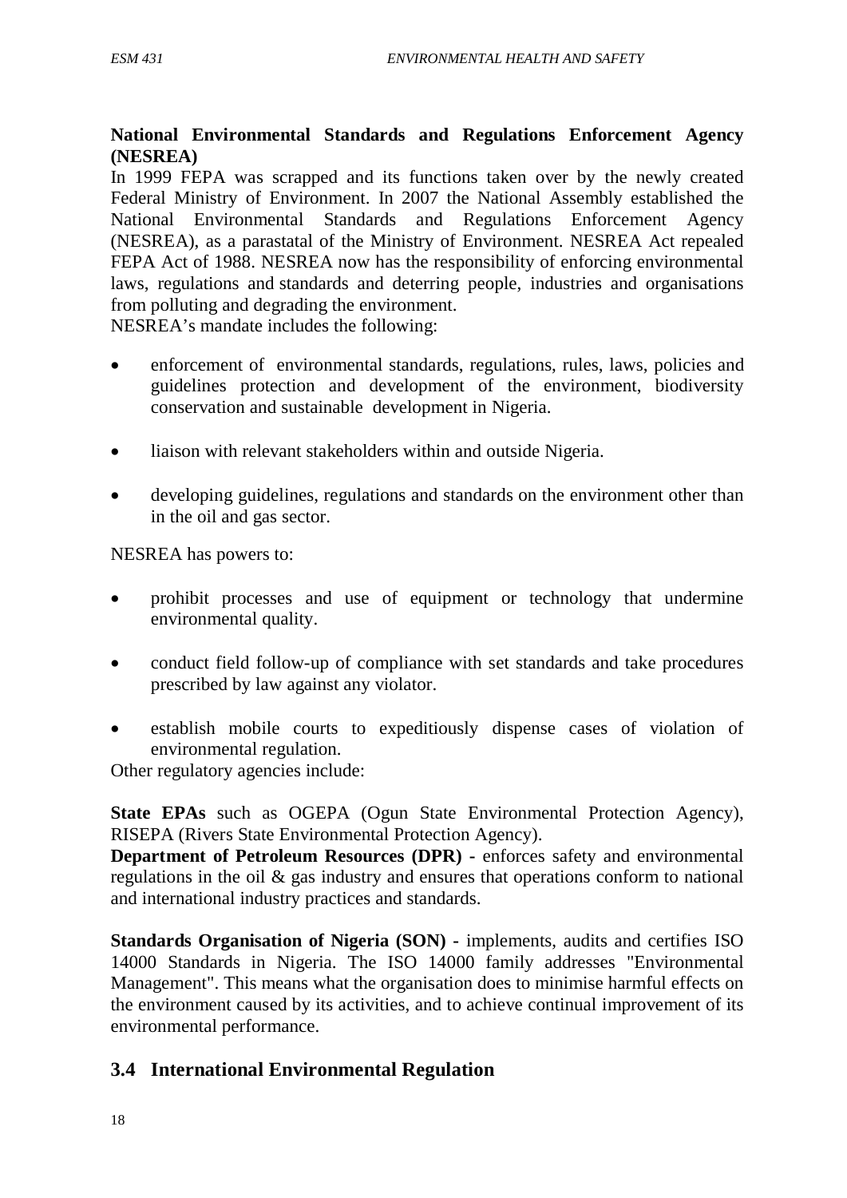**National Environmental Standards and Regulations Enforcement Agency (NESREA)**

In 1999 FEPA was scrapped and its functions taken over by the newly created Federal Ministry of Environment. In 2007 the National Assembly established the National Environmental Standards and Regulations Enforcement Agency (NESREA), as a parastatal of the Ministry of Environment. NESREA Act repealed FEPA Act of 1988. NESREA now has the responsibility of enforcing environmental laws, regulations and standards and deterring people, industries and organisations from polluting and degrading the environment.

NESREA's mandate includes the following:

- enforcement of environmental standards, regulations, rules, laws, policies and guidelines protection and development of the environment, biodiversity conservation and sustainable development in Nigeria.
- liaison with relevant stakeholders within and outside Nigeria.
- developing guidelines, regulations and standards on the environment other than in the oil and gas sector.

NESREA has powers to:

- prohibit processes and use of equipment or technology that undermine environmental quality.
- conduct field follow-up of compliance with set standards and take procedures prescribed by law against any violator.
- establish mobile courts to expeditiously dispense cases of violation of environmental regulation.

Other regulatory agencies include:

**State EPAs** such as OGEPA (Ogun State Environmental Protection Agency), RISEPA (Rivers State Environmental Protection Agency).

**Department of Petroleum Resources (DPR)** - enforces safety and environmental regulations in the oil & gas industry and ensures that operations conform to national and international industry practices and standards.

**Standards Organisation of Nigeria (SON)** - implements, audits and certifies ISO 14000 Standards in Nigeria. The ISO 14000 family addresses "Environmental Management". This means what the organisation does to minimise harmful effects on the environment caused by its activities, and to achieve continual improvement of its environmental performance.

## 3.4 International Environmental Regulation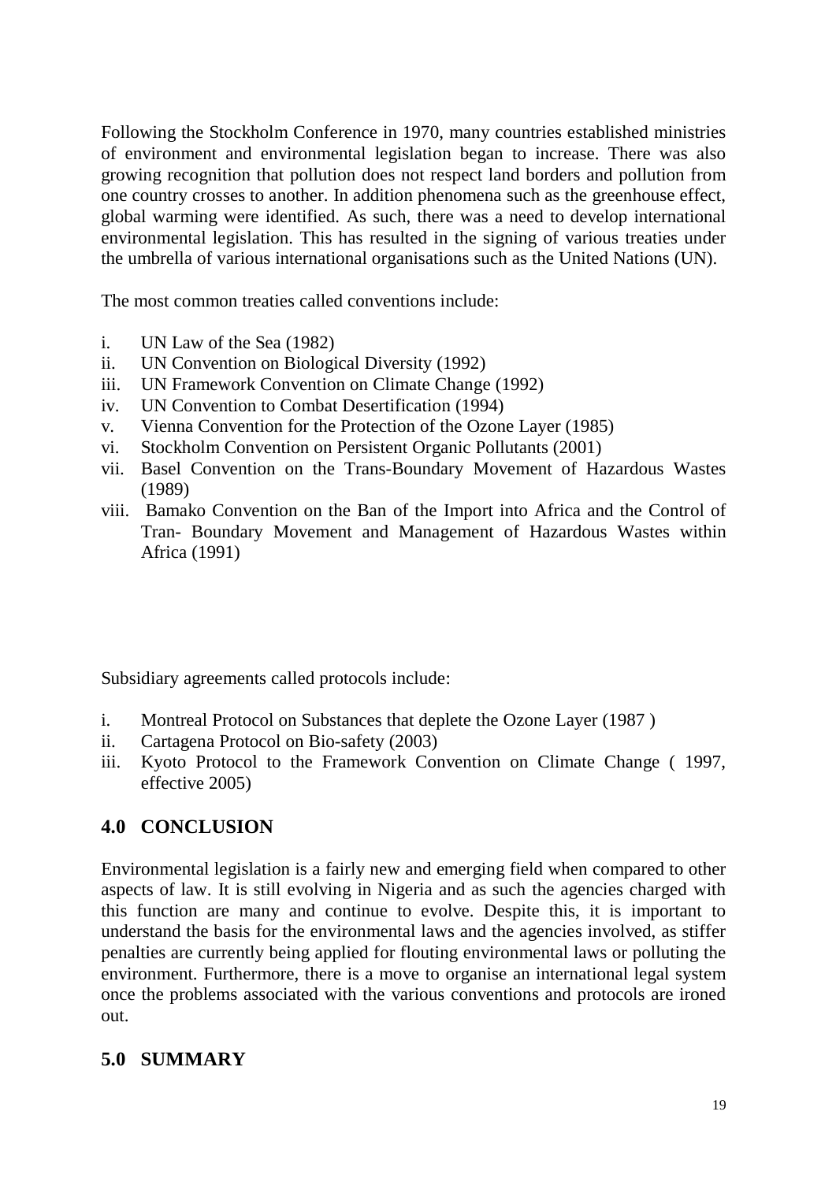Following the Stockholm Conference in 1970, many countries established ministries of environment and environmental legislation began to increase. There was also growing recognition that pollution does not respect land borders and pollution from one country crosses to another. In addition phenomena such as the greenhouse effect, global warming were identified. As such, there was a need to develop international environmental legislation. This has resulted in the signing of various treaties under the umbrella of various international organisations such as the United Nations (UN).

The most common treaties called conventions include:

i. UN Law of the Sea (1982)
ii. UN Convention on Biological Diversity (1992)
iii. UN Framework Convention on Climate Change (1992)
iv. UN Convention to Combat Desertification (1994)
v. Vienna Convention for the Protection of the Ozone Layer (1985)
vi. Stockholm Convention on Persistent Organic Pollutants (2001)
vii. Basel Convention on the Trans-Boundary Movement of Hazardous Wastes (1989)
viii. Bamako Convention on the Ban of the Import into Africa and the Control of Tran- Boundary Movement and Management of Hazardous Wastes within Africa (1991)

Subsidiary agreements called protocols include:

i. Montreal Protocol on Substances that deplete the Ozone Layer (1987 )
ii. Cartagena Protocol on Bio-safety (2003)
iii. Kyoto Protocol to the Framework Convention on Climate Change ( 1997, effective 2005)

## 4.0 CONCLUSION

Environmental legislation is a fairly new and emerging field when compared to other aspects of law. It is still evolving in Nigeria and as such the agencies charged with this function are many and continue to evolve. Despite this, it is important to understand the basis for the environmental laws and the agencies involved, as stiffer penalties are currently being applied for flouting environmental laws or polluting the environment. Furthermore, there is a move to organise an international legal system once the problems associated with the various conventions and protocols are ironed out.

## 5.0 SUMMARY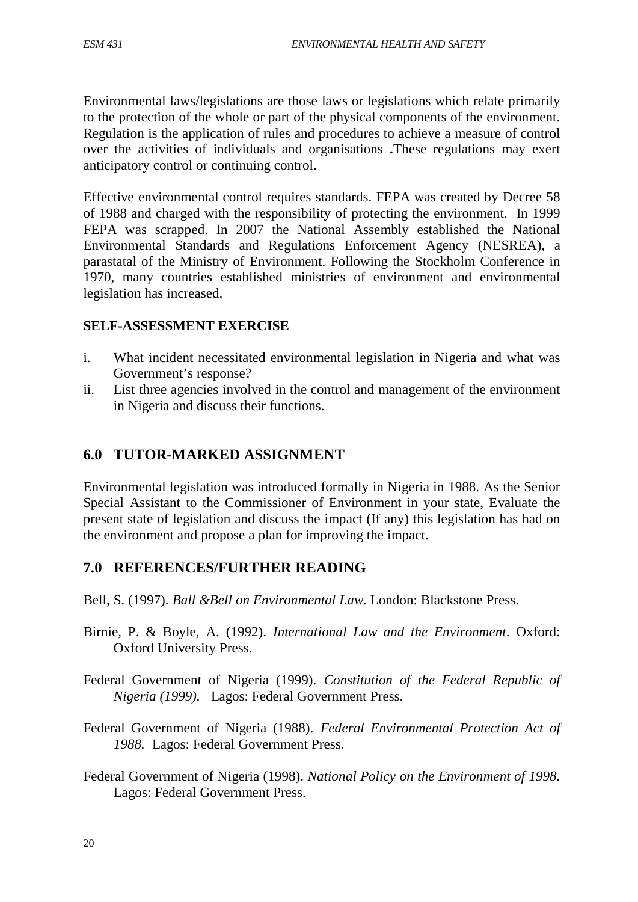Environmental laws/legislations are those laws or legislations which relate primarily to the protection of the whole or part of the physical components of the environment. Regulation is the application of rules and procedures to achieve a measure of control over the activities of individuals and organisations **.**These regulations may exert anticipatory control or continuing control.

Effective environmental control requires standards. FEPA was created by Decree 58 of 1988 and charged with the responsibility of protecting the environment. In 1999 FEPA was scrapped. In 2007 the National Assembly established the National Environmental Standards and Regulations Enforcement Agency (NESREA), a parastatal of the Ministry of Environment. Following the Stockholm Conference in 1970, many countries established ministries of environment and environmental legislation has increased.

**SELF-ASSESSMENT EXERCISE**

i. What incident necessitated environmental legislation in Nigeria and what was Government's response?
ii. List three agencies involved in the control and management of the environment in Nigeria and discuss their functions.

## 6.0 TUTOR-MARKED ASSIGNMENT

Environmental legislation was introduced formally in Nigeria in 1988. As the Senior Special Assistant to the Commissioner of Environment in your state, Evaluate the present state of legislation and discuss the impact (If any) this legislation has had on the environment and propose a plan for improving the impact.

## 7.0 REFERENCES/FURTHER READING

Bell, S. (1997). *Ball &Bell on Environmental Law.* London: Blackstone Press.

Birnie, P. & Boyle, A. (1992). *International Law and the Environment*. Oxford: Oxford University Press.

Federal Government of Nigeria (1999). *Constitution of the Federal Republic of Nigeria (1999).* Lagos: Federal Government Press.

Federal Government of Nigeria (1988). *Federal Environmental Protection Act of 1988.* Lagos: Federal Government Press.

Federal Government of Nigeria (1998). *National Policy on the Environment of 1998.* Lagos: Federal Government Press.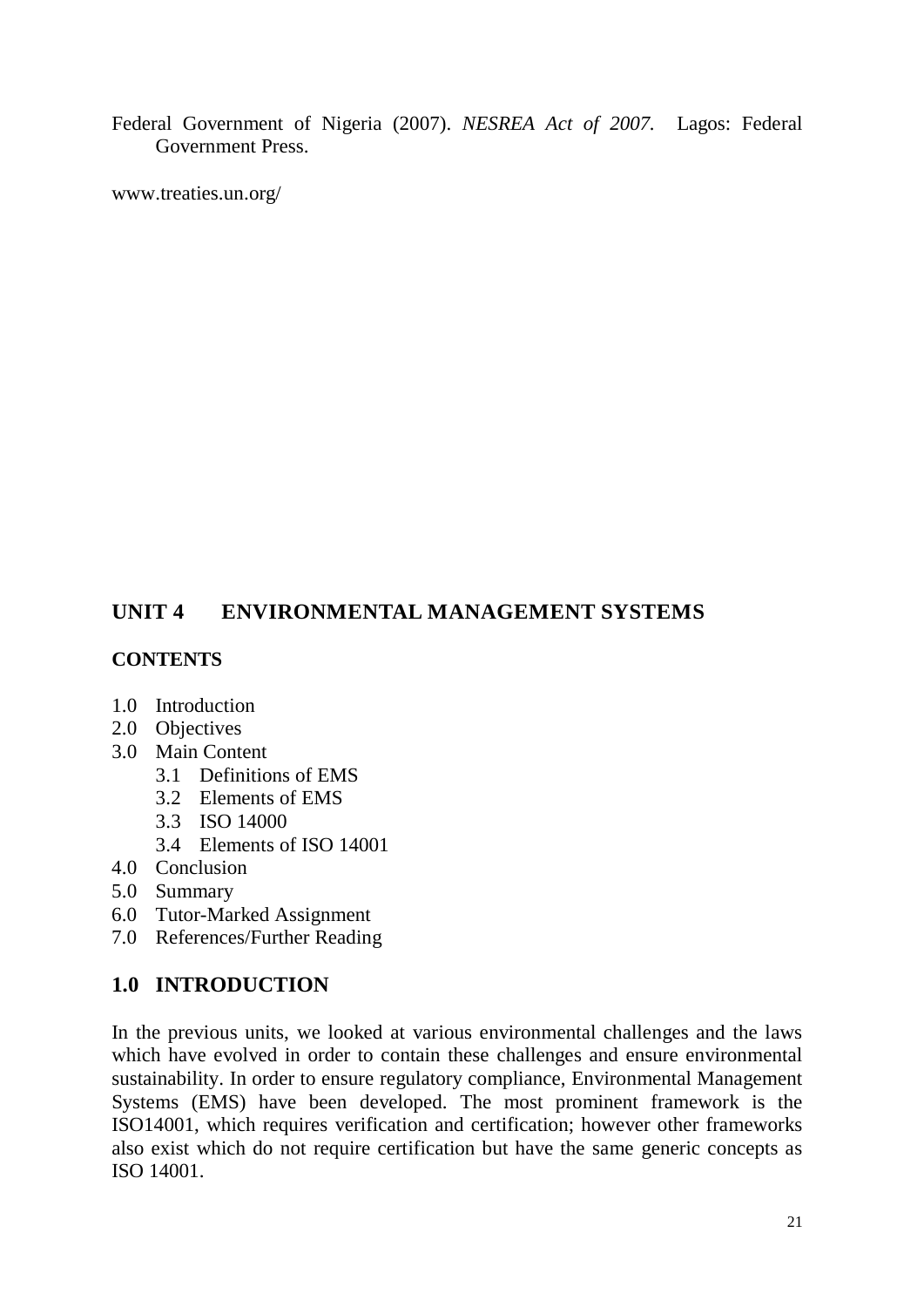Federal Government of Nigeria (2007). *NESREA Act of 2007.* Lagos: Federal Government Press.

www.treaties.un.org/

# UNIT 4 ENVIRONMENTAL MANAGEMENT SYSTEMS

**CONTENTS**

- 1.0 Introduction
- 2.0 Objectives
- 3.0 Main Content
  - 3.1 Definitions of EMS
  - 3.2 Elements of EMS
  - 3.3 ISO 14000
  - 3.4 Elements of ISO 14001
- 4.0 Conclusion
- 5.0 Summary
- 6.0 Tutor-Marked Assignment
- 7.0 References/Further Reading

## 1.0 INTRODUCTION

In the previous units, we looked at various environmental challenges and the laws which have evolved in order to contain these challenges and ensure environmental sustainability. In order to ensure regulatory compliance, Environmental Management Systems (EMS) have been developed. The most prominent framework is the ISO14001, which requires verification and certification; however other frameworks also exist which do not require certification but have the same generic concepts as ISO 14001.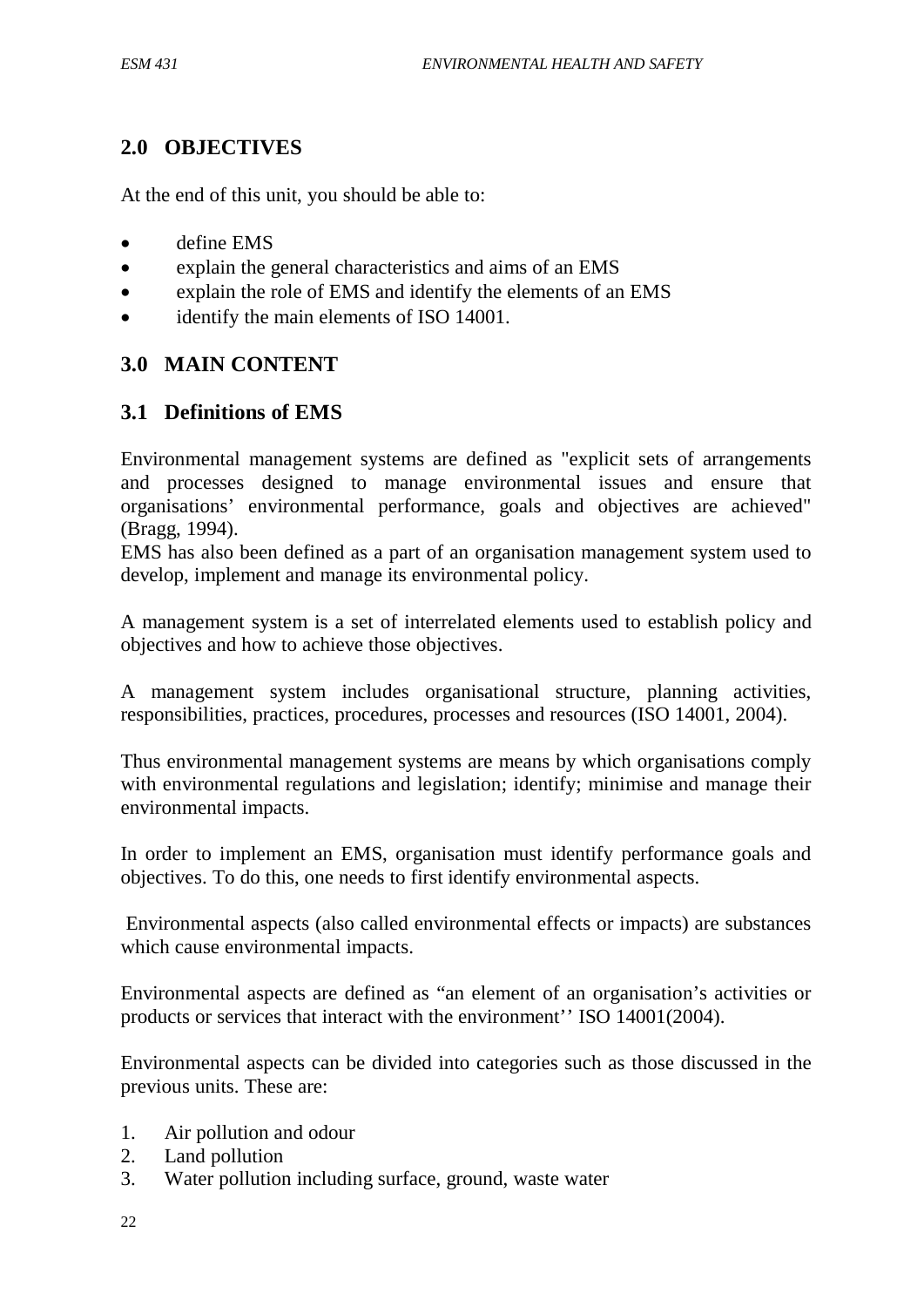## 2.0 OBJECTIVES

At the end of this unit, you should be able to:

- define EMS
- explain the general characteristics and aims of an EMS
- explain the role of EMS and identify the elements of an EMS
- identify the main elements of ISO 14001.

## 3.0 MAIN CONTENT

### 3.1 Definitions of EMS

Environmental management systems are defined as "explicit sets of arrangements and processes designed to manage environmental issues and ensure that organisations' environmental performance, goals and objectives are achieved" (Bragg, 1994).

EMS has also been defined as a part of an organisation management system used to develop, implement and manage its environmental policy.

A management system is a set of interrelated elements used to establish policy and objectives and how to achieve those objectives.

A management system includes organisational structure, planning activities, responsibilities, practices, procedures, processes and resources (ISO 14001, 2004).

Thus environmental management systems are means by which organisations comply with environmental regulations and legislation; identify; minimise and manage their environmental impacts.

In order to implement an EMS, organisation must identify performance goals and objectives. To do this, one needs to first identify environmental aspects.

Environmental aspects (also called environmental effects or impacts) are substances which cause environmental impacts.

Environmental aspects are defined as "an element of an organisation's activities or products or services that interact with the environment'' ISO 14001(2004).

Environmental aspects can be divided into categories such as those discussed in the previous units. These are:

1. Air pollution and odour
2. Land pollution
3. Water pollution including surface, ground, waste water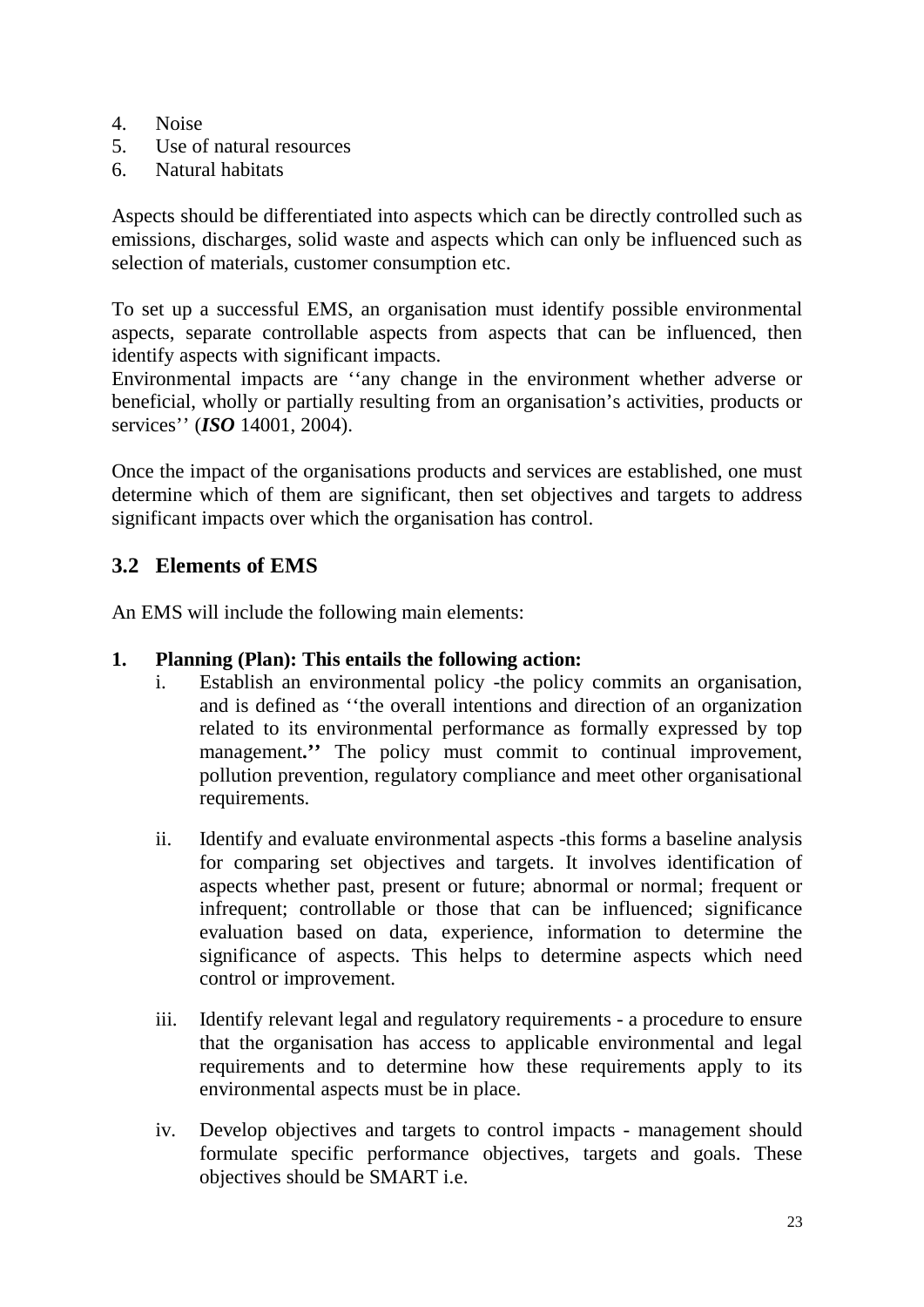4. Noise
5. Use of natural resources
6. Natural habitats

Aspects should be differentiated into aspects which can be directly controlled such as emissions, discharges, solid waste and aspects which can only be influenced such as selection of materials, customer consumption etc.

To set up a successful EMS, an organisation must identify possible environmental aspects, separate controllable aspects from aspects that can be influenced, then identify aspects with significant impacts.
Environmental impacts are ‘‘any change in the environment whether adverse or beneficial, wholly or partially resulting from an organisation’s activities, products or services’’ (***ISO*** 14001, 2004).

Once the impact of the organisations products and services are established, one must determine which of them are significant, then set objectives and targets to address significant impacts over which the organisation has control.

## 3.2 Elements of EMS

An EMS will include the following main elements:

**1. Planning (Plan): This entails the following action:**

i. Establish an environmental policy -the policy commits an organisation, and is defined as ‘‘the overall intentions and direction of an organization related to its environmental performance as formally expressed by top management**.’’** The policy must commit to continual improvement, pollution prevention, regulatory compliance and meet other organisational requirements.

ii. Identify and evaluate environmental aspects -this forms a baseline analysis for comparing set objectives and targets. It involves identification of aspects whether past, present or future; abnormal or normal; frequent or infrequent; controllable or those that can be influenced; significance evaluation based on data, experience, information to determine the significance of aspects. This helps to determine aspects which need control or improvement.

iii. Identify relevant legal and regulatory requirements - a procedure to ensure that the organisation has access to applicable environmental and legal requirements and to determine how these requirements apply to its environmental aspects must be in place.

iv. Develop objectives and targets to control impacts - management should formulate specific performance objectives, targets and goals. These objectives should be SMART i.e.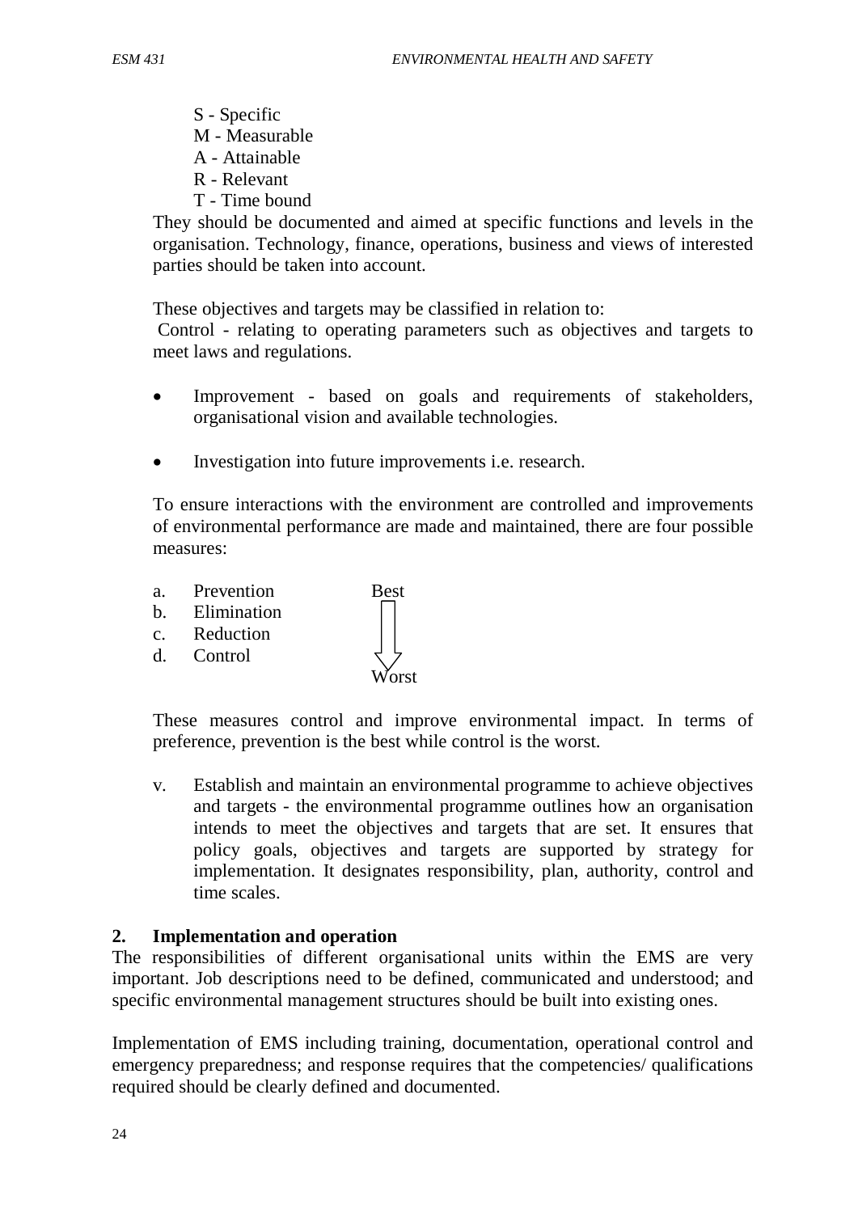S - Specific
M - Measurable
A - Attainable
R - Relevant
T - Time bound

They should be documented and aimed at specific functions and levels in the organisation. Technology, finance, operations, business and views of interested parties should be taken into account.

These objectives and targets may be classified in relation to:

Control - relating to operating parameters such as objectives and targets to meet laws and regulations.

- Improvement - based on goals and requirements of stakeholders, organisational vision and available technologies.
- Investigation into future improvements i.e. research.

To ensure interactions with the environment are controlled and improvements of environmental performance are made and maintained, there are four possible measures:

a. Prevention (Best)
b. Elimination
c. Reduction
d. Control (Worst)

These measures control and improve environmental impact. In terms of preference, prevention is the best while control is the worst.

v. Establish and maintain an environmental programme to achieve objectives and targets - the environmental programme outlines how an organisation intends to meet the objectives and targets that are set. It ensures that policy goals, objectives and targets are supported by strategy for implementation. It designates responsibility, plan, authority, control and time scales.

**2. Implementation and operation**

The responsibilities of different organisational units within the EMS are very important. Job descriptions need to be defined, communicated and understood; and specific environmental management structures should be built into existing ones.

Implementation of EMS including training, documentation, operational control and emergency preparedness; and response requires that the competencies/ qualifications required should be clearly defined and documented.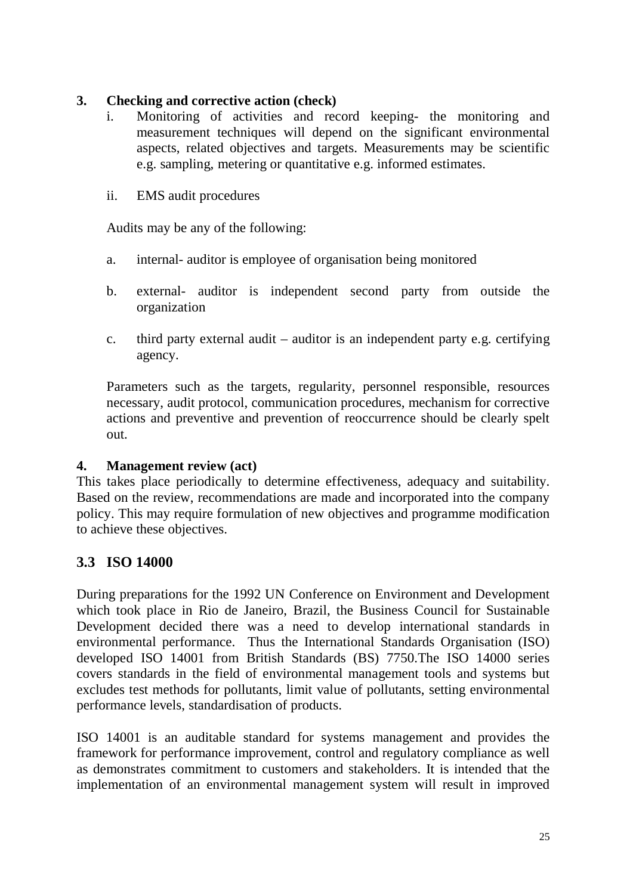**3. Checking and corrective action (check)**

i. Monitoring of activities and record keeping- the monitoring and measurement techniques will depend on the significant environmental aspects, related objectives and targets. Measurements may be scientific e.g. sampling, metering or quantitative e.g. informed estimates.

ii. EMS audit procedures

Audits may be any of the following:

a. internal- auditor is employee of organisation being monitored

b. external- auditor is independent second party from outside the organization

c. third party external audit – auditor is an independent party e.g. certifying agency.

Parameters such as the targets, regularity, personnel responsible, resources necessary, audit protocol, communication procedures, mechanism for corrective actions and preventive and prevention of reoccurrence should be clearly spelt out.

**4. Management review (act)**

This takes place periodically to determine effectiveness, adequacy and suitability. Based on the review, recommendations are made and incorporated into the company policy. This may require formulation of new objectives and programme modification to achieve these objectives.

## 3.3 ISO 14000

During preparations for the 1992 UN Conference on Environment and Development which took place in Rio de Janeiro, Brazil, the Business Council for Sustainable Development decided there was a need to develop international standards in environmental performance. Thus the International Standards Organisation (ISO) developed ISO 14001 from British Standards (BS) 7750.The ISO 14000 series covers standards in the field of environmental management tools and systems but excludes test methods for pollutants, limit value of pollutants, setting environmental performance levels, standardisation of products.

ISO 14001 is an auditable standard for systems management and provides the framework for performance improvement, control and regulatory compliance as well as demonstrates commitment to customers and stakeholders. It is intended that the implementation of an environmental management system will result in improved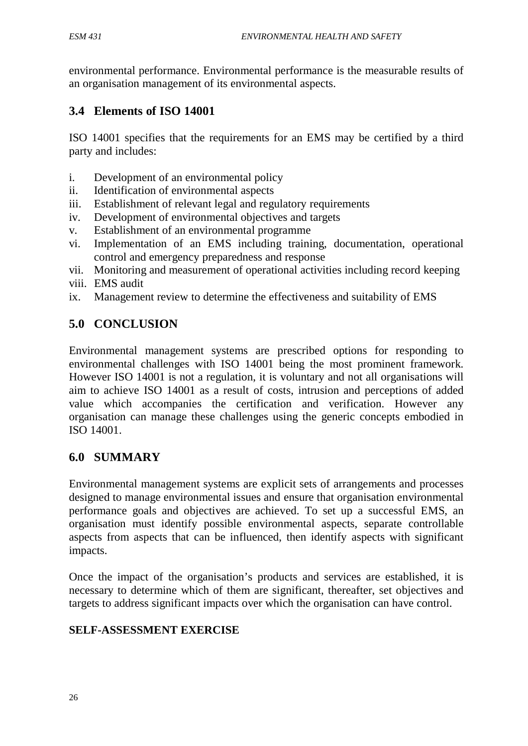environmental performance. Environmental performance is the measurable results of an organisation management of its environmental aspects.

## 3.4 Elements of ISO 14001

ISO 14001 specifies that the requirements for an EMS may be certified by a third party and includes:

i. Development of an environmental policy
ii. Identification of environmental aspects
iii. Establishment of relevant legal and regulatory requirements
iv. Development of environmental objectives and targets
v. Establishment of an environmental programme
vi. Implementation of an EMS including training, documentation, operational control and emergency preparedness and response
vii. Monitoring and measurement of operational activities including record keeping
viii. EMS audit
ix. Management review to determine the effectiveness and suitability of EMS

## 5.0 CONCLUSION

Environmental management systems are prescribed options for responding to environmental challenges with ISO 14001 being the most prominent framework. However ISO 14001 is not a regulation, it is voluntary and not all organisations will aim to achieve ISO 14001 as a result of costs, intrusion and perceptions of added value which accompanies the certification and verification. However any organisation can manage these challenges using the generic concepts embodied in ISO 14001.

## 6.0 SUMMARY

Environmental management systems are explicit sets of arrangements and processes designed to manage environmental issues and ensure that organisation environmental performance goals and objectives are achieved. To set up a successful EMS, an organisation must identify possible environmental aspects, separate controllable aspects from aspects that can be influenced, then identify aspects with significant impacts.

Once the impact of the organisation's products and services are established, it is necessary to determine which of them are significant, thereafter, set objectives and targets to address significant impacts over which the organisation can have control.

**SELF-ASSESSMENT EXERCISE**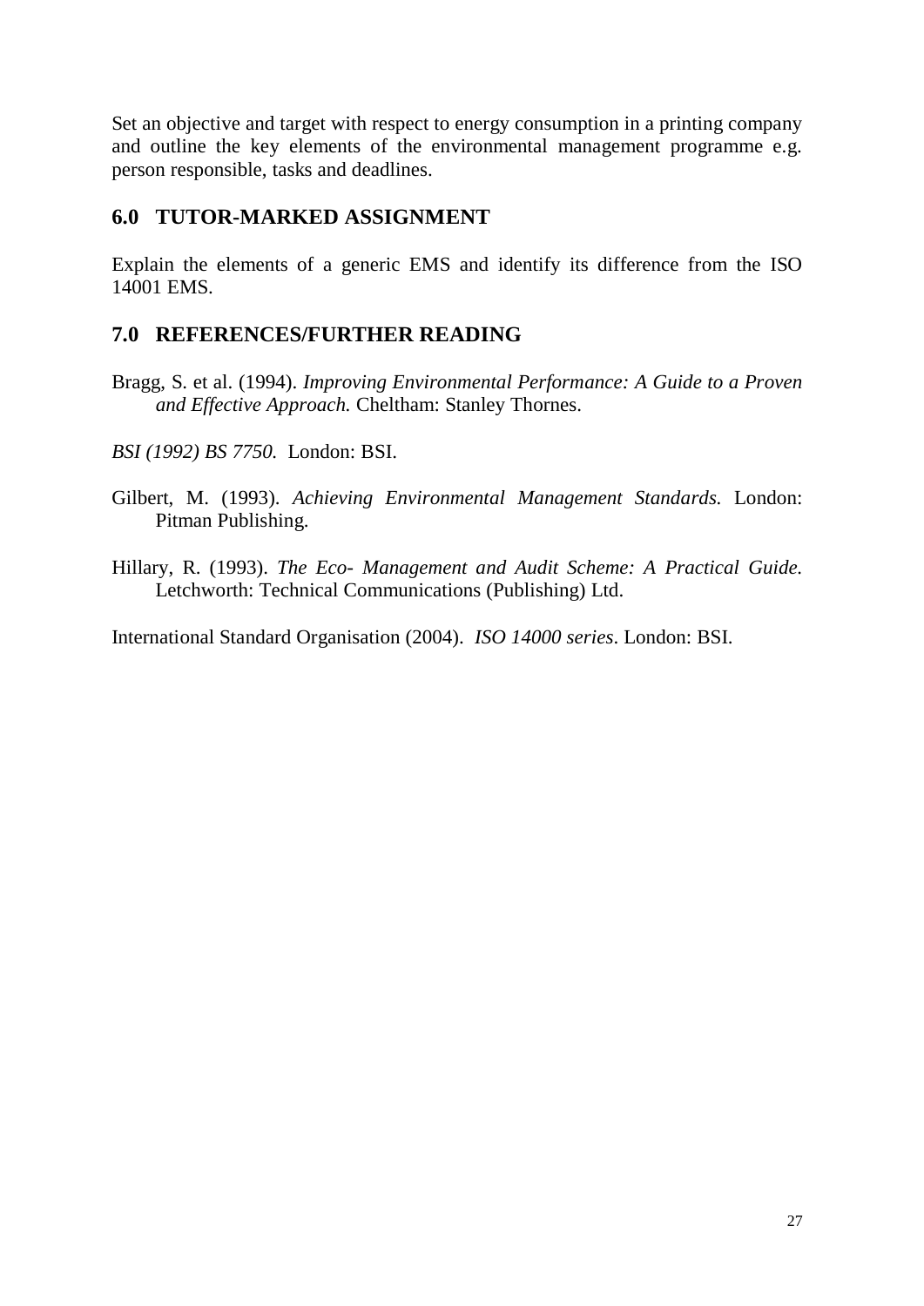Set an objective and target with respect to energy consumption in a printing company and outline the key elements of the environmental management programme e.g. person responsible, tasks and deadlines.

## 6.0 TUTOR-MARKED ASSIGNMENT

Explain the elements of a generic EMS and identify its difference from the ISO 14001 EMS.

## 7.0 REFERENCES/FURTHER READING

Bragg, S. et al. (1994). *Improving Environmental Performance: A Guide to a Proven and Effective Approach.* Cheltham: Stanley Thornes.

*BSI (1992) BS 7750.* London: BSI.

Gilbert, M. (1993). *Achieving Environmental Management Standards.* London: Pitman Publishing.

Hillary, R. (1993). *The Eco- Management and Audit Scheme: A Practical Guide.* Letchworth: Technical Communications (Publishing) Ltd.

International Standard Organisation (2004). *ISO 14000 series*. London: BSI.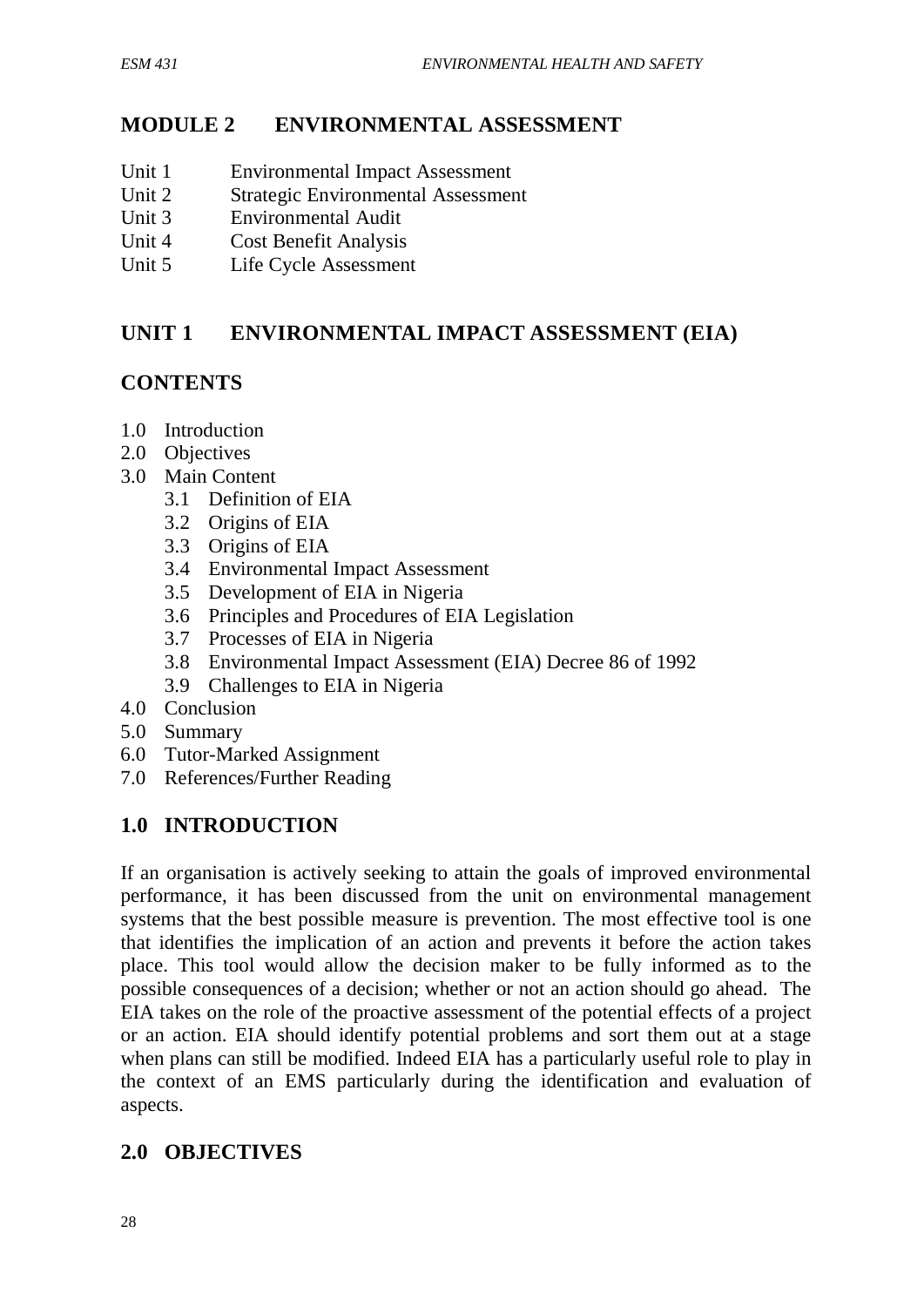# MODULE 2 ENVIRONMENTAL ASSESSMENT

Unit 1 Environmental Impact Assessment
Unit 2 Strategic Environmental Assessment
Unit 3 Environmental Audit
Unit 4 Cost Benefit Analysis
Unit 5 Life Cycle Assessment

## UNIT 1 ENVIRONMENTAL IMPACT ASSESSMENT (EIA)

### CONTENTS

1.0 Introduction
2.0 Objectives
3.0 Main Content
   3.1 Definition of EIA
   3.2 Origins of EIA
   3.3 Origins of EIA
   3.4 Environmental Impact Assessment
   3.5 Development of EIA in Nigeria
   3.6 Principles and Procedures of EIA Legislation
   3.7 Processes of EIA in Nigeria
   3.8 Environmental Impact Assessment (EIA) Decree 86 of 1992
   3.9 Challenges to EIA in Nigeria
4.0 Conclusion
5.0 Summary
6.0 Tutor-Marked Assignment
7.0 References/Further Reading

### 1.0 INTRODUCTION

If an organisation is actively seeking to attain the goals of improved environmental performance, it has been discussed from the unit on environmental management systems that the best possible measure is prevention. The most effective tool is one that identifies the implication of an action and prevents it before the action takes place. This tool would allow the decision maker to be fully informed as to the possible consequences of a decision; whether or not an action should go ahead. The EIA takes on the role of the proactive assessment of the potential effects of a project or an action. EIA should identify potential problems and sort them out at a stage when plans can still be modified. Indeed EIA has a particularly useful role to play in the context of an EMS particularly during the identification and evaluation of aspects.

### 2.0 OBJECTIVES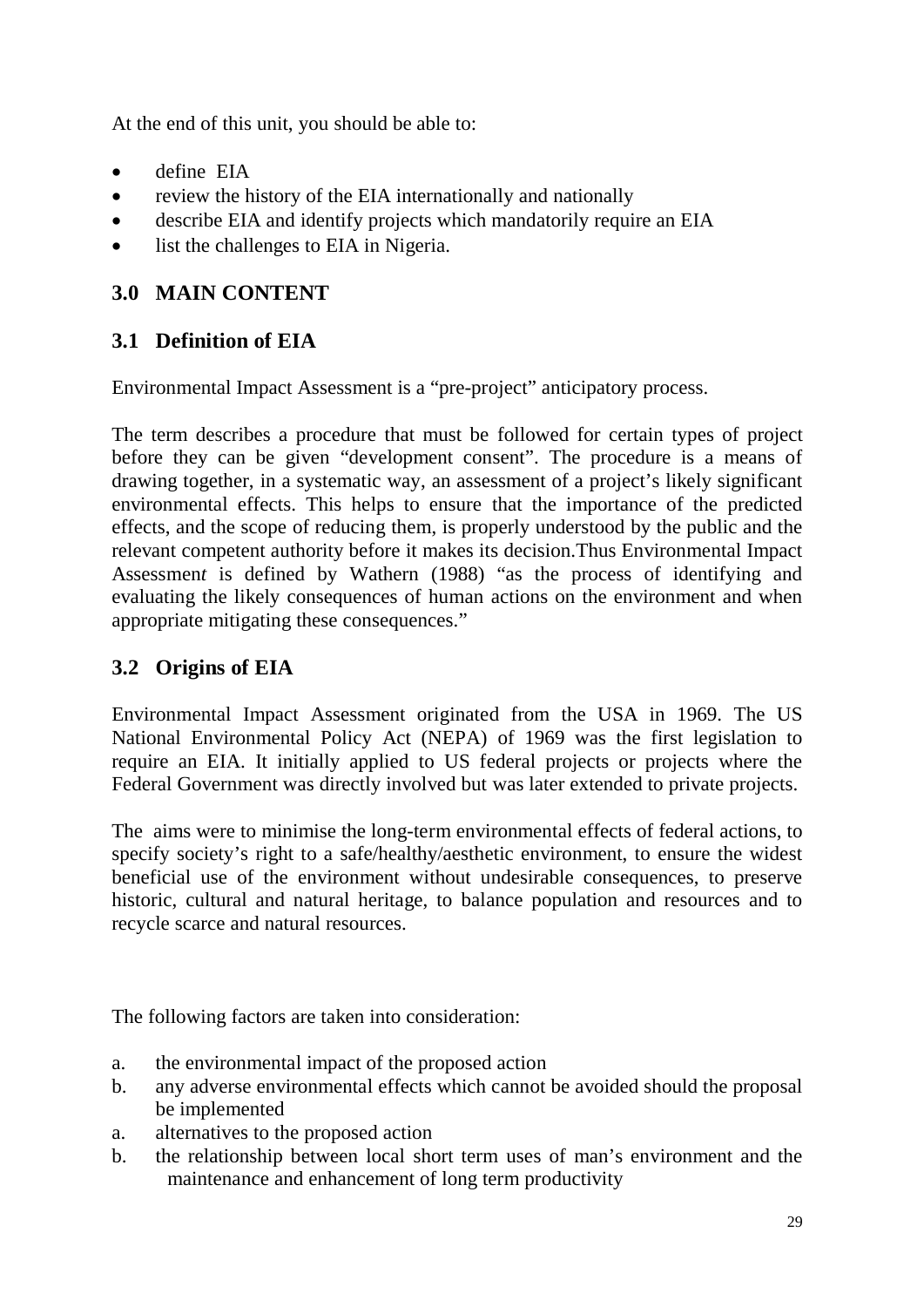At the end of this unit, you should be able to:

- define EIA
- review the history of the EIA internationally and nationally
- describe EIA and identify projects which mandatorily require an EIA
- list the challenges to EIA in Nigeria.

## 3.0 MAIN CONTENT

### 3.1 Definition of EIA

Environmental Impact Assessment is a "pre-project" anticipatory process.

The term describes a procedure that must be followed for certain types of project before they can be given "development consent". The procedure is a means of drawing together, in a systematic way, an assessment of a project's likely significant environmental effects. This helps to ensure that the importance of the predicted effects, and the scope of reducing them, is properly understood by the public and the relevant competent authority before it makes its decision.Thus Environmental Impact Assessmen*t* is defined by Wathern (1988) "as the process of identifying and evaluating the likely consequences of human actions on the environment and when appropriate mitigating these consequences."

### 3.2 Origins of EIA

Environmental Impact Assessment originated from the USA in 1969. The US National Environmental Policy Act (NEPA) of 1969 was the first legislation to require an EIA. It initially applied to US federal projects or projects where the Federal Government was directly involved but was later extended to private projects.

The aims were to minimise the long-term environmental effects of federal actions, to specify society's right to a safe/healthy/aesthetic environment, to ensure the widest beneficial use of the environment without undesirable consequences, to preserve historic, cultural and natural heritage, to balance population and resources and to recycle scarce and natural resources.

The following factors are taken into consideration:

a. the environmental impact of the proposed action
b. any adverse environmental effects which cannot be avoided should the proposal be implemented
a. alternatives to the proposed action
b. the relationship between local short term uses of man's environment and the maintenance and enhancement of long term productivity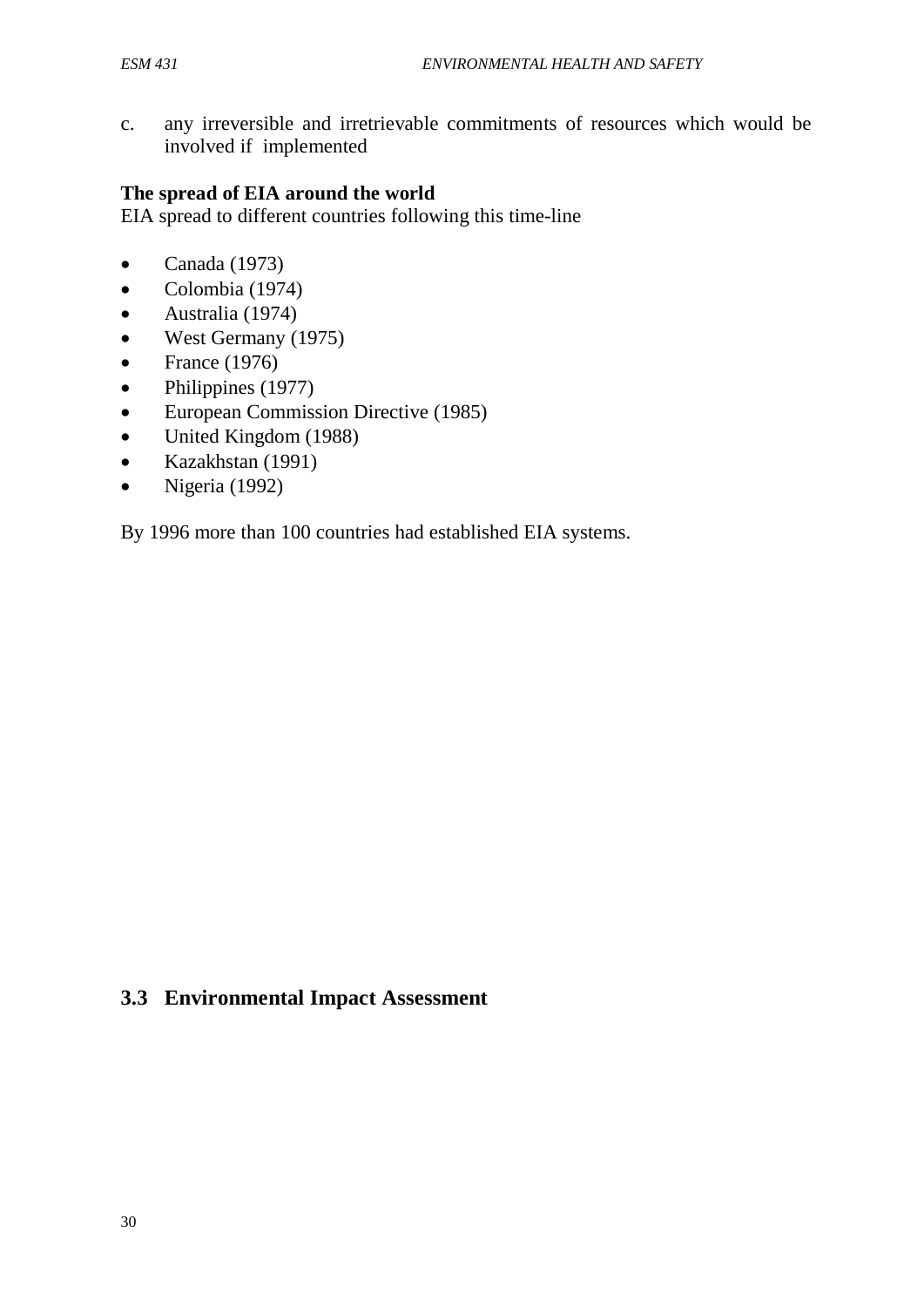c. any irreversible and irretrievable commitments of resources which would be involved if implemented

**The spread of EIA around the world**
EIA spread to different countries following this time-line

- Canada (1973)
- Colombia (1974)
- Australia (1974)
- West Germany (1975)
- France (1976)
- Philippines (1977)
- European Commission Directive (1985)
- United Kingdom (1988)
- Kazakhstan (1991)
- Nigeria (1992)

By 1996 more than 100 countries had established EIA systems.

## 3.3 Environmental Impact Assessment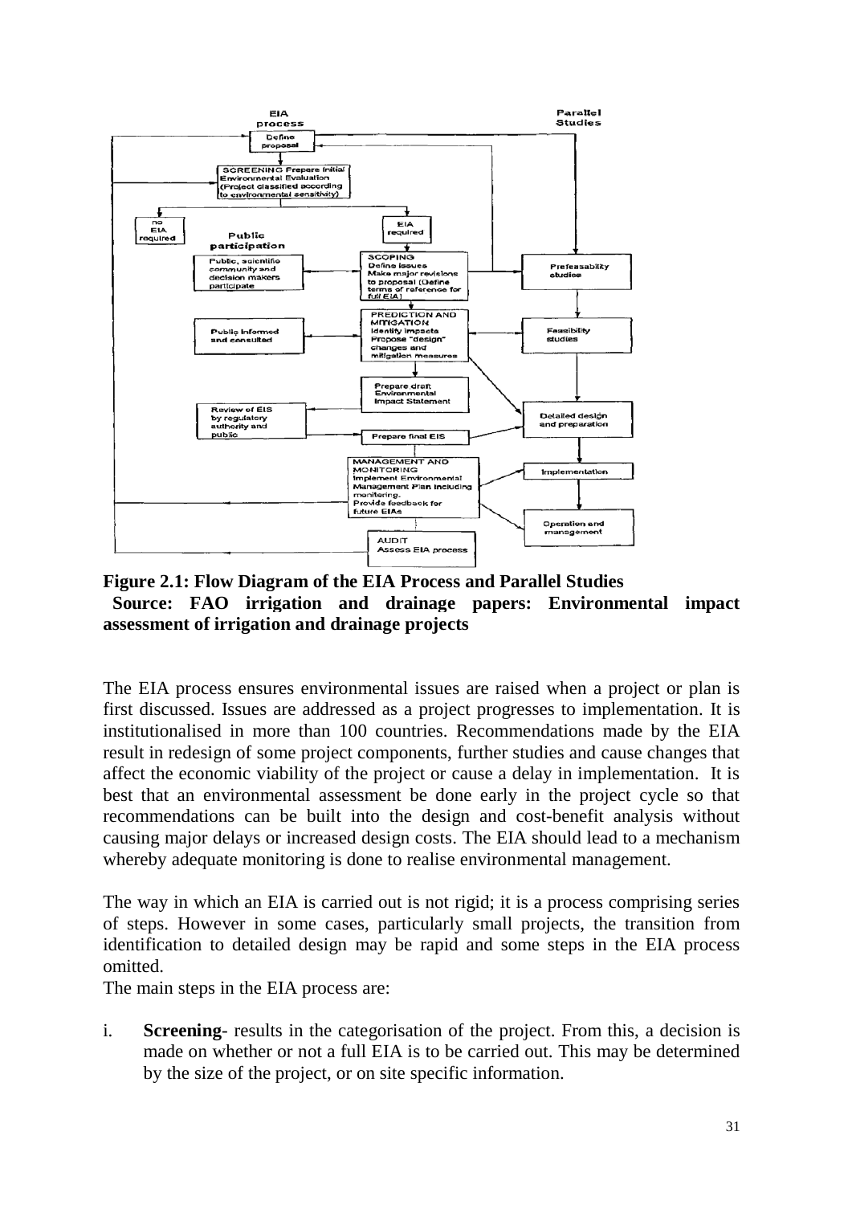**Figure 2.1: Flow Diagram of the EIA Process and Parallel Studies**
**Source: FAO irrigation and drainage papers: Environmental impact assessment of irrigation and drainage projects**

The EIA process ensures environmental issues are raised when a project or plan is first discussed. Issues are addressed as a project progresses to implementation. It is institutionalised in more than 100 countries. Recommendations made by the EIA result in redesign of some project components, further studies and cause changes that affect the economic viability of the project or cause a delay in implementation. It is best that an environmental assessment be done early in the project cycle so that recommendations can be built into the design and cost-benefit analysis without causing major delays or increased design costs. The EIA should lead to a mechanism whereby adequate monitoring is done to realise environmental management.

The way in which an EIA is carried out is not rigid; it is a process comprising series of steps. However in some cases, particularly small projects, the transition from identification to detailed design may be rapid and some steps in the EIA process omitted.

The main steps in the EIA process are:

i. **Screening**- results in the categorisation of the project. From this, a decision is made on whether or not a full EIA is to be carried out. This may be determined by the size of the project, or on site specific information.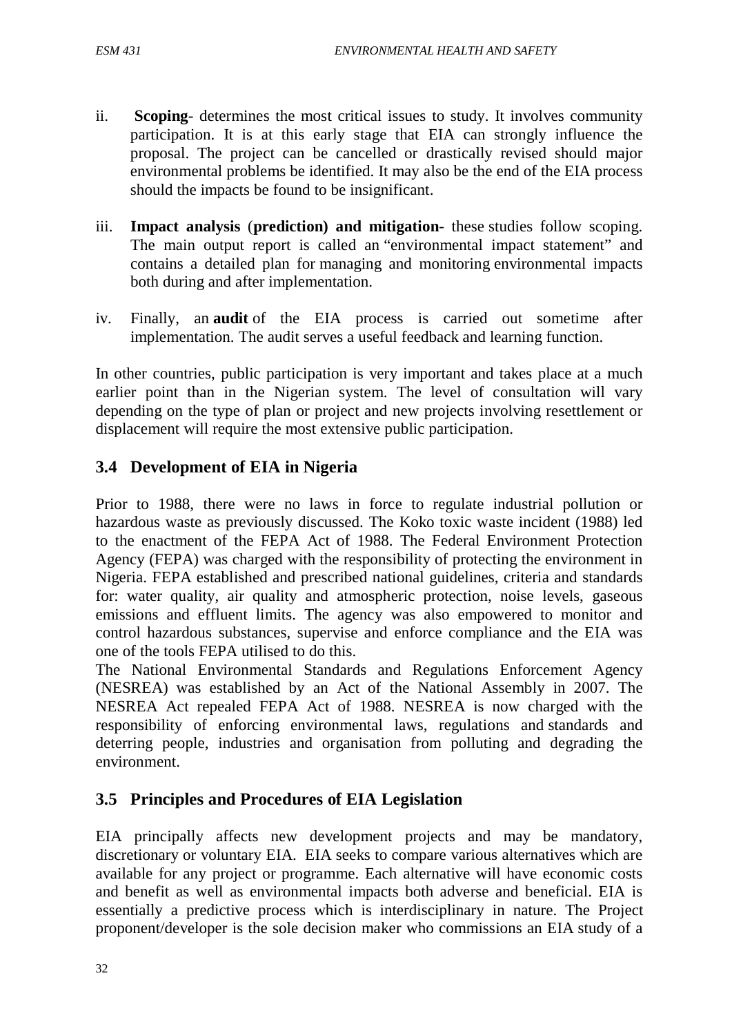ii. **Scoping**- determines the most critical issues to study. It involves community participation. It is at this early stage that EIA can strongly influence the proposal. The project can be cancelled or drastically revised should major environmental problems be identified. It may also be the end of the EIA process should the impacts be found to be insignificant.

iii. **Impact analysis** (**prediction) and mitigation**- these studies follow scoping. The main output report is called an "environmental impact statement" and contains a detailed plan for managing and monitoring environmental impacts both during and after implementation.

iv. Finally, an **audit** of the EIA process is carried out sometime after implementation. The audit serves a useful feedback and learning function.

In other countries, public participation is very important and takes place at a much earlier point than in the Nigerian system. The level of consultation will vary depending on the type of plan or project and new projects involving resettlement or displacement will require the most extensive public participation.

## 3.4 Development of EIA in Nigeria

Prior to 1988, there were no laws in force to regulate industrial pollution or hazardous waste as previously discussed. The Koko toxic waste incident (1988) led to the enactment of the FEPA Act of 1988. The Federal Environment Protection Agency (FEPA) was charged with the responsibility of protecting the environment in Nigeria. FEPA established and prescribed national guidelines, criteria and standards for: water quality, air quality and atmospheric protection, noise levels, gaseous emissions and effluent limits. The agency was also empowered to monitor and control hazardous substances, supervise and enforce compliance and the EIA was one of the tools FEPA utilised to do this.

The National Environmental Standards and Regulations Enforcement Agency (NESREA) was established by an Act of the National Assembly in 2007. The NESREA Act repealed FEPA Act of 1988. NESREA is now charged with the responsibility of enforcing environmental laws, regulations and standards and deterring people, industries and organisation from polluting and degrading the environment.

## 3.5 Principles and Procedures of EIA Legislation

EIA principally affects new development projects and may be mandatory, discretionary or voluntary EIA. EIA seeks to compare various alternatives which are available for any project or programme. Each alternative will have economic costs and benefit as well as environmental impacts both adverse and beneficial. EIA is essentially a predictive process which is interdisciplinary in nature. The Project proponent/developer is the sole decision maker who commissions an EIA study of a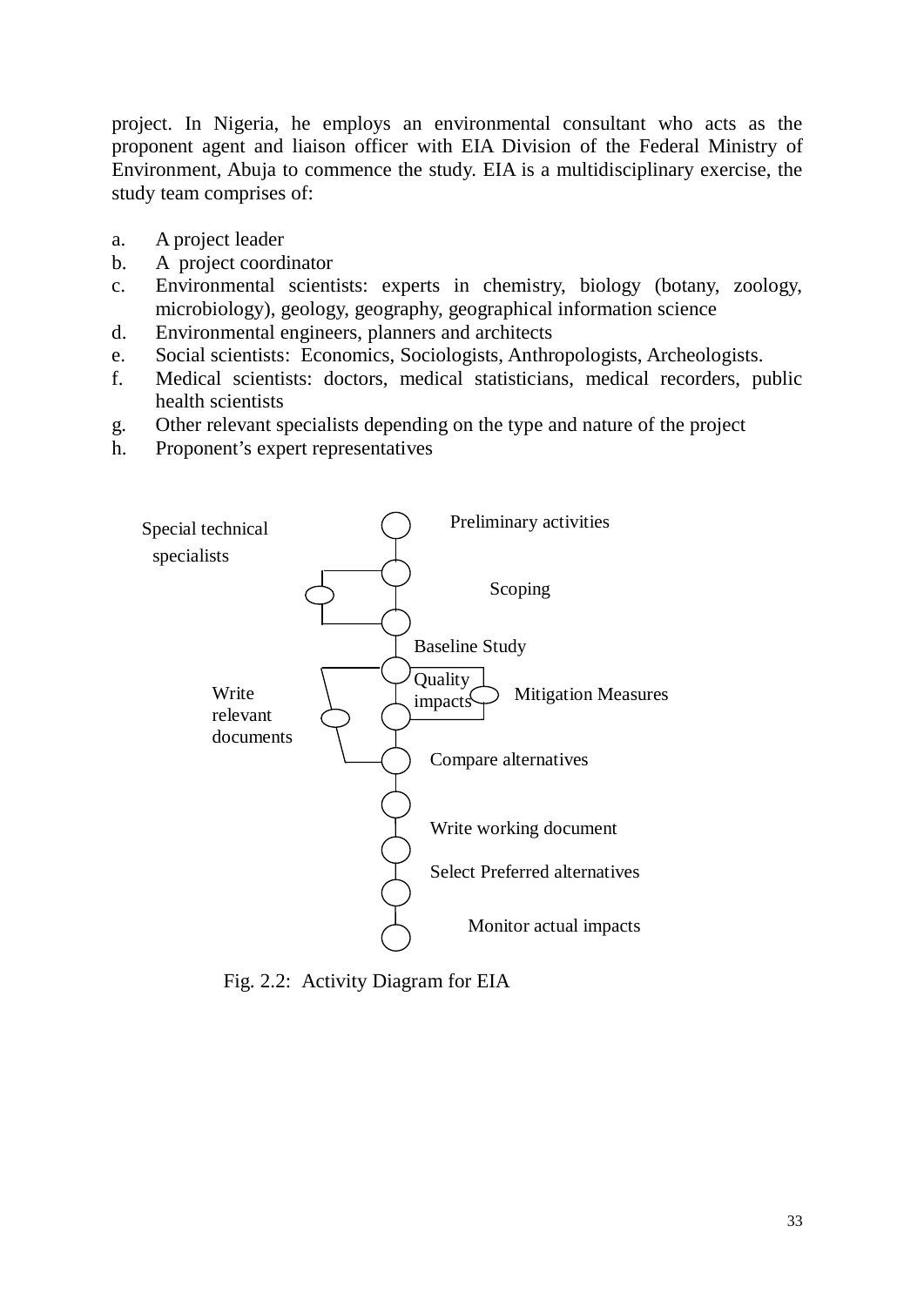project. In Nigeria, he employs an environmental consultant who acts as the proponent agent and liaison officer with EIA Division of the Federal Ministry of Environment, Abuja to commence the study. EIA is a multidisciplinary exercise, the study team comprises of:

a. A project leader
b. A project coordinator
c. Environmental scientists: experts in chemistry, biology (botany, zoology, microbiology), geology, geography, geographical information science
d. Environmental engineers, planners and architects
e. Social scientists: Economics, Sociologists, Anthropologists, Archeologists.
f. Medical scientists: doctors, medical statisticians, medical recorders, public health scientists
g. Other relevant specialists depending on the type and nature of the project
h. Proponent's expert representatives

Special technical specialists

Preliminary activities

Scoping

Baseline Study

Quality impacts

Mitigation Measures

Write relevant documents

Compare alternatives

Write working document

Select Preferred alternatives

Monitor actual impacts

Fig. 2.2: Activity Diagram for EIA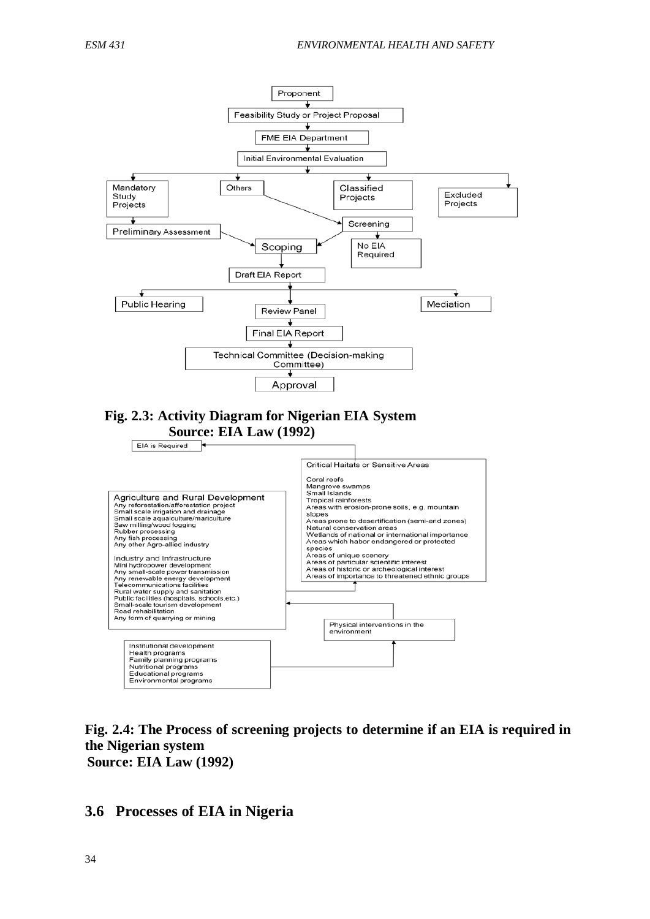Proponent

Feasibility Study or Project Proposal

FME EIA Department

Initial Environmental Evaluation

Mandatory Study Projects

Others

Classified Projects

Excluded Projects

Preliminary Assessment

Screening

Scoping

No EIA Required

Draft EIA Report

Public Hearing

Review Panel

Mediation

Final EIA Report

Technical Committee (Decision-making Committee)

Approval

**Fig. 2.3: Activity Diagram for Nigerian EIA System**
**Source: EIA Law (1992)**

EIA is Required

Critical Haitats or Sensitive Areas

Coral reefs
Mangrove swamps
Small Islands
Tropical rainforests
Areas with erosion-prone soils, e.g. mountain slopes
Areas prone to desertification (semi-arid zones)
Natural conservation areas
Wetlands of national or international importance
Areas which habor endangered or protected species
Areas of unique scenery
Areas of particular scientific interest
Areas of historic or archeological interest
Areas of importance to threatened ethnic groups

Agriculture and Rural Development
Any reforestation/afforestation project
Small scale irrigation and drainage
Small scale aquaculture/mariculture
Saw milling/wood fogging
Rubber processing
Any fish processing
Any other Agro-allied industry

Industry and Infrastructure
Mini hydropower development
Any small-scale power transmission
Any renewable energy development
Telecommunications facilities
Rural water supply and sanitation
Public facilities (hospitals, schools,etc.)
Small-scale tourism development
Road rehabilitation
Any form of quarrying or mining

Physical interventions in the environment

Institutional development
Health programs
Family planning programs
Nutritional programs
Educational programs
Environmental programs

**Fig. 2.4: The Process of screening projects to determine if an EIA is required in the Nigerian system**
**Source: EIA Law (1992)**

## 3.6 Processes of EIA in Nigeria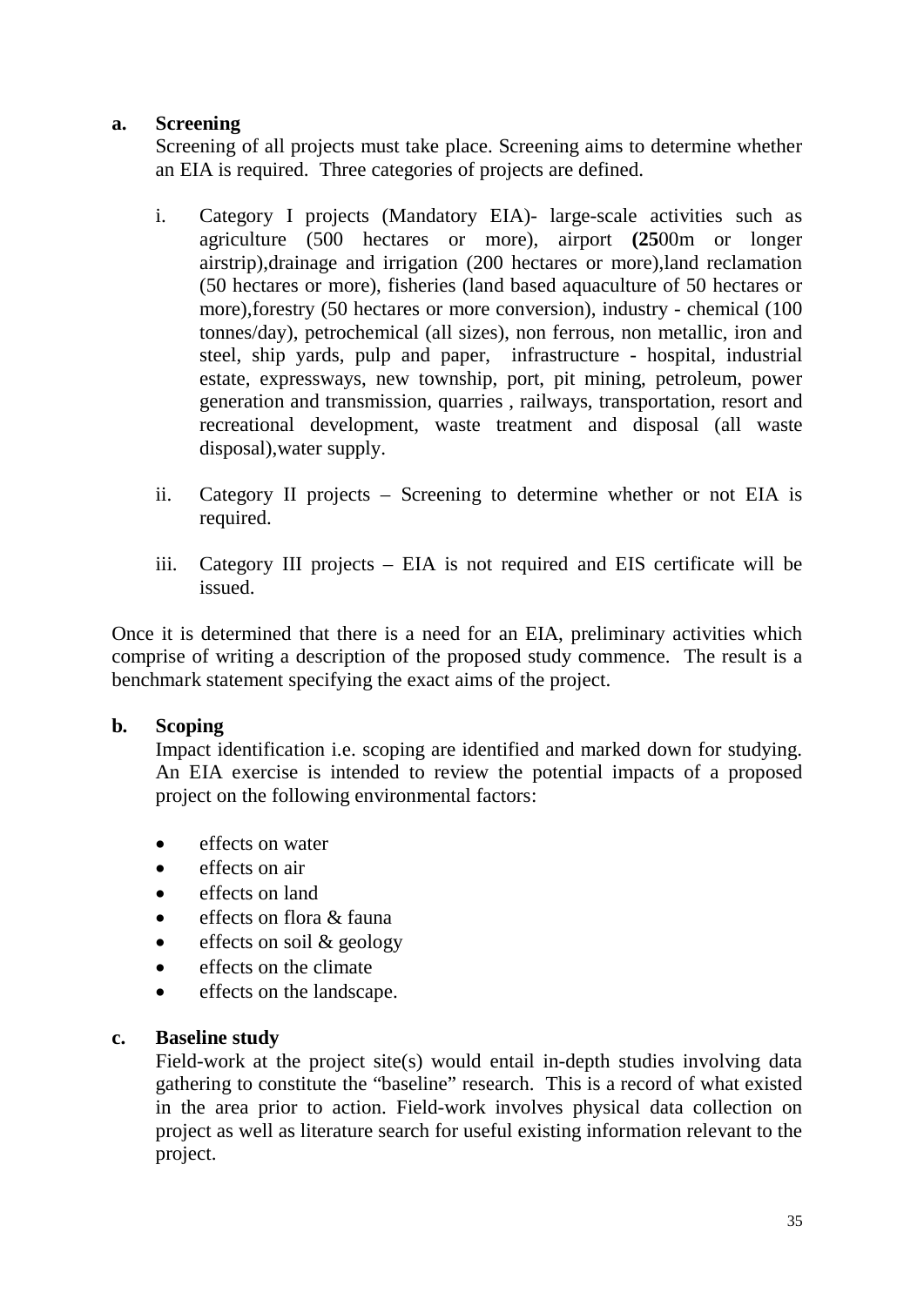**a. Screening**

Screening of all projects must take place. Screening aims to determine whether an EIA is required. Three categories of projects are defined.

i. Category I projects (Mandatory EIA)- large-scale activities such as agriculture (500 hectares or more), airport **(25**00m or longer airstrip),drainage and irrigation (200 hectares or more),land reclamation (50 hectares or more), fisheries (land based aquaculture of 50 hectares or more),forestry (50 hectares or more conversion), industry - chemical (100 tonnes/day), petrochemical (all sizes), non ferrous, non metallic, iron and steel, ship yards, pulp and paper, infrastructure - hospital, industrial estate, expressways, new township, port, pit mining, petroleum, power generation and transmission, quarries , railways, transportation, resort and recreational development, waste treatment and disposal (all waste disposal),water supply.

ii. Category II projects – Screening to determine whether or not EIA is required.

iii. Category III projects – EIA is not required and EIS certificate will be issued.

Once it is determined that there is a need for an EIA, preliminary activities which comprise of writing a description of the proposed study commence. The result is a benchmark statement specifying the exact aims of the project.

**b. Scoping**

Impact identification i.e. scoping are identified and marked down for studying. An EIA exercise is intended to review the potential impacts of a proposed project on the following environmental factors:

- effects on water
- effects on air
- effects on land
- effects on flora & fauna
- effects on soil & geology
- effects on the climate
- effects on the landscape.

**c. Baseline study**

Field-work at the project site(s) would entail in-depth studies involving data gathering to constitute the "baseline" research. This is a record of what existed in the area prior to action. Field-work involves physical data collection on project as well as literature search for useful existing information relevant to the project.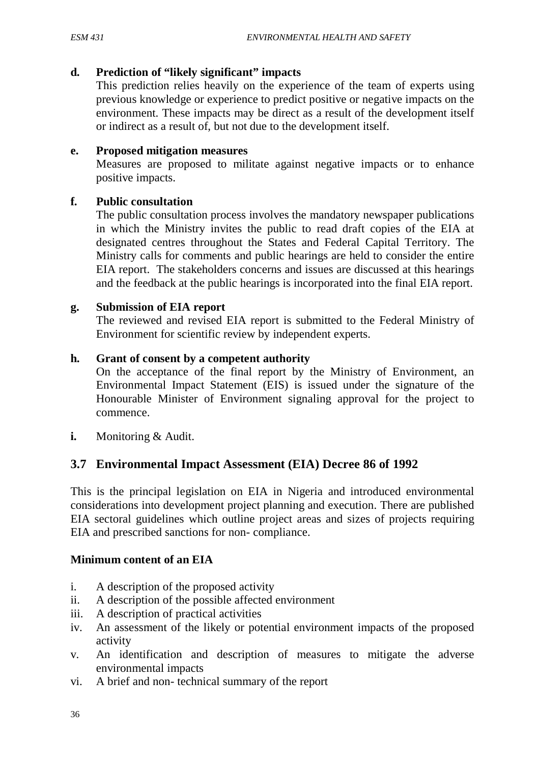**d. Prediction of "likely significant" impacts**

This prediction relies heavily on the experience of the team of experts using previous knowledge or experience to predict positive or negative impacts on the environment. These impacts may be direct as a result of the development itself or indirect as a result of, but not due to the development itself.

**e. Proposed mitigation measures**

Measures are proposed to militate against negative impacts or to enhance positive impacts.

**f. Public consultation**

The public consultation process involves the mandatory newspaper publications in which the Ministry invites the public to read draft copies of the EIA at designated centres throughout the States and Federal Capital Territory. The Ministry calls for comments and public hearings are held to consider the entire EIA report. The stakeholders concerns and issues are discussed at this hearings and the feedback at the public hearings is incorporated into the final EIA report.

**g. Submission of EIA report**

The reviewed and revised EIA report is submitted to the Federal Ministry of Environment for scientific review by independent experts.

**h. Grant of consent by a competent authority**

On the acceptance of the final report by the Ministry of Environment, an Environmental Impact Statement (EIS) is issued under the signature of the Honourable Minister of Environment signaling approval for the project to commence.

**i.** Monitoring & Audit.

## 3.7 Environmental Impact Assessment (EIA) Decree 86 of 1992

This is the principal legislation on EIA in Nigeria and introduced environmental considerations into development project planning and execution. There are published EIA sectoral guidelines which outline project areas and sizes of projects requiring EIA and prescribed sanctions for non- compliance.

**Minimum content of an EIA**

i. A description of the proposed activity
ii. A description of the possible affected environment
iii. A description of practical activities
iv. An assessment of the likely or potential environment impacts of the proposed activity
v. An identification and description of measures to mitigate the adverse environmental impacts
vi. A brief and non- technical summary of the report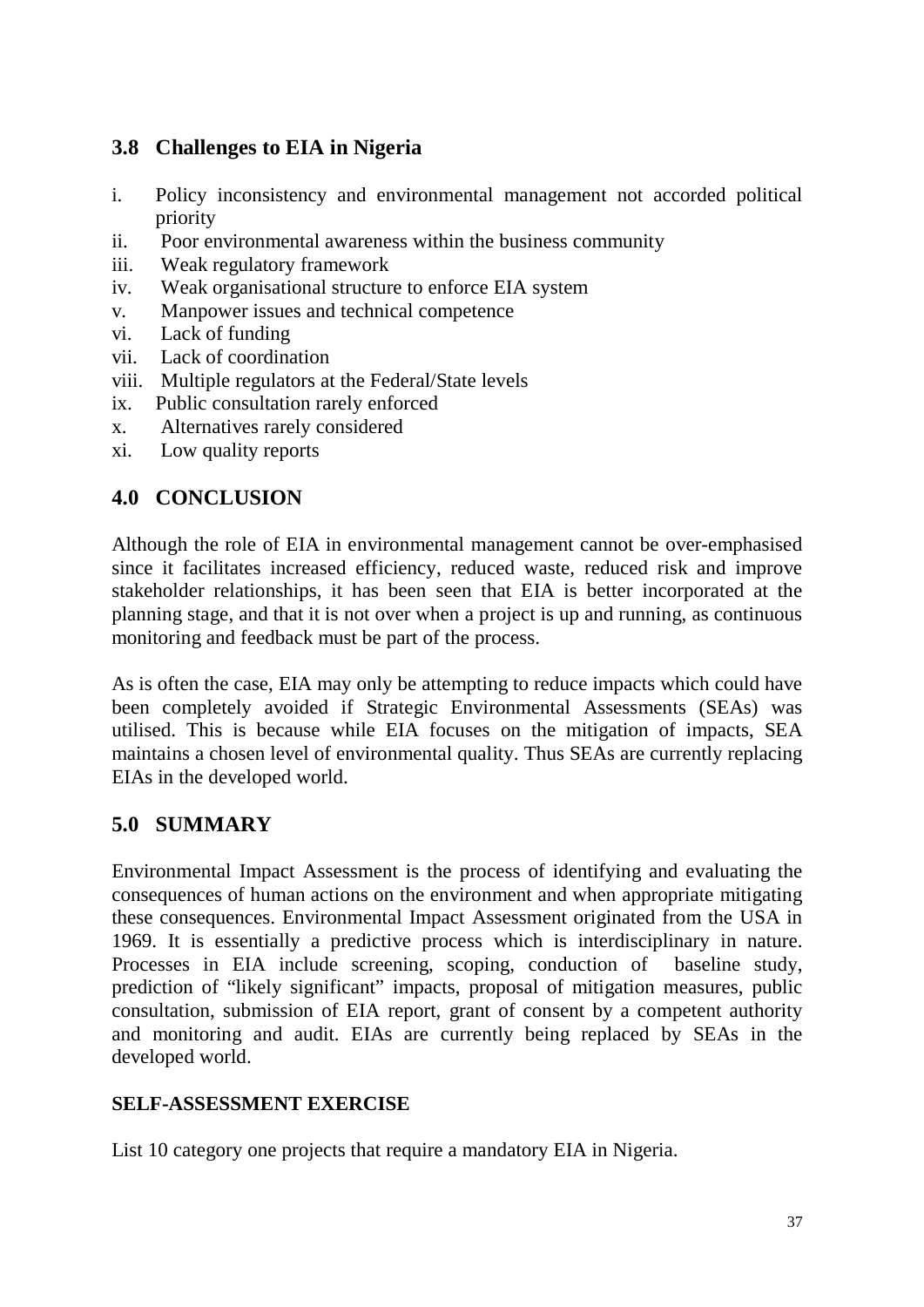## 3.8 Challenges to EIA in Nigeria

i. Policy inconsistency and environmental management not accorded political priority
ii. Poor environmental awareness within the business community
iii. Weak regulatory framework
iv. Weak organisational structure to enforce EIA system
v. Manpower issues and technical competence
vi. Lack of funding
vii. Lack of coordination
viii. Multiple regulators at the Federal/State levels
ix. Public consultation rarely enforced
x. Alternatives rarely considered
xi. Low quality reports

## 4.0 CONCLUSION

Although the role of EIA in environmental management cannot be over-emphasised since it facilitates increased efficiency, reduced waste, reduced risk and improve stakeholder relationships, it has been seen that EIA is better incorporated at the planning stage, and that it is not over when a project is up and running, as continuous monitoring and feedback must be part of the process.

As is often the case, EIA may only be attempting to reduce impacts which could have been completely avoided if Strategic Environmental Assessments (SEAs) was utilised. This is because while EIA focuses on the mitigation of impacts, SEA maintains a chosen level of environmental quality. Thus SEAs are currently replacing EIAs in the developed world.

## 5.0 SUMMARY

Environmental Impact Assessment is the process of identifying and evaluating the consequences of human actions on the environment and when appropriate mitigating these consequences. Environmental Impact Assessment originated from the USA in 1969. It is essentially a predictive process which is interdisciplinary in nature. Processes in EIA include screening, scoping, conduction of baseline study, prediction of "likely significant" impacts, proposal of mitigation measures, public consultation, submission of EIA report, grant of consent by a competent authority and monitoring and audit. EIAs are currently being replaced by SEAs in the developed world.

**SELF-ASSESSMENT EXERCISE**

List 10 category one projects that require a mandatory EIA in Nigeria.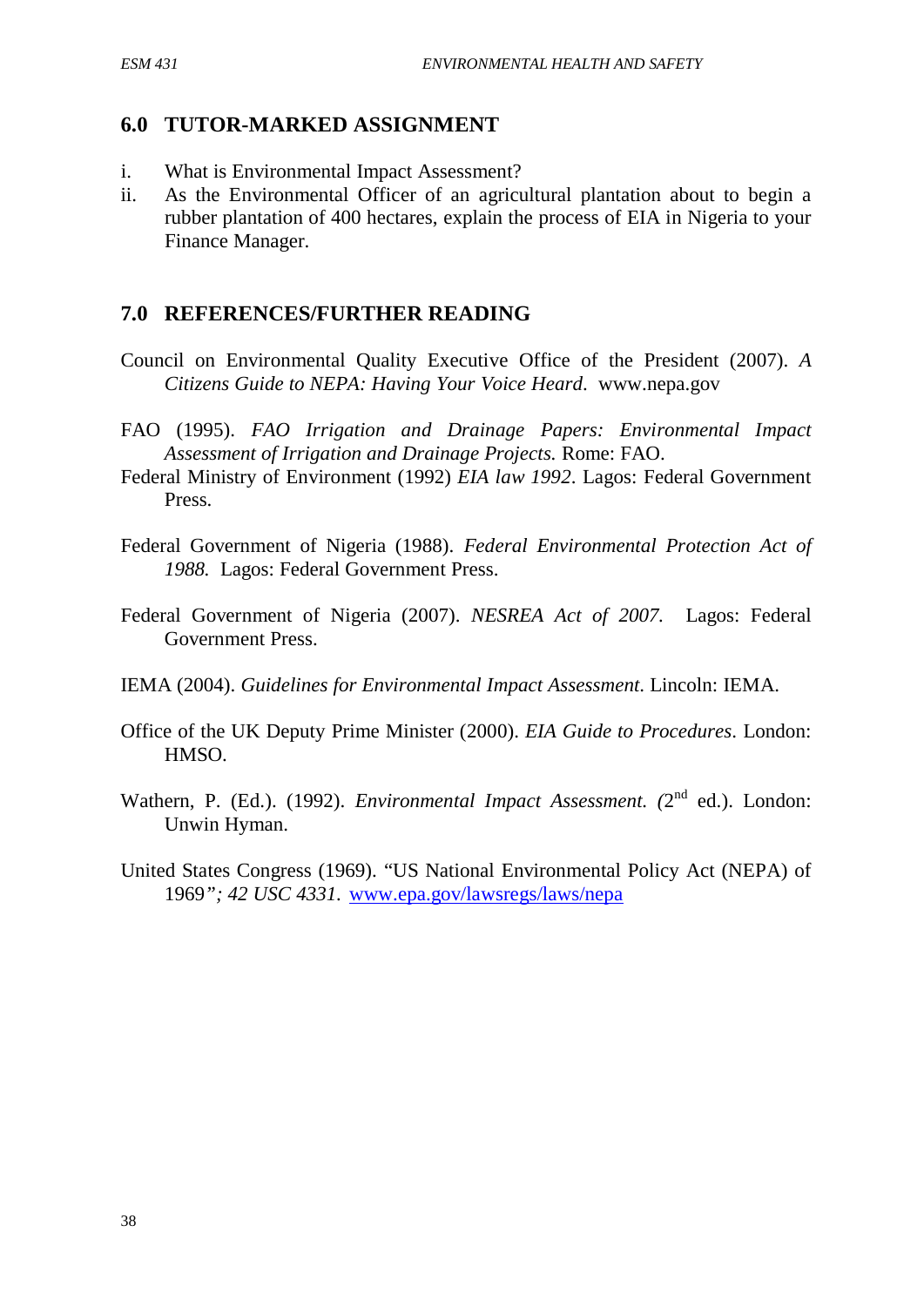## 6.0 TUTOR-MARKED ASSIGNMENT

i. What is Environmental Impact Assessment?

ii. As the Environmental Officer of an agricultural plantation about to begin a rubber plantation of 400 hectares, explain the process of EIA in Nigeria to your Finance Manager.

## 7.0 REFERENCES/FURTHER READING

Council on Environmental Quality Executive Office of the President (2007). *A Citizens Guide to NEPA: Having Your Voice Heard*. www.nepa.gov

FAO (1995). *FAO Irrigation and Drainage Papers: Environmental Impact Assessment of Irrigation and Drainage Projects.* Rome: FAO.

Federal Ministry of Environment (1992) *EIA law 1992*. Lagos: Federal Government Press.

Federal Government of Nigeria (1988). *Federal Environmental Protection Act of 1988.* Lagos: Federal Government Press.

Federal Government of Nigeria (2007). *NESREA Act of 2007.* Lagos: Federal Government Press.

IEMA (2004). *Guidelines for Environmental Impact Assessment*. Lincoln: IEMA.

Office of the UK Deputy Prime Minister (2000). *EIA Guide to Procedures*. London: HMSO.

Wathern, P. (Ed.). (1992). *Environmental Impact Assessment. (*2nd ed.). London: Unwin Hyman.

United States Congress (1969). "US National Environmental Policy Act (NEPA) of 1969*"; 42 USC 4331.* www.epa.gov/lawsregs/laws/nepa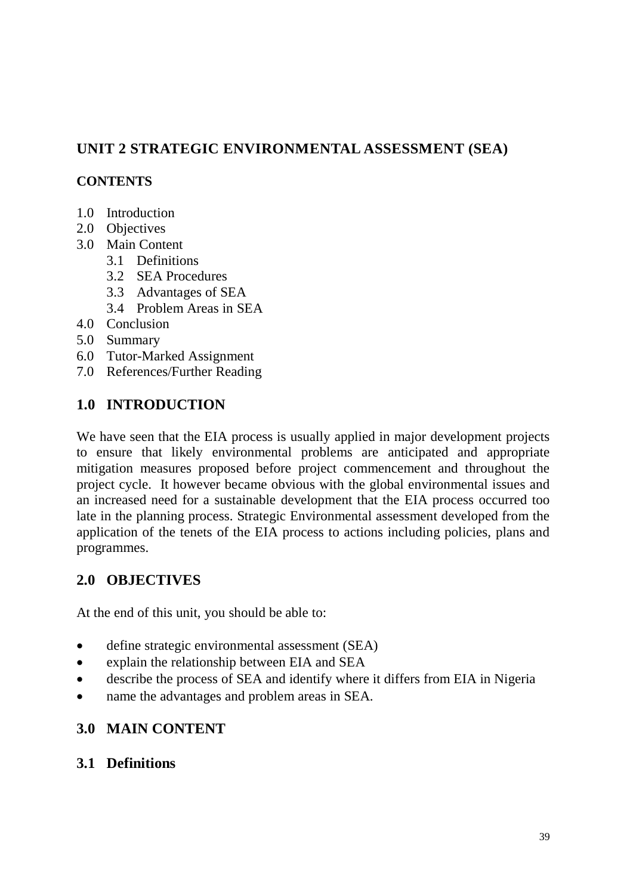# UNIT 2 STRATEGIC ENVIRONMENTAL ASSESSMENT (SEA)

**CONTENTS**

1.0 Introduction
2.0 Objectives
3.0 Main Content
    3.1 Definitions
    3.2 SEA Procedures
    3.3 Advantages of SEA
    3.4 Problem Areas in SEA
4.0 Conclusion
5.0 Summary
6.0 Tutor-Marked Assignment
7.0 References/Further Reading

## 1.0 INTRODUCTION

We have seen that the EIA process is usually applied in major development projects to ensure that likely environmental problems are anticipated and appropriate mitigation measures proposed before project commencement and throughout the project cycle. It however became obvious with the global environmental issues and an increased need for a sustainable development that the EIA process occurred too late in the planning process. Strategic Environmental assessment developed from the application of the tenets of the EIA process to actions including policies, plans and programmes.

## 2.0 OBJECTIVES

At the end of this unit, you should be able to:

- define strategic environmental assessment (SEA)
- explain the relationship between EIA and SEA
- describe the process of SEA and identify where it differs from EIA in Nigeria
- name the advantages and problem areas in SEA.

## 3.0 MAIN CONTENT

### 3.1 Definitions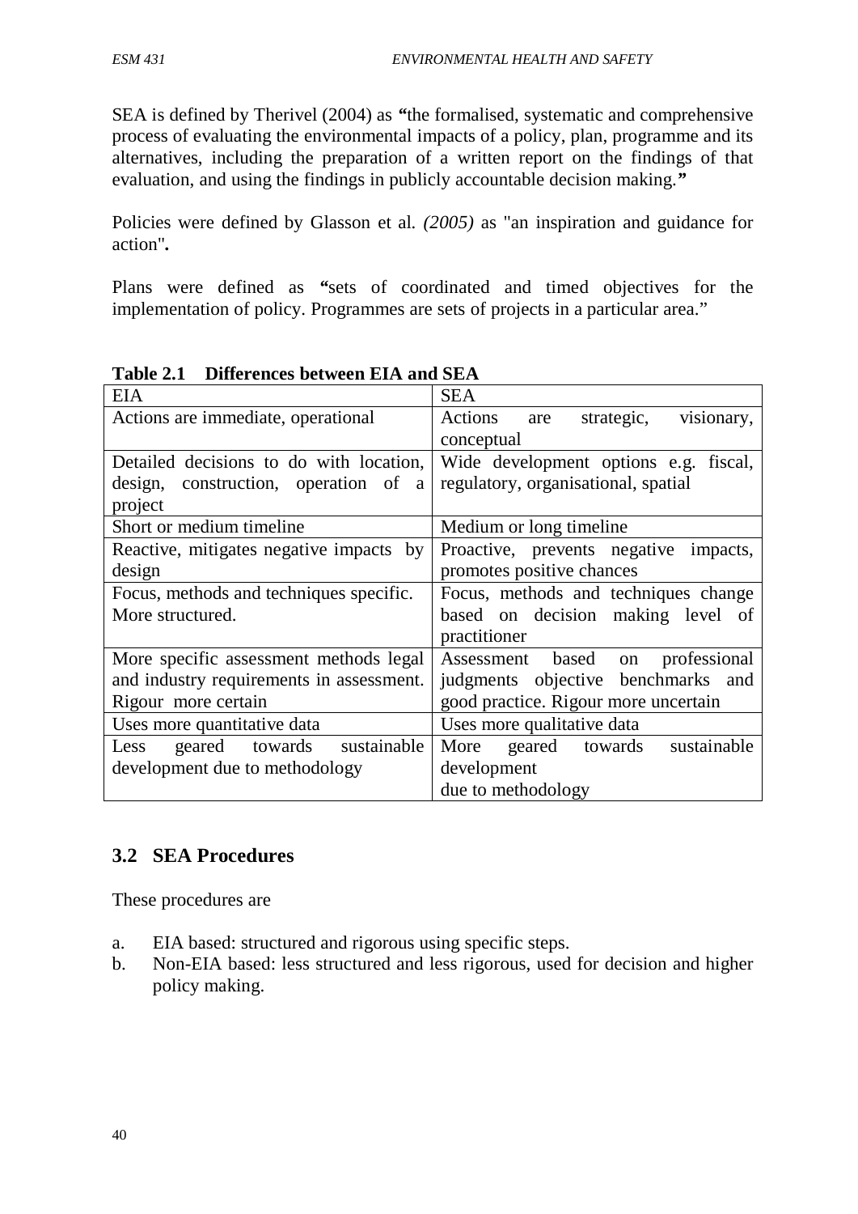SEA is defined by Therivel (2004) as **"**the formalised, systematic and comprehensive process of evaluating the environmental impacts of a policy, plan, programme and its alternatives, including the preparation of a written report on the findings of that evaluation, and using the findings in publicly accountable decision making.**"**

Policies were defined by Glasson et al. *(2005)* as "an inspiration and guidance for action"**.**

Plans were defined as **"**sets of coordinated and timed objectives for the implementation of policy. Programmes are sets of projects in a particular area."

**Table 2.1 Differences between EIA and SEA**

| EIA | SEA |
|---|---|
| Actions are immediate, operational | Actions are strategic, visionary, conceptual |
| Detailed decisions to do with location, design, construction, operation of a project | Wide development options e.g. fiscal, regulatory, organisational, spatial |
| Short or medium timeline | Medium or long timeline |
| Reactive, mitigates negative impacts by design | Proactive, prevents negative impacts, promotes positive chances |
| Focus, methods and techniques specific. More structured. | Focus, methods and techniques change based on decision making level of practitioner |
| More specific assessment methods legal and industry requirements in assessment. Rigour more certain | Assessment based on professional judgments objective benchmarks and good practice. Rigour more uncertain |
| Uses more quantitative data | Uses more qualitative data |
| Less geared towards sustainable development due to methodology | More geared towards sustainable development due to methodology |

## 3.2 SEA Procedures

These procedures are

a. EIA based: structured and rigorous using specific steps.
b. Non-EIA based: less structured and less rigorous, used for decision and higher policy making.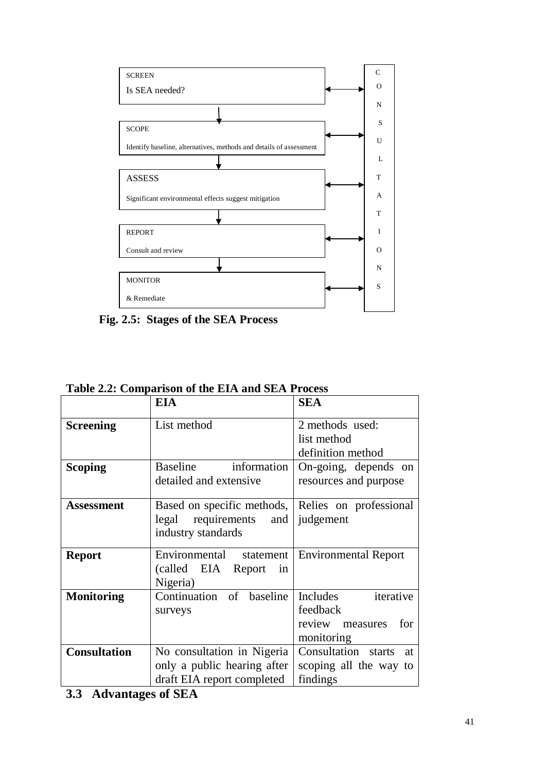SCREEN

Is SEA needed?

SCOPE

Identify baseline, alternatives, methods and details of assessment

ASSESS

Significant environmental effects suggest mitigation

REPORT

Consult and review

MONITOR

& Remediate

CONSULTATIONS

**Fig. 2.5: Stages of the SEA Process**

**Table 2.2: Comparison of the EIA and SEA Process**

| | **EIA** | **SEA** |
|---|---|---|
| **Screening** | List method | 2 methods used: list method definition method |
| **Scoping** | Baseline information detailed and extensive | On-going, depends on resources and purpose |
| **Assessment** | Based on specific methods, legal requirements and industry standards | Relies on professional judgement |
| **Report** | Environmental statement (called EIA Report in Nigeria) | Environmental Report |
| **Monitoring** | Continuation of baseline surveys | Includes iterative feedback review measures for monitoring |
| **Consultation** | No consultation in Nigeria only a public hearing after draft EIA report completed | Consultation starts at scoping all the way to findings |

## 3.3 Advantages of SEA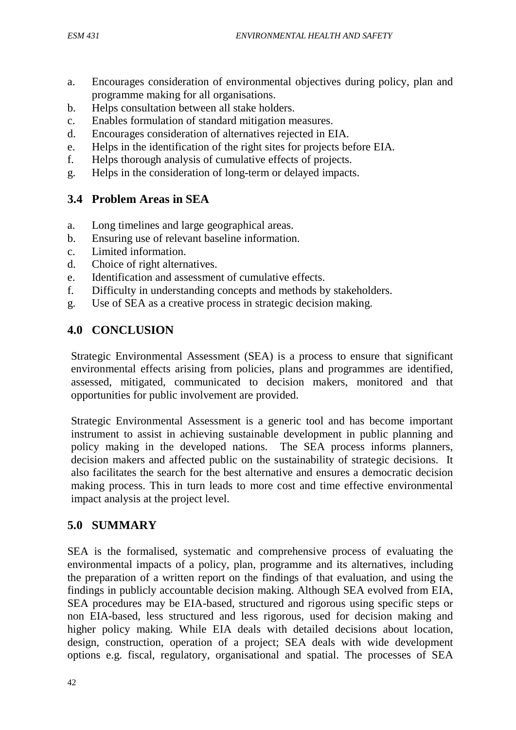a. Encourages consideration of environmental objectives during policy, plan and programme making for all organisations.
b. Helps consultation between all stake holders.
c. Enables formulation of standard mitigation measures.
d. Encourages consideration of alternatives rejected in EIA.
e. Helps in the identification of the right sites for projects before EIA.
f. Helps thorough analysis of cumulative effects of projects.
g. Helps in the consideration of long-term or delayed impacts.

## 3.4 Problem Areas in SEA

a. Long timelines and large geographical areas.
b. Ensuring use of relevant baseline information.
c. Limited information.
d. Choice of right alternatives.
e. Identification and assessment of cumulative effects.
f. Difficulty in understanding concepts and methods by stakeholders.
g. Use of SEA as a creative process in strategic decision making.

## 4.0 CONCLUSION

Strategic Environmental Assessment (SEA) is a process to ensure that significant environmental effects arising from policies, plans and programmes are identified, assessed, mitigated, communicated to decision makers, monitored and that opportunities for public involvement are provided.

Strategic Environmental Assessment is a generic tool and has become important instrument to assist in achieving sustainable development in public planning and policy making in the developed nations. The SEA process informs planners, decision makers and affected public on the sustainability of strategic decisions. It also facilitates the search for the best alternative and ensures a democratic decision making process. This in turn leads to more cost and time effective environmental impact analysis at the project level.

## 5.0 SUMMARY

SEA is the formalised, systematic and comprehensive process of evaluating the environmental impacts of a policy, plan, programme and its alternatives, including the preparation of a written report on the findings of that evaluation, and using the findings in publicly accountable decision making. Although SEA evolved from EIA, SEA procedures may be EIA-based, structured and rigorous using specific steps or non EIA-based, less structured and less rigorous, used for decision making and higher policy making. While EIA deals with detailed decisions about location, design, construction, operation of a project; SEA deals with wide development options e.g. fiscal, regulatory, organisational and spatial. The processes of SEA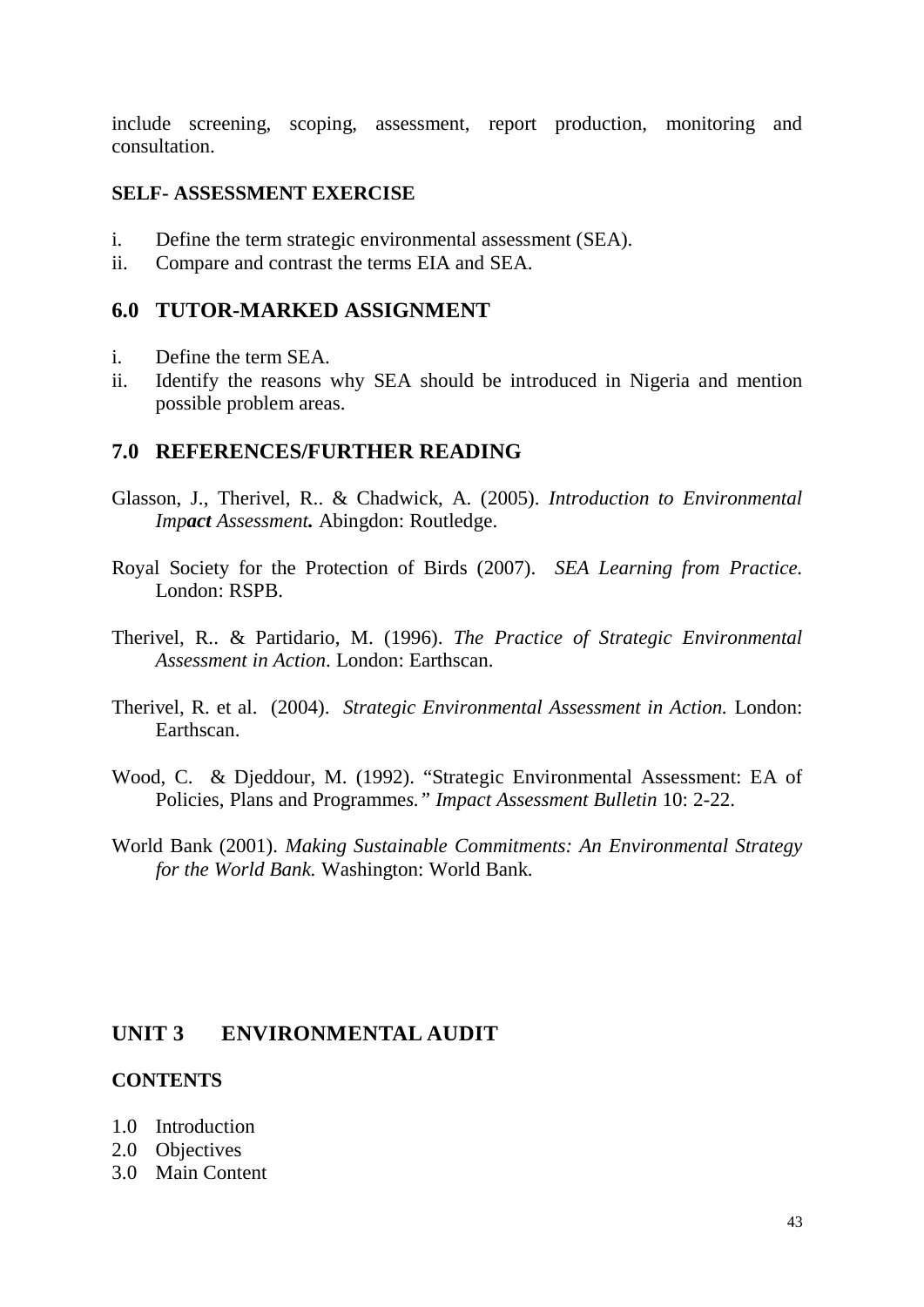include screening, scoping, assessment, report production, monitoring and consultation.

**SELF- ASSESSMENT EXERCISE**

i. Define the term strategic environmental assessment (SEA).
ii. Compare and contrast the terms EIA and SEA.

## 6.0 TUTOR-MARKED ASSIGNMENT

i. Define the term SEA.
ii. Identify the reasons why SEA should be introduced in Nigeria and mention possible problem areas.

## 7.0 REFERENCES/FURTHER READING

Glasson, J., Therivel, R.. & Chadwick, A. (2005). *Introduction to Environmental Imp**act** Assessment.* Abingdon: Routledge.

Royal Society for the Protection of Birds (2007). *SEA Learning from Practice.* London: RSPB.

Therivel, R.. & Partidario, M. (1996). *The Practice of Strategic Environmental Assessment in Action*. London: Earthscan.

Therivel, R. et al. (2004). *Strategic Environmental Assessment in Action.* London: Earthscan.

Wood, C. & Djeddour, M. (1992). "Strategic Environmental Assessment: EA of Policies, Plans and Programmes." *Impact Assessment Bulletin* 10: 2-22.

World Bank (2001). *Making Sustainable Commitments: An Environmental Strategy for the World Bank.* Washington: World Bank.

# UNIT 3 ENVIRONMENTAL AUDIT

**CONTENTS**

1.0 Introduction
2.0 Objectives
3.0 Main Content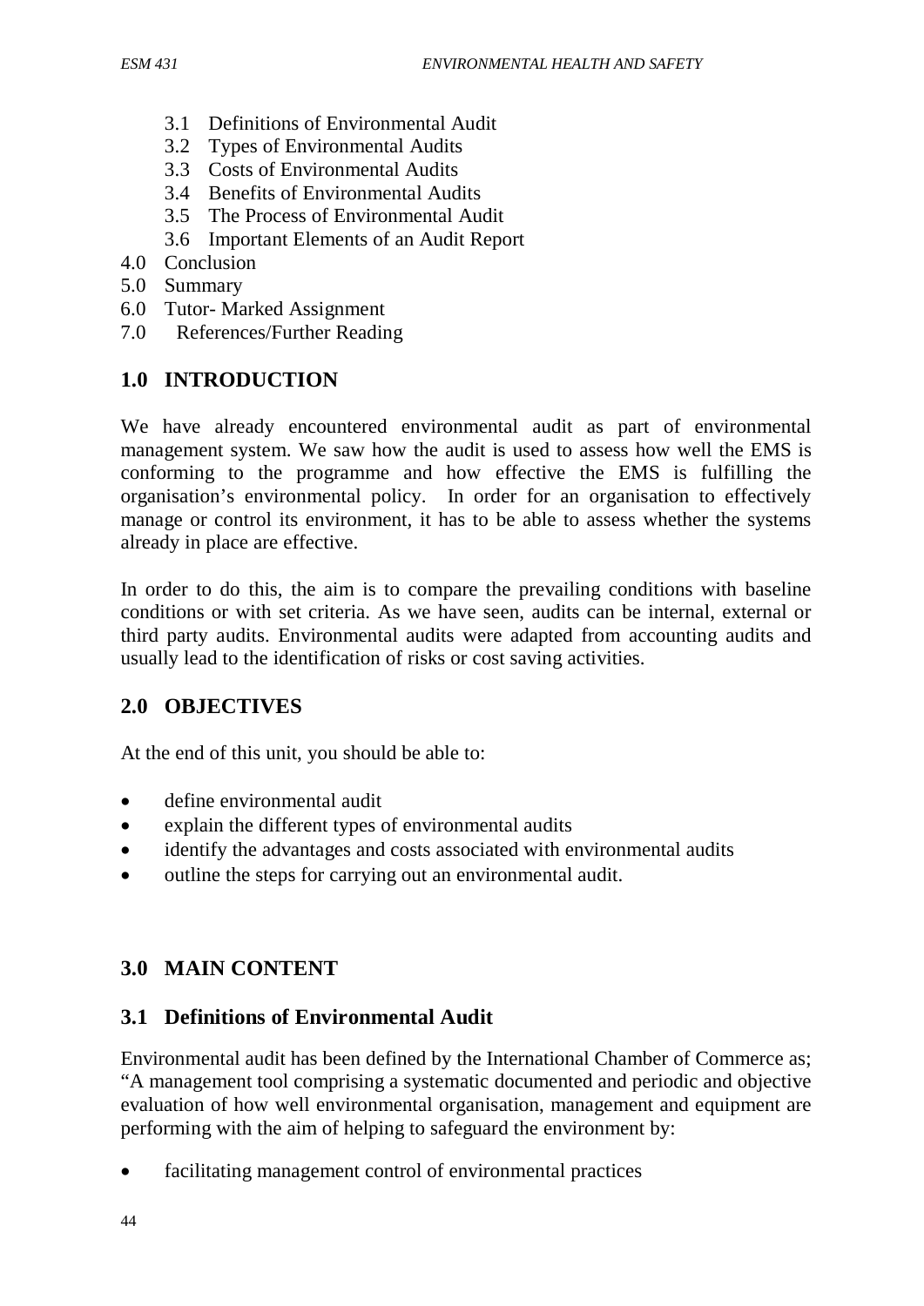- 3.1 Definitions of Environmental Audit
- 3.2 Types of Environmental Audits
- 3.3 Costs of Environmental Audits
- 3.4 Benefits of Environmental Audits
- 3.5 The Process of Environmental Audit
- 3.6 Important Elements of an Audit Report

4.0 Conclusion
5.0 Summary
6.0 Tutor- Marked Assignment
7.0 References/Further Reading

## 1.0 INTRODUCTION

We have already encountered environmental audit as part of environmental management system. We saw how the audit is used to assess how well the EMS is conforming to the programme and how effective the EMS is fulfilling the organisation's environmental policy. In order for an organisation to effectively manage or control its environment, it has to be able to assess whether the systems already in place are effective.

In order to do this, the aim is to compare the prevailing conditions with baseline conditions or with set criteria. As we have seen, audits can be internal, external or third party audits. Environmental audits were adapted from accounting audits and usually lead to the identification of risks or cost saving activities.

## 2.0 OBJECTIVES

At the end of this unit, you should be able to:

- define environmental audit
- explain the different types of environmental audits
- identify the advantages and costs associated with environmental audits
- outline the steps for carrying out an environmental audit.

## 3.0 MAIN CONTENT

### 3.1 Definitions of Environmental Audit

Environmental audit has been defined by the International Chamber of Commerce as; "A management tool comprising a systematic documented and periodic and objective evaluation of how well environmental organisation, management and equipment are performing with the aim of helping to safeguard the environment by:

- facilitating management control of environmental practices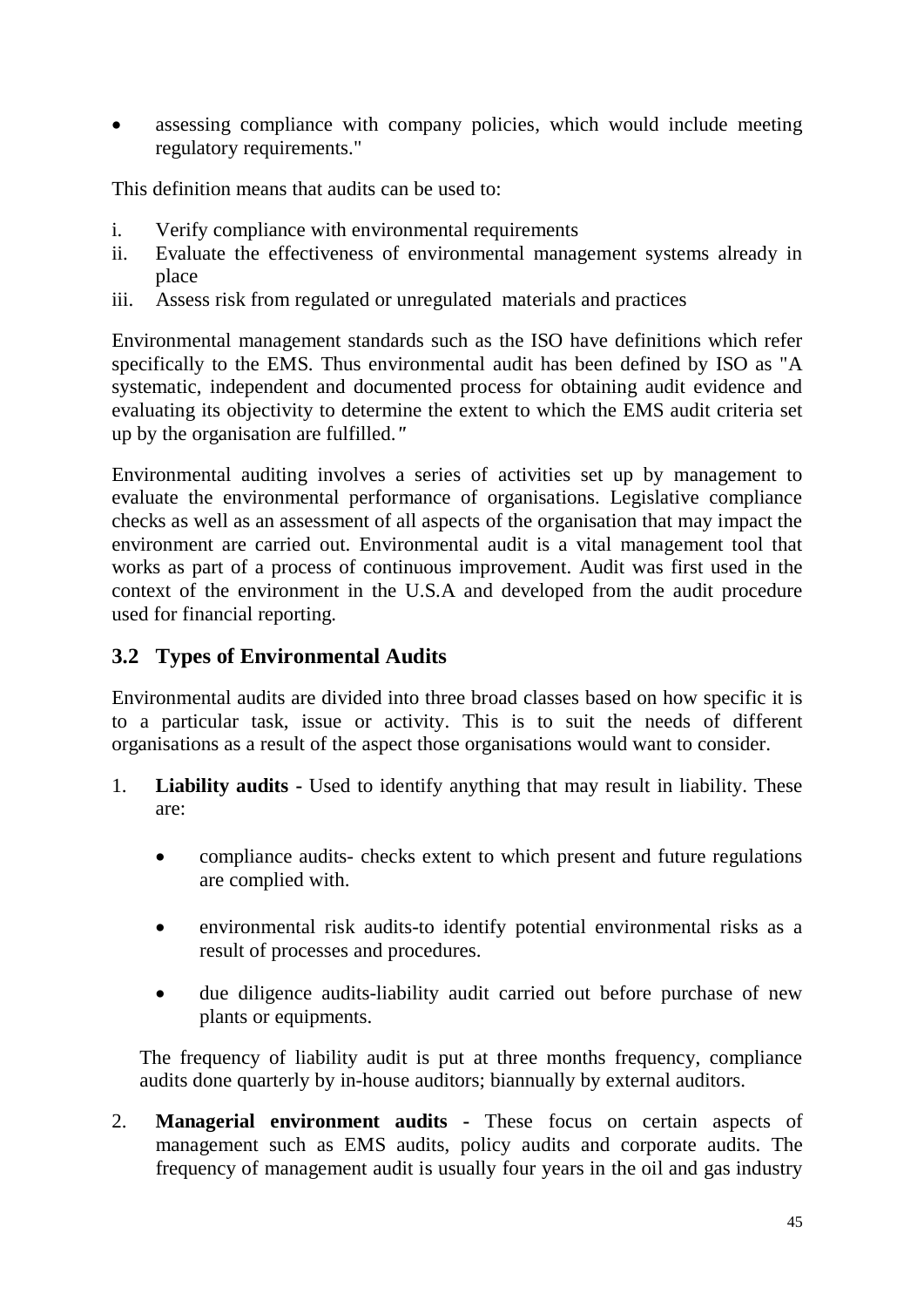- assessing compliance with company policies, which would include meeting regulatory requirements."

This definition means that audits can be used to:

i. Verify compliance with environmental requirements
ii. Evaluate the effectiveness of environmental management systems already in place
iii. Assess risk from regulated or unregulated materials and practices

Environmental management standards such as the ISO have definitions which refer specifically to the EMS. Thus environmental audit has been defined by ISO as "A systematic, independent and documented process for obtaining audit evidence and evaluating its objectivity to determine the extent to which the EMS audit criteria set up by the organisation are fulfilled.″

Environmental auditing involves a series of activities set up by management to evaluate the environmental performance of organisations. Legislative compliance checks as well as an assessment of all aspects of the organisation that may impact the environment are carried out. Environmental audit is a vital management tool that works as part of a process of continuous improvement. Audit was first used in the context of the environment in the U.S.A and developed from the audit procedure used for financial reporting.

## 3.2 Types of Environmental Audits

Environmental audits are divided into three broad classes based on how specific it is to a particular task, issue or activity. This is to suit the needs of different organisations as a result of the aspect those organisations would want to consider.

1. **Liability audits -** Used to identify anything that may result in liability. These are:

   - compliance audits- checks extent to which present and future regulations are complied with.

   - environmental risk audits-to identify potential environmental risks as a result of processes and procedures.

   - due diligence audits-liability audit carried out before purchase of new plants or equipments.

   The frequency of liability audit is put at three months frequency, compliance audits done quarterly by in-house auditors; biannually by external auditors.

2. **Managerial environment audits -** These focus on certain aspects of management such as EMS audits, policy audits and corporate audits. The frequency of management audit is usually four years in the oil and gas industry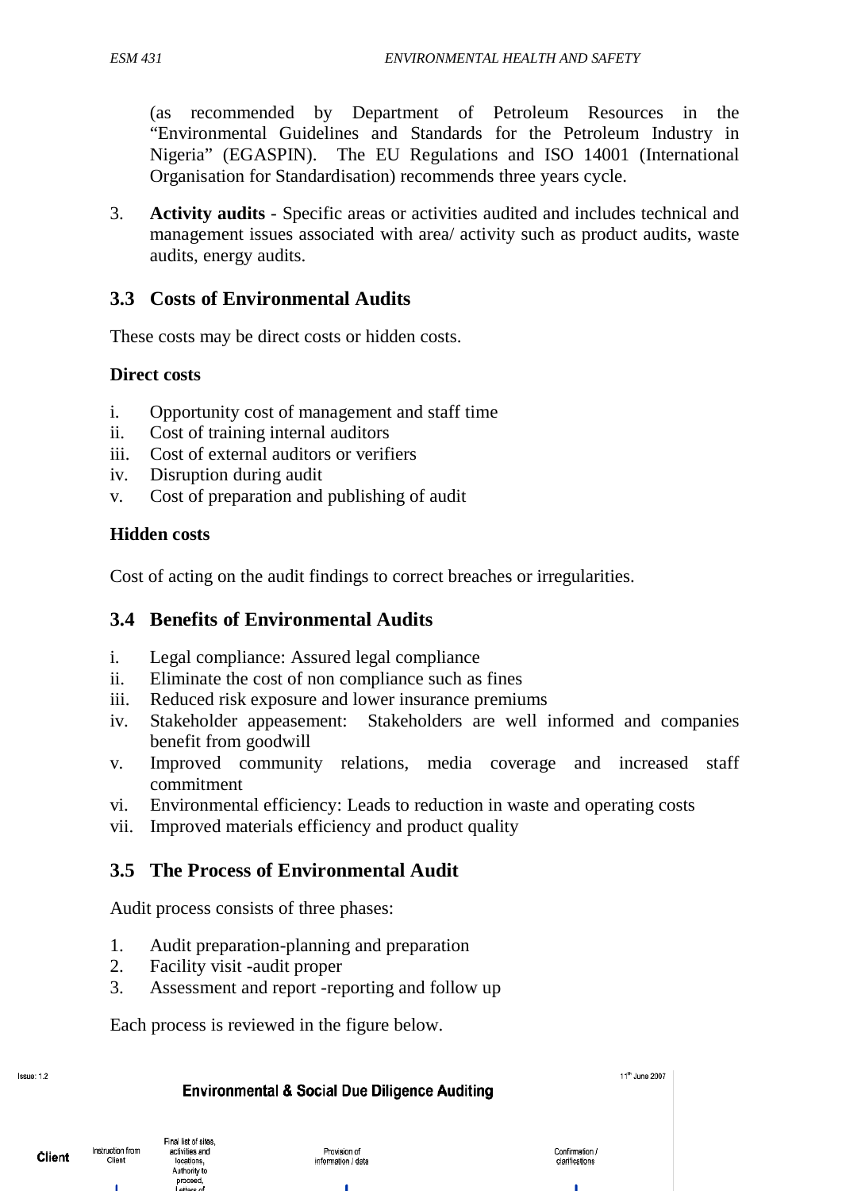(as recommended by Department of Petroleum Resources in the "Environmental Guidelines and Standards for the Petroleum Industry in Nigeria" (EGASPIN). The EU Regulations and ISO 14001 (International Organisation for Standardisation) recommends three years cycle.

3. **Activity audits** - Specific areas or activities audited and includes technical and management issues associated with area/ activity such as product audits, waste audits, energy audits.

## 3.3 Costs of Environmental Audits

These costs may be direct costs or hidden costs.

**Direct costs**

i. Opportunity cost of management and staff time
ii. Cost of training internal auditors
iii. Cost of external auditors or verifiers
iv. Disruption during audit
v. Cost of preparation and publishing of audit

**Hidden costs**

Cost of acting on the audit findings to correct breaches or irregularities.

## 3.4 Benefits of Environmental Audits

i. Legal compliance: Assured legal compliance
ii. Eliminate the cost of non compliance such as fines
iii. Reduced risk exposure and lower insurance premiums
iv. Stakeholder appeasement: Stakeholders are well informed and companies benefit from goodwill
v. Improved community relations, media coverage and increased staff commitment
vi. Environmental efficiency: Leads to reduction in waste and operating costs
vii. Improved materials efficiency and product quality

## 3.5 The Process of Environmental Audit

Audit process consists of three phases:

1. Audit preparation-planning and preparation
2. Facility visit -audit proper
3. Assessment and report -reporting and follow up

Each process is reviewed in the figure below.

Issue: 1.2 11th June 2007

**Environmental & Social Due Diligence Auditing**

Client — Instruction from Client — Final list of sites, activities and locations, Authority to proceed, Letters of — Provision of information / data — Confirmation / clarifications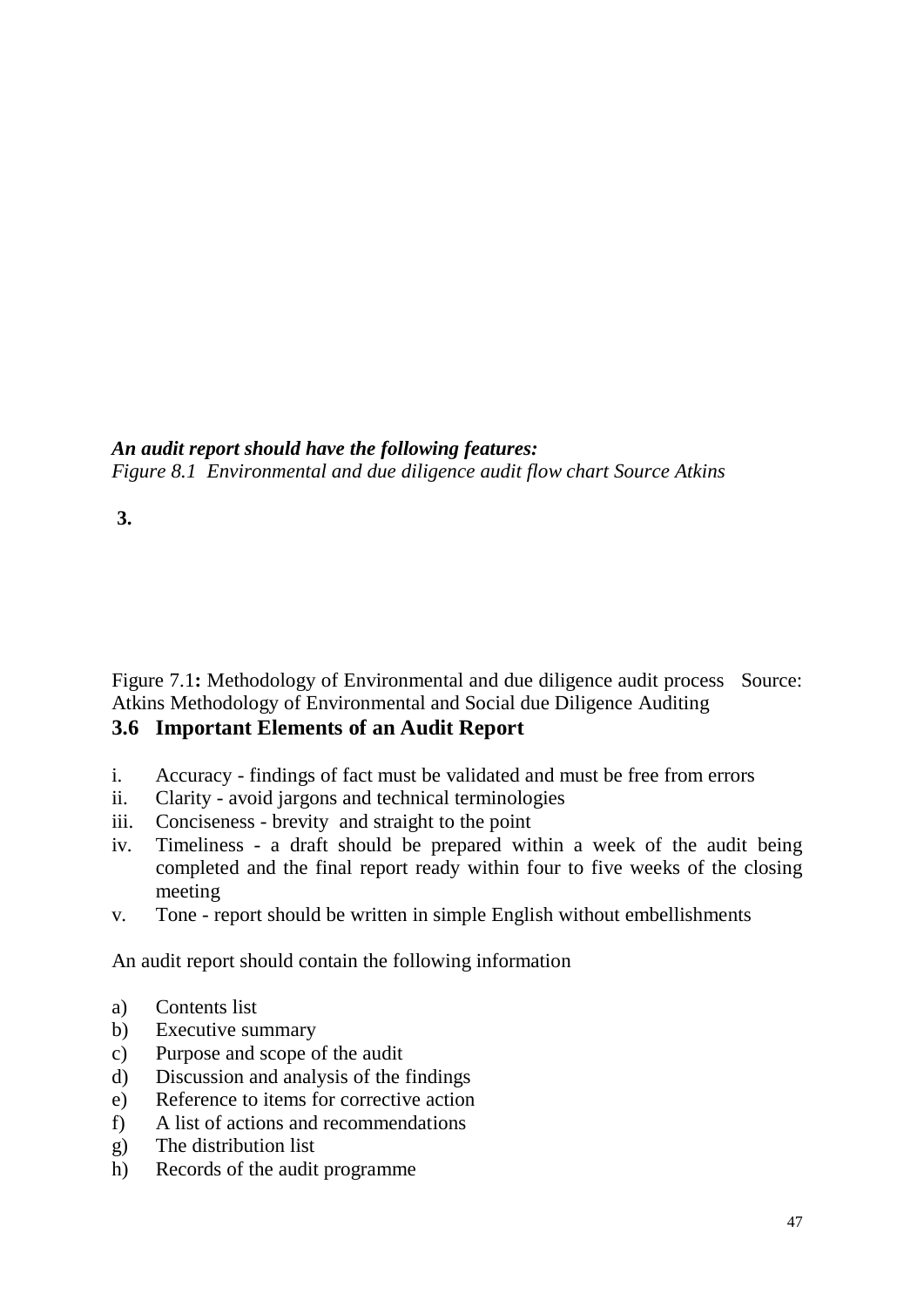***An audit report should have the following features:***

*Figure 8.1 Environmental and due diligence audit flow chart Source Atkins*

**3.**

Figure 7.1**:** Methodology of Environmental and due diligence audit process Source: Atkins Methodology of Environmental and Social due Diligence Auditing

## 3.6 Important Elements of an Audit Report

i. Accuracy - findings of fact must be validated and must be free from errors
ii. Clarity - avoid jargons and technical terminologies
iii. Conciseness - brevity and straight to the point
iv. Timeliness - a draft should be prepared within a week of the audit being completed and the final report ready within four to five weeks of the closing meeting
v. Tone - report should be written in simple English without embellishments

An audit report should contain the following information

a) Contents list
b) Executive summary
c) Purpose and scope of the audit
d) Discussion and analysis of the findings
e) Reference to items for corrective action
f) A list of actions and recommendations
g) The distribution list
h) Records of the audit programme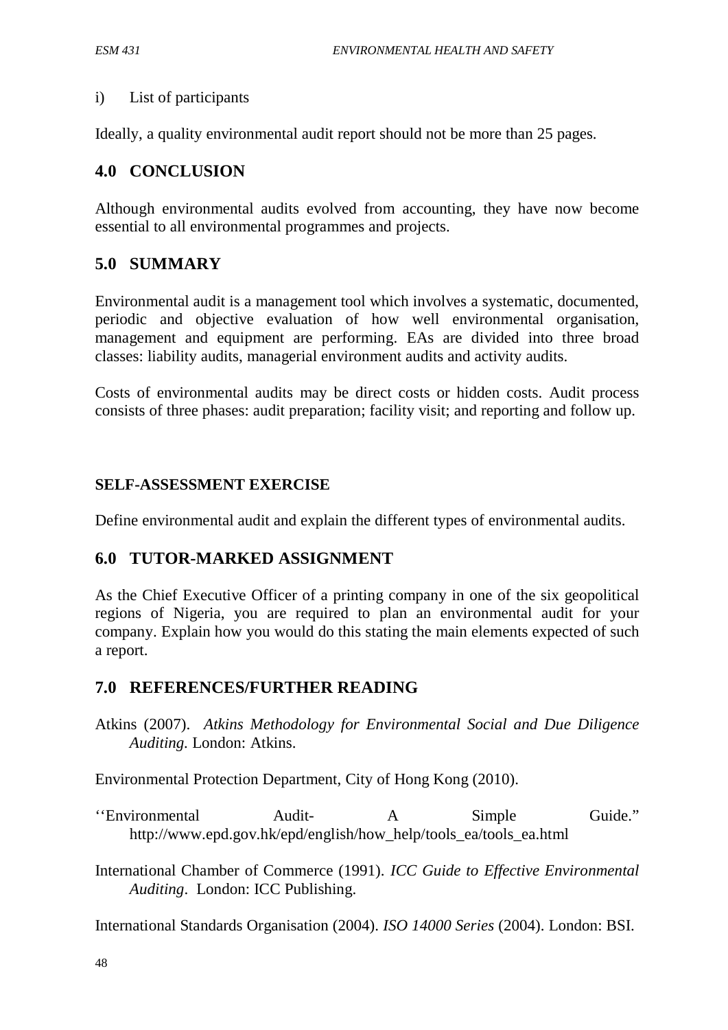i) List of participants

Ideally, a quality environmental audit report should not be more than 25 pages.

## 4.0 CONCLUSION

Although environmental audits evolved from accounting, they have now become essential to all environmental programmes and projects.

## 5.0 SUMMARY

Environmental audit is a management tool which involves a systematic, documented, periodic and objective evaluation of how well environmental organisation, management and equipment are performing. EAs are divided into three broad classes: liability audits, managerial environment audits and activity audits.

Costs of environmental audits may be direct costs or hidden costs. Audit process consists of three phases: audit preparation; facility visit; and reporting and follow up.

**SELF-ASSESSMENT EXERCISE**

Define environmental audit and explain the different types of environmental audits.

## 6.0 TUTOR-MARKED ASSIGNMENT

As the Chief Executive Officer of a printing company in one of the six geopolitical regions of Nigeria, you are required to plan an environmental audit for your company. Explain how you would do this stating the main elements expected of such a report.

## 7.0 REFERENCES/FURTHER READING

Atkins (2007). *Atkins Methodology for Environmental Social and Due Diligence Auditing.* London: Atkins.

Environmental Protection Department, City of Hong Kong (2010).

''Environmental Audit- A Simple Guide." http://www.epd.gov.hk/epd/english/how_help/tools_ea/tools_ea.html

International Chamber of Commerce (1991). *ICC Guide to Effective Environmental Auditing*. London: ICC Publishing.

International Standards Organisation (2004). *ISO 14000 Series* (2004). London: BSI.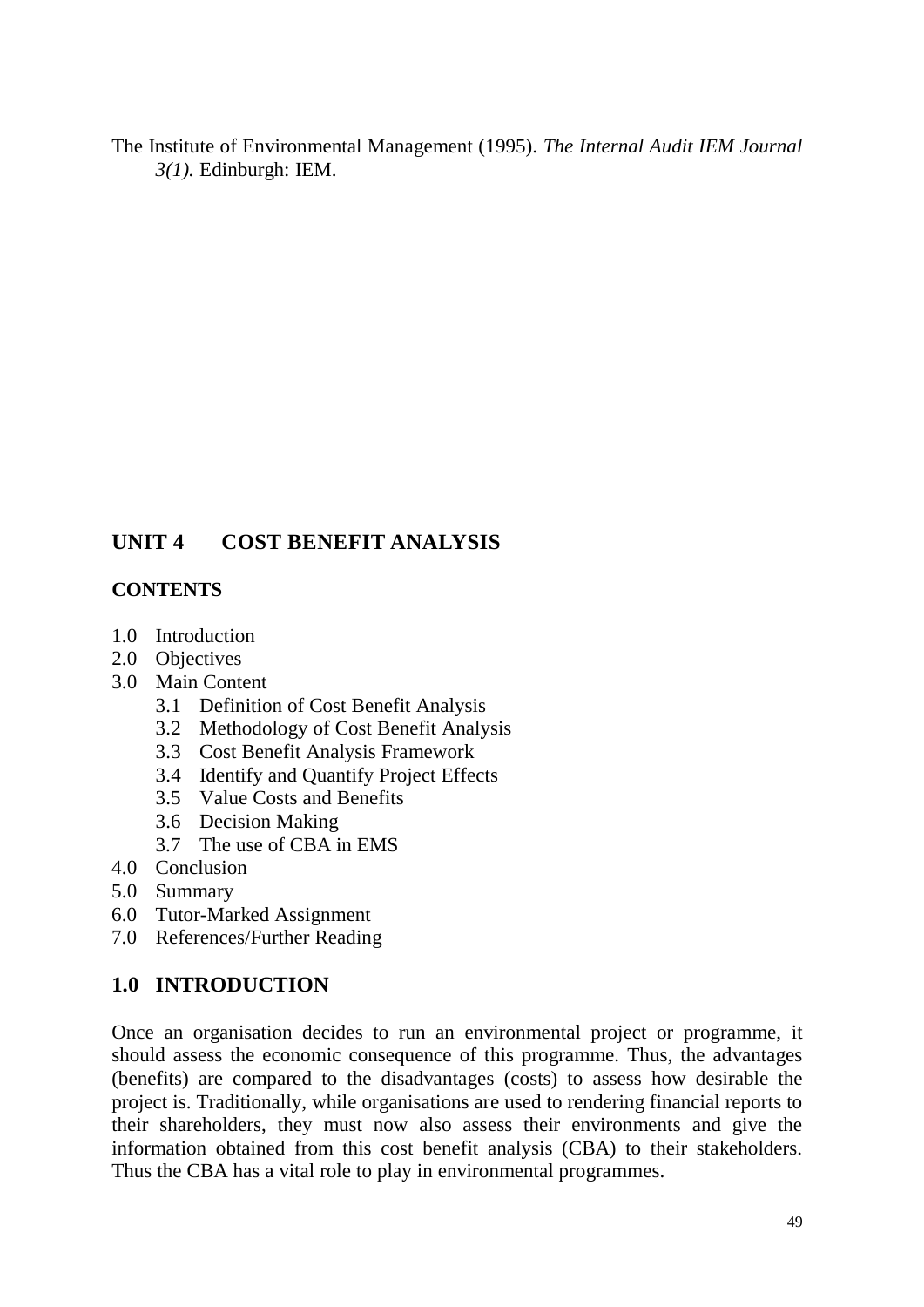The Institute of Environmental Management (1995). *The Internal Audit IEM Journal 3(1).* Edinburgh: IEM.

## UNIT 4 COST BENEFIT ANALYSIS

**CONTENTS**

- 1.0 Introduction
- 2.0 Objectives
- 3.0 Main Content
    - 3.1 Definition of Cost Benefit Analysis
    - 3.2 Methodology of Cost Benefit Analysis
    - 3.3 Cost Benefit Analysis Framework
    - 3.4 Identify and Quantify Project Effects
    - 3.5 Value Costs and Benefits
    - 3.6 Decision Making
    - 3.7 The use of CBA in EMS
- 4.0 Conclusion
- 5.0 Summary
- 6.0 Tutor-Marked Assignment
- 7.0 References/Further Reading

### 1.0 INTRODUCTION

Once an organisation decides to run an environmental project or programme, it should assess the economic consequence of this programme. Thus, the advantages (benefits) are compared to the disadvantages (costs) to assess how desirable the project is. Traditionally, while organisations are used to rendering financial reports to their shareholders, they must now also assess their environments and give the information obtained from this cost benefit analysis (CBA) to their stakeholders. Thus the CBA has a vital role to play in environmental programmes.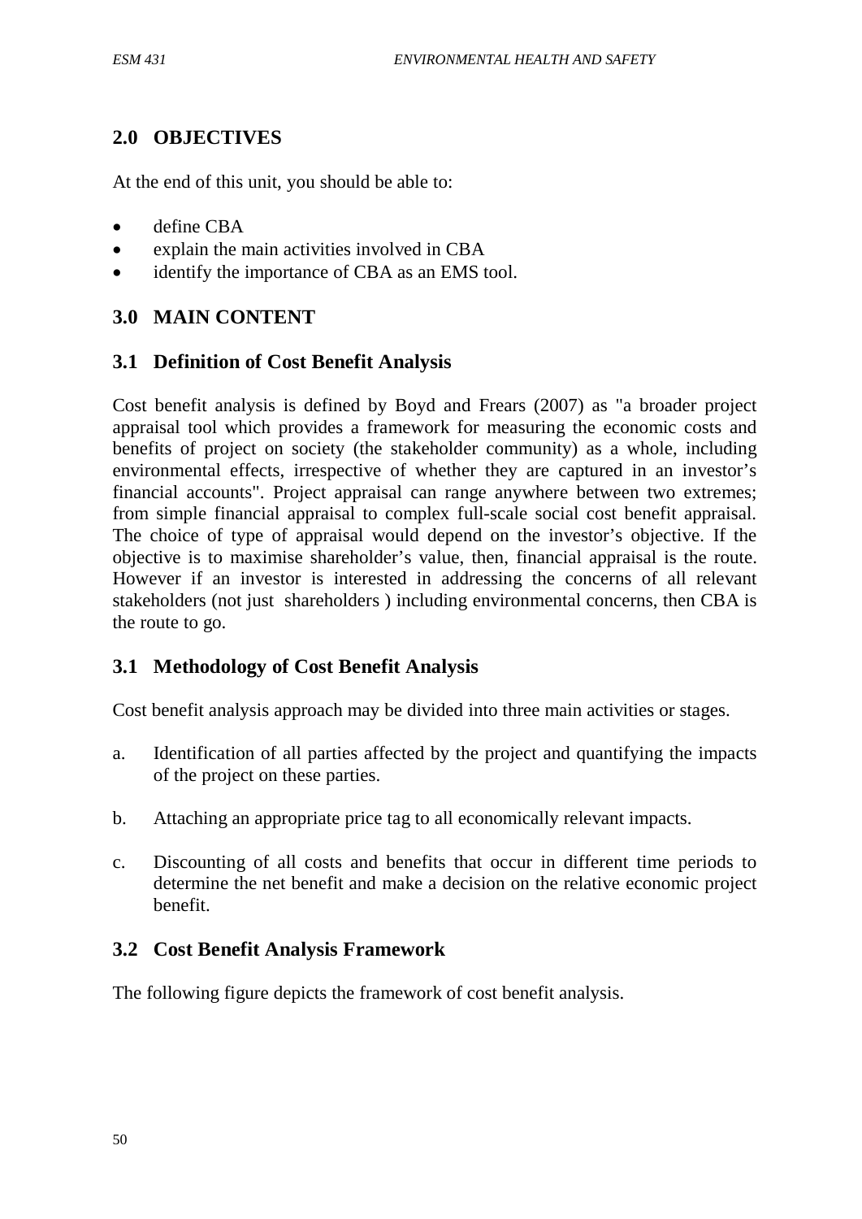## 2.0 OBJECTIVES

At the end of this unit, you should be able to:

- define CBA
- explain the main activities involved in CBA
- identify the importance of CBA as an EMS tool.

## 3.0 MAIN CONTENT

### 3.1 Definition of Cost Benefit Analysis

Cost benefit analysis is defined by Boyd and Frears (2007) as "a broader project appraisal tool which provides a framework for measuring the economic costs and benefits of project on society (the stakeholder community) as a whole, including environmental effects, irrespective of whether they are captured in an investor's financial accounts". Project appraisal can range anywhere between two extremes; from simple financial appraisal to complex full-scale social cost benefit appraisal. The choice of type of appraisal would depend on the investor's objective. If the objective is to maximise shareholder's value, then, financial appraisal is the route. However if an investor is interested in addressing the concerns of all relevant stakeholders (not just shareholders ) including environmental concerns, then CBA is the route to go.

### 3.1 Methodology of Cost Benefit Analysis

Cost benefit analysis approach may be divided into three main activities or stages.

a. Identification of all parties affected by the project and quantifying the impacts of the project on these parties.

b. Attaching an appropriate price tag to all economically relevant impacts.

c. Discounting of all costs and benefits that occur in different time periods to determine the net benefit and make a decision on the relative economic project benefit.

### 3.2 Cost Benefit Analysis Framework

The following figure depicts the framework of cost benefit analysis.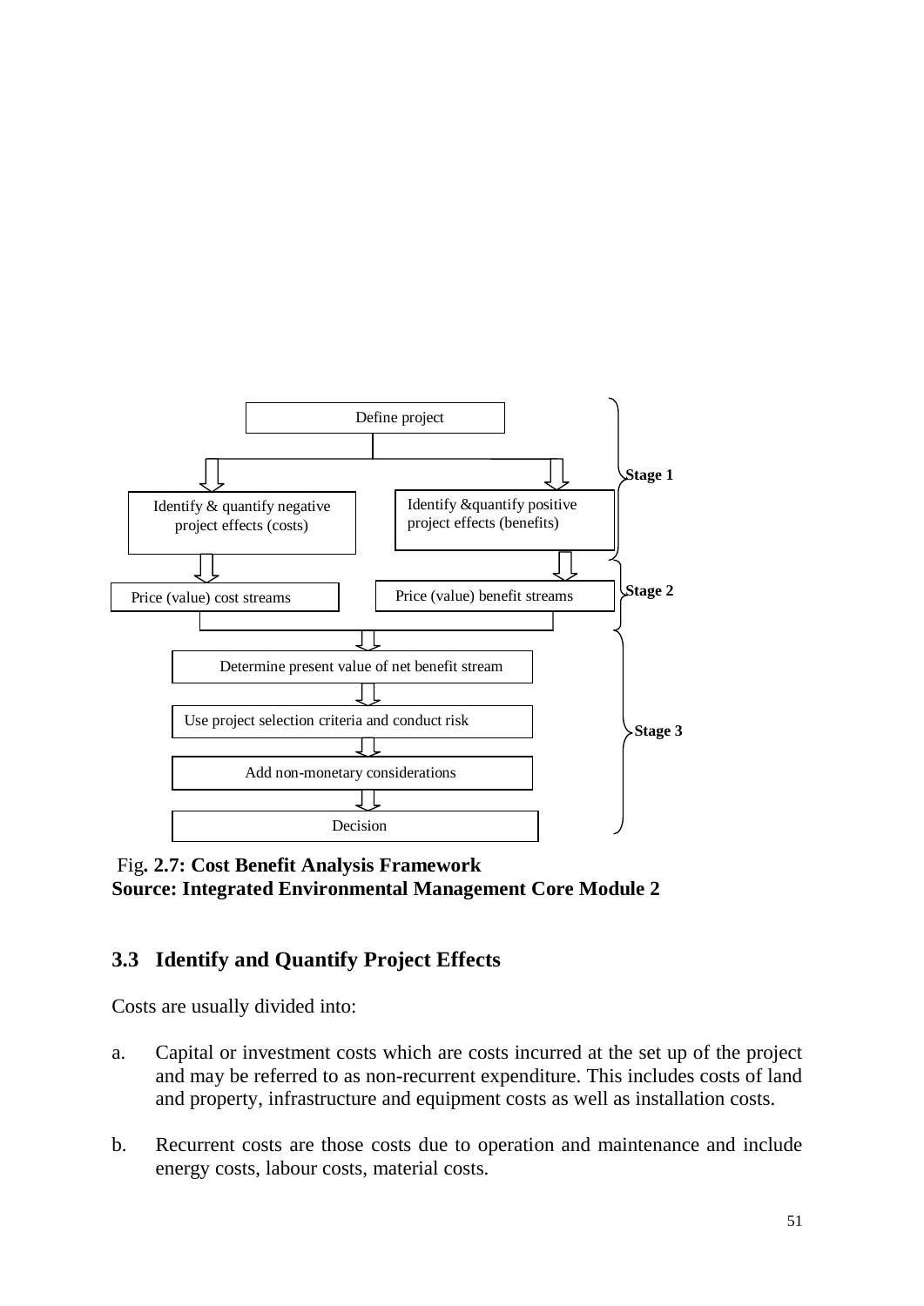Define project

Identify & quantify negative project effects (costs)

Identify &quantify positive project effects (benefits)

Stage 1

Price (value) cost streams

Price (value) benefit streams

Stage 2

Determine present value of net benefit stream

Use project selection criteria and conduct risk

Add non-monetary considerations

Decision

Stage 3

Fig**. 2.7: Cost Benefit Analysis Framework**
**Source: Integrated Environmental Management Core Module 2**

## 3.3 Identify and Quantify Project Effects

Costs are usually divided into:

a. Capital or investment costs which are costs incurred at the set up of the project and may be referred to as non-recurrent expenditure. This includes costs of land and property, infrastructure and equipment costs as well as installation costs.

b. Recurrent costs are those costs due to operation and maintenance and include energy costs, labour costs, material costs.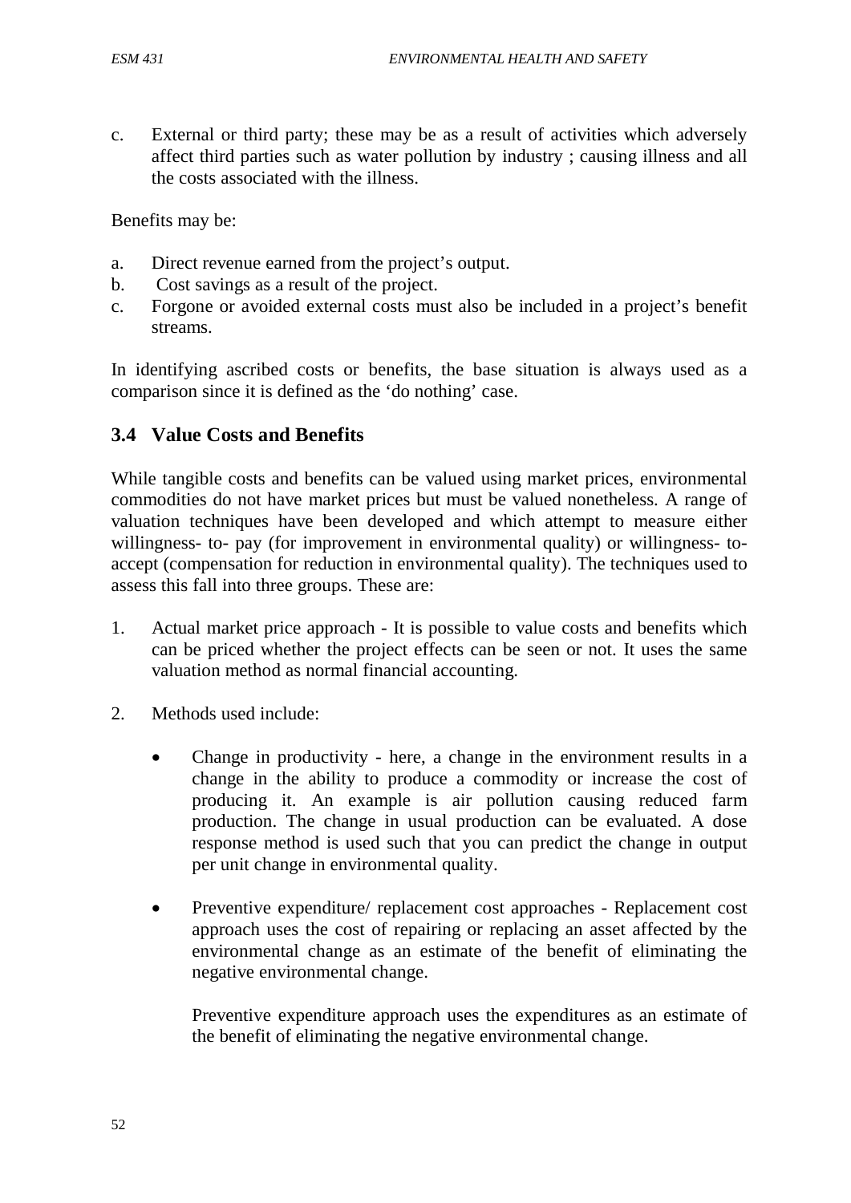c. External or third party; these may be as a result of activities which adversely affect third parties such as water pollution by industry ; causing illness and all the costs associated with the illness.

Benefits may be:

a. Direct revenue earned from the project's output.
b. Cost savings as a result of the project.
c. Forgone or avoided external costs must also be included in a project's benefit streams.

In identifying ascribed costs or benefits, the base situation is always used as a comparison since it is defined as the 'do nothing' case.

## 3.4 Value Costs and Benefits

While tangible costs and benefits can be valued using market prices, environmental commodities do not have market prices but must be valued nonetheless. A range of valuation techniques have been developed and which attempt to measure either willingness- to- pay (for improvement in environmental quality) or willingness- to-accept (compensation for reduction in environmental quality). The techniques used to assess this fall into three groups. These are:

1. Actual market price approach - It is possible to value costs and benefits which can be priced whether the project effects can be seen or not. It uses the same valuation method as normal financial accounting.

2. Methods used include:

    - Change in productivity - here, a change in the environment results in a change in the ability to produce a commodity or increase the cost of producing it. An example is air pollution causing reduced farm production. The change in usual production can be evaluated. A dose response method is used such that you can predict the change in output per unit change in environmental quality.

    - Preventive expenditure/ replacement cost approaches - Replacement cost approach uses the cost of repairing or replacing an asset affected by the environmental change as an estimate of the benefit of eliminating the negative environmental change.

      Preventive expenditure approach uses the expenditures as an estimate of the benefit of eliminating the negative environmental change.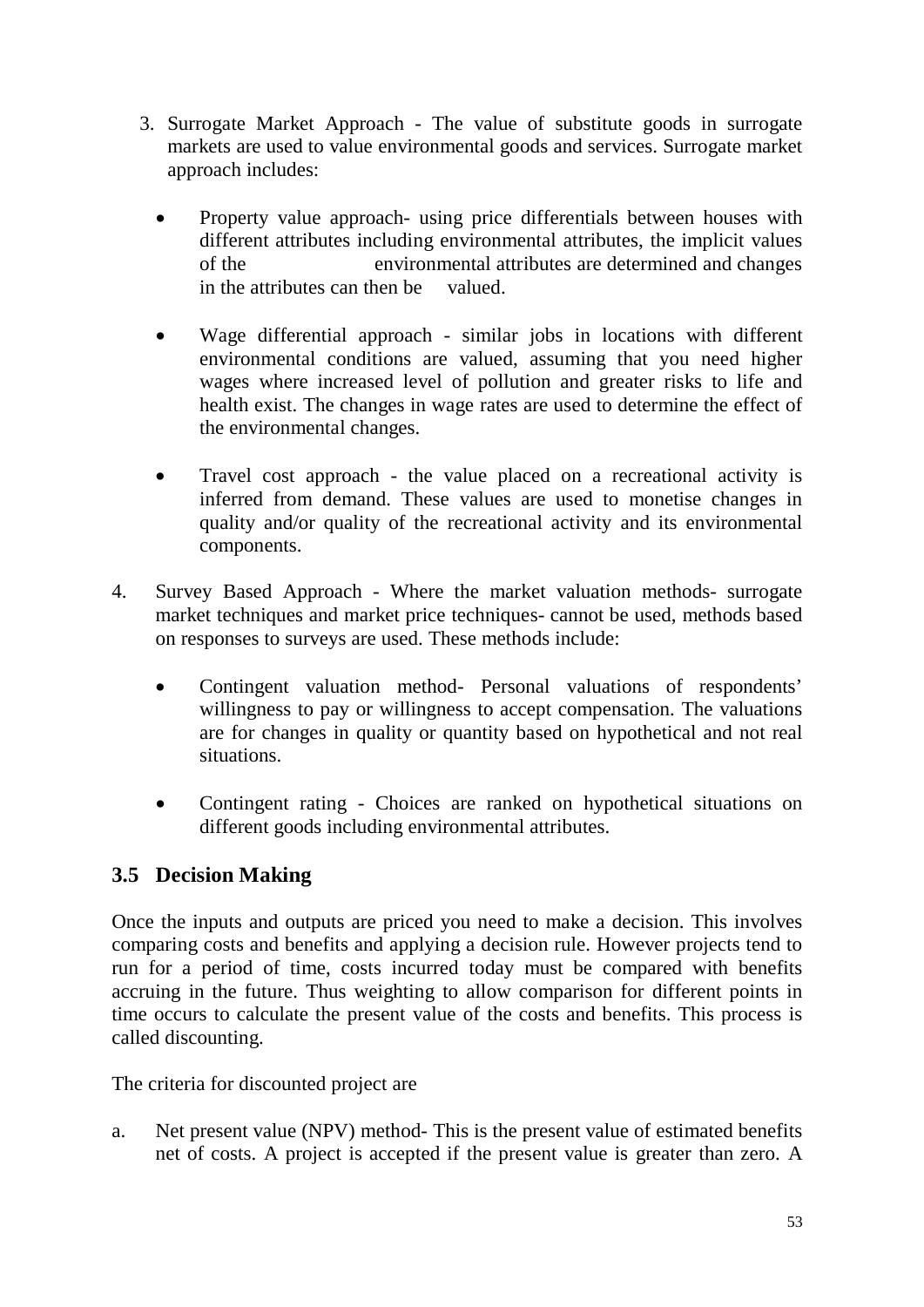3. Surrogate Market Approach - The value of substitute goods in surrogate markets are used to value environmental goods and services. Surrogate market approach includes:

    - Property value approach- using price differentials between houses with different attributes including environmental attributes, the implicit values of the environmental attributes are determined and changes in the attributes can then be valued.

    - Wage differential approach - similar jobs in locations with different environmental conditions are valued, assuming that you need higher wages where increased level of pollution and greater risks to life and health exist. The changes in wage rates are used to determine the effect of the environmental changes.

    - Travel cost approach - the value placed on a recreational activity is inferred from demand. These values are used to monetise changes in quality and/or quality of the recreational activity and its environmental components.

4. Survey Based Approach - Where the market valuation methods- surrogate market techniques and market price techniques- cannot be used, methods based on responses to surveys are used. These methods include:

    - Contingent valuation method- Personal valuations of respondents' willingness to pay or willingness to accept compensation. The valuations are for changes in quality or quantity based on hypothetical and not real situations.

    - Contingent rating - Choices are ranked on hypothetical situations on different goods including environmental attributes.

## 3.5 Decision Making

Once the inputs and outputs are priced you need to make a decision. This involves comparing costs and benefits and applying a decision rule. However projects tend to run for a period of time, costs incurred today must be compared with benefits accruing in the future. Thus weighting to allow comparison for different points in time occurs to calculate the present value of the costs and benefits. This process is called discounting.

The criteria for discounted project are

a. Net present value (NPV) method- This is the present value of estimated benefits net of costs. A project is accepted if the present value is greater than zero. A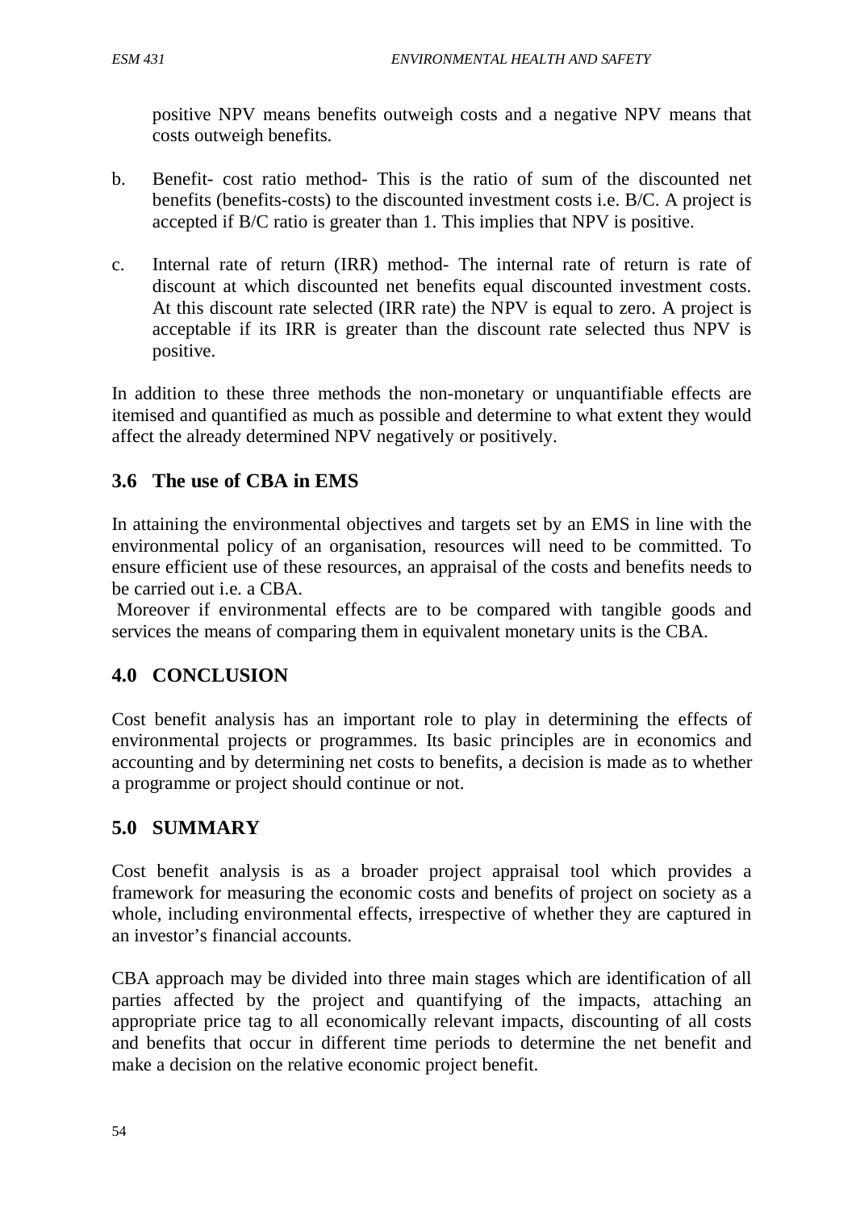positive NPV means benefits outweigh costs and a negative NPV means that costs outweigh benefits.

b. Benefit- cost ratio method- This is the ratio of sum of the discounted net benefits (benefits-costs) to the discounted investment costs i.e. B/C. A project is accepted if B/C ratio is greater than 1. This implies that NPV is positive.

c. Internal rate of return (IRR) method- The internal rate of return is rate of discount at which discounted net benefits equal discounted investment costs. At this discount rate selected (IRR rate) the NPV is equal to zero. A project is acceptable if its IRR is greater than the discount rate selected thus NPV is positive.

In addition to these three methods the non-monetary or unquantifiable effects are itemised and quantified as much as possible and determine to what extent they would affect the already determined NPV negatively or positively.

## 3.6 The use of CBA in EMS

In attaining the environmental objectives and targets set by an EMS in line with the environmental policy of an organisation, resources will need to be committed. To ensure efficient use of these resources, an appraisal of the costs and benefits needs to be carried out i.e. a CBA.

Moreover if environmental effects are to be compared with tangible goods and services the means of comparing them in equivalent monetary units is the CBA.

## 4.0 CONCLUSION

Cost benefit analysis has an important role to play in determining the effects of environmental projects or programmes. Its basic principles are in economics and accounting and by determining net costs to benefits, a decision is made as to whether a programme or project should continue or not.

## 5.0 SUMMARY

Cost benefit analysis is as a broader project appraisal tool which provides a framework for measuring the economic costs and benefits of project on society as a whole, including environmental effects, irrespective of whether they are captured in an investor's financial accounts.

CBA approach may be divided into three main stages which are identification of all parties affected by the project and quantifying of the impacts, attaching an appropriate price tag to all economically relevant impacts, discounting of all costs and benefits that occur in different time periods to determine the net benefit and make a decision on the relative economic project benefit.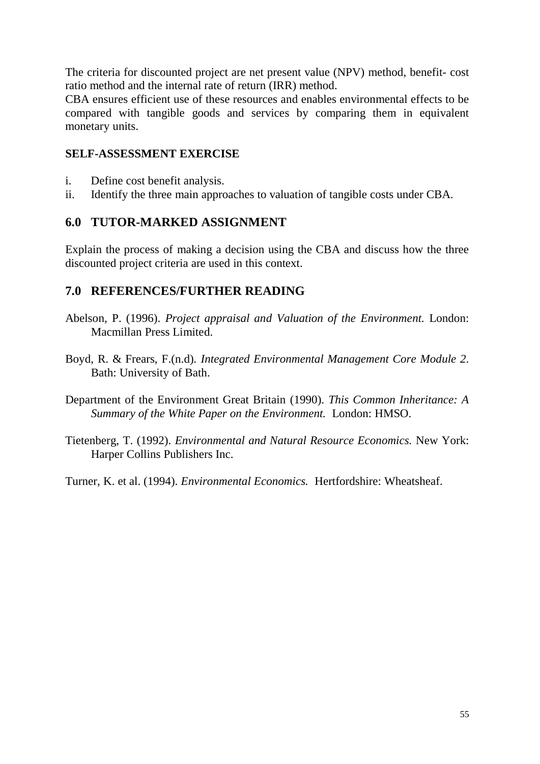The criteria for discounted project are net present value (NPV) method, benefit- cost ratio method and the internal rate of return (IRR) method.
CBA ensures efficient use of these resources and enables environmental effects to be compared with tangible goods and services by comparing them in equivalent monetary units.

**SELF-ASSESSMENT EXERCISE**

i. Define cost benefit analysis.
ii. Identify the three main approaches to valuation of tangible costs under CBA.

## 6.0 TUTOR-MARKED ASSIGNMENT

Explain the process of making a decision using the CBA and discuss how the three discounted project criteria are used in this context.

## 7.0 REFERENCES/FURTHER READING

Abelson, P. (1996). *Project appraisal and Valuation of the Environment.* London: Macmillan Press Limited.

Boyd, R. & Frears, F.(n.d). *Integrated Environmental Management Core Module 2*. Bath: University of Bath.

Department of the Environment Great Britain (1990). *This Common Inheritance: A Summary of the White Paper on the Environment.* London: HMSO.

Tietenberg, T. (1992). *Environmental and Natural Resource Economics.* New York: Harper Collins Publishers Inc.

Turner, K. et al. (1994). *Environmental Economics.* Hertfordshire: Wheatsheaf.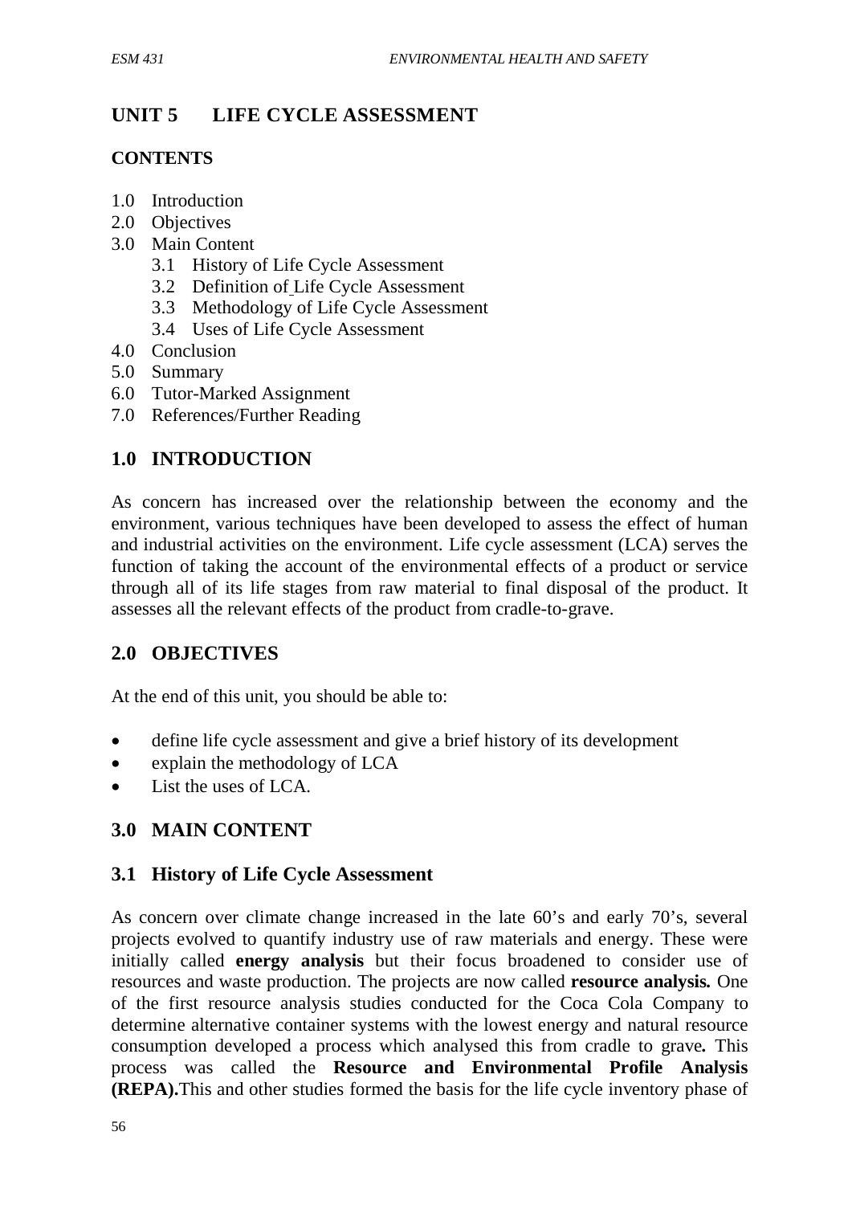## UNIT 5 LIFE CYCLE ASSESSMENT

### CONTENTS

1.0 Introduction
2.0 Objectives
3.0 Main Content
  3.1 History of Life Cycle Assessment
  3.2 Definition of Life Cycle Assessment
  3.3 Methodology of Life Cycle Assessment
  3.4 Uses of Life Cycle Assessment
4.0 Conclusion
5.0 Summary
6.0 Tutor-Marked Assignment
7.0 References/Further Reading

## 1.0 INTRODUCTION

As concern has increased over the relationship between the economy and the environment, various techniques have been developed to assess the effect of human and industrial activities on the environment. Life cycle assessment (LCA) serves the function of taking the account of the environmental effects of a product or service through all of its life stages from raw material to final disposal of the product. It assesses all the relevant effects of the product from cradle-to-grave.

## 2.0 OBJECTIVES

At the end of this unit, you should be able to:

- define life cycle assessment and give a brief history of its development
- explain the methodology of LCA
- List the uses of LCA.

## 3.0 MAIN CONTENT

### 3.1 History of Life Cycle Assessment

As concern over climate change increased in the late 60's and early 70's, several projects evolved to quantify industry use of raw materials and energy. These were initially called **energy analysis** but their focus broadened to consider use of resources and waste production. The projects are now called **resource analysis.** One of the first resource analysis studies conducted for the Coca Cola Company to determine alternative container systems with the lowest energy and natural resource consumption developed a process which analysed this from cradle to grave**.** This process was called the **Resource and Environmental Profile Analysis (REPA).**This and other studies formed the basis for the life cycle inventory phase of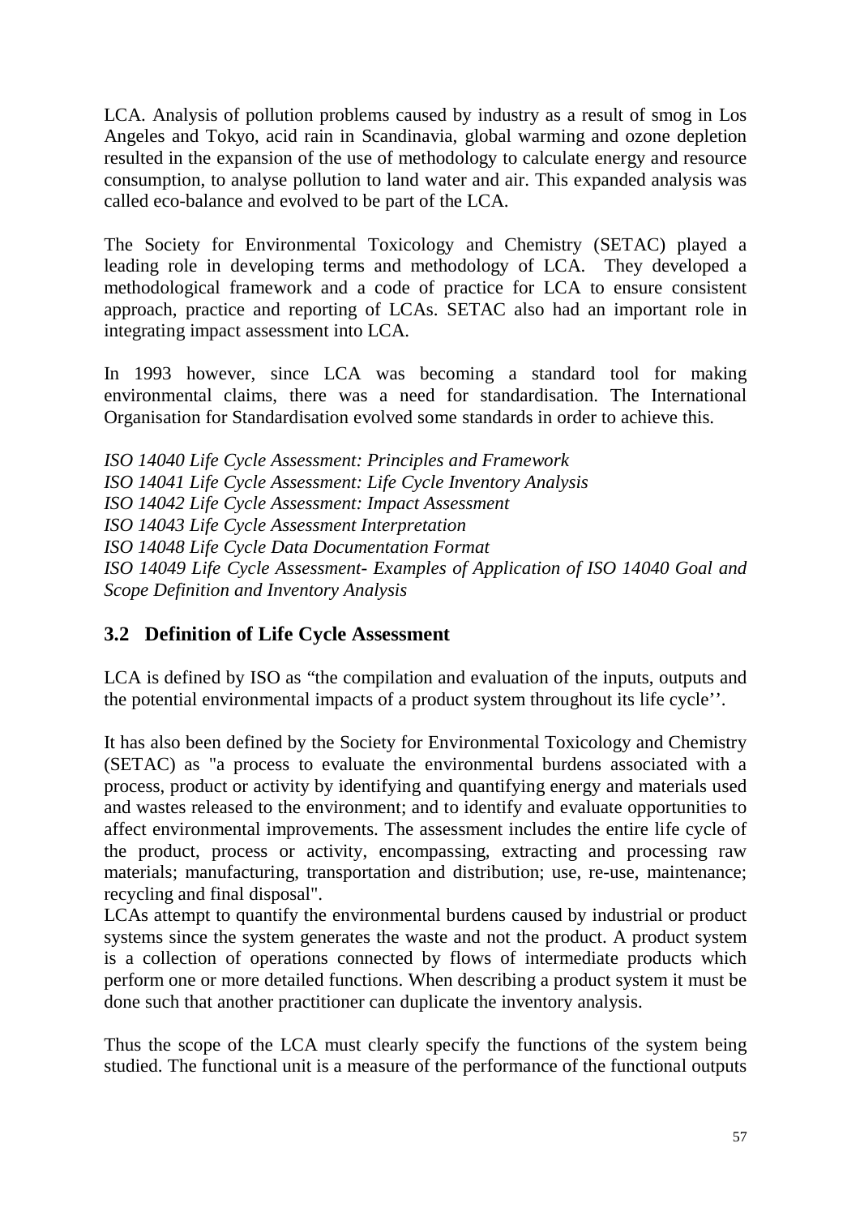LCA. Analysis of pollution problems caused by industry as a result of smog in Los Angeles and Tokyo, acid rain in Scandinavia, global warming and ozone depletion resulted in the expansion of the use of methodology to calculate energy and resource consumption, to analyse pollution to land water and air. This expanded analysis was called eco-balance and evolved to be part of the LCA.

The Society for Environmental Toxicology and Chemistry (SETAC) played a leading role in developing terms and methodology of LCA. They developed a methodological framework and a code of practice for LCA to ensure consistent approach, practice and reporting of LCAs. SETAC also had an important role in integrating impact assessment into LCA.

In 1993 however, since LCA was becoming a standard tool for making environmental claims, there was a need for standardisation. The International Organisation for Standardisation evolved some standards in order to achieve this.

*ISO 14040 Life Cycle Assessment: Principles and Framework*
*ISO 14041 Life Cycle Assessment: Life Cycle Inventory Analysis*
*ISO 14042 Life Cycle Assessment: Impact Assessment*
*ISO 14043 Life Cycle Assessment Interpretation*
*ISO 14048 Life Cycle Data Documentation Format*
*ISO 14049 Life Cycle Assessment- Examples of Application of ISO 14040 Goal and Scope Definition and Inventory Analysis*

## 3.2 Definition of Life Cycle Assessment

LCA is defined by ISO as "the compilation and evaluation of the inputs, outputs and the potential environmental impacts of a product system throughout its life cycle''.

It has also been defined by the Society for Environmental Toxicology and Chemistry (SETAC) as "a process to evaluate the environmental burdens associated with a process, product or activity by identifying and quantifying energy and materials used and wastes released to the environment; and to identify and evaluate opportunities to affect environmental improvements. The assessment includes the entire life cycle of the product, process or activity, encompassing, extracting and processing raw materials; manufacturing, transportation and distribution; use, re-use, maintenance; recycling and final disposal".
LCAs attempt to quantify the environmental burdens caused by industrial or product systems since the system generates the waste and not the product. A product system is a collection of operations connected by flows of intermediate products which perform one or more detailed functions. When describing a product system it must be done such that another practitioner can duplicate the inventory analysis.

Thus the scope of the LCA must clearly specify the functions of the system being studied. The functional unit is a measure of the performance of the functional outputs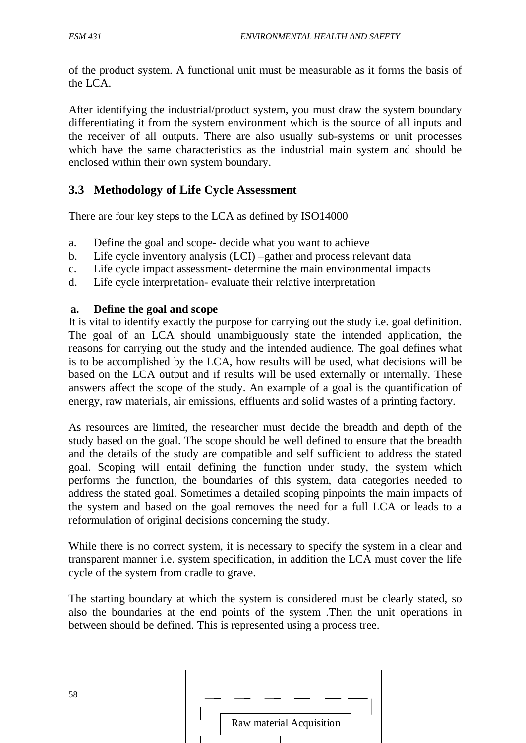of the product system. A functional unit must be measurable as it forms the basis of the LCA.

After identifying the industrial/product system, you must draw the system boundary differentiating it from the system environment which is the source of all inputs and the receiver of all outputs. There are also usually sub-systems or unit processes which have the same characteristics as the industrial main system and should be enclosed within their own system boundary.

## 3.3 Methodology of Life Cycle Assessment

There are four key steps to the LCA as defined by ISO14000

a. Define the goal and scope- decide what you want to achieve
b. Life cycle inventory analysis (LCI) –gather and process relevant data
c. Life cycle impact assessment- determine the main environmental impacts
d. Life cycle interpretation- evaluate their relative interpretation

**a. Define the goal and scope**

It is vital to identify exactly the purpose for carrying out the study i.e. goal definition. The goal of an LCA should unambiguously state the intended application, the reasons for carrying out the study and the intended audience. The goal defines what is to be accomplished by the LCA, how results will be used, what decisions will be based on the LCA output and if results will be used externally or internally. These answers affect the scope of the study. An example of a goal is the quantification of energy, raw materials, air emissions, effluents and solid wastes of a printing factory.

As resources are limited, the researcher must decide the breadth and depth of the study based on the goal. The scope should be well defined to ensure that the breadth and the details of the study are compatible and self sufficient to address the stated goal. Scoping will entail defining the function under study, the system which performs the function, the boundaries of this system, data categories needed to address the stated goal. Sometimes a detailed scoping pinpoints the main impacts of the system and based on the goal removes the need for a full LCA or leads to a reformulation of original decisions concerning the study.

While there is no correct system, it is necessary to specify the system in a clear and transparent manner i.e. system specification, in addition the LCA must cover the life cycle of the system from cradle to grave.

The starting boundary at which the system is considered must be clearly stated, so also the boundaries at the end points of the system .Then the unit operations in between should be defined. This is represented using a process tree.

Raw material Acquisition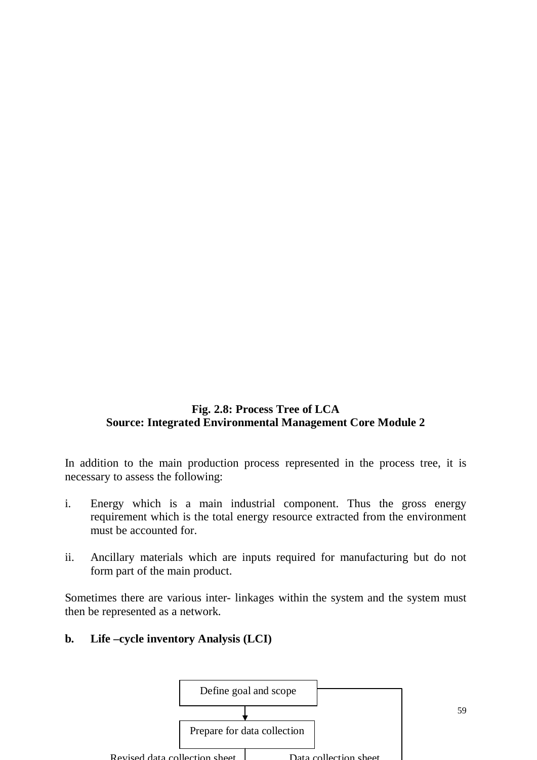**Fig. 2.8: Process Tree of LCA**
**Source: Integrated Environmental Management Core Module 2**

In addition to the main production process represented in the process tree, it is necessary to assess the following:

i. Energy which is a main industrial component. Thus the gross energy requirement which is the total energy resource extracted from the environment must be accounted for.

ii. Ancillary materials which are inputs required for manufacturing but do not form part of the main product.

Sometimes there are various inter- linkages within the system and the system must then be represented as a network.

**b. Life –cycle inventory Analysis (LCI)**

Define goal and scope

Prepare for data collection

Revised data collection sheet

Data collection sheet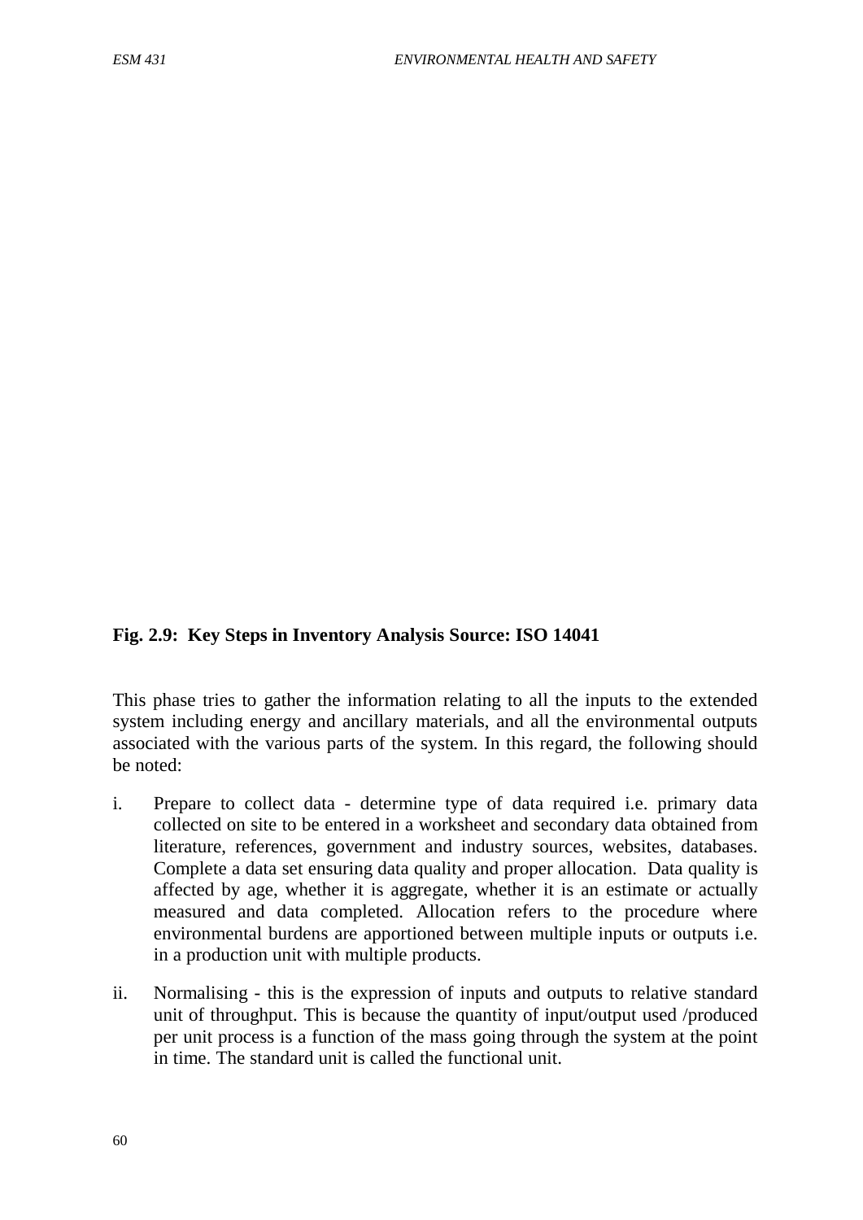**Fig. 2.9: Key Steps in Inventory Analysis Source: ISO 14041**

This phase tries to gather the information relating to all the inputs to the extended system including energy and ancillary materials, and all the environmental outputs associated with the various parts of the system. In this regard, the following should be noted:

i. Prepare to collect data - determine type of data required i.e. primary data collected on site to be entered in a worksheet and secondary data obtained from literature, references, government and industry sources, websites, databases. Complete a data set ensuring data quality and proper allocation. Data quality is affected by age, whether it is aggregate, whether it is an estimate or actually measured and data completed. Allocation refers to the procedure where environmental burdens are apportioned between multiple inputs or outputs i.e. in a production unit with multiple products.

ii. Normalising - this is the expression of inputs and outputs to relative standard unit of throughput. This is because the quantity of input/output used /produced per unit process is a function of the mass going through the system at the point in time. The standard unit is called the functional unit.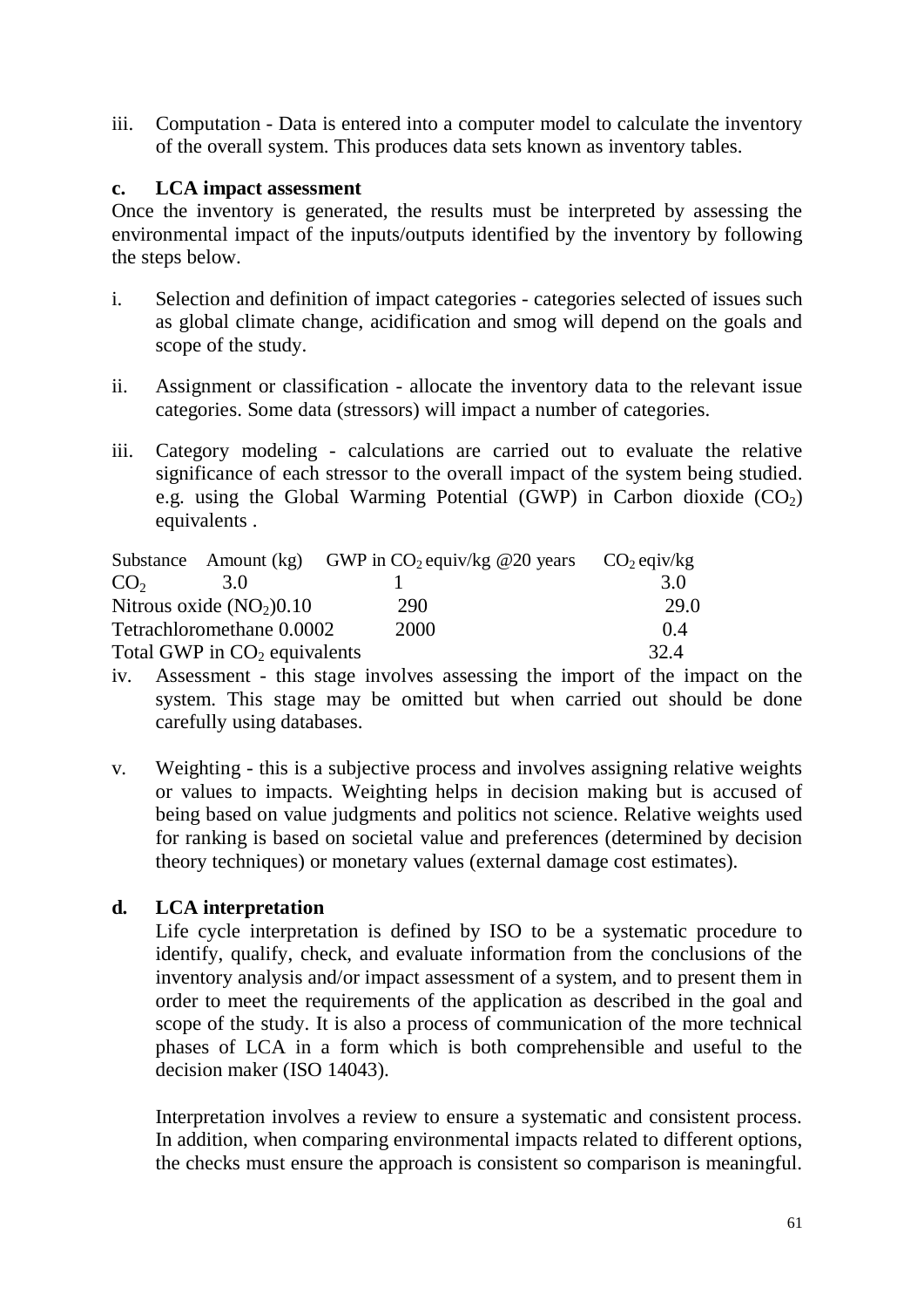iii. Computation - Data is entered into a computer model to calculate the inventory of the overall system. This produces data sets known as inventory tables.

**c. LCA impact assessment**

Once the inventory is generated, the results must be interpreted by assessing the environmental impact of the inputs/outputs identified by the inventory by following the steps below.

i. Selection and definition of impact categories - categories selected of issues such as global climate change, acidification and smog will depend on the goals and scope of the study.

ii. Assignment or classification - allocate the inventory data to the relevant issue categories. Some data (stressors) will impact a number of categories.

iii. Category modeling - calculations are carried out to evaluate the relative significance of each stressor to the overall impact of the system being studied. e.g. using the Global Warming Potential (GWP) in Carbon dioxide ($CO_2$) equivalents .

| Substance | Amount (kg) | GWP in $CO_2$ equiv/kg @20 years | $CO_2$ eqiv/kg |
|---|---|---|---|
| $CO_2$ | 3.0 | 1 | 3.0 |
| Nitrous oxide ($NO_2$) | 0.10 | 290 | 29.0 |
| Tetrachloromethane | 0.0002 | 2000 | 0.4 |
| Total GWP in $CO_2$ equivalents | | | 32.4 |

iv. Assessment - this stage involves assessing the import of the impact on the system. This stage may be omitted but when carried out should be done carefully using databases.

v. Weighting - this is a subjective process and involves assigning relative weights or values to impacts. Weighting helps in decision making but is accused of being based on value judgments and politics not science. Relative weights used for ranking is based on societal value and preferences (determined by decision theory techniques) or monetary values (external damage cost estimates).

**d. LCA interpretation**

Life cycle interpretation is defined by ISO to be a systematic procedure to identify, qualify, check, and evaluate information from the conclusions of the inventory analysis and/or impact assessment of a system, and to present them in order to meet the requirements of the application as described in the goal and scope of the study. It is also a process of communication of the more technical phases of LCA in a form which is both comprehensible and useful to the decision maker (ISO 14043).

Interpretation involves a review to ensure a systematic and consistent process. In addition, when comparing environmental impacts related to different options, the checks must ensure the approach is consistent so comparison is meaningful.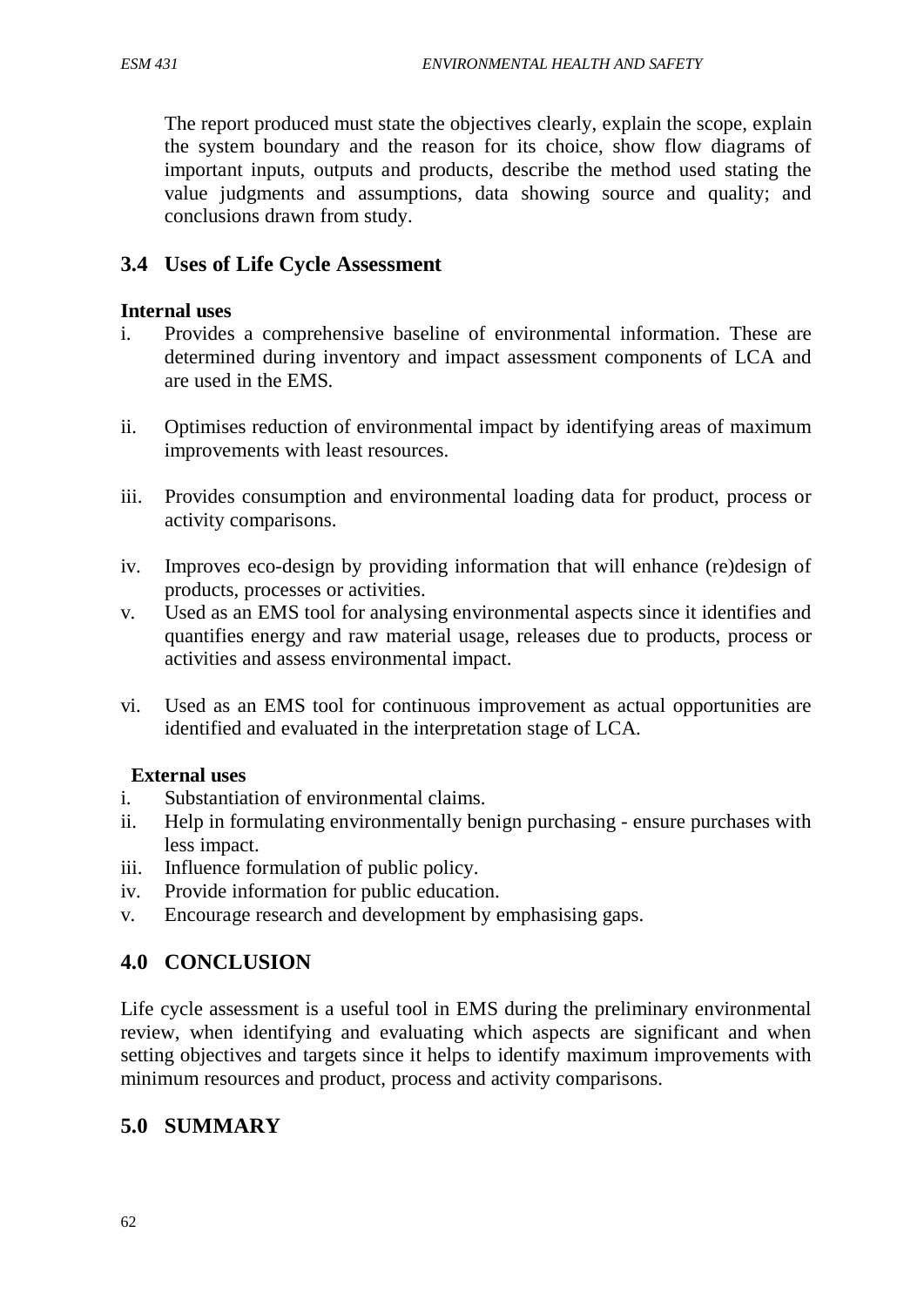The report produced must state the objectives clearly, explain the scope, explain the system boundary and the reason for its choice, show flow diagrams of important inputs, outputs and products, describe the method used stating the value judgments and assumptions, data showing source and quality; and conclusions drawn from study.

## 3.4 Uses of Life Cycle Assessment

**Internal uses**

i. Provides a comprehensive baseline of environmental information. These are determined during inventory and impact assessment components of LCA and are used in the EMS.

ii. Optimises reduction of environmental impact by identifying areas of maximum improvements with least resources.

iii. Provides consumption and environmental loading data for product, process or activity comparisons.

iv. Improves eco-design by providing information that will enhance (re)design of products, processes or activities.

v. Used as an EMS tool for analysing environmental aspects since it identifies and quantifies energy and raw material usage, releases due to products, process or activities and assess environmental impact.

vi. Used as an EMS tool for continuous improvement as actual opportunities are identified and evaluated in the interpretation stage of LCA.

**External uses**

i. Substantiation of environmental claims.
ii. Help in formulating environmentally benign purchasing - ensure purchases with less impact.
iii. Influence formulation of public policy.
iv. Provide information for public education.
v. Encourage research and development by emphasising gaps.

## 4.0 CONCLUSION

Life cycle assessment is a useful tool in EMS during the preliminary environmental review, when identifying and evaluating which aspects are significant and when setting objectives and targets since it helps to identify maximum improvements with minimum resources and product, process and activity comparisons.

## 5.0 SUMMARY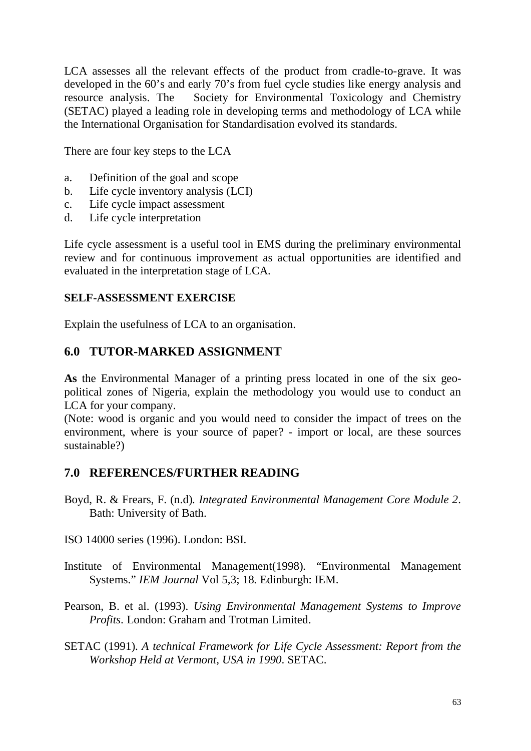LCA assesses all the relevant effects of the product from cradle-to-grave. It was developed in the 60's and early 70's from fuel cycle studies like energy analysis and resource analysis. The Society for Environmental Toxicology and Chemistry (SETAC) played a leading role in developing terms and methodology of LCA while the International Organisation for Standardisation evolved its standards.

There are four key steps to the LCA

a. Definition of the goal and scope
b. Life cycle inventory analysis (LCI)
c. Life cycle impact assessment
d. Life cycle interpretation

Life cycle assessment is a useful tool in EMS during the preliminary environmental review and for continuous improvement as actual opportunities are identified and evaluated in the interpretation stage of LCA.

**SELF-ASSESSMENT EXERCISE**

Explain the usefulness of LCA to an organisation.

## 6.0 TUTOR-MARKED ASSIGNMENT

**As** the Environmental Manager of a printing press located in one of the six geo-political zones of Nigeria, explain the methodology you would use to conduct an LCA for your company.
(Note: wood is organic and you would need to consider the impact of trees on the environment, where is your source of paper? - import or local, are these sources sustainable?)

## 7.0 REFERENCES/FURTHER READING

Boyd, R. & Frears, F. (n.d). *Integrated Environmental Management Core Module 2*. Bath: University of Bath.

ISO 14000 series (1996). London: BSI.

Institute of Environmental Management(1998). "Environmental Management Systems." *IEM Journal* Vol 5,3; 18. Edinburgh: IEM.

Pearson, B. et al. (1993). *Using Environmental Management Systems to Improve Profits*. London: Graham and Trotman Limited.

SETAC (1991). *A technical Framework for Life Cycle Assessment: Report from the Workshop Held at Vermont, USA in 1990*. SETAC.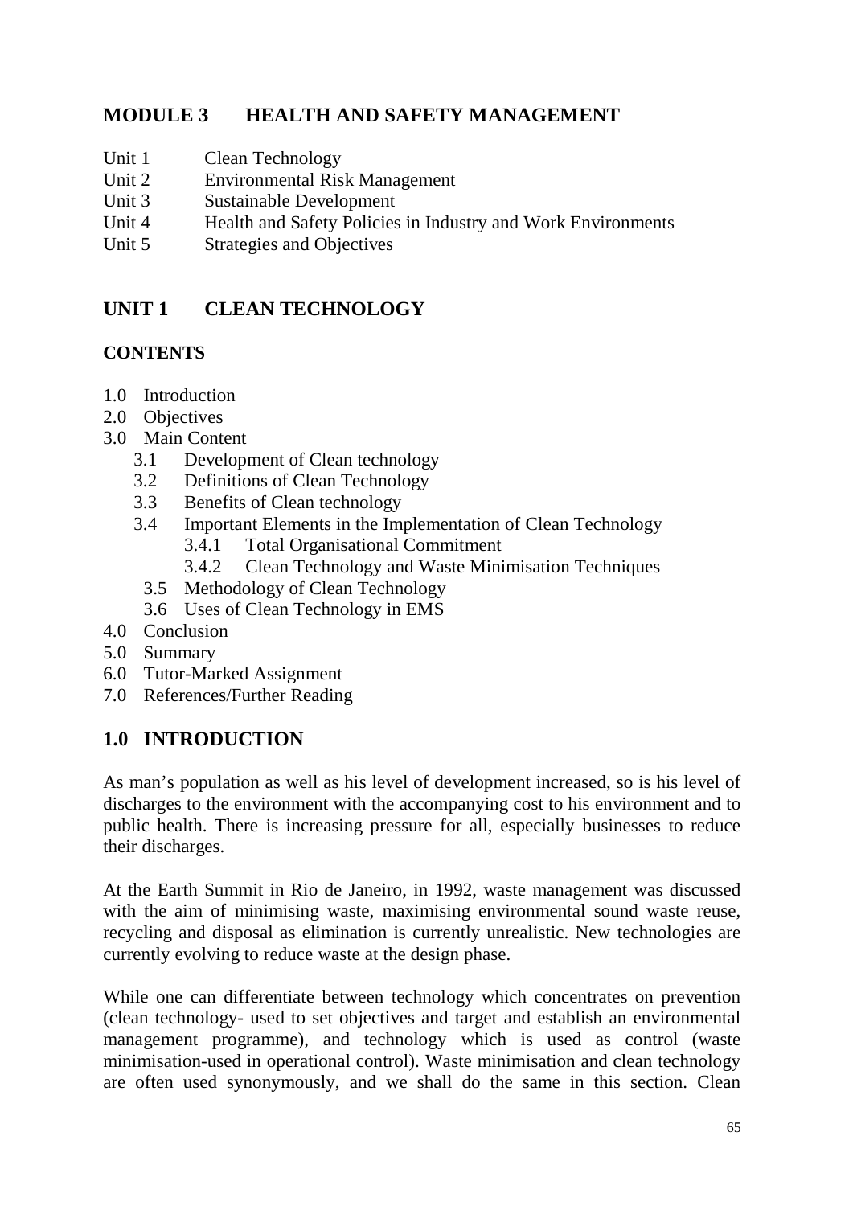## MODULE 3 HEALTH AND SAFETY MANAGEMENT

Unit 1 Clean Technology
Unit 2 Environmental Risk Management
Unit 3 Sustainable Development
Unit 4 Health and Safety Policies in Industry and Work Environments
Unit 5 Strategies and Objectives

## UNIT 1 CLEAN TECHNOLOGY

### CONTENTS

1.0 Introduction
2.0 Objectives
3.0 Main Content
  3.1 Development of Clean technology
  3.2 Definitions of Clean Technology
  3.3 Benefits of Clean technology
  3.4 Important Elements in the Implementation of Clean Technology
    3.4.1 Total Organisational Commitment
    3.4.2 Clean Technology and Waste Minimisation Techniques
  3.5 Methodology of Clean Technology
  3.6 Uses of Clean Technology in EMS
4.0 Conclusion
5.0 Summary
6.0 Tutor-Marked Assignment
7.0 References/Further Reading

## 1.0 INTRODUCTION

As man's population as well as his level of development increased, so is his level of discharges to the environment with the accompanying cost to his environment and to public health. There is increasing pressure for all, especially businesses to reduce their discharges.

At the Earth Summit in Rio de Janeiro, in 1992, waste management was discussed with the aim of minimising waste, maximising environmental sound waste reuse, recycling and disposal as elimination is currently unrealistic. New technologies are currently evolving to reduce waste at the design phase.

While one can differentiate between technology which concentrates on prevention (clean technology- used to set objectives and target and establish an environmental management programme), and technology which is used as control (waste minimisation-used in operational control). Waste minimisation and clean technology are often used synonymously, and we shall do the same in this section. Clean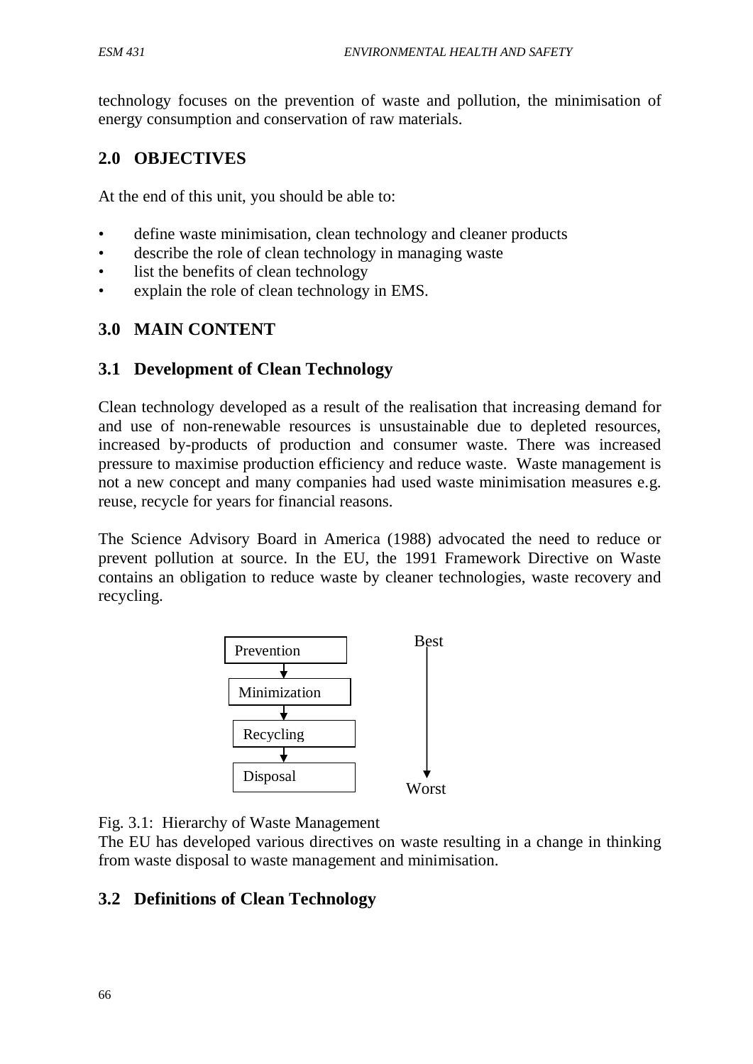technology focuses on the prevention of waste and pollution, the minimisation of energy consumption and conservation of raw materials.

## 2.0 OBJECTIVES

At the end of this unit, you should be able to:

- define waste minimisation, clean technology and cleaner products
- describe the role of clean technology in managing waste
- list the benefits of clean technology
- explain the role of clean technology in EMS.

## 3.0 MAIN CONTENT

### 3.1 Development of Clean Technology

Clean technology developed as a result of the realisation that increasing demand for and use of non-renewable resources is unsustainable due to depleted resources, increased by-products of production and consumer waste. There was increased pressure to maximise production efficiency and reduce waste. Waste management is not a new concept and many companies had used waste minimisation measures e.g. reuse, recycle for years for financial reasons.

The Science Advisory Board in America (1988) advocated the need to reduce or prevent pollution at source. In the EU, the 1991 Framework Directive on Waste contains an obligation to reduce waste by cleaner technologies, waste recovery and recycling.

Prevention → Minimization → Recycling → Disposal

Best ↓ Worst

Fig. 3.1: Hierarchy of Waste Management

The EU has developed various directives on waste resulting in a change in thinking from waste disposal to waste management and minimisation.

### 3.2 Definitions of Clean Technology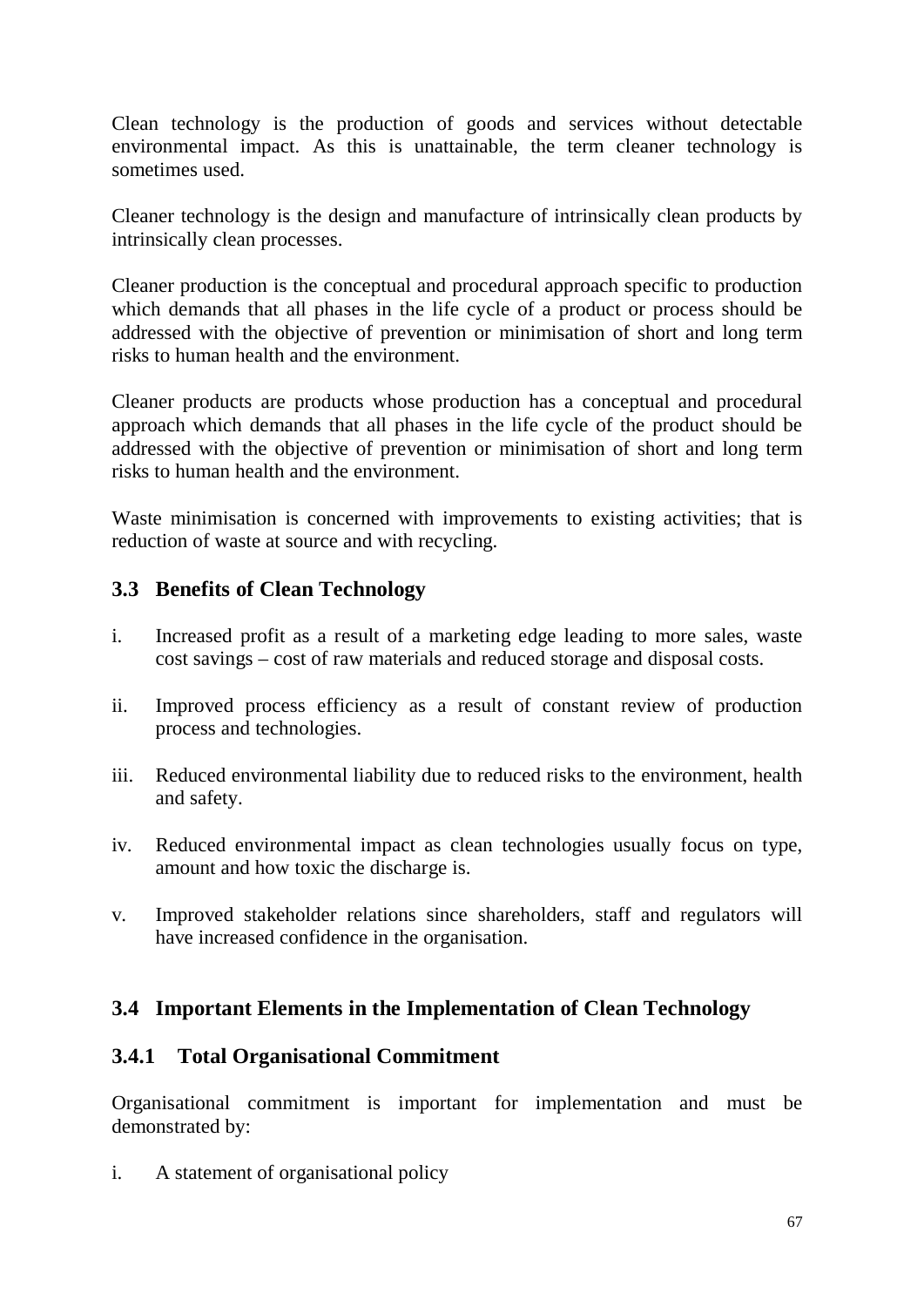Clean technology is the production of goods and services without detectable environmental impact. As this is unattainable, the term cleaner technology is sometimes used.

Cleaner technology is the design and manufacture of intrinsically clean products by intrinsically clean processes.

Cleaner production is the conceptual and procedural approach specific to production which demands that all phases in the life cycle of a product or process should be addressed with the objective of prevention or minimisation of short and long term risks to human health and the environment.

Cleaner products are products whose production has a conceptual and procedural approach which demands that all phases in the life cycle of the product should be addressed with the objective of prevention or minimisation of short and long term risks to human health and the environment.

Waste minimisation is concerned with improvements to existing activities; that is reduction of waste at source and with recycling.

## 3.3 Benefits of Clean Technology

i. Increased profit as a result of a marketing edge leading to more sales, waste cost savings – cost of raw materials and reduced storage and disposal costs.

ii. Improved process efficiency as a result of constant review of production process and technologies.

iii. Reduced environmental liability due to reduced risks to the environment, health and safety.

iv. Reduced environmental impact as clean technologies usually focus on type, amount and how toxic the discharge is.

v. Improved stakeholder relations since shareholders, staff and regulators will have increased confidence in the organisation.

## 3.4 Important Elements in the Implementation of Clean Technology

### 3.4.1 Total Organisational Commitment

Organisational commitment is important for implementation and must be demonstrated by:

i. A statement of organisational policy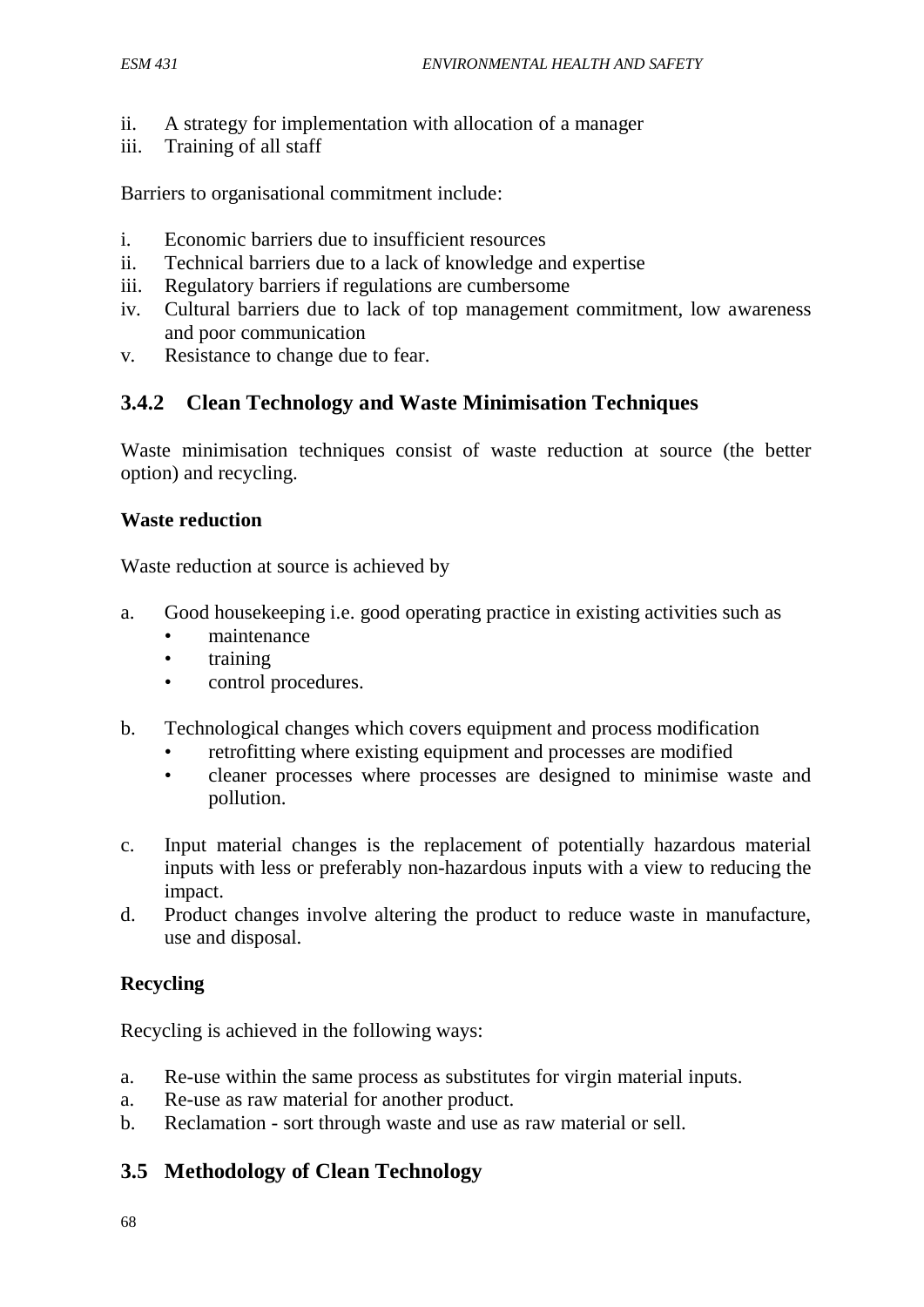ii. A strategy for implementation with allocation of a manager
iii. Training of all staff

Barriers to organisational commitment include:

i. Economic barriers due to insufficient resources
ii. Technical barriers due to a lack of knowledge and expertise
iii. Regulatory barriers if regulations are cumbersome
iv. Cultural barriers due to lack of top management commitment, low awareness and poor communication
v. Resistance to change due to fear.

### 3.4.2 Clean Technology and Waste Minimisation Techniques

Waste minimisation techniques consist of waste reduction at source (the better option) and recycling.

**Waste reduction**

Waste reduction at source is achieved by

a. Good housekeeping i.e. good operating practice in existing activities such as
   - maintenance
   - training
   - control procedures.

b. Technological changes which covers equipment and process modification
   - retrofitting where existing equipment and processes are modified
   - cleaner processes where processes are designed to minimise waste and pollution.

c. Input material changes is the replacement of potentially hazardous material inputs with less or preferably non-hazardous inputs with a view to reducing the impact.

d. Product changes involve altering the product to reduce waste in manufacture, use and disposal.

**Recycling**

Recycling is achieved in the following ways:

a. Re-use within the same process as substitutes for virgin material inputs.
a. Re-use as raw material for another product.
b. Reclamation - sort through waste and use as raw material or sell.

## 3.5 Methodology of Clean Technology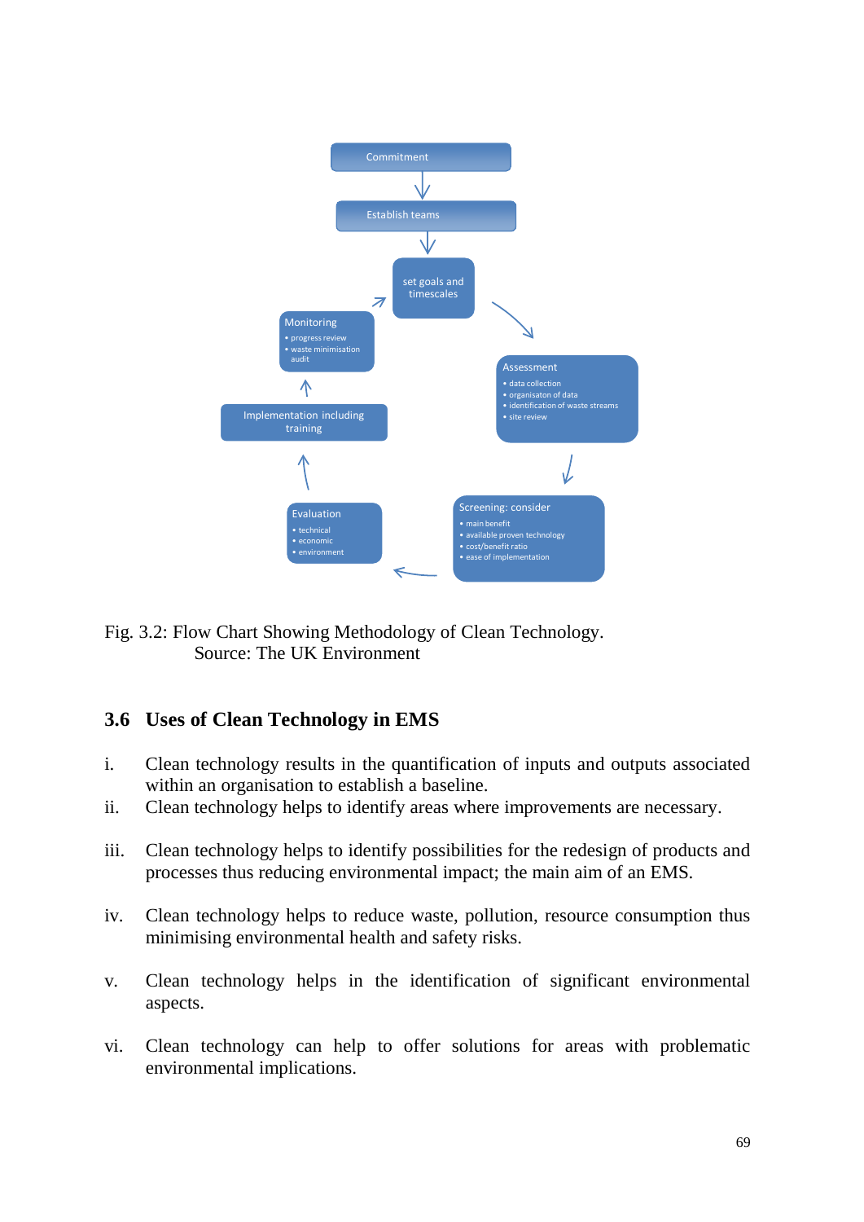Commitment

Establish teams

set goals and timescales

Assessment
- data collection
- organisaton of data
- identification of waste streams
- site review

Screening: consider
- main benefit
- available proven technology
- cost/benefit ratio
- ease of implementation

Evaluation
- technical
- economic
- environment

Implementation including training

Monitoring
- progress review
- waste minimisation audit

Fig. 3.2: Flow Chart Showing Methodology of Clean Technology.
Source: The UK Environment

## 3.6 Uses of Clean Technology in EMS

i. Clean technology results in the quantification of inputs and outputs associated within an organisation to establish a baseline.

ii. Clean technology helps to identify areas where improvements are necessary.

iii. Clean technology helps to identify possibilities for the redesign of products and processes thus reducing environmental impact; the main aim of an EMS.

iv. Clean technology helps to reduce waste, pollution, resource consumption thus minimising environmental health and safety risks.

v. Clean technology helps in the identification of significant environmental aspects.

vi. Clean technology can help to offer solutions for areas with problematic environmental implications.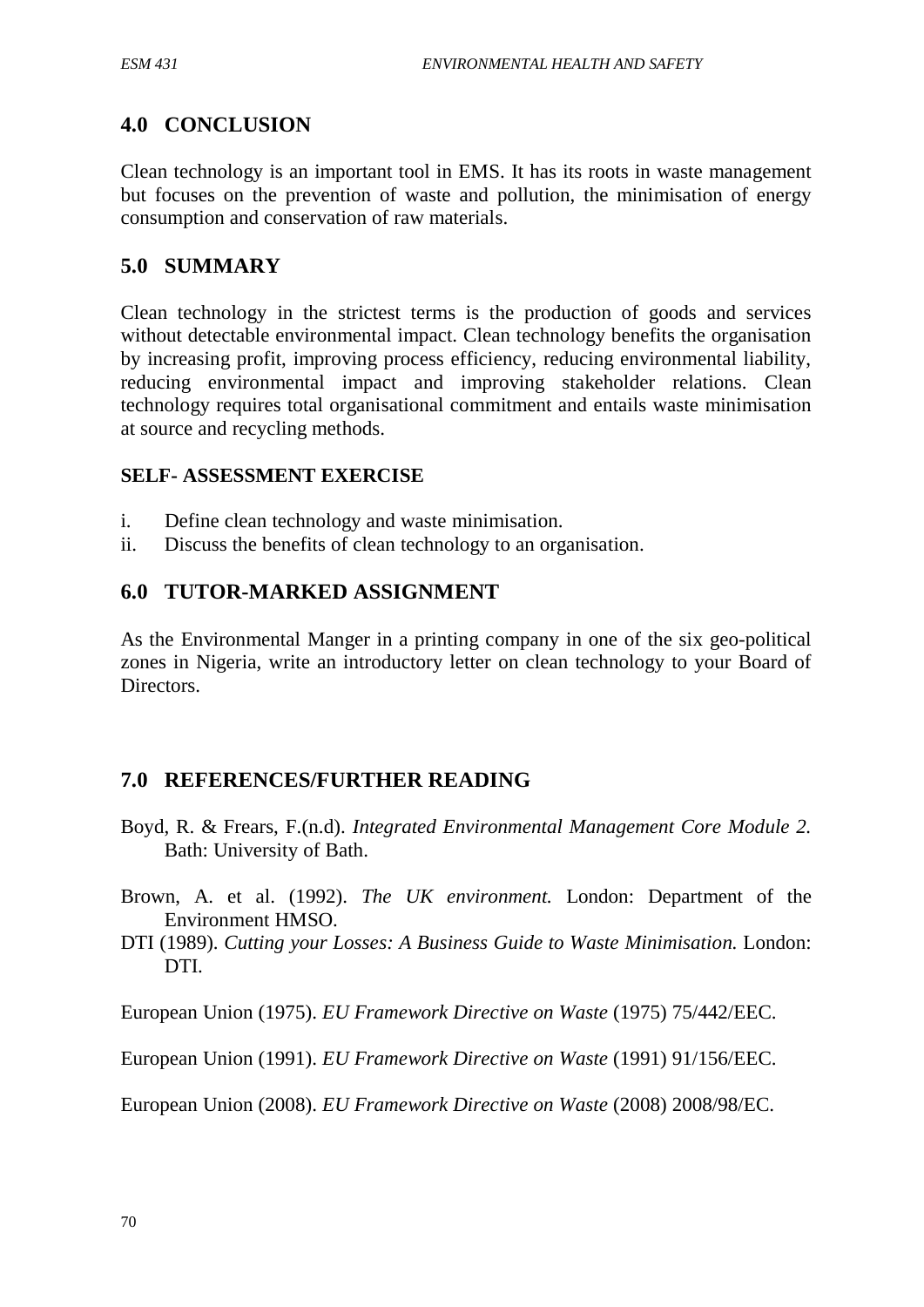## 4.0 CONCLUSION

Clean technology is an important tool in EMS. It has its roots in waste management but focuses on the prevention of waste and pollution, the minimisation of energy consumption and conservation of raw materials.

## 5.0 SUMMARY

Clean technology in the strictest terms is the production of goods and services without detectable environmental impact. Clean technology benefits the organisation by increasing profit, improving process efficiency, reducing environmental liability, reducing environmental impact and improving stakeholder relations. Clean technology requires total organisational commitment and entails waste minimisation at source and recycling methods.

### SELF- ASSESSMENT EXERCISE

i. Define clean technology and waste minimisation.
ii. Discuss the benefits of clean technology to an organisation.

## 6.0 TUTOR-MARKED ASSIGNMENT

As the Environmental Manger in a printing company in one of the six geo-political zones in Nigeria, write an introductory letter on clean technology to your Board of Directors.

## 7.0 REFERENCES/FURTHER READING

Boyd, R. & Frears, F.(n.d). *Integrated Environmental Management Core Module 2.* Bath: University of Bath.

Brown, A. et al. (1992). *The UK environment.* London: Department of the Environment HMSO.

DTI (1989). *Cutting your Losses: A Business Guide to Waste Minimisation.* London: DTI.

European Union (1975). *EU Framework Directive on Waste* (1975) 75/442/EEC.

European Union (1991). *EU Framework Directive on Waste* (1991) 91/156/EEC.

European Union (2008). *EU Framework Directive on Waste* (2008) 2008/98/EC.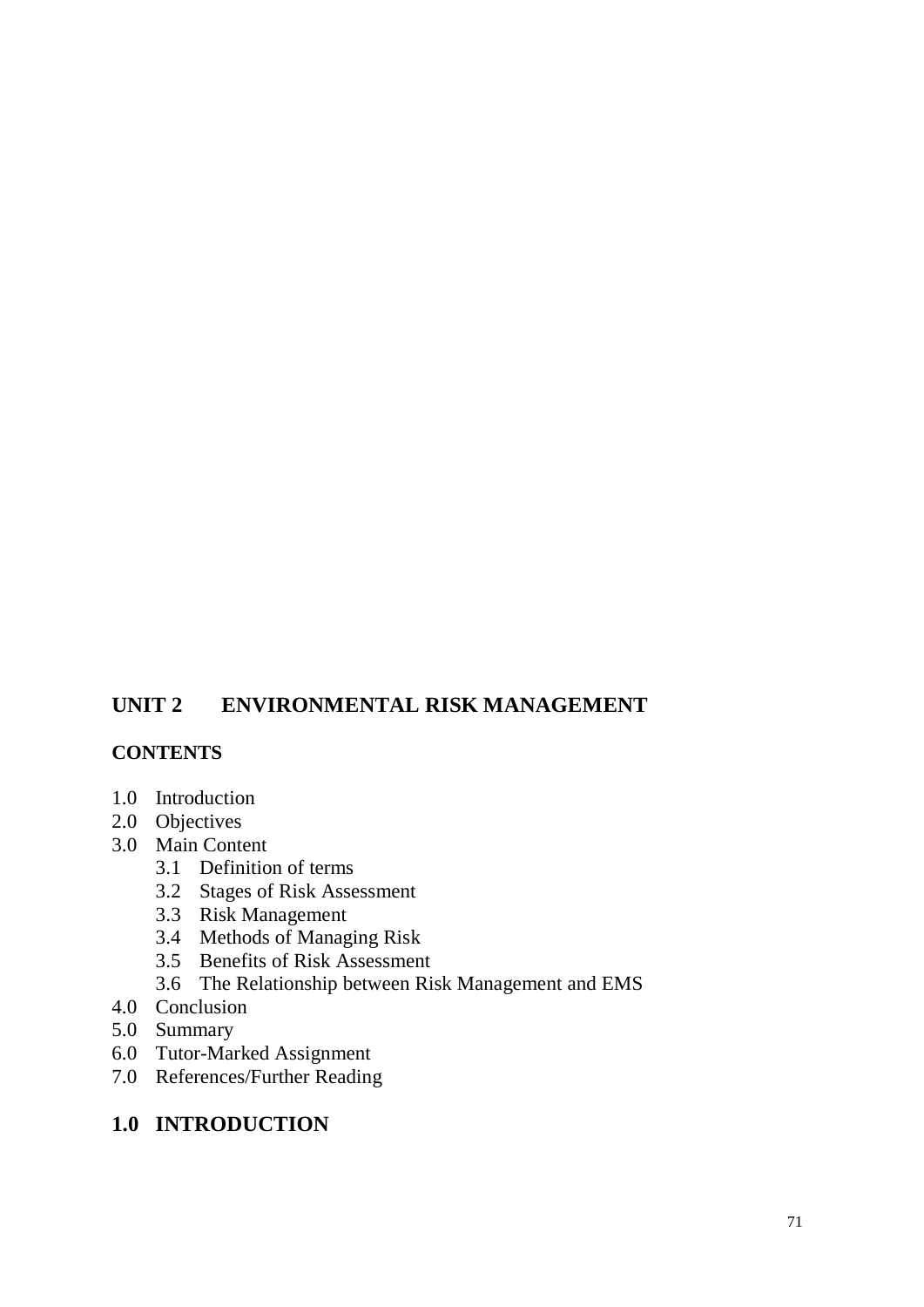## UNIT 2 ENVIRONMENTAL RISK MANAGEMENT

**CONTENTS**

- 1.0 Introduction
- 2.0 Objectives
- 3.0 Main Content
    - 3.1 Definition of terms
    - 3.2 Stages of Risk Assessment
    - 3.3 Risk Management
    - 3.4 Methods of Managing Risk
    - 3.5 Benefits of Risk Assessment
    - 3.6 The Relationship between Risk Management and EMS
- 4.0 Conclusion
- 5.0 Summary
- 6.0 Tutor-Marked Assignment
- 7.0 References/Further Reading

## 1.0 INTRODUCTION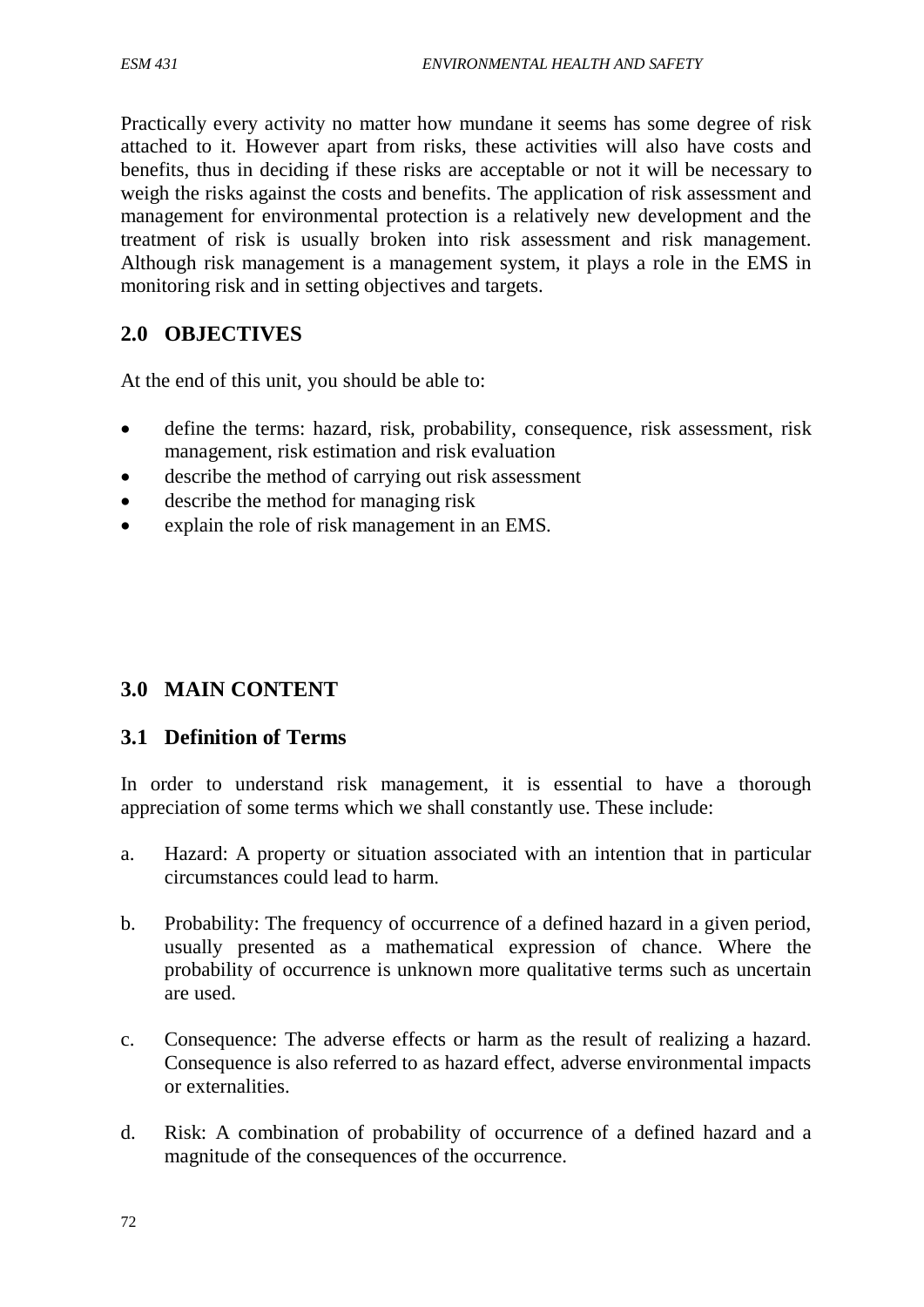Practically every activity no matter how mundane it seems has some degree of risk attached to it. However apart from risks, these activities will also have costs and benefits, thus in deciding if these risks are acceptable or not it will be necessary to weigh the risks against the costs and benefits. The application of risk assessment and management for environmental protection is a relatively new development and the treatment of risk is usually broken into risk assessment and risk management. Although risk management is a management system, it plays a role in the EMS in monitoring risk and in setting objectives and targets.

## 2.0 OBJECTIVES

At the end of this unit, you should be able to:

- define the terms: hazard, risk, probability, consequence, risk assessment, risk management, risk estimation and risk evaluation
- describe the method of carrying out risk assessment
- describe the method for managing risk
- explain the role of risk management in an EMS.

## 3.0 MAIN CONTENT

### 3.1 Definition of Terms

In order to understand risk management, it is essential to have a thorough appreciation of some terms which we shall constantly use. These include:

a. Hazard: A property or situation associated with an intention that in particular circumstances could lead to harm.

b. Probability: The frequency of occurrence of a defined hazard in a given period, usually presented as a mathematical expression of chance. Where the probability of occurrence is unknown more qualitative terms such as uncertain are used.

c. Consequence: The adverse effects or harm as the result of realizing a hazard. Consequence is also referred to as hazard effect, adverse environmental impacts or externalities.

d. Risk: A combination of probability of occurrence of a defined hazard and a magnitude of the consequences of the occurrence.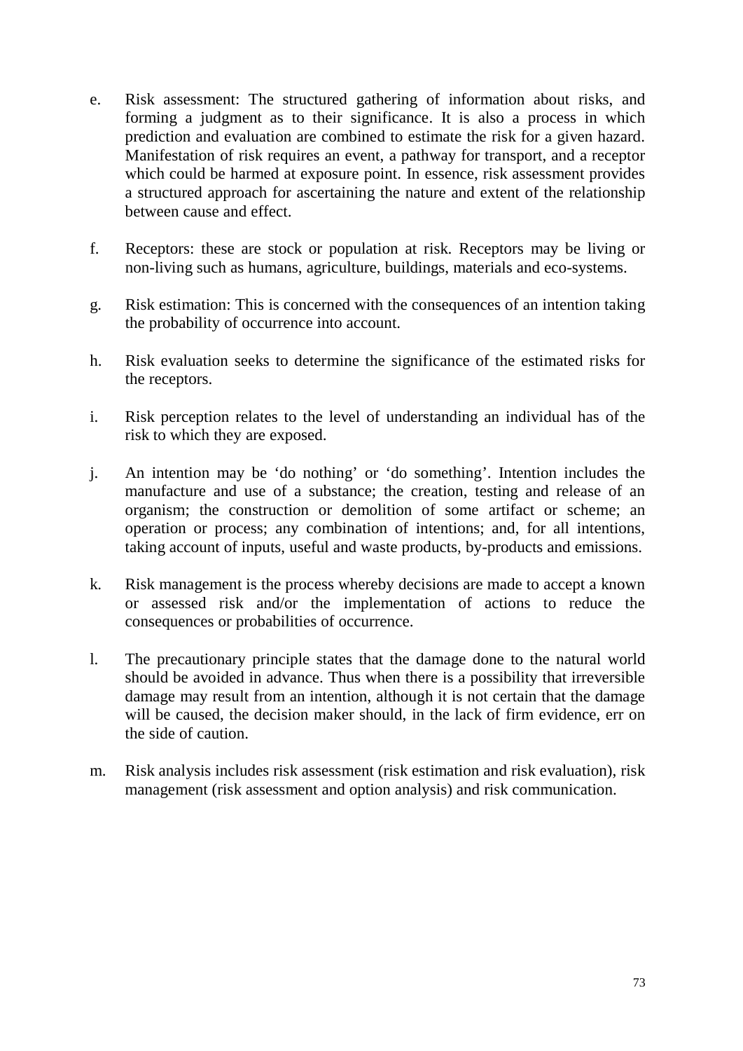e. Risk assessment: The structured gathering of information about risks, and forming a judgment as to their significance. It is also a process in which prediction and evaluation are combined to estimate the risk for a given hazard. Manifestation of risk requires an event, a pathway for transport, and a receptor which could be harmed at exposure point. In essence, risk assessment provides a structured approach for ascertaining the nature and extent of the relationship between cause and effect.

f. Receptors: these are stock or population at risk. Receptors may be living or non-living such as humans, agriculture, buildings, materials and eco-systems.

g. Risk estimation: This is concerned with the consequences of an intention taking the probability of occurrence into account.

h. Risk evaluation seeks to determine the significance of the estimated risks for the receptors.

i. Risk perception relates to the level of understanding an individual has of the risk to which they are exposed.

j. An intention may be 'do nothing' or 'do something'. Intention includes the manufacture and use of a substance; the creation, testing and release of an organism; the construction or demolition of some artifact or scheme; an operation or process; any combination of intentions; and, for all intentions, taking account of inputs, useful and waste products, by-products and emissions.

k. Risk management is the process whereby decisions are made to accept a known or assessed risk and/or the implementation of actions to reduce the consequences or probabilities of occurrence.

l. The precautionary principle states that the damage done to the natural world should be avoided in advance. Thus when there is a possibility that irreversible damage may result from an intention, although it is not certain that the damage will be caused, the decision maker should, in the lack of firm evidence, err on the side of caution.

m. Risk analysis includes risk assessment (risk estimation and risk evaluation), risk management (risk assessment and option analysis) and risk communication.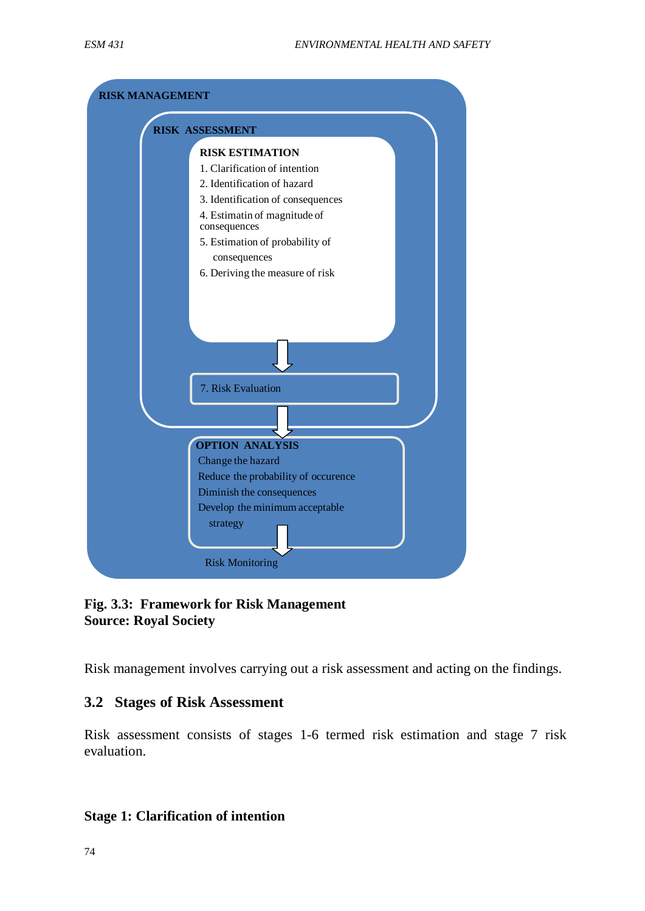**RISK MANAGEMENT**

**RISK ASSESSMENT**

**RISK ESTIMATION**

1. Clarification of intention
2. Identification of hazard
3. Identification of consequences
4. Estimatin of magnitude of consequences
5. Estimation of probability of consequences
6. Deriving the measure of risk

7. Risk Evaluation

**OPTION ANALYSIS**

Change the hazard
Reduce the probability of occurence
Diminish the consequences
Develop the minimum acceptable strategy

Risk Monitoring

**Fig. 3.3: Framework for Risk Management**
**Source: Royal Society**

Risk management involves carrying out a risk assessment and acting on the findings.

## 3.2 Stages of Risk Assessment

Risk assessment consists of stages 1-6 termed risk estimation and stage 7 risk evaluation.

### Stage 1: Clarification of intention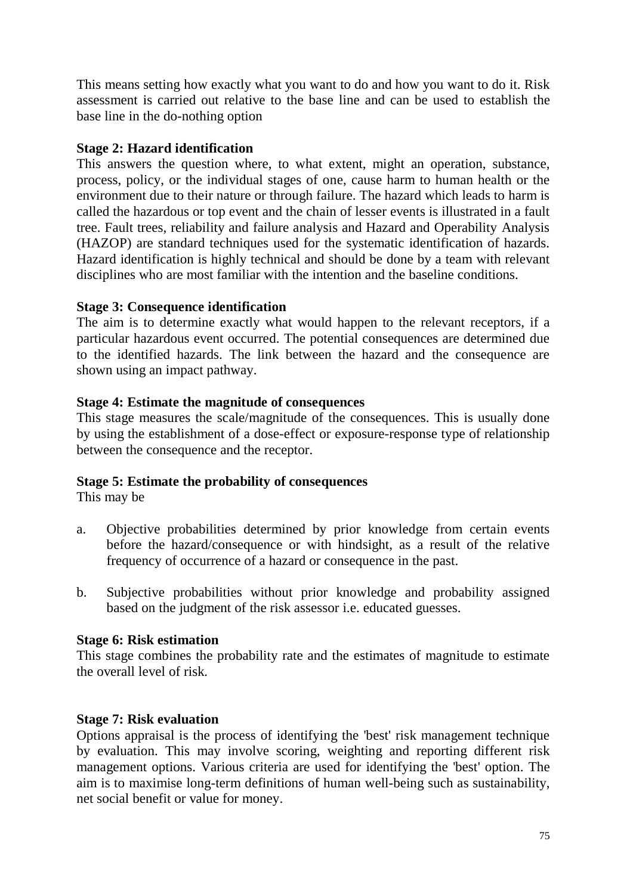This means setting how exactly what you want to do and how you want to do it. Risk assessment is carried out relative to the base line and can be used to establish the base line in the do-nothing option

**Stage 2: Hazard identification**

This answers the question where, to what extent, might an operation, substance, process, policy, or the individual stages of one, cause harm to human health or the environment due to their nature or through failure. The hazard which leads to harm is called the hazardous or top event and the chain of lesser events is illustrated in a fault tree. Fault trees, reliability and failure analysis and Hazard and Operability Analysis (HAZOP) are standard techniques used for the systematic identification of hazards. Hazard identification is highly technical and should be done by a team with relevant disciplines who are most familiar with the intention and the baseline conditions.

**Stage 3: Consequence identification**

The aim is to determine exactly what would happen to the relevant receptors, if a particular hazardous event occurred. The potential consequences are determined due to the identified hazards. The link between the hazard and the consequence are shown using an impact pathway.

**Stage 4: Estimate the magnitude of consequences**

This stage measures the scale/magnitude of the consequences. This is usually done by using the establishment of a dose-effect or exposure-response type of relationship between the consequence and the receptor.

**Stage 5: Estimate the probability of consequences**

This may be

a. Objective probabilities determined by prior knowledge from certain events before the hazard/consequence or with hindsight, as a result of the relative frequency of occurrence of a hazard or consequence in the past.

b. Subjective probabilities without prior knowledge and probability assigned based on the judgment of the risk assessor i.e. educated guesses.

**Stage 6: Risk estimation**

This stage combines the probability rate and the estimates of magnitude to estimate the overall level of risk.

**Stage 7: Risk evaluation**

Options appraisal is the process of identifying the 'best' risk management technique by evaluation. This may involve scoring, weighting and reporting different risk management options. Various criteria are used for identifying the 'best' option. The aim is to maximise long-term definitions of human well-being such as sustainability, net social benefit or value for money.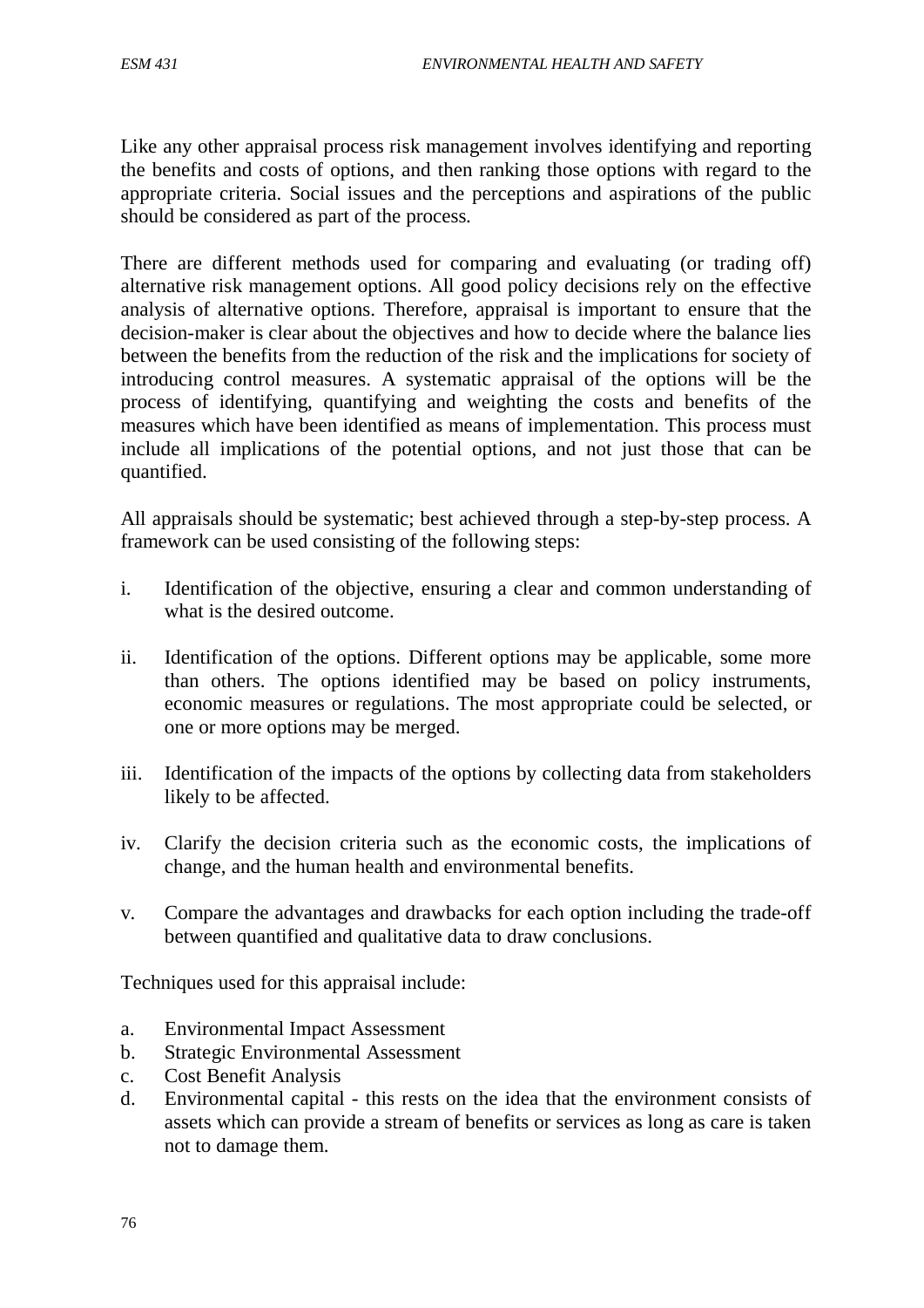Like any other appraisal process risk management involves identifying and reporting the benefits and costs of options, and then ranking those options with regard to the appropriate criteria. Social issues and the perceptions and aspirations of the public should be considered as part of the process.

There are different methods used for comparing and evaluating (or trading off) alternative risk management options. All good policy decisions rely on the effective analysis of alternative options. Therefore, appraisal is important to ensure that the decision-maker is clear about the objectives and how to decide where the balance lies between the benefits from the reduction of the risk and the implications for society of introducing control measures. A systematic appraisal of the options will be the process of identifying, quantifying and weighting the costs and benefits of the measures which have been identified as means of implementation. This process must include all implications of the potential options, and not just those that can be quantified.

All appraisals should be systematic; best achieved through a step-by-step process. A framework can be used consisting of the following steps:

i. Identification of the objective, ensuring a clear and common understanding of what is the desired outcome.

ii. Identification of the options. Different options may be applicable, some more than others. The options identified may be based on policy instruments, economic measures or regulations. The most appropriate could be selected, or one or more options may be merged.

iii. Identification of the impacts of the options by collecting data from stakeholders likely to be affected.

iv. Clarify the decision criteria such as the economic costs, the implications of change, and the human health and environmental benefits.

v. Compare the advantages and drawbacks for each option including the trade-off between quantified and qualitative data to draw conclusions.

Techniques used for this appraisal include:

a. Environmental Impact Assessment
b. Strategic Environmental Assessment
c. Cost Benefit Analysis
d. Environmental capital - this rests on the idea that the environment consists of assets which can provide a stream of benefits or services as long as care is taken not to damage them.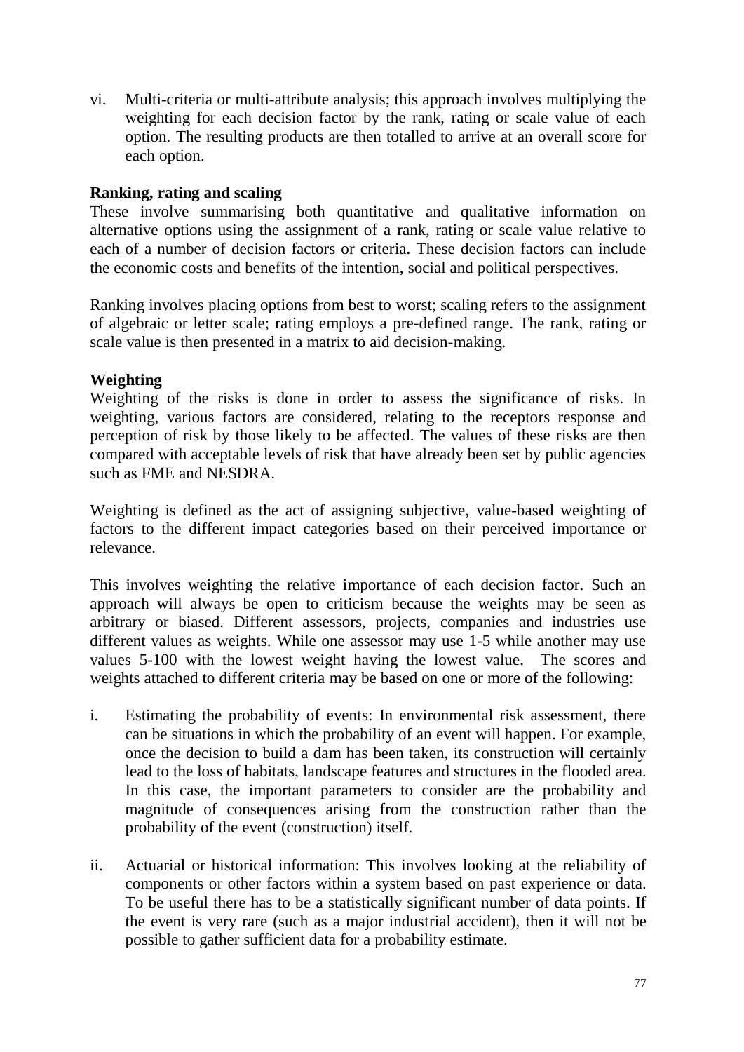vi. Multi-criteria or multi-attribute analysis; this approach involves multiplying the weighting for each decision factor by the rank, rating or scale value of each option. The resulting products are then totalled to arrive at an overall score for each option.

**Ranking, rating and scaling**

These involve summarising both quantitative and qualitative information on alternative options using the assignment of a rank, rating or scale value relative to each of a number of decision factors or criteria. These decision factors can include the economic costs and benefits of the intention, social and political perspectives.

Ranking involves placing options from best to worst; scaling refers to the assignment of algebraic or letter scale; rating employs a pre-defined range. The rank, rating or scale value is then presented in a matrix to aid decision-making.

**Weighting**

Weighting of the risks is done in order to assess the significance of risks. In weighting, various factors are considered, relating to the receptors response and perception of risk by those likely to be affected. The values of these risks are then compared with acceptable levels of risk that have already been set by public agencies such as FME and NESDRA.

Weighting is defined as the act of assigning subjective, value-based weighting of factors to the different impact categories based on their perceived importance or relevance.

This involves weighting the relative importance of each decision factor. Such an approach will always be open to criticism because the weights may be seen as arbitrary or biased. Different assessors, projects, companies and industries use different values as weights. While one assessor may use 1-5 while another may use values 5-100 with the lowest weight having the lowest value. The scores and weights attached to different criteria may be based on one or more of the following:

i. Estimating the probability of events: In environmental risk assessment, there can be situations in which the probability of an event will happen. For example, once the decision to build a dam has been taken, its construction will certainly lead to the loss of habitats, landscape features and structures in the flooded area. In this case, the important parameters to consider are the probability and magnitude of consequences arising from the construction rather than the probability of the event (construction) itself.

ii. Actuarial or historical information: This involves looking at the reliability of components or other factors within a system based on past experience or data. To be useful there has to be a statistically significant number of data points. If the event is very rare (such as a major industrial accident), then it will not be possible to gather sufficient data for a probability estimate.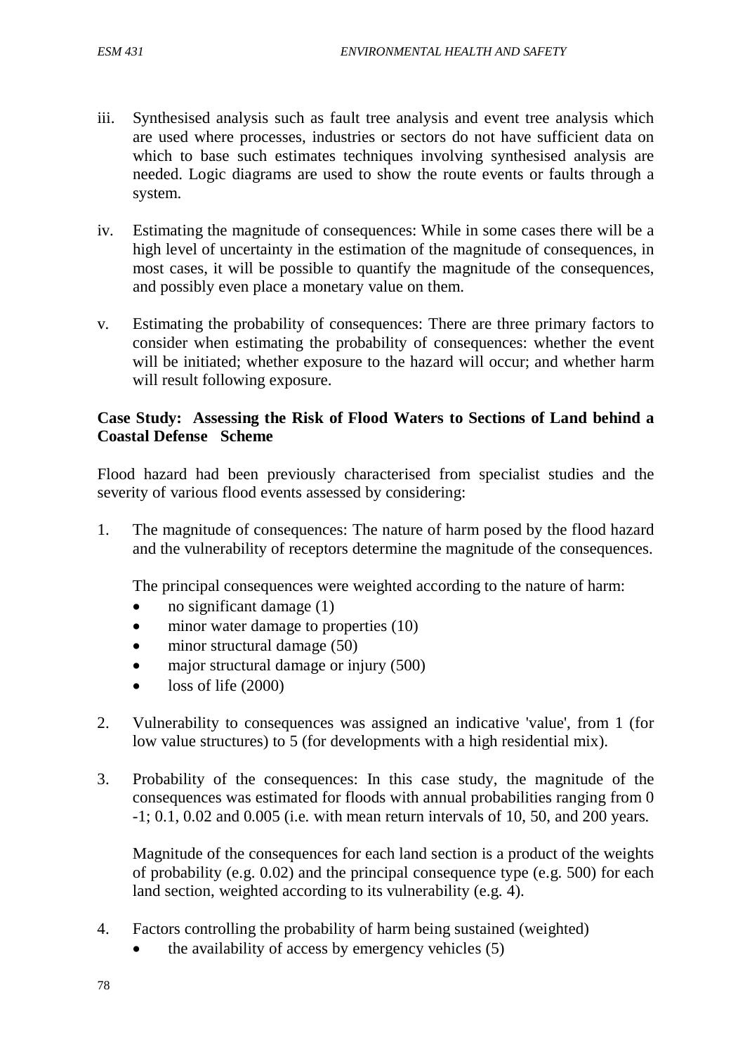iii. Synthesised analysis such as fault tree analysis and event tree analysis which are used where processes, industries or sectors do not have sufficient data on which to base such estimates techniques involving synthesised analysis are needed. Logic diagrams are used to show the route events or faults through a system.

iv. Estimating the magnitude of consequences: While in some cases there will be a high level of uncertainty in the estimation of the magnitude of consequences, in most cases, it will be possible to quantify the magnitude of the consequences, and possibly even place a monetary value on them.

v. Estimating the probability of consequences: There are three primary factors to consider when estimating the probability of consequences: whether the event will be initiated; whether exposure to the hazard will occur; and whether harm will result following exposure.

**Case Study: Assessing the Risk of Flood Waters to Sections of Land behind a Coastal Defense Scheme**

Flood hazard had been previously characterised from specialist studies and the severity of various flood events assessed by considering:

1. The magnitude of consequences: The nature of harm posed by the flood hazard and the vulnerability of receptors determine the magnitude of the consequences.

   The principal consequences were weighted according to the nature of harm:
   - no significant damage (1)
   - minor water damage to properties (10)
   - minor structural damage (50)
   - major structural damage or injury (500)
   - loss of life (2000)

2. Vulnerability to consequences was assigned an indicative 'value', from 1 (for low value structures) to 5 (for developments with a high residential mix).

3. Probability of the consequences: In this case study, the magnitude of the consequences was estimated for floods with annual probabilities ranging from 0 -1; 0.1, 0.02 and 0.005 (i.e. with mean return intervals of 10, 50, and 200 years.

   Magnitude of the consequences for each land section is a product of the weights of probability (e.g. 0.02) and the principal consequence type (e.g. 500) for each land section, weighted according to its vulnerability (e.g. 4).

4. Factors controlling the probability of harm being sustained (weighted)
   - the availability of access by emergency vehicles (5)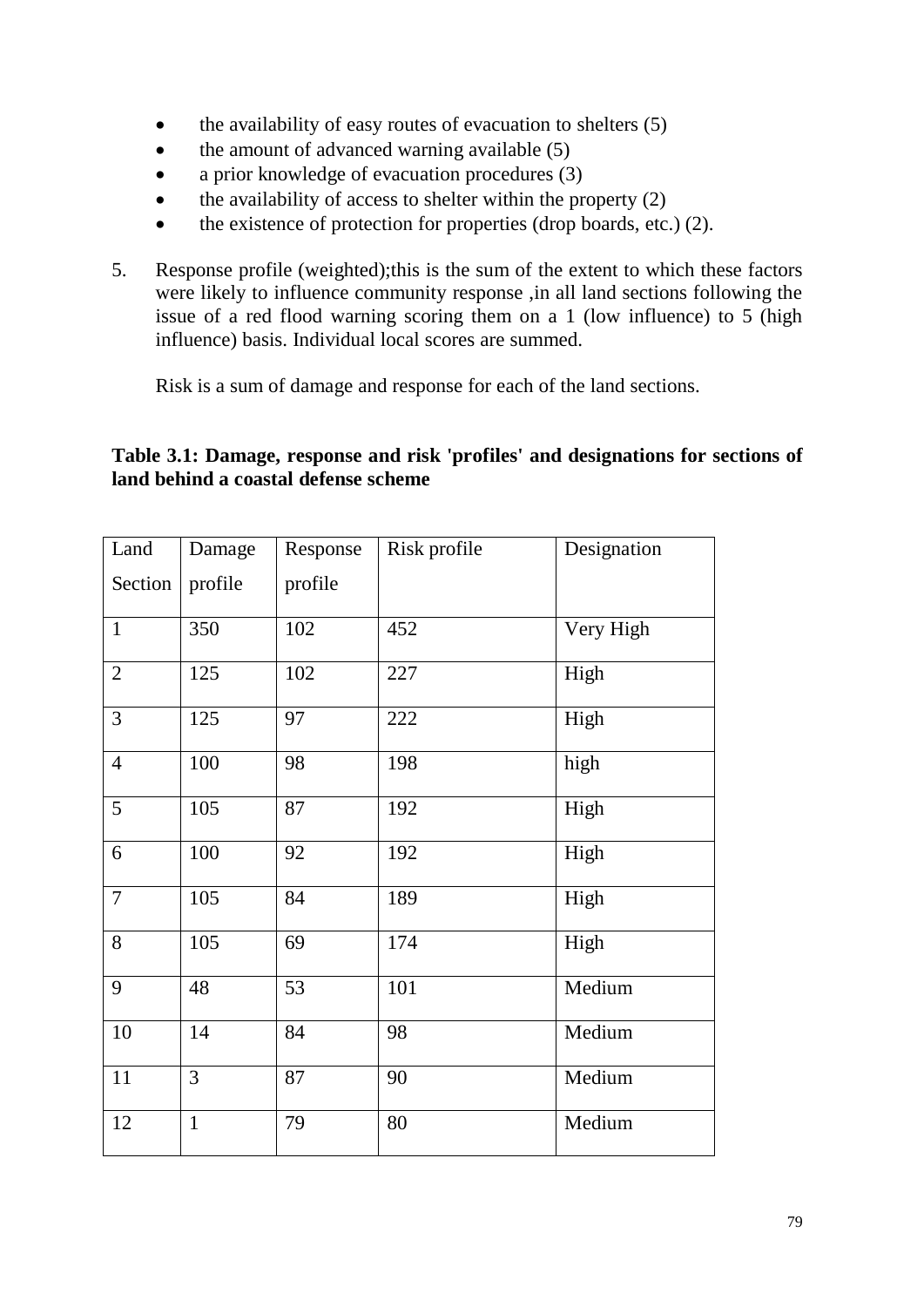- the availability of easy routes of evacuation to shelters (5)
- the amount of advanced warning available (5)
- a prior knowledge of evacuation procedures (3)
- the availability of access to shelter within the property (2)
- the existence of protection for properties (drop boards, etc.) (2).

5. Response profile (weighted);this is the sum of the extent to which these factors were likely to influence community response ,in all land sections following the issue of a red flood warning scoring them on a 1 (low influence) to 5 (high influence) basis. Individual local scores are summed.

   Risk is a sum of damage and response for each of the land sections.

**Table 3.1: Damage, response and risk 'profiles' and designations for sections of land behind a coastal defense scheme**

| Land Section | Damage profile | Response profile | Risk profile | Designation |
|---|---|---|---|---|
| 1 | 350 | 102 | 452 | Very High |
| 2 | 125 | 102 | 227 | High |
| 3 | 125 | 97 | 222 | High |
| 4 | 100 | 98 | 198 | high |
| 5 | 105 | 87 | 192 | High |
| 6 | 100 | 92 | 192 | High |
| 7 | 105 | 84 | 189 | High |
| 8 | 105 | 69 | 174 | High |
| 9 | 48 | 53 | 101 | Medium |
| 10 | 14 | 84 | 98 | Medium |
| 11 | 3 | 87 | 90 | Medium |
| 12 | 1 | 79 | 80 | Medium |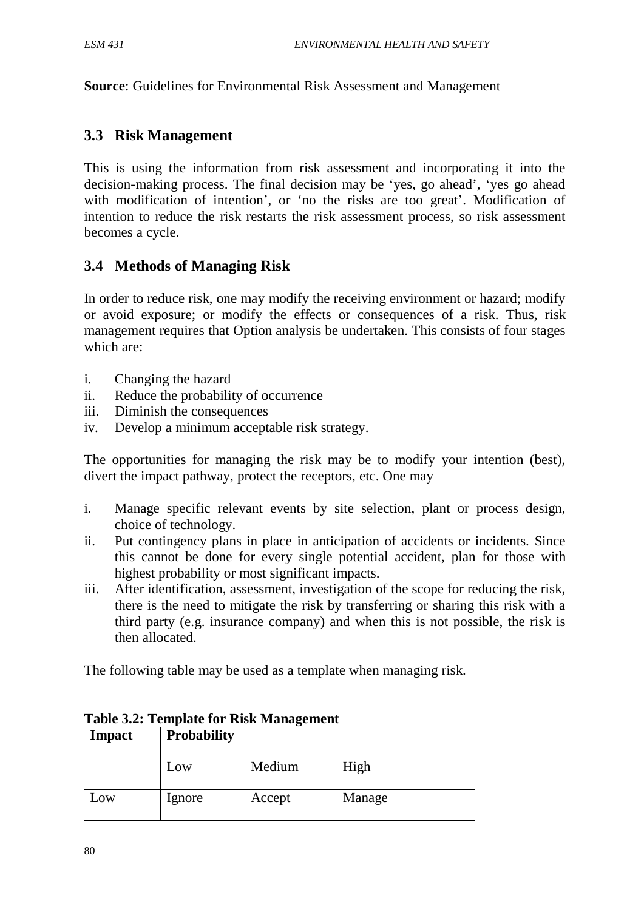**Source**: Guidelines for Environmental Risk Assessment and Management

### 3.3 Risk Management

This is using the information from risk assessment and incorporating it into the decision-making process. The final decision may be 'yes, go ahead', 'yes go ahead with modification of intention', or 'no the risks are too great'. Modification of intention to reduce the risk restarts the risk assessment process, so risk assessment becomes a cycle.

### 3.4 Methods of Managing Risk

In order to reduce risk, one may modify the receiving environment or hazard; modify or avoid exposure; or modify the effects or consequences of a risk. Thus, risk management requires that Option analysis be undertaken. This consists of four stages which are:

i. Changing the hazard
ii. Reduce the probability of occurrence
iii. Diminish the consequences
iv. Develop a minimum acceptable risk strategy.

The opportunities for managing the risk may be to modify your intention (best), divert the impact pathway, protect the receptors, etc. One may

i. Manage specific relevant events by site selection, plant or process design, choice of technology.
ii. Put contingency plans in place in anticipation of accidents or incidents. Since this cannot be done for every single potential accident, plan for those with highest probability or most significant impacts.
iii. After identification, assessment, investigation of the scope for reducing the risk, there is the need to mitigate the risk by transferring or sharing this risk with a third party (e.g. insurance company) and when this is not possible, the risk is then allocated.

The following table may be used as a template when managing risk.

**Table 3.2: Template for Risk Management**

| **Impact** | **Probability** | | |
|---|---|---|---|
| | Low | Medium | High |
| Low | Ignore | Accept | Manage |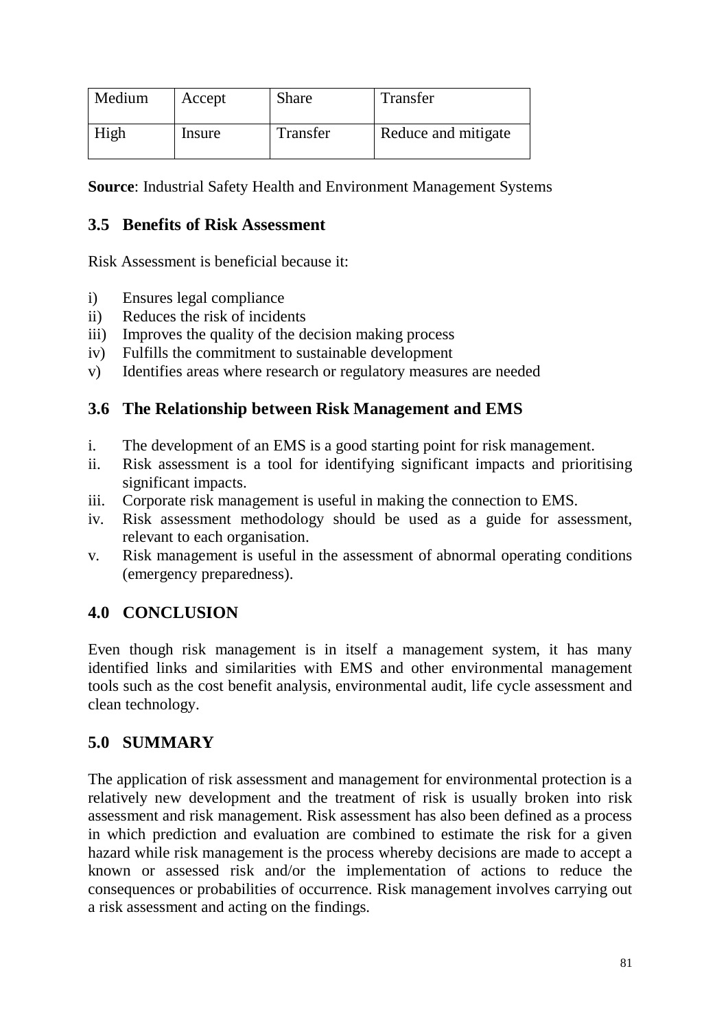| Medium | Accept | Share | Transfer |
|---|---|---|---|
| High | Insure | Transfer | Reduce and mitigate |

**Source**: Industrial Safety Health and Environment Management Systems

### 3.5 Benefits of Risk Assessment

Risk Assessment is beneficial because it:

i) Ensures legal compliance
ii) Reduces the risk of incidents
iii) Improves the quality of the decision making process
iv) Fulfills the commitment to sustainable development
v) Identifies areas where research or regulatory measures are needed

### 3.6 The Relationship between Risk Management and EMS

i. The development of an EMS is a good starting point for risk management.
ii. Risk assessment is a tool for identifying significant impacts and prioritising significant impacts.
iii. Corporate risk management is useful in making the connection to EMS.
iv. Risk assessment methodology should be used as a guide for assessment, relevant to each organisation.
v. Risk management is useful in the assessment of abnormal operating conditions (emergency preparedness).

## 4.0 CONCLUSION

Even though risk management is in itself a management system, it has many identified links and similarities with EMS and other environmental management tools such as the cost benefit analysis, environmental audit, life cycle assessment and clean technology.

## 5.0 SUMMARY

The application of risk assessment and management for environmental protection is a relatively new development and the treatment of risk is usually broken into risk assessment and risk management. Risk assessment has also been defined as a process in which prediction and evaluation are combined to estimate the risk for a given hazard while risk management is the process whereby decisions are made to accept a known or assessed risk and/or the implementation of actions to reduce the consequences or probabilities of occurrence. Risk management involves carrying out a risk assessment and acting on the findings.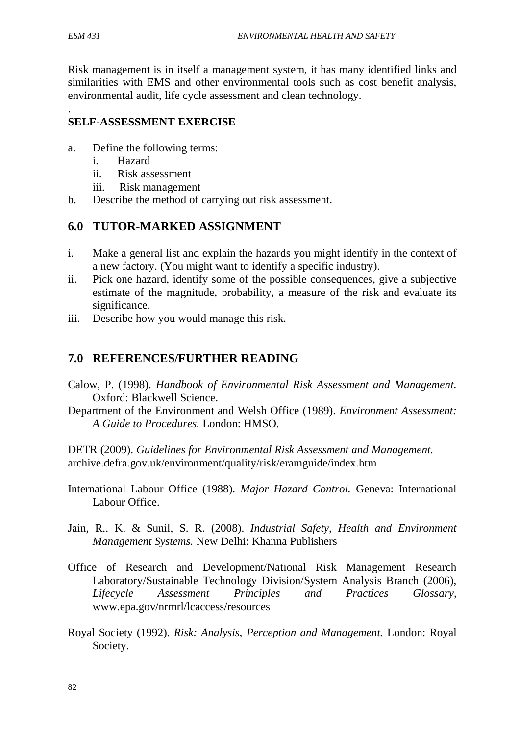Risk management is in itself a management system, it has many identified links and similarities with EMS and other environmental tools such as cost benefit analysis, environmental audit, life cycle assessment and clean technology.

.

**SELF-ASSESSMENT EXERCISE**

a. Define the following terms:
   i. Hazard
   ii. Risk assessment
   iii. Risk management
b. Describe the method of carrying out risk assessment.

## 6.0 TUTOR-MARKED ASSIGNMENT

i. Make a general list and explain the hazards you might identify in the context of a new factory. (You might want to identify a specific industry).
ii. Pick one hazard, identify some of the possible consequences, give a subjective estimate of the magnitude, probability, a measure of the risk and evaluate its significance.
iii. Describe how you would manage this risk.

## 7.0 REFERENCES/FURTHER READING

Calow, P. (1998). *Handbook of Environmental Risk Assessment and Management.* Oxford: Blackwell Science.

Department of the Environment and Welsh Office (1989). *Environment Assessment: A Guide to Procedures.* London: HMSO.

DETR (2009). *Guidelines for Environmental Risk Assessment and Management.* archive.defra.gov.uk/environment/quality/risk/eramguide/index.htm

International Labour Office (1988). *Major Hazard Control.* Geneva: International Labour Office.

Jain, R.. K. & Sunil, S. R. (2008). *Industrial Safety, Health and Environment Management Systems.* New Delhi: Khanna Publishers

Office of Research and Development/National Risk Management Research Laboratory/Sustainable Technology Division/System Analysis Branch (2006), *Lifecycle Assessment Principles and Practices Glossary*, www.epa.gov/nrmrl/lcaccess/resources

Royal Society (1992). *Risk: Analysis, Perception and Management.* London: Royal Society.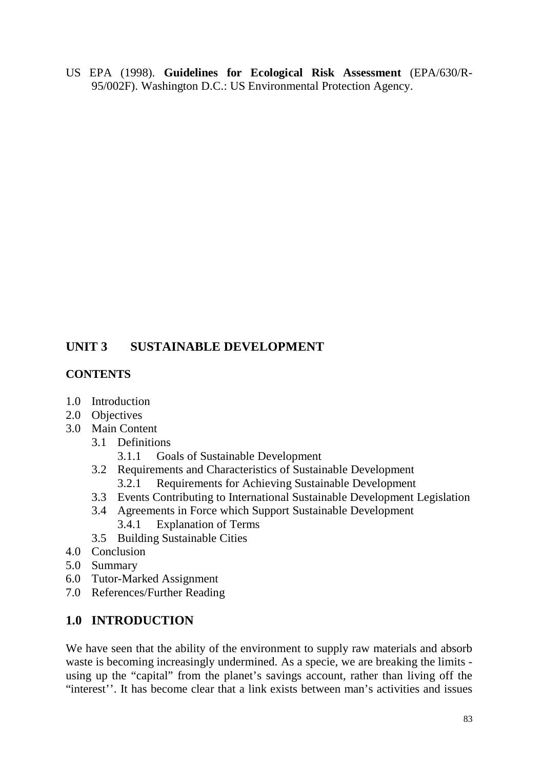US EPA (1998). **Guidelines for Ecological Risk Assessment** (EPA/630/R-95/002F). Washington D.C.: US Environmental Protection Agency.

## UNIT 3 SUSTAINABLE DEVELOPMENT

### CONTENTS

- 1.0 Introduction
- 2.0 Objectives
- 3.0 Main Content
  - 3.1 Definitions
    - 3.1.1 Goals of Sustainable Development
  - 3.2 Requirements and Characteristics of Sustainable Development
    - 3.2.1 Requirements for Achieving Sustainable Development
  - 3.3 Events Contributing to International Sustainable Development Legislation
  - 3.4 Agreements in Force which Support Sustainable Development
    - 3.4.1 Explanation of Terms
  - 3.5 Building Sustainable Cities
- 4.0 Conclusion
- 5.0 Summary
- 6.0 Tutor-Marked Assignment
- 7.0 References/Further Reading

### 1.0 INTRODUCTION

We have seen that the ability of the environment to supply raw materials and absorb waste is becoming increasingly undermined. As a specie, we are breaking the limits - using up the "capital" from the planet's savings account, rather than living off the "interest''. It has become clear that a link exists between man's activities and issues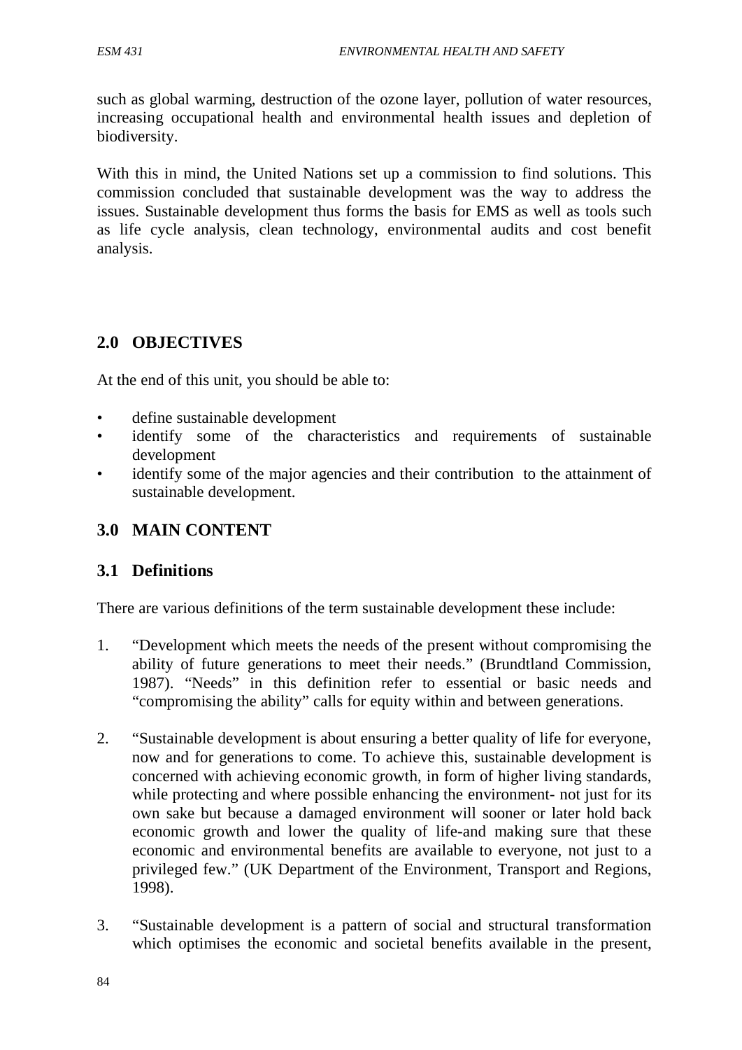such as global warming, destruction of the ozone layer, pollution of water resources, increasing occupational health and environmental health issues and depletion of biodiversity.

With this in mind, the United Nations set up a commission to find solutions. This commission concluded that sustainable development was the way to address the issues. Sustainable development thus forms the basis for EMS as well as tools such as life cycle analysis, clean technology, environmental audits and cost benefit analysis.

## 2.0 OBJECTIVES

At the end of this unit, you should be able to:

- define sustainable development
- identify some of the characteristics and requirements of sustainable development
- identify some of the major agencies and their contribution to the attainment of sustainable development.

## 3.0 MAIN CONTENT

### 3.1 Definitions

There are various definitions of the term sustainable development these include:

1. "Development which meets the needs of the present without compromising the ability of future generations to meet their needs." (Brundtland Commission, 1987). "Needs" in this definition refer to essential or basic needs and "compromising the ability" calls for equity within and between generations.

2. "Sustainable development is about ensuring a better quality of life for everyone, now and for generations to come. To achieve this, sustainable development is concerned with achieving economic growth, in form of higher living standards, while protecting and where possible enhancing the environment- not just for its own sake but because a damaged environment will sooner or later hold back economic growth and lower the quality of life-and making sure that these economic and environmental benefits are available to everyone, not just to a privileged few." (UK Department of the Environment, Transport and Regions, 1998).

3. "Sustainable development is a pattern of social and structural transformation which optimises the economic and societal benefits available in the present,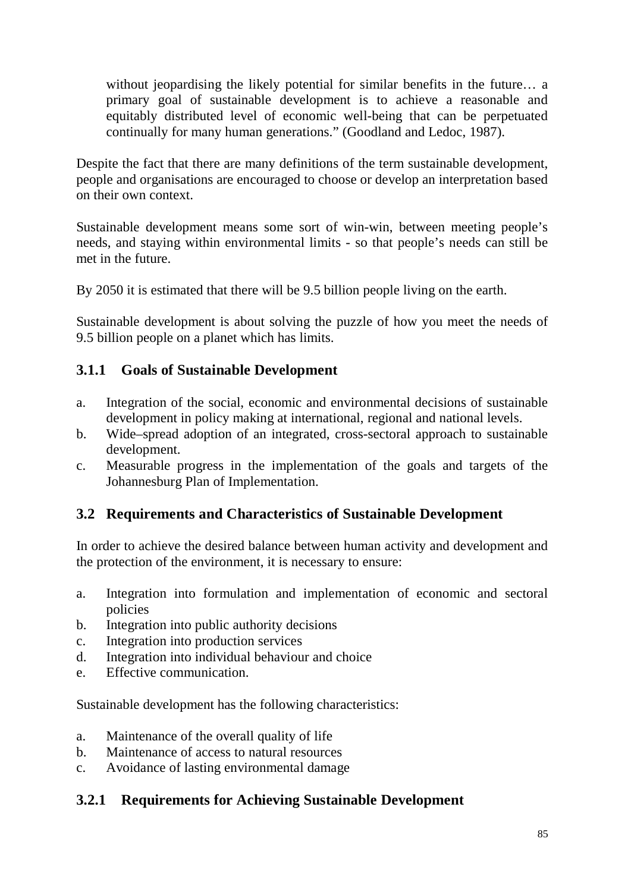> without jeopardising the likely potential for similar benefits in the future… a primary goal of sustainable development is to achieve a reasonable and equitably distributed level of economic well-being that can be perpetuated continually for many human generations." (Goodland and Ledoc, 1987).

Despite the fact that there are many definitions of the term sustainable development, people and organisations are encouraged to choose or develop an interpretation based on their own context.

Sustainable development means some sort of win-win, between meeting people's needs, and staying within environmental limits - so that people's needs can still be met in the future.

By 2050 it is estimated that there will be 9.5 billion people living on the earth.

Sustainable development is about solving the puzzle of how you meet the needs of 9.5 billion people on a planet which has limits.

### 3.1.1 Goals of Sustainable Development

a. Integration of the social, economic and environmental decisions of sustainable development in policy making at international, regional and national levels.
b. Wide–spread adoption of an integrated, cross-sectoral approach to sustainable development.
c. Measurable progress in the implementation of the goals and targets of the Johannesburg Plan of Implementation.

## 3.2 Requirements and Characteristics of Sustainable Development

In order to achieve the desired balance between human activity and development and the protection of the environment, it is necessary to ensure:

a. Integration into formulation and implementation of economic and sectoral policies
b. Integration into public authority decisions
c. Integration into production services
d. Integration into individual behaviour and choice
e. Effective communication.

Sustainable development has the following characteristics:

a. Maintenance of the overall quality of life
b. Maintenance of access to natural resources
c. Avoidance of lasting environmental damage

### 3.2.1 Requirements for Achieving Sustainable Development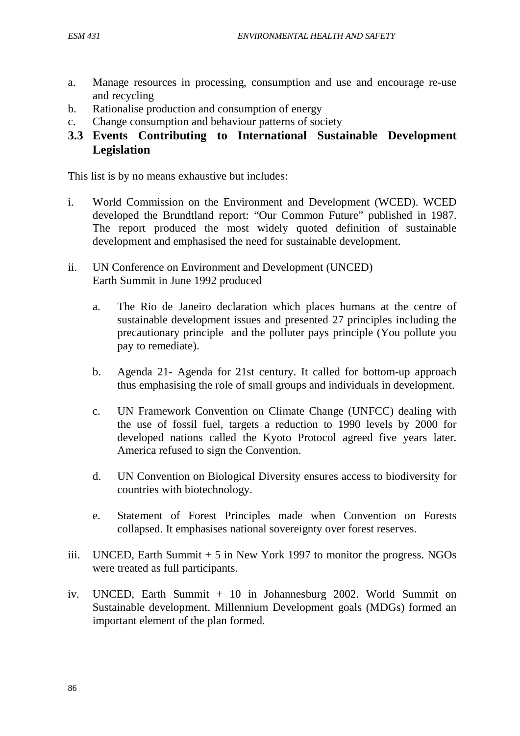a. Manage resources in processing, consumption and use and encourage re-use and recycling
b. Rationalise production and consumption of energy
c. Change consumption and behaviour patterns of society

## 3.3 Events Contributing to International Sustainable Development Legislation

This list is by no means exhaustive but includes:

i. World Commission on the Environment and Development (WCED). WCED developed the Brundtland report: "Our Common Future" published in 1987. The report produced the most widely quoted definition of sustainable development and emphasised the need for sustainable development.

ii. UN Conference on Environment and Development (UNCED) Earth Summit in June 1992 produced

   a. The Rio de Janeiro declaration which places humans at the centre of sustainable development issues and presented 27 principles including the precautionary principle and the polluter pays principle (You pollute you pay to remediate).

   b. Agenda 21- Agenda for 21st century. It called for bottom-up approach thus emphasising the role of small groups and individuals in development.

   c. UN Framework Convention on Climate Change (UNFCC) dealing with the use of fossil fuel, targets a reduction to 1990 levels by 2000 for developed nations called the Kyoto Protocol agreed five years later. America refused to sign the Convention.

   d. UN Convention on Biological Diversity ensures access to biodiversity for countries with biotechnology.

   e. Statement of Forest Principles made when Convention on Forests collapsed. It emphasises national sovereignty over forest reserves.

iii. UNCED, Earth Summit + 5 in New York 1997 to monitor the progress. NGOs were treated as full participants.

iv. UNCED, Earth Summit + 10 in Johannesburg 2002. World Summit on Sustainable development. Millennium Development goals (MDGs) formed an important element of the plan formed.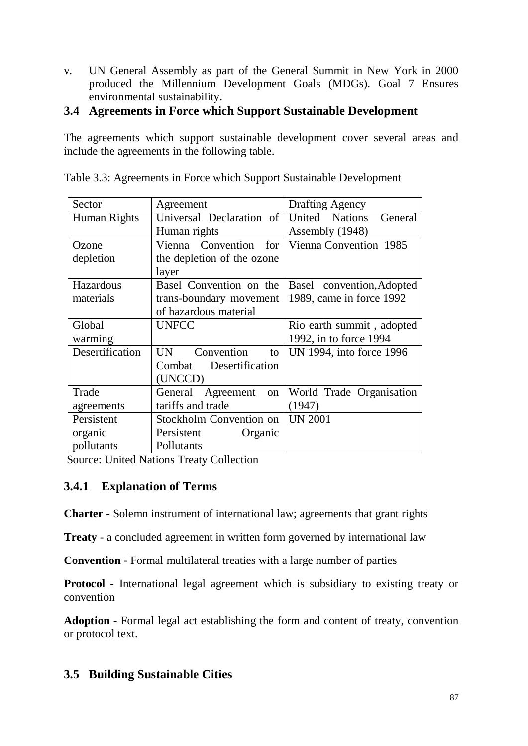v. UN General Assembly as part of the General Summit in New York in 2000 produced the Millennium Development Goals (MDGs). Goal 7 Ensures environmental sustainability.

## 3.4 Agreements in Force which Support Sustainable Development

The agreements which support sustainable development cover several areas and include the agreements in the following table.

Table 3.3: Agreements in Force which Support Sustainable Development

| Sector | Agreement | Drafting Agency |
|---|---|---|
| Human Rights | Universal Declaration of Human rights | United Nations General Assembly (1948) |
| Ozone depletion | Vienna Convention for the depletion of the ozone layer | Vienna Convention 1985 |
| Hazardous materials | Basel Convention on the trans-boundary movement of hazardous material | Basel convention,Adopted 1989, came in force 1992 |
| Global warming | UNFCC | Rio earth summit , adopted 1992, in to force 1994 |
| Desertification | UN Convention to Combat Desertification (UNCCD) | UN 1994, into force 1996 |
| Trade agreements | General Agreement on tariffs and trade | World Trade Organisation (1947) |
| Persistent organic pollutants | Stockholm Convention on Persistent Organic Pollutants | UN 2001 |

Source: United Nations Treaty Collection

### 3.4.1 Explanation of Terms

**Charter** - Solemn instrument of international law; agreements that grant rights

**Treaty** - a concluded agreement in written form governed by international law

**Convention** - Formal multilateral treaties with a large number of parties

**Protocol** - International legal agreement which is subsidiary to existing treaty or convention

**Adoption** - Formal legal act establishing the form and content of treaty, convention or protocol text.

## 3.5 Building Sustainable Cities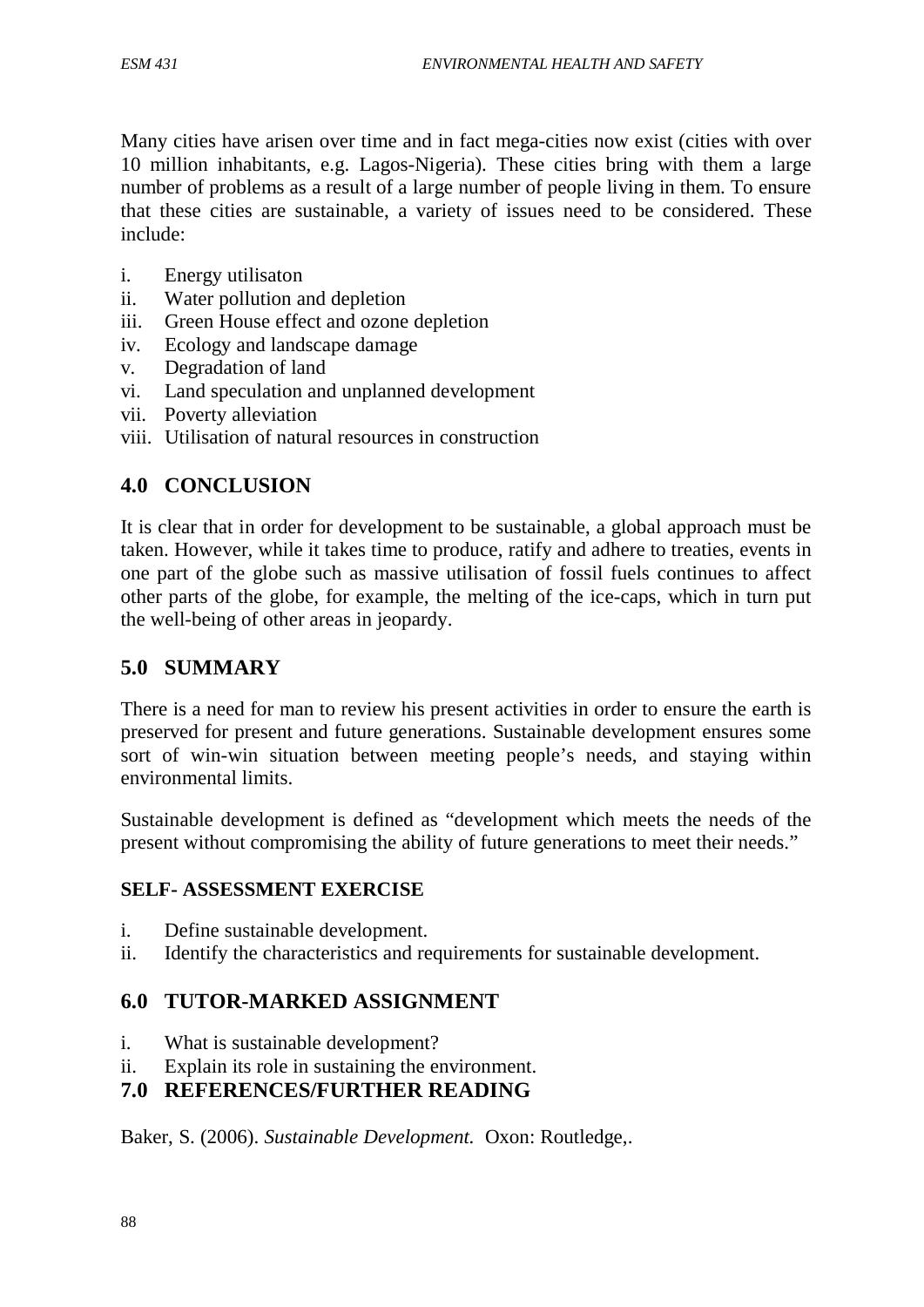Many cities have arisen over time and in fact mega-cities now exist (cities with over 10 million inhabitants, e.g. Lagos-Nigeria). These cities bring with them a large number of problems as a result of a large number of people living in them. To ensure that these cities are sustainable, a variety of issues need to be considered. These include:

i. Energy utilisaton
ii. Water pollution and depletion
iii. Green House effect and ozone depletion
iv. Ecology and landscape damage
v. Degradation of land
vi. Land speculation and unplanned development
vii. Poverty alleviation
viii. Utilisation of natural resources in construction

## 4.0 CONCLUSION

It is clear that in order for development to be sustainable, a global approach must be taken. However, while it takes time to produce, ratify and adhere to treaties, events in one part of the globe such as massive utilisation of fossil fuels continues to affect other parts of the globe, for example, the melting of the ice-caps, which in turn put the well-being of other areas in jeopardy.

## 5.0 SUMMARY

There is a need for man to review his present activities in order to ensure the earth is preserved for present and future generations. Sustainable development ensures some sort of win-win situation between meeting people's needs, and staying within environmental limits.

Sustainable development is defined as "development which meets the needs of the present without compromising the ability of future generations to meet their needs."

### SELF- ASSESSMENT EXERCISE

i. Define sustainable development.
ii. Identify the characteristics and requirements for sustainable development.

## 6.0 TUTOR-MARKED ASSIGNMENT

i. What is sustainable development?
ii. Explain its role in sustaining the environment.

## 7.0 REFERENCES/FURTHER READING

Baker, S. (2006). *Sustainable Development.* Oxon: Routledge,.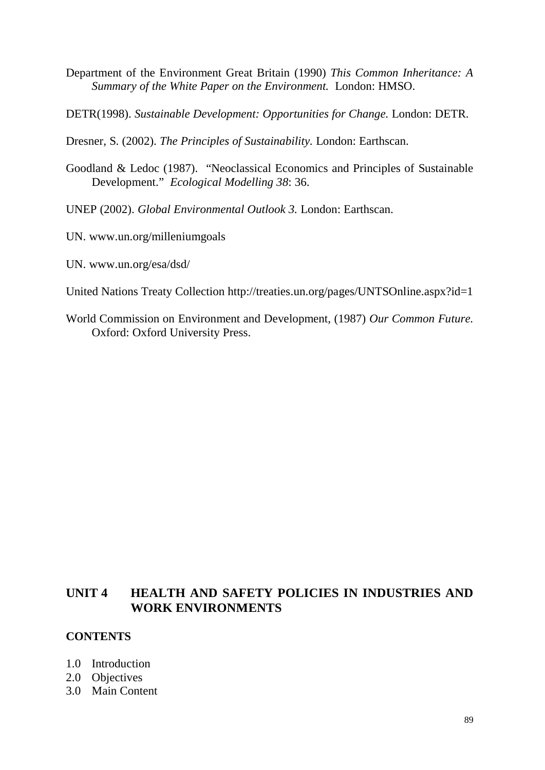Department of the Environment Great Britain (1990) *This Common Inheritance: A Summary of the White Paper on the Environment.* London: HMSO.

DETR(1998). *Sustainable Development: Opportunities for Change.* London: DETR.

Dresner, S. (2002). *The Principles of Sustainability.* London: Earthscan.

Goodland & Ledoc (1987). "Neoclassical Economics and Principles of Sustainable Development." *Ecological Modelling 38*: 36.

UNEP (2002). *Global Environmental Outlook 3.* London: Earthscan.

UN. www.un.org/milleniumgoals

UN. www.un.org/esa/dsd/

United Nations Treaty Collection http://treaties.un.org/pages/UNTSOnline.aspx?id=1

World Commission on Environment and Development, (1987) *Our Common Future.* Oxford: Oxford University Press.

# UNIT 4 HEALTH AND SAFETY POLICIES IN INDUSTRIES AND WORK ENVIRONMENTS

**CONTENTS**

1.0 Introduction
2.0 Objectives
3.0 Main Content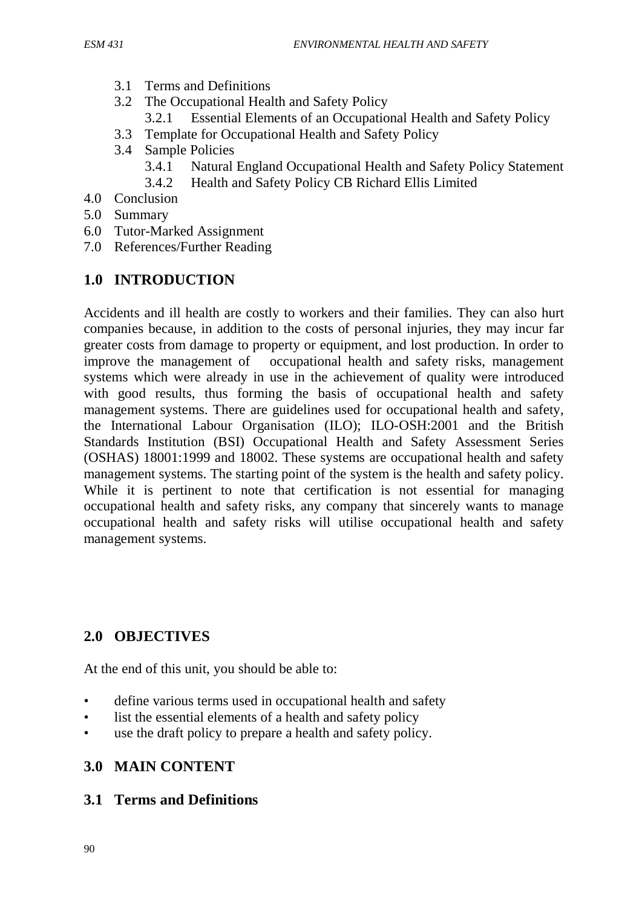- 3.1 Terms and Definitions
- 3.2 The Occupational Health and Safety Policy
    - 3.2.1 Essential Elements of an Occupational Health and Safety Policy
- 3.3 Template for Occupational Health and Safety Policy
- 3.4 Sample Policies
    - 3.4.1 Natural England Occupational Health and Safety Policy Statement
    - 3.4.2 Health and Safety Policy CB Richard Ellis Limited

4.0 Conclusion
5.0 Summary
6.0 Tutor-Marked Assignment
7.0 References/Further Reading

## 1.0 INTRODUCTION

Accidents and ill health are costly to workers and their families. They can also hurt companies because, in addition to the costs of personal injuries, they may incur far greater costs from damage to property or equipment, and lost production. In order to improve the management of occupational health and safety risks, management systems which were already in use in the achievement of quality were introduced with good results, thus forming the basis of occupational health and safety management systems. There are guidelines used for occupational health and safety, the International Labour Organisation (ILO); ILO-OSH:2001 and the British Standards Institution (BSI) Occupational Health and Safety Assessment Series (OSHAS) 18001:1999 and 18002. These systems are occupational health and safety management systems. The starting point of the system is the health and safety policy. While it is pertinent to note that certification is not essential for managing occupational health and safety risks, any company that sincerely wants to manage occupational health and safety risks will utilise occupational health and safety management systems.

## 2.0 OBJECTIVES

At the end of this unit, you should be able to:

- define various terms used in occupational health and safety
- list the essential elements of a health and safety policy
- use the draft policy to prepare a health and safety policy.

## 3.0 MAIN CONTENT

### 3.1 Terms and Definitions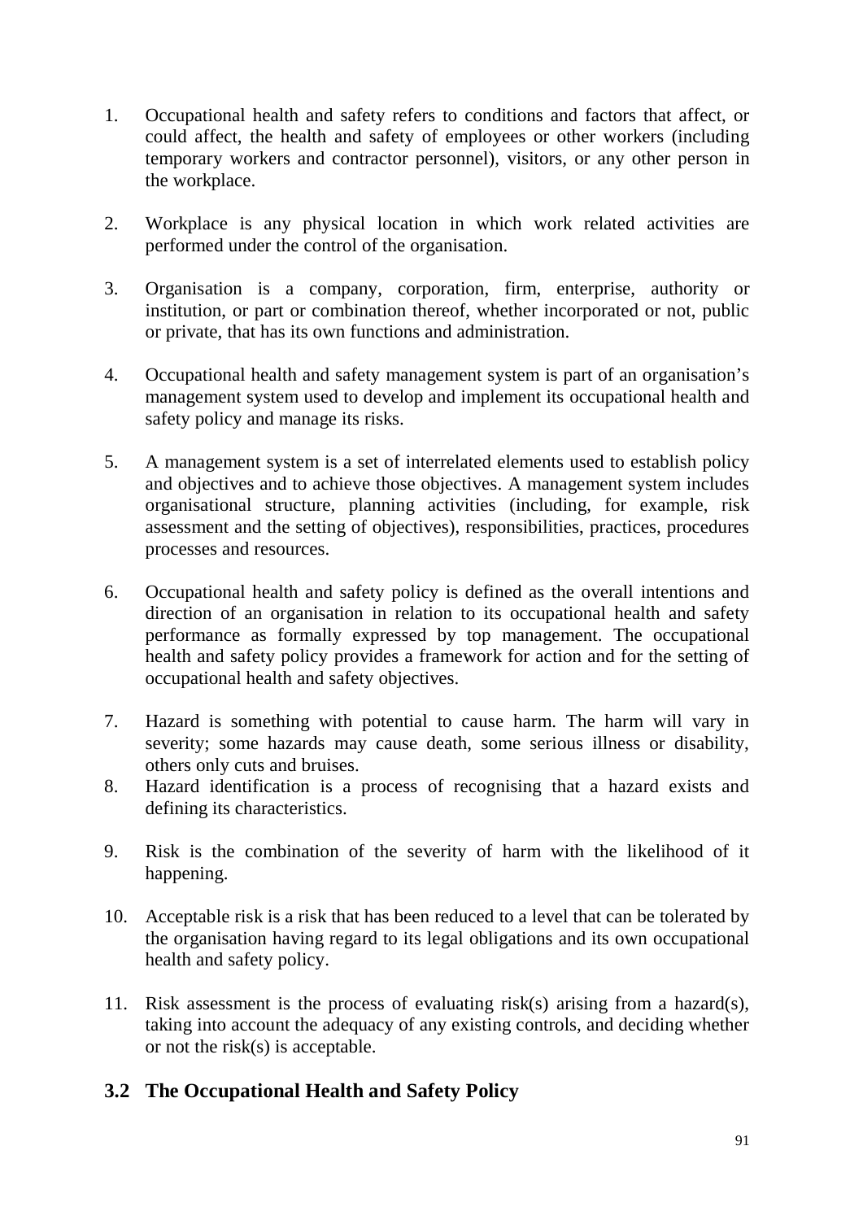1. Occupational health and safety refers to conditions and factors that affect, or could affect, the health and safety of employees or other workers (including temporary workers and contractor personnel), visitors, or any other person in the workplace.

2. Workplace is any physical location in which work related activities are performed under the control of the organisation.

3. Organisation is a company, corporation, firm, enterprise, authority or institution, or part or combination thereof, whether incorporated or not, public or private, that has its own functions and administration.

4. Occupational health and safety management system is part of an organisation's management system used to develop and implement its occupational health and safety policy and manage its risks.

5. A management system is a set of interrelated elements used to establish policy and objectives and to achieve those objectives. A management system includes organisational structure, planning activities (including, for example, risk assessment and the setting of objectives), responsibilities, practices, procedures processes and resources.

6. Occupational health and safety policy is defined as the overall intentions and direction of an organisation in relation to its occupational health and safety performance as formally expressed by top management. The occupational health and safety policy provides a framework for action and for the setting of occupational health and safety objectives.

7. Hazard is something with potential to cause harm. The harm will vary in severity; some hazards may cause death, some serious illness or disability, others only cuts and bruises.
8. Hazard identification is a process of recognising that a hazard exists and defining its characteristics.

9. Risk is the combination of the severity of harm with the likelihood of it happening.

10. Acceptable risk is a risk that has been reduced to a level that can be tolerated by the organisation having regard to its legal obligations and its own occupational health and safety policy.

11. Risk assessment is the process of evaluating risk(s) arising from a hazard(s), taking into account the adequacy of any existing controls, and deciding whether or not the risk(s) is acceptable.

## 3.2 The Occupational Health and Safety Policy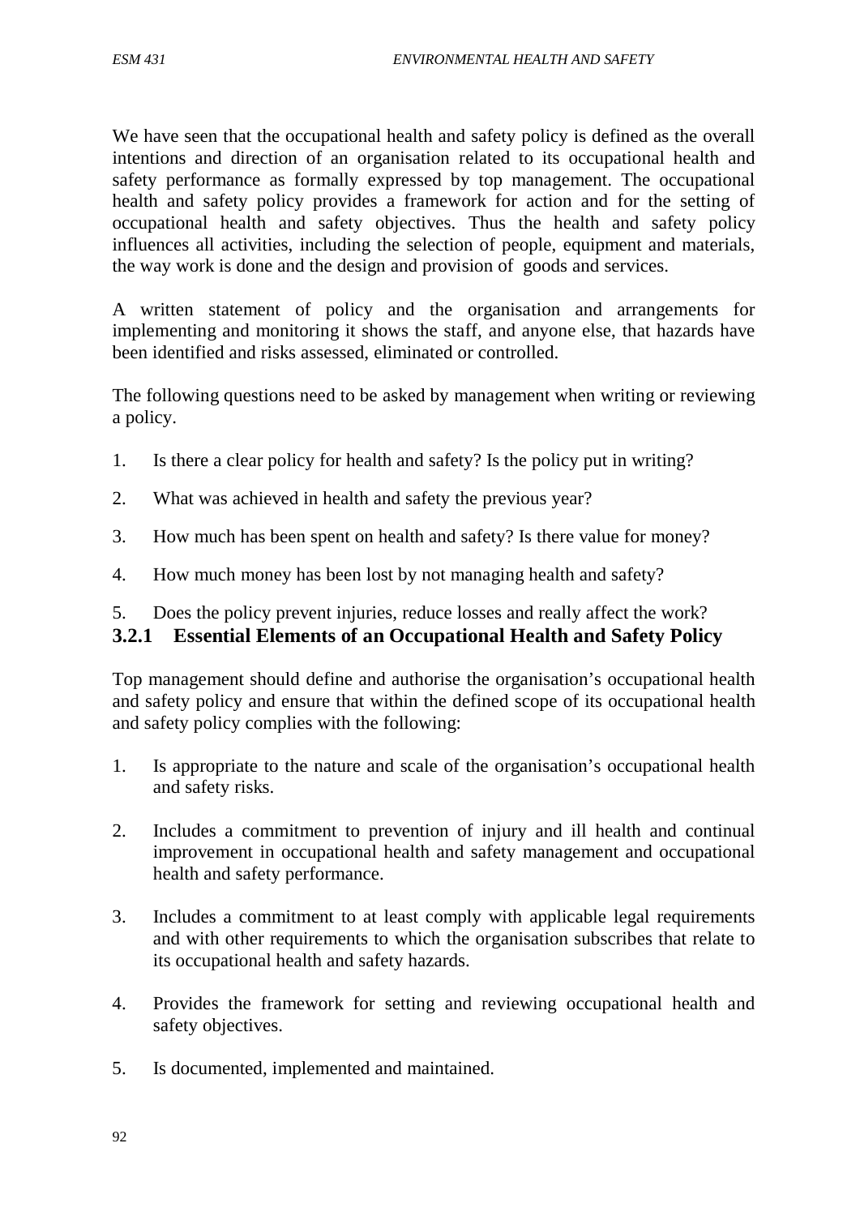We have seen that the occupational health and safety policy is defined as the overall intentions and direction of an organisation related to its occupational health and safety performance as formally expressed by top management. The occupational health and safety policy provides a framework for action and for the setting of occupational health and safety objectives. Thus the health and safety policy influences all activities, including the selection of people, equipment and materials, the way work is done and the design and provision of goods and services.

A written statement of policy and the organisation and arrangements for implementing and monitoring it shows the staff, and anyone else, that hazards have been identified and risks assessed, eliminated or controlled.

The following questions need to be asked by management when writing or reviewing a policy.

1. Is there a clear policy for health and safety? Is the policy put in writing?
2. What was achieved in health and safety the previous year?
3. How much has been spent on health and safety? Is there value for money?
4. How much money has been lost by not managing health and safety?
5. Does the policy prevent injuries, reduce losses and really affect the work?

### 3.2.1 Essential Elements of an Occupational Health and Safety Policy

Top management should define and authorise the organisation's occupational health and safety policy and ensure that within the defined scope of its occupational health and safety policy complies with the following:

1. Is appropriate to the nature and scale of the organisation's occupational health and safety risks.
2. Includes a commitment to prevention of injury and ill health and continual improvement in occupational health and safety management and occupational health and safety performance.
3. Includes a commitment to at least comply with applicable legal requirements and with other requirements to which the organisation subscribes that relate to its occupational health and safety hazards.
4. Provides the framework for setting and reviewing occupational health and safety objectives.
5. Is documented, implemented and maintained.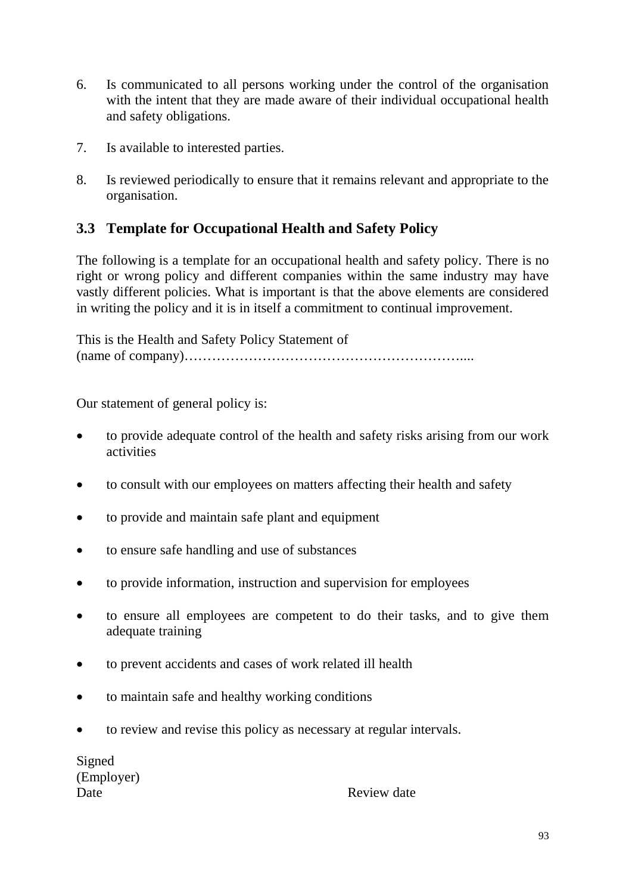6. Is communicated to all persons working under the control of the organisation with the intent that they are made aware of their individual occupational health and safety obligations.

7. Is available to interested parties.

8. Is reviewed periodically to ensure that it remains relevant and appropriate to the organisation.

## 3.3 Template for Occupational Health and Safety Policy

The following is a template for an occupational health and safety policy. There is no right or wrong policy and different companies within the same industry may have vastly different policies. What is important is that the above elements are considered in writing the policy and it is in itself a commitment to continual improvement.

This is the Health and Safety Policy Statement of
(name of company)…………………………………………………….....

Our statement of general policy is:

- to provide adequate control of the health and safety risks arising from our work activities
- to consult with our employees on matters affecting their health and safety
- to provide and maintain safe plant and equipment
- to ensure safe handling and use of substances
- to provide information, instruction and supervision for employees
- to ensure all employees are competent to do their tasks, and to give them adequate training
- to prevent accidents and cases of work related ill health
- to maintain safe and healthy working conditions
- to review and revise this policy as necessary at regular intervals.

Signed
(Employer)
Date Review date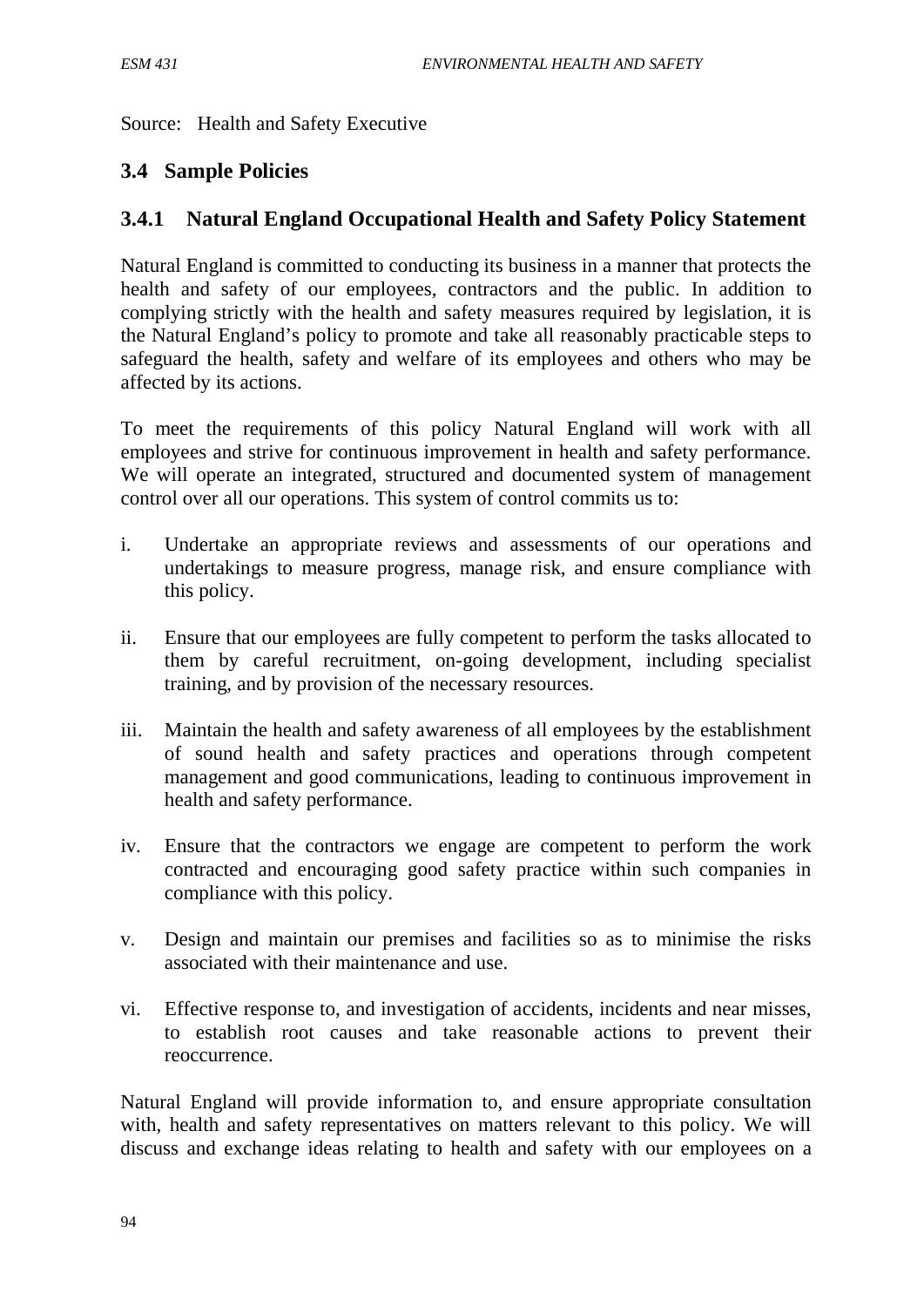Source: Health and Safety Executive

## 3.4 Sample Policies

### 3.4.1 Natural England Occupational Health and Safety Policy Statement

Natural England is committed to conducting its business in a manner that protects the health and safety of our employees, contractors and the public. In addition to complying strictly with the health and safety measures required by legislation, it is the Natural England's policy to promote and take all reasonably practicable steps to safeguard the health, safety and welfare of its employees and others who may be affected by its actions.

To meet the requirements of this policy Natural England will work with all employees and strive for continuous improvement in health and safety performance. We will operate an integrated, structured and documented system of management control over all our operations. This system of control commits us to:

i. Undertake an appropriate reviews and assessments of our operations and undertakings to measure progress, manage risk, and ensure compliance with this policy.

ii. Ensure that our employees are fully competent to perform the tasks allocated to them by careful recruitment, on-going development, including specialist training, and by provision of the necessary resources.

iii. Maintain the health and safety awareness of all employees by the establishment of sound health and safety practices and operations through competent management and good communications, leading to continuous improvement in health and safety performance.

iv. Ensure that the contractors we engage are competent to perform the work contracted and encouraging good safety practice within such companies in compliance with this policy.

v. Design and maintain our premises and facilities so as to minimise the risks associated with their maintenance and use.

vi. Effective response to, and investigation of accidents, incidents and near misses, to establish root causes and take reasonable actions to prevent their reoccurrence.

Natural England will provide information to, and ensure appropriate consultation with, health and safety representatives on matters relevant to this policy. We will discuss and exchange ideas relating to health and safety with our employees on a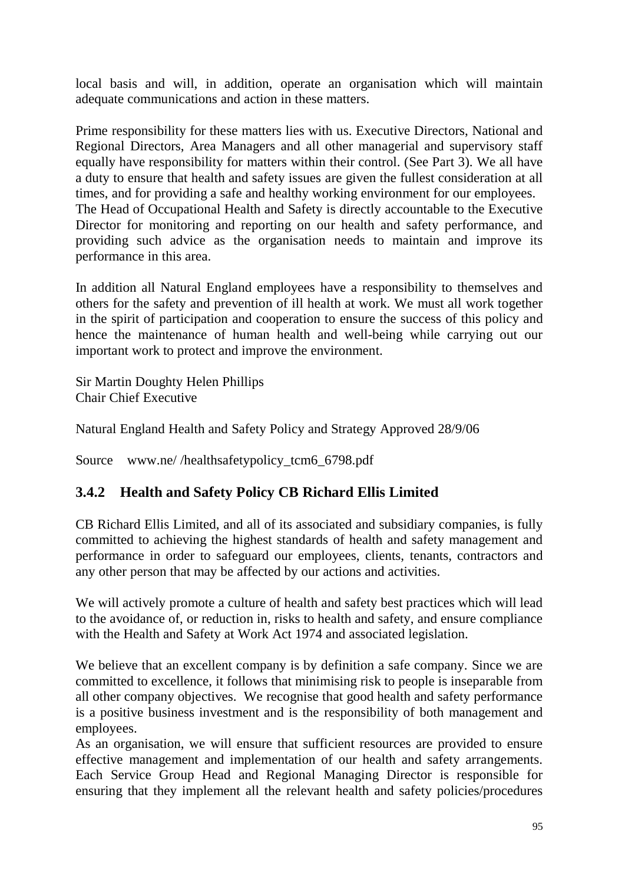local basis and will, in addition, operate an organisation which will maintain adequate communications and action in these matters.

Prime responsibility for these matters lies with us. Executive Directors, National and Regional Directors, Area Managers and all other managerial and supervisory staff equally have responsibility for matters within their control. (See Part 3). We all have a duty to ensure that health and safety issues are given the fullest consideration at all times, and for providing a safe and healthy working environment for our employees. The Head of Occupational Health and Safety is directly accountable to the Executive Director for monitoring and reporting on our health and safety performance, and providing such advice as the organisation needs to maintain and improve its performance in this area.

In addition all Natural England employees have a responsibility to themselves and others for the safety and prevention of ill health at work. We must all work together in the spirit of participation and cooperation to ensure the success of this policy and hence the maintenance of human health and well-being while carrying out our important work to protect and improve the environment.

Sir Martin Doughty Helen Phillips
Chair Chief Executive

Natural England Health and Safety Policy and Strategy Approved 28/9/06

Source www.ne/ /healthsafetypolicy_tcm6_6798.pdf

### 3.4.2 Health and Safety Policy CB Richard Ellis Limited

CB Richard Ellis Limited, and all of its associated and subsidiary companies, is fully committed to achieving the highest standards of health and safety management and performance in order to safeguard our employees, clients, tenants, contractors and any other person that may be affected by our actions and activities.

We will actively promote a culture of health and safety best practices which will lead to the avoidance of, or reduction in, risks to health and safety, and ensure compliance with the Health and Safety at Work Act 1974 and associated legislation.

We believe that an excellent company is by definition a safe company. Since we are committed to excellence, it follows that minimising risk to people is inseparable from all other company objectives. We recognise that good health and safety performance is a positive business investment and is the responsibility of both management and employees.
As an organisation, we will ensure that sufficient resources are provided to ensure effective management and implementation of our health and safety arrangements. Each Service Group Head and Regional Managing Director is responsible for ensuring that they implement all the relevant health and safety policies/procedures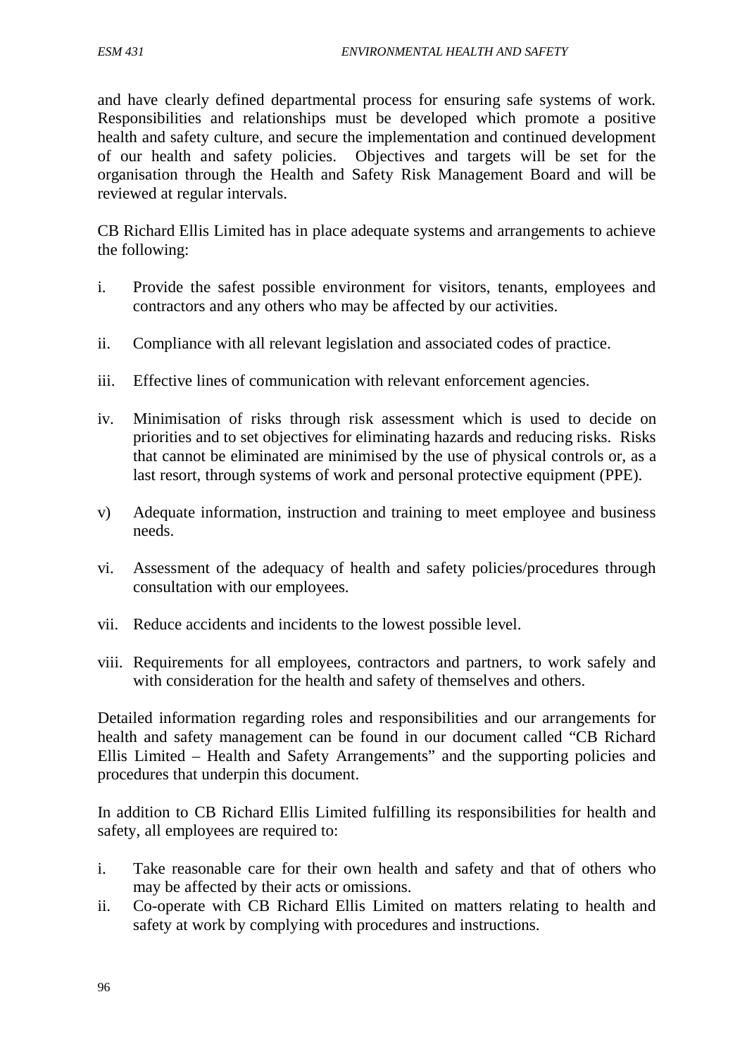and have clearly defined departmental process for ensuring safe systems of work. Responsibilities and relationships must be developed which promote a positive health and safety culture, and secure the implementation and continued development of our health and safety policies. Objectives and targets will be set for the organisation through the Health and Safety Risk Management Board and will be reviewed at regular intervals.

CB Richard Ellis Limited has in place adequate systems and arrangements to achieve the following:

i. Provide the safest possible environment for visitors, tenants, employees and contractors and any others who may be affected by our activities.

ii. Compliance with all relevant legislation and associated codes of practice.

iii. Effective lines of communication with relevant enforcement agencies.

iv. Minimisation of risks through risk assessment which is used to decide on priorities and to set objectives for eliminating hazards and reducing risks. Risks that cannot be eliminated are minimised by the use of physical controls or, as a last resort, through systems of work and personal protective equipment (PPE).

v) Adequate information, instruction and training to meet employee and business needs.

vi. Assessment of the adequacy of health and safety policies/procedures through consultation with our employees.

vii. Reduce accidents and incidents to the lowest possible level.

viii. Requirements for all employees, contractors and partners, to work safely and with consideration for the health and safety of themselves and others.

Detailed information regarding roles and responsibilities and our arrangements for health and safety management can be found in our document called "CB Richard Ellis Limited – Health and Safety Arrangements" and the supporting policies and procedures that underpin this document.

In addition to CB Richard Ellis Limited fulfilling its responsibilities for health and safety, all employees are required to:

i. Take reasonable care for their own health and safety and that of others who may be affected by their acts or omissions.
ii. Co-operate with CB Richard Ellis Limited on matters relating to health and safety at work by complying with procedures and instructions.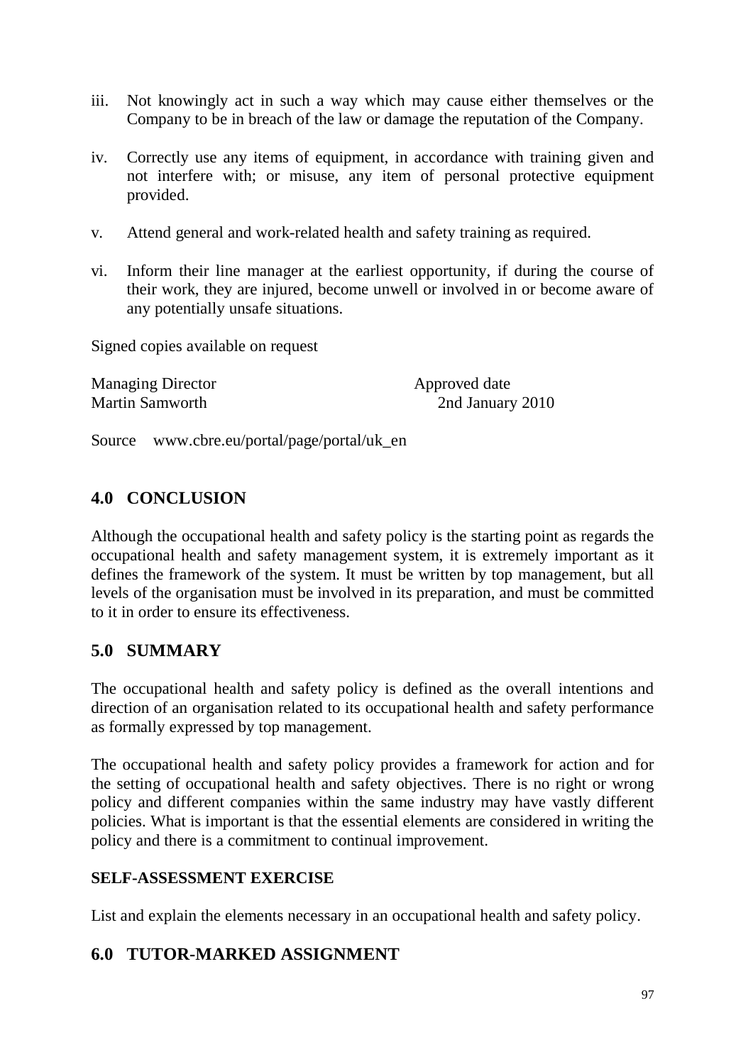iii. Not knowingly act in such a way which may cause either themselves or the Company to be in breach of the law or damage the reputation of the Company.

iv. Correctly use any items of equipment, in accordance with training given and not interfere with; or misuse, any item of personal protective equipment provided.

v. Attend general and work-related health and safety training as required.

vi. Inform their line manager at the earliest opportunity, if during the course of their work, they are injured, become unwell or involved in or become aware of any potentially unsafe situations.

Signed copies available on request

Managing Director  
Martin Samworth

Approved date  
2nd January 2010

Source www.cbre.eu/portal/page/portal/uk_en

## 4.0 CONCLUSION

Although the occupational health and safety policy is the starting point as regards the occupational health and safety management system, it is extremely important as it defines the framework of the system. It must be written by top management, but all levels of the organisation must be involved in its preparation, and must be committed to it in order to ensure its effectiveness.

## 5.0 SUMMARY

The occupational health and safety policy is defined as the overall intentions and direction of an organisation related to its occupational health and safety performance as formally expressed by top management.

The occupational health and safety policy provides a framework for action and for the setting of occupational health and safety objectives. There is no right or wrong policy and different companies within the same industry may have vastly different policies. What is important is that the essential elements are considered in writing the policy and there is a commitment to continual improvement.

**SELF-ASSESSMENT EXERCISE**

List and explain the elements necessary in an occupational health and safety policy.

## 6.0 TUTOR-MARKED ASSIGNMENT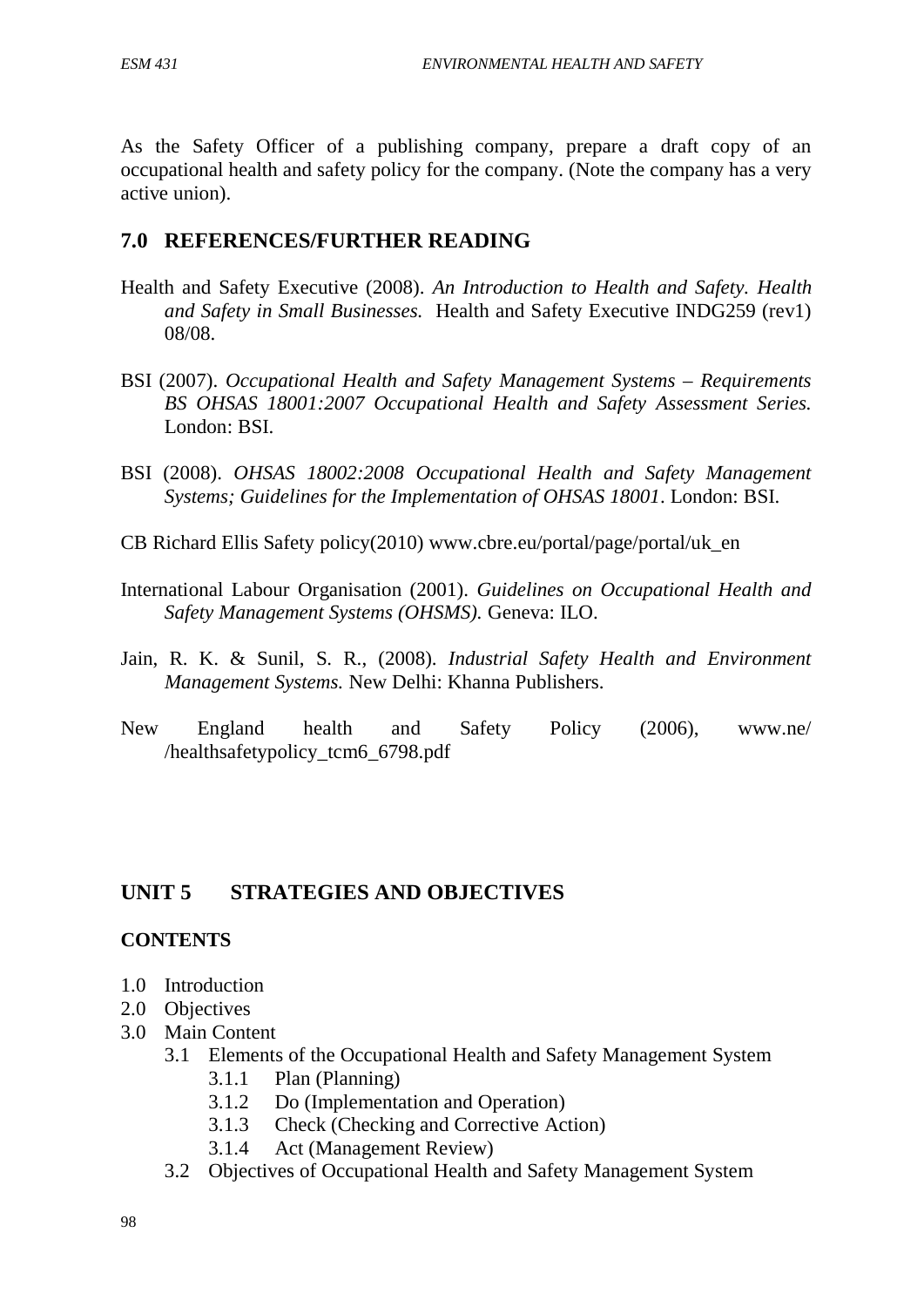As the Safety Officer of a publishing company, prepare a draft copy of an occupational health and safety policy for the company. (Note the company has a very active union).

## 7.0 REFERENCES/FURTHER READING

Health and Safety Executive (2008). *An Introduction to Health and Safety. Health and Safety in Small Businesses.* Health and Safety Executive INDG259 (rev1) 08/08.

BSI (2007). *Occupational Health and Safety Management Systems – Requirements BS OHSAS 18001:2007 Occupational Health and Safety Assessment Series.* London: BSI.

BSI (2008). *OHSAS 18002:2008 Occupational Health and Safety Management Systems; Guidelines for the Implementation of OHSAS 18001*. London: BSI.

CB Richard Ellis Safety policy(2010) www.cbre.eu/portal/page/portal/uk_en

International Labour Organisation (2001). *Guidelines on Occupational Health and Safety Management Systems (OHSMS).* Geneva: ILO.

Jain, R. K. & Sunil, S. R., (2008). *Industrial Safety Health and Environment Management Systems.* New Delhi: Khanna Publishers.

New England health and Safety Policy (2006), www.ne/ /healthsafetypolicy_tcm6_6798.pdf

# UNIT 5 STRATEGIES AND OBJECTIVES

**CONTENTS**

- 1.0 Introduction
- 2.0 Objectives
- 3.0 Main Content
  - 3.1 Elements of the Occupational Health and Safety Management System
    - 3.1.1 Plan (Planning)
    - 3.1.2 Do (Implementation and Operation)
    - 3.1.3 Check (Checking and Corrective Action)
    - 3.1.4 Act (Management Review)
  - 3.2 Objectives of Occupational Health and Safety Management System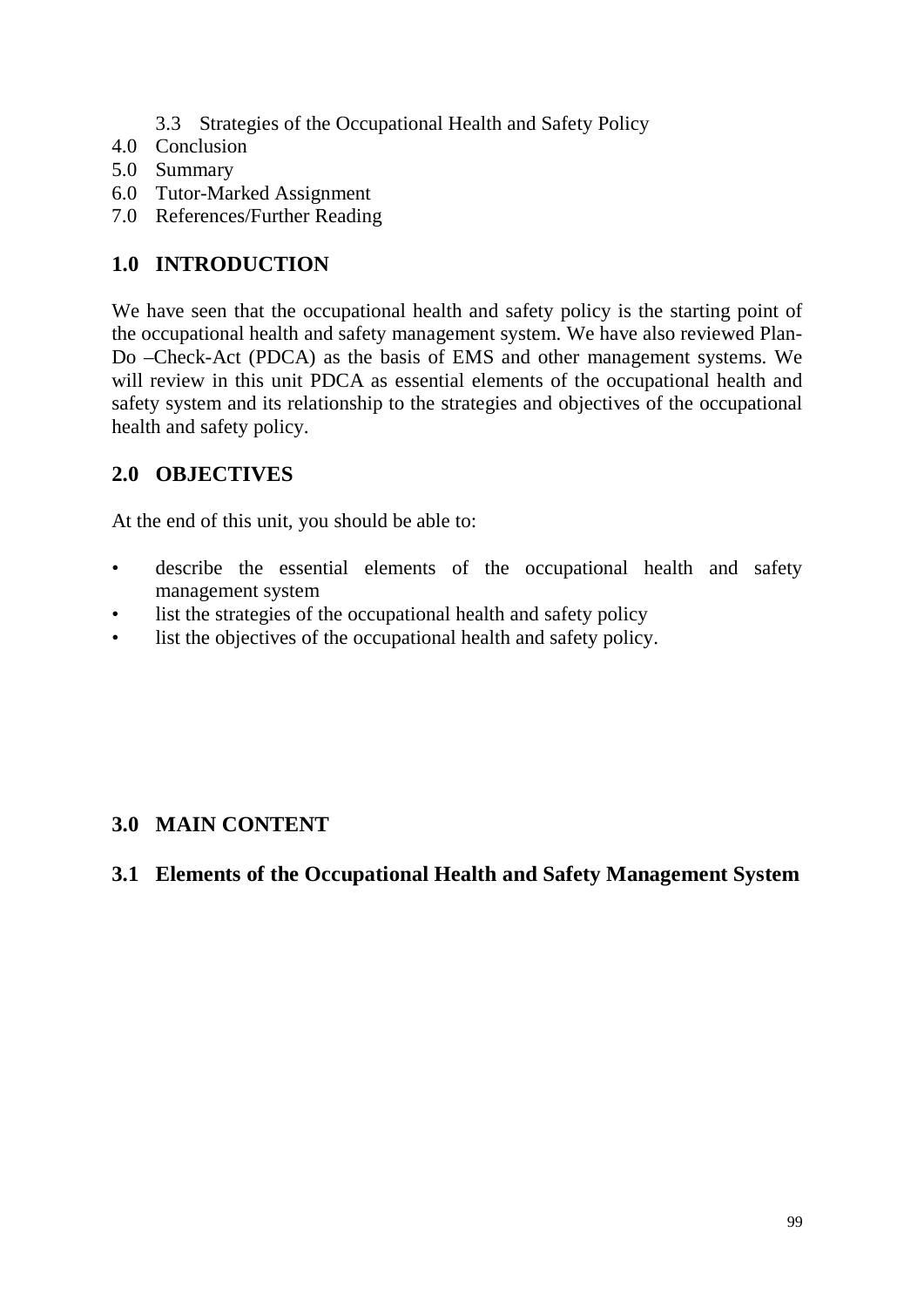3.3 Strategies of the Occupational Health and Safety Policy

4.0 Conclusion

5.0 Summary

6.0 Tutor-Marked Assignment

7.0 References/Further Reading

## 1.0 INTRODUCTION

We have seen that the occupational health and safety policy is the starting point of the occupational health and safety management system. We have also reviewed Plan-Do –Check-Act (PDCA) as the basis of EMS and other management systems. We will review in this unit PDCA as essential elements of the occupational health and safety system and its relationship to the strategies and objectives of the occupational health and safety policy.

## 2.0 OBJECTIVES

At the end of this unit, you should be able to:

- describe the essential elements of the occupational health and safety management system
- list the strategies of the occupational health and safety policy
- list the objectives of the occupational health and safety policy.

## 3.0 MAIN CONTENT

### 3.1 Elements of the Occupational Health and Safety Management System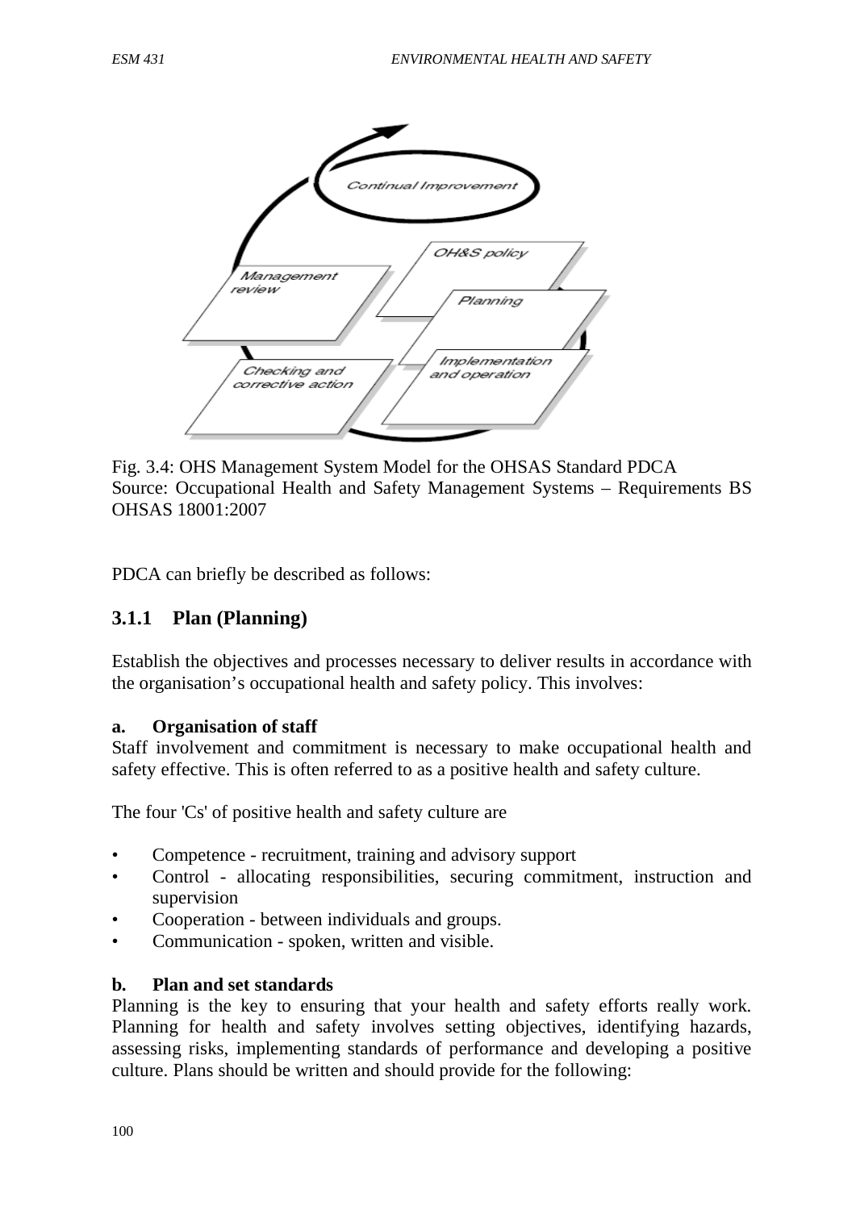Fig. 3.4: OHS Management System Model for the OHSAS Standard PDCA
Source: Occupational Health and Safety Management Systems – Requirements BS OHSAS 18001:2007

PDCA can briefly be described as follows:

### 3.1.1 Plan (Planning)

Establish the objectives and processes necessary to deliver results in accordance with the organisation's occupational health and safety policy. This involves:

**a. Organisation of staff**

Staff involvement and commitment is necessary to make occupational health and safety effective. This is often referred to as a positive health and safety culture.

The four 'Cs' of positive health and safety culture are

- Competence - recruitment, training and advisory support
- Control - allocating responsibilities, securing commitment, instruction and supervision
- Cooperation - between individuals and groups.
- Communication - spoken, written and visible.

**b. Plan and set standards**

Planning is the key to ensuring that your health and safety efforts really work. Planning for health and safety involves setting objectives, identifying hazards, assessing risks, implementing standards of performance and developing a positive culture. Plans should be written and should provide for the following: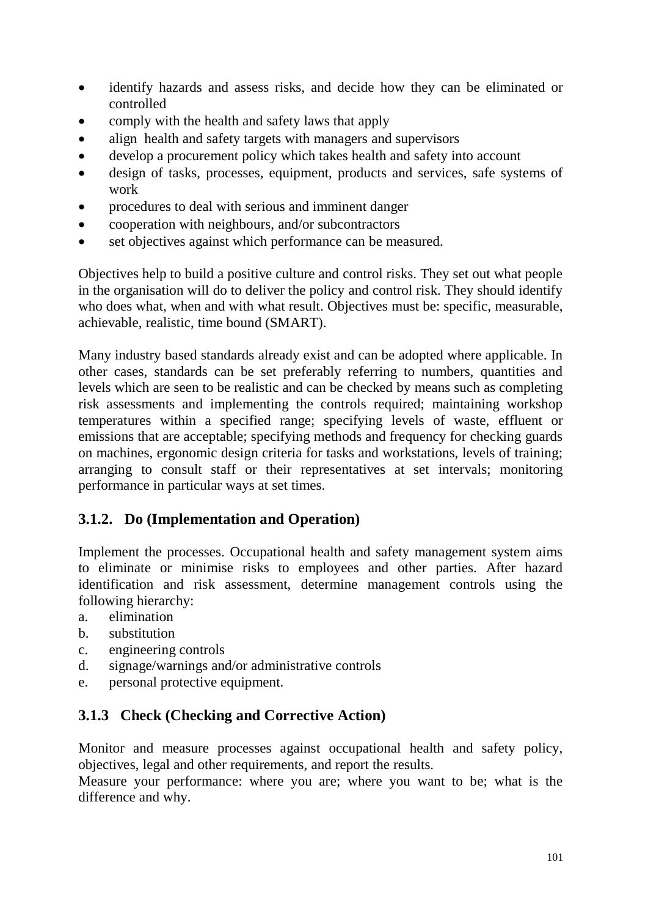- identify hazards and assess risks, and decide how they can be eliminated or controlled
- comply with the health and safety laws that apply
- align health and safety targets with managers and supervisors
- develop a procurement policy which takes health and safety into account
- design of tasks, processes, equipment, products and services, safe systems of work
- procedures to deal with serious and imminent danger
- cooperation with neighbours, and/or subcontractors
- set objectives against which performance can be measured.

Objectives help to build a positive culture and control risks. They set out what people in the organisation will do to deliver the policy and control risk. They should identify who does what, when and with what result. Objectives must be: specific, measurable, achievable, realistic, time bound (SMART).

Many industry based standards already exist and can be adopted where applicable. In other cases, standards can be set preferably referring to numbers, quantities and levels which are seen to be realistic and can be checked by means such as completing risk assessments and implementing the controls required; maintaining workshop temperatures within a specified range; specifying levels of waste, effluent or emissions that are acceptable; specifying methods and frequency for checking guards on machines, ergonomic design criteria for tasks and workstations, levels of training; arranging to consult staff or their representatives at set intervals; monitoring performance in particular ways at set times.

### 3.1.2. Do (Implementation and Operation)

Implement the processes. Occupational health and safety management system aims to eliminate or minimise risks to employees and other parties. After hazard identification and risk assessment, determine management controls using the following hierarchy:

a. elimination
b. substitution
c. engineering controls
d. signage/warnings and/or administrative controls
e. personal protective equipment.

### 3.1.3 Check (Checking and Corrective Action)

Monitor and measure processes against occupational health and safety policy, objectives, legal and other requirements, and report the results.

Measure your performance: where you are; where you want to be; what is the difference and why.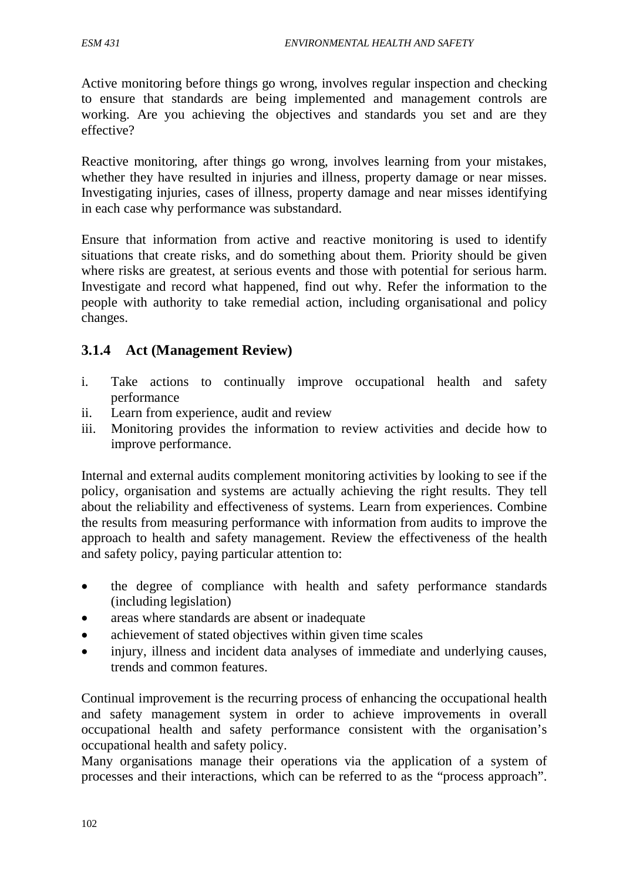Active monitoring before things go wrong, involves regular inspection and checking to ensure that standards are being implemented and management controls are working. Are you achieving the objectives and standards you set and are they effective?

Reactive monitoring, after things go wrong, involves learning from your mistakes, whether they have resulted in injuries and illness, property damage or near misses. Investigating injuries, cases of illness, property damage and near misses identifying in each case why performance was substandard.

Ensure that information from active and reactive monitoring is used to identify situations that create risks, and do something about them. Priority should be given where risks are greatest, at serious events and those with potential for serious harm. Investigate and record what happened, find out why. Refer the information to the people with authority to take remedial action, including organisational and policy changes.

### 3.1.4 Act (Management Review)

i. Take actions to continually improve occupational health and safety performance
ii. Learn from experience, audit and review
iii. Monitoring provides the information to review activities and decide how to improve performance.

Internal and external audits complement monitoring activities by looking to see if the policy, organisation and systems are actually achieving the right results. They tell about the reliability and effectiveness of systems. Learn from experiences. Combine the results from measuring performance with information from audits to improve the approach to health and safety management. Review the effectiveness of the health and safety policy, paying particular attention to:

- the degree of compliance with health and safety performance standards (including legislation)
- areas where standards are absent or inadequate
- achievement of stated objectives within given time scales
- injury, illness and incident data analyses of immediate and underlying causes, trends and common features.

Continual improvement is the recurring process of enhancing the occupational health and safety management system in order to achieve improvements in overall occupational health and safety performance consistent with the organisation's occupational health and safety policy.
Many organisations manage their operations via the application of a system of processes and their interactions, which can be referred to as the "process approach".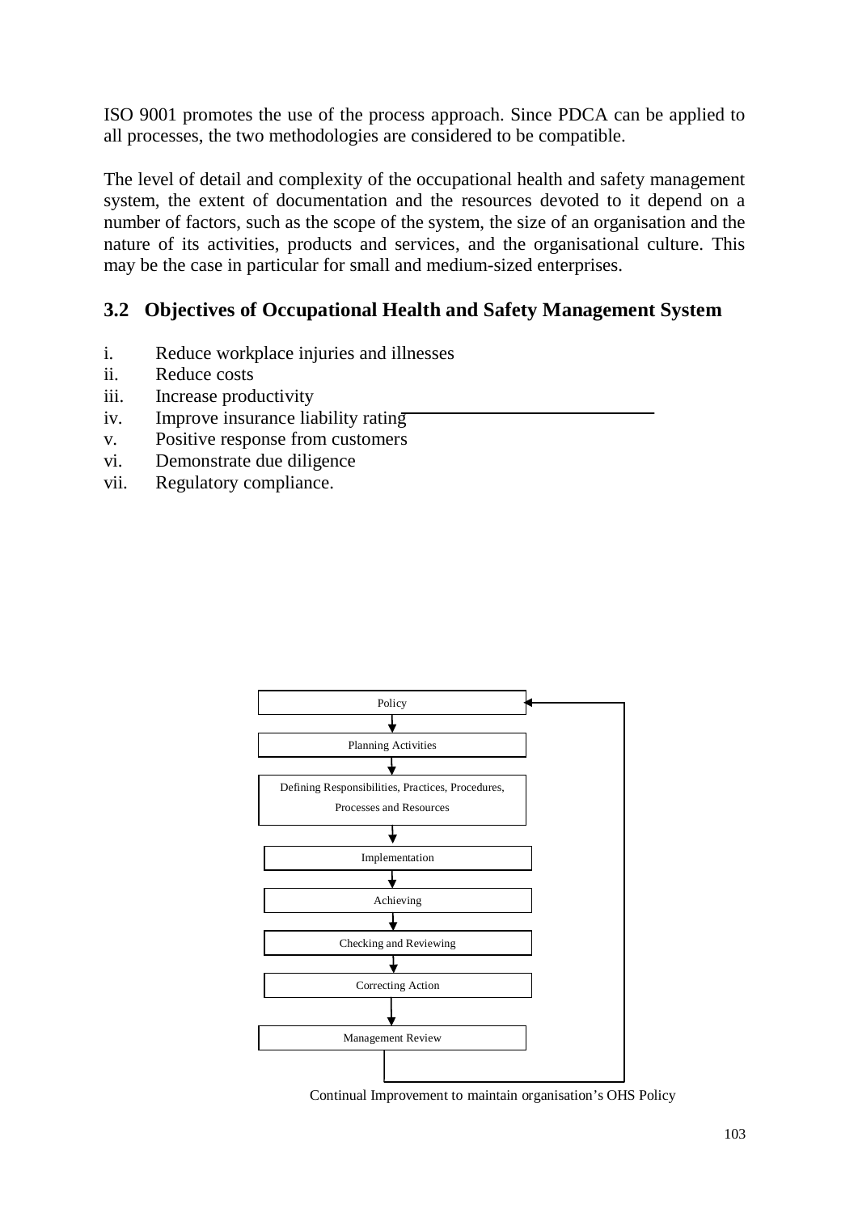ISO 9001 promotes the use of the process approach. Since PDCA can be applied to all processes, the two methodologies are considered to be compatible.

The level of detail and complexity of the occupational health and safety management system, the extent of documentation and the resources devoted to it depend on a number of factors, such as the scope of the system, the size of an organisation and the nature of its activities, products and services, and the organisational culture. This may be the case in particular for small and medium-sized enterprises.

## 3.2 Objectives of Occupational Health and Safety Management System

i. Reduce workplace injuries and illnesses
ii. Reduce costs
iii. Increase productivity
iv. Improve insurance liability rating
v. Positive response from customers
vi. Demonstrate due diligence
vii. Regulatory compliance.

Policy
↓
Planning Activities
↓
Defining Responsibilities, Practices, Procedures, Processes and Resources
↓
Implementation
↓
Achieving
↓
Checking and Reviewing
↓
Correcting Action
↓
Management Review
↺ (back to Policy)

Continual Improvement to maintain organisation's OHS Policy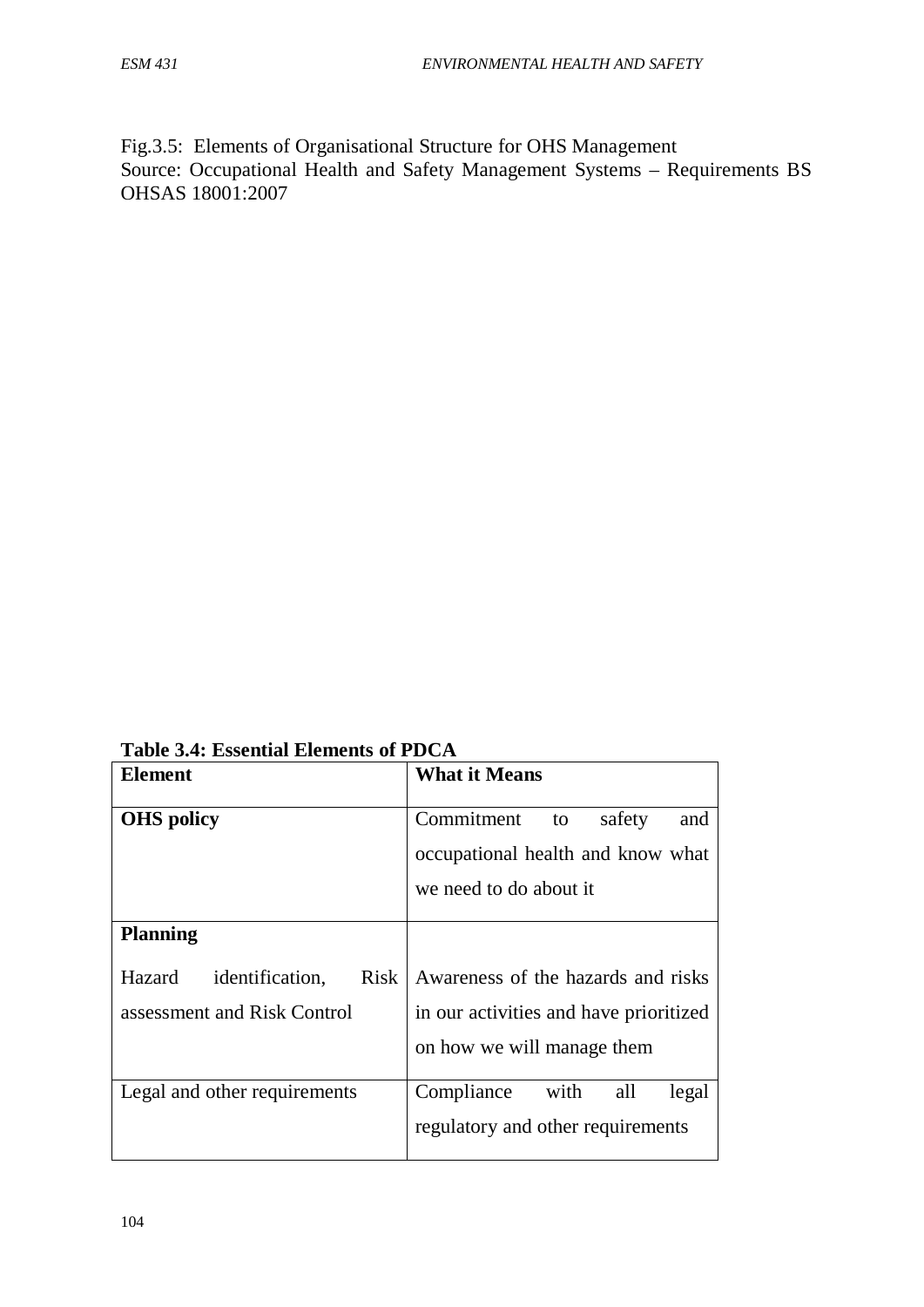Fig.3.5: Elements of Organisational Structure for OHS Management
Source: Occupational Health and Safety Management Systems – Requirements BS OHSAS 18001:2007

**Table 3.4: Essential Elements of PDCA**

| **Element** | **What it Means** |
|---|---|
| **OHS policy** | Commitment to safety and occupational health and know what we need to do about it |
| **Planning** | |
| Hazard identification, Risk assessment and Risk Control | Awareness of the hazards and risks in our activities and have prioritized on how we will manage them |
| Legal and other requirements | Compliance with all legal regulatory and other requirements |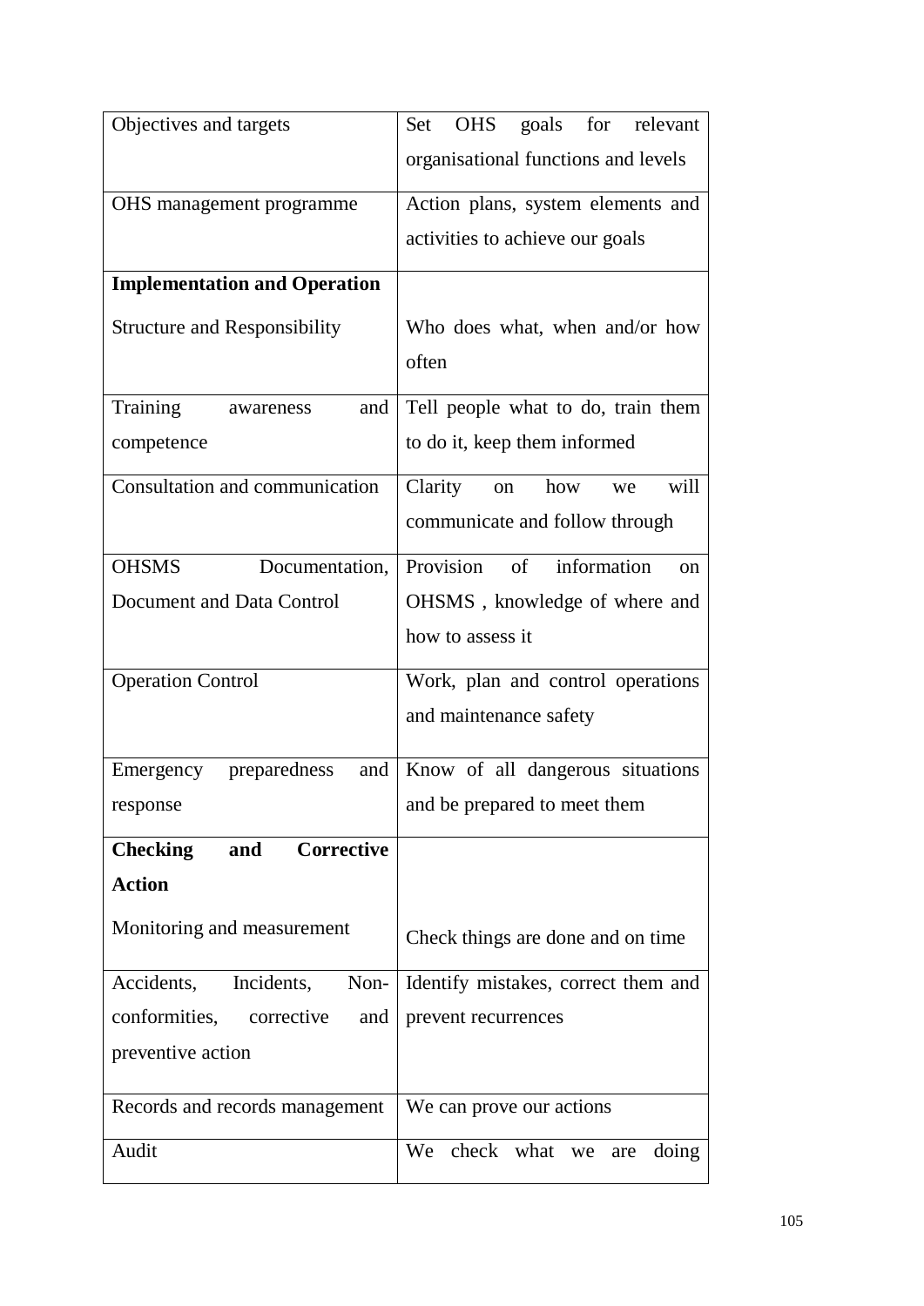| | |
|---|---|
| Objectives and targets | Set OHS goals for relevant organisational functions and levels |
| OHS management programme | Action plans, system elements and activities to achieve our goals |
| **Implementation and Operation**<br>Structure and Responsibility | Who does what, when and/or how often |
| Training awareness and competence | Tell people what to do, train them to do it, keep them informed |
| Consultation and communication | Clarity on how we will communicate and follow through |
| OHSMS Documentation, Document and Data Control | Provision of information on OHSMS , knowledge of where and how to assess it |
| Operation Control | Work, plan and control operations and maintenance safety |
| Emergency preparedness and response | Know of all dangerous situations and be prepared to meet them |
| **Checking and Corrective Action**<br>Monitoring and measurement | Check things are done and on time |
| Accidents, Incidents, Non-conformities, corrective and preventive action | Identify mistakes, correct them and prevent recurrences |
| Records and records management | We can prove our actions |
| Audit | We check what we are doing |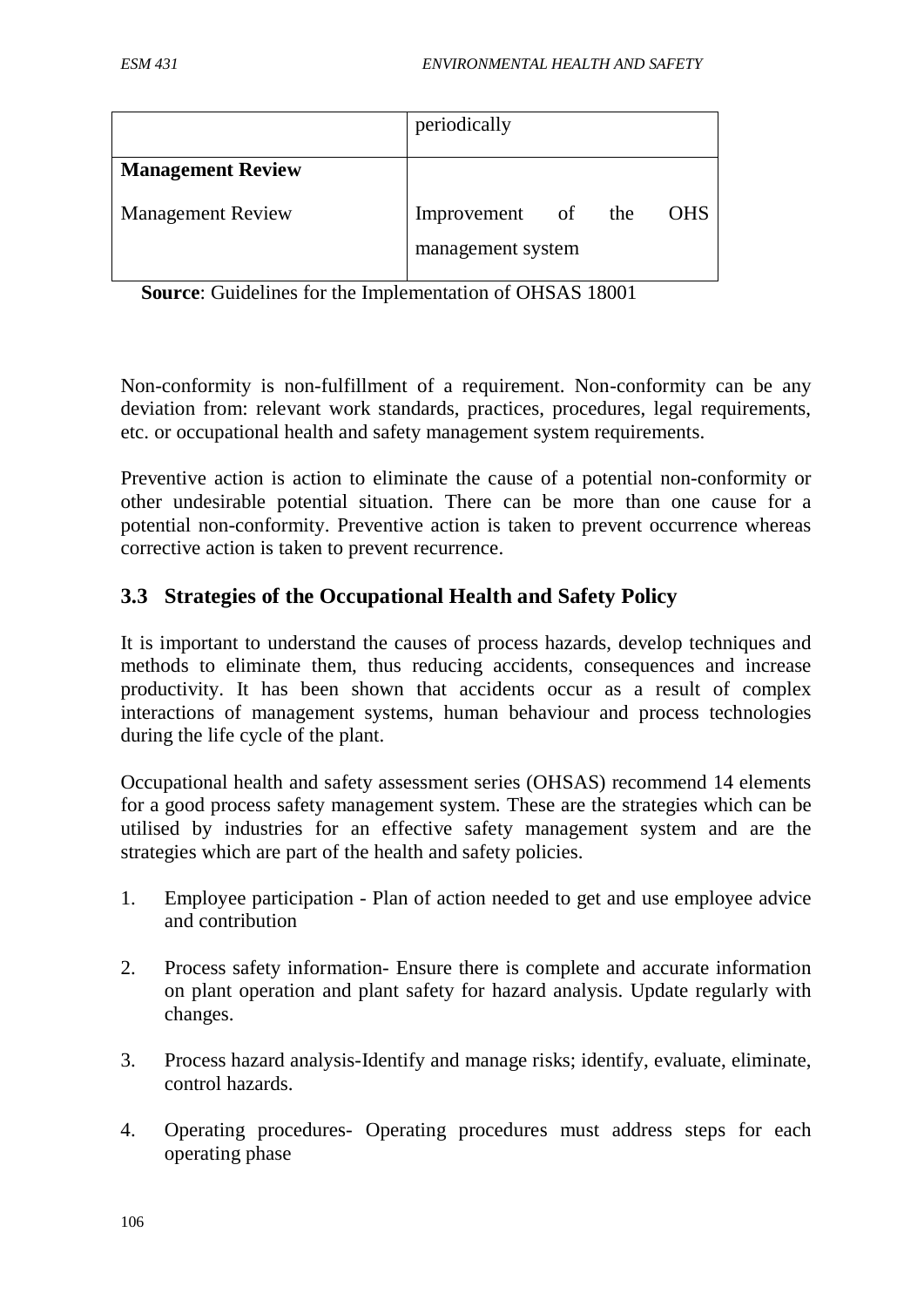| | |
|---|---|
| | periodically |
| **Management Review** | |
| Management Review | Improvement of the OHS management system |

**Source**: Guidelines for the Implementation of OHSAS 18001

Non-conformity is non-fulfillment of a requirement. Non-conformity can be any deviation from: relevant work standards, practices, procedures, legal requirements, etc. or occupational health and safety management system requirements.

Preventive action is action to eliminate the cause of a potential non-conformity or other undesirable potential situation. There can be more than one cause for a potential non-conformity. Preventive action is taken to prevent occurrence whereas corrective action is taken to prevent recurrence.

### 3.3 Strategies of the Occupational Health and Safety Policy

It is important to understand the causes of process hazards, develop techniques and methods to eliminate them, thus reducing accidents, consequences and increase productivity. It has been shown that accidents occur as a result of complex interactions of management systems, human behaviour and process technologies during the life cycle of the plant.

Occupational health and safety assessment series (OHSAS) recommend 14 elements for a good process safety management system. These are the strategies which can be utilised by industries for an effective safety management system and are the strategies which are part of the health and safety policies.

1. Employee participation - Plan of action needed to get and use employee advice and contribution
2. Process safety information- Ensure there is complete and accurate information on plant operation and plant safety for hazard analysis. Update regularly with changes.
3. Process hazard analysis-Identify and manage risks; identify, evaluate, eliminate, control hazards.
4. Operating procedures- Operating procedures must address steps for each operating phase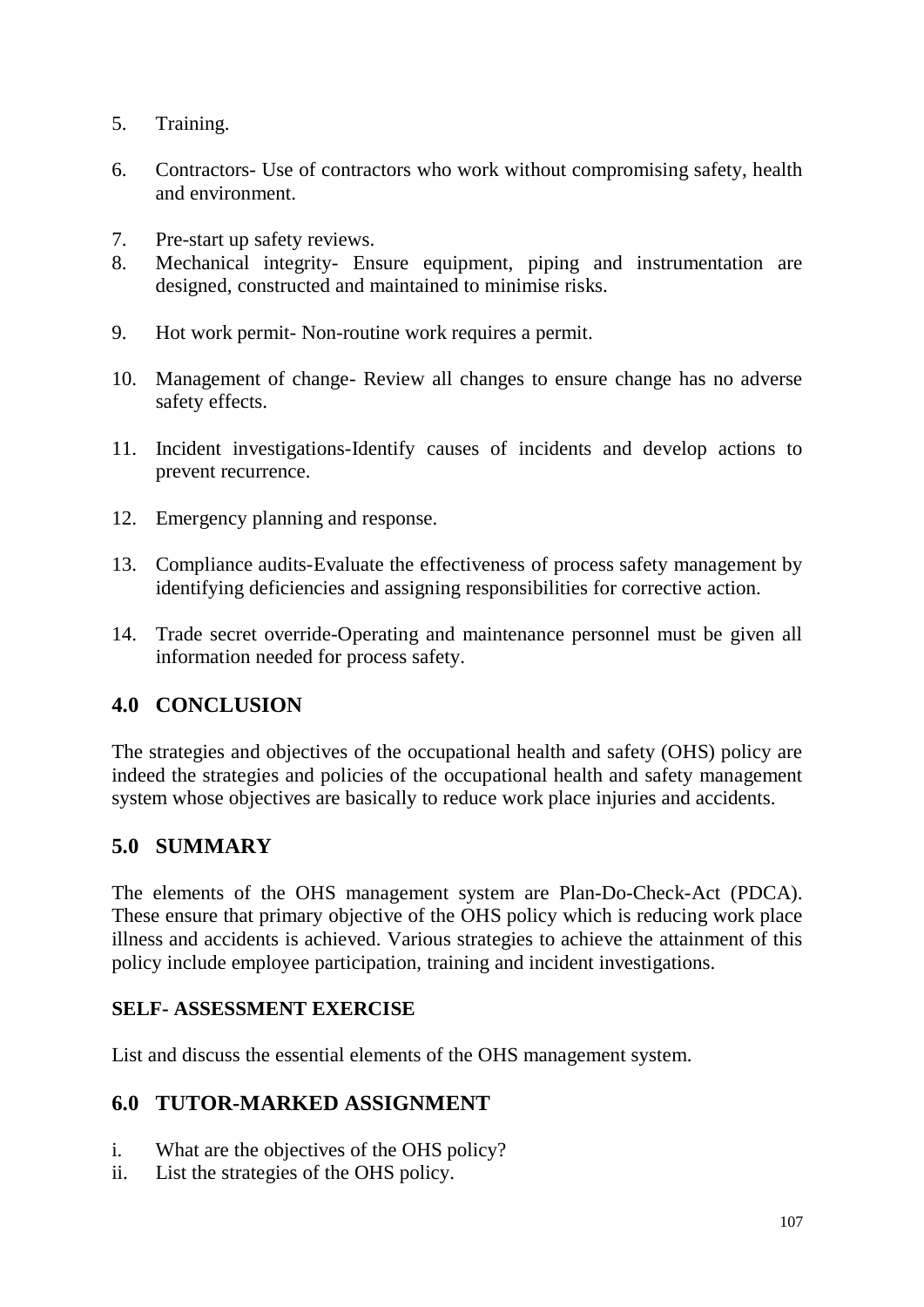5. Training.

6. Contractors- Use of contractors who work without compromising safety, health and environment.

7. Pre-start up safety reviews.
8. Mechanical integrity- Ensure equipment, piping and instrumentation are designed, constructed and maintained to minimise risks.

9. Hot work permit- Non-routine work requires a permit.

10. Management of change- Review all changes to ensure change has no adverse safety effects.

11. Incident investigations-Identify causes of incidents and develop actions to prevent recurrence.

12. Emergency planning and response.

13. Compliance audits-Evaluate the effectiveness of process safety management by identifying deficiencies and assigning responsibilities for corrective action.

14. Trade secret override-Operating and maintenance personnel must be given all information needed for process safety.

## 4.0 CONCLUSION

The strategies and objectives of the occupational health and safety (OHS) policy are indeed the strategies and policies of the occupational health and safety management system whose objectives are basically to reduce work place injuries and accidents.

## 5.0 SUMMARY

The elements of the OHS management system are Plan-Do-Check-Act (PDCA). These ensure that primary objective of the OHS policy which is reducing work place illness and accidents is achieved. Various strategies to achieve the attainment of this policy include employee participation, training and incident investigations.

**SELF- ASSESSMENT EXERCISE**

List and discuss the essential elements of the OHS management system.

## 6.0 TUTOR-MARKED ASSIGNMENT

i. What are the objectives of the OHS policy?
ii. List the strategies of the OHS policy.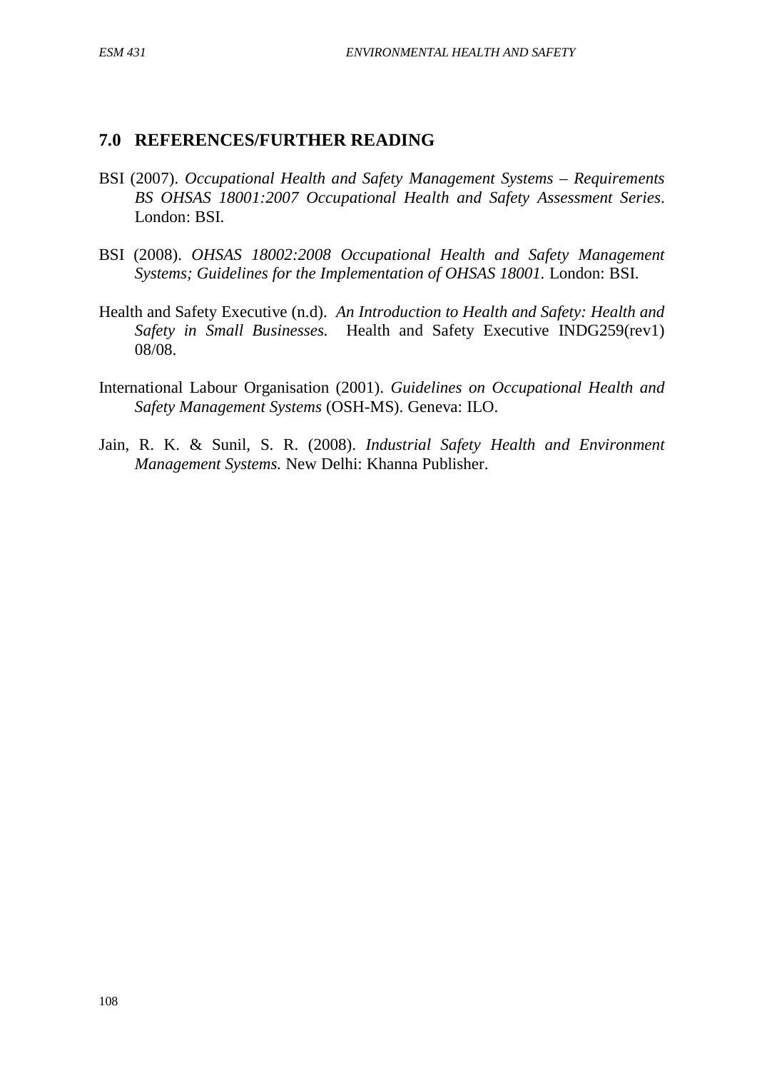## 7.0 REFERENCES/FURTHER READING

BSI (2007). *Occupational Health and Safety Management Systems – Requirements BS OHSAS 18001:2007 Occupational Health and Safety Assessment Series*. London: BSI.

BSI (2008). *OHSAS 18002:2008 Occupational Health and Safety Management Systems; Guidelines for the Implementation of OHSAS 18001*. London: BSI.

Health and Safety Executive (n.d). *An Introduction to Health and Safety: Health and Safety in Small Businesses.* Health and Safety Executive INDG259(rev1) 08/08.

International Labour Organisation (2001). *Guidelines on Occupational Health and Safety Management Systems* (OSH-MS). Geneva: ILO.

Jain, R. K. & Sunil, S. R. (2008). *Industrial Safety Health and Environment Management Systems.* New Delhi: Khanna Publisher.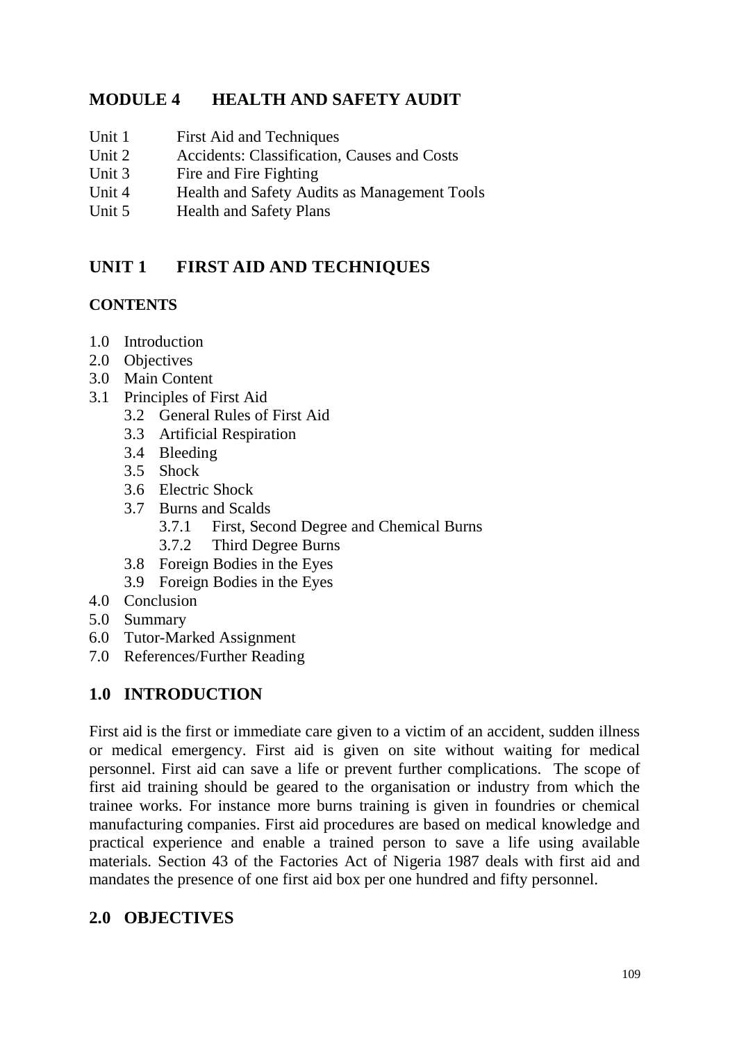## MODULE 4 HEALTH AND SAFETY AUDIT

Unit 1 First Aid and Techniques
Unit 2 Accidents: Classification, Causes and Costs
Unit 3 Fire and Fire Fighting
Unit 4 Health and Safety Audits as Management Tools
Unit 5 Health and Safety Plans

## UNIT 1 FIRST AID AND TECHNIQUES

**CONTENTS**

1.0 Introduction
2.0 Objectives
3.0 Main Content
3.1 Principles of First Aid
 3.2 General Rules of First Aid
 3.3 Artificial Respiration
 3.4 Bleeding
 3.5 Shock
 3.6 Electric Shock
 3.7 Burns and Scalds
  3.7.1 First, Second Degree and Chemical Burns
  3.7.2 Third Degree Burns
 3.8 Foreign Bodies in the Eyes
 3.9 Foreign Bodies in the Eyes
4.0 Conclusion
5.0 Summary
6.0 Tutor-Marked Assignment
7.0 References/Further Reading

## 1.0 INTRODUCTION

First aid is the first or immediate care given to a victim of an accident, sudden illness or medical emergency. First aid is given on site without waiting for medical personnel. First aid can save a life or prevent further complications. The scope of first aid training should be geared to the organisation or industry from which the trainee works. For instance more burns training is given in foundries or chemical manufacturing companies. First aid procedures are based on medical knowledge and practical experience and enable a trained person to save a life using available materials. Section 43 of the Factories Act of Nigeria 1987 deals with first aid and mandates the presence of one first aid box per one hundred and fifty personnel.

## 2.0 OBJECTIVES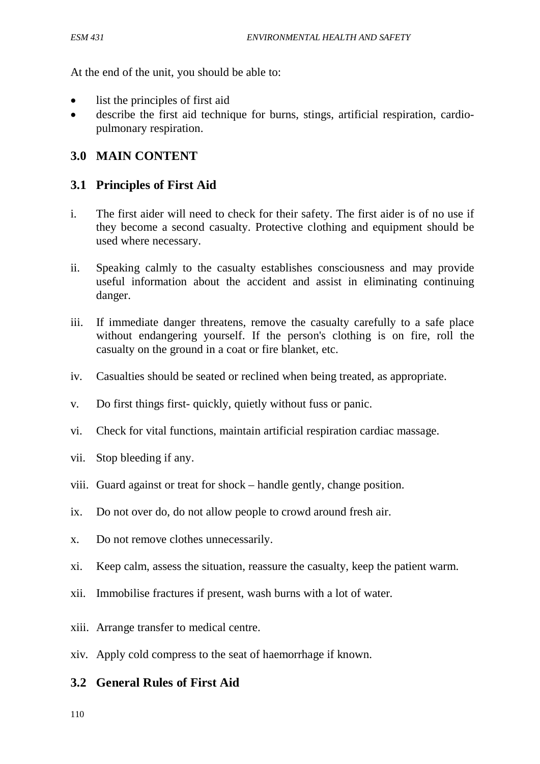At the end of the unit, you should be able to:

- list the principles of first aid
- describe the first aid technique for burns, stings, artificial respiration, cardio-pulmonary respiration.

## 3.0 MAIN CONTENT

### 3.1 Principles of First Aid

i. The first aider will need to check for their safety. The first aider is of no use if they become a second casualty. Protective clothing and equipment should be used where necessary.

ii. Speaking calmly to the casualty establishes consciousness and may provide useful information about the accident and assist in eliminating continuing danger.

iii. If immediate danger threatens, remove the casualty carefully to a safe place without endangering yourself. If the person's clothing is on fire, roll the casualty on the ground in a coat or fire blanket, etc.

iv. Casualties should be seated or reclined when being treated, as appropriate.

v. Do first things first- quickly, quietly without fuss or panic.

vi. Check for vital functions, maintain artificial respiration cardiac massage.

vii. Stop bleeding if any.

viii. Guard against or treat for shock – handle gently, change position.

ix. Do not over do, do not allow people to crowd around fresh air.

x. Do not remove clothes unnecessarily.

xi. Keep calm, assess the situation, reassure the casualty, keep the patient warm.

xii. Immobilise fractures if present, wash burns with a lot of water.

xiii. Arrange transfer to medical centre.

xiv. Apply cold compress to the seat of haemorrhage if known.

### 3.2 General Rules of First Aid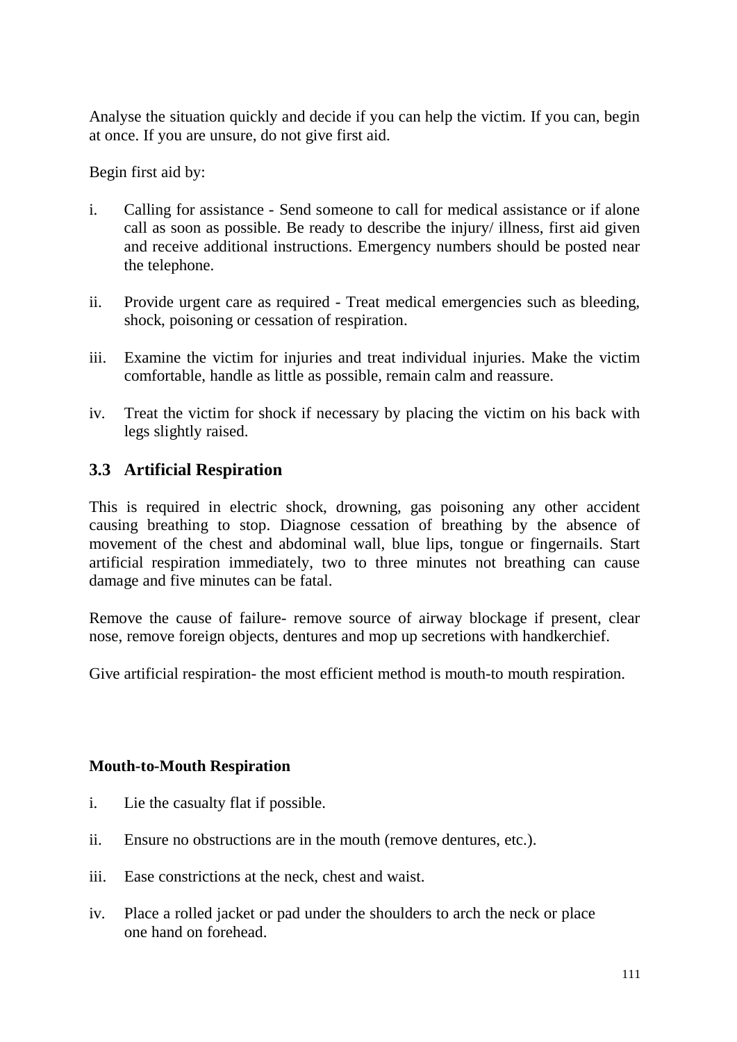Analyse the situation quickly and decide if you can help the victim. If you can, begin at once. If you are unsure, do not give first aid.

Begin first aid by:

i. Calling for assistance - Send someone to call for medical assistance or if alone call as soon as possible. Be ready to describe the injury/ illness, first aid given and receive additional instructions. Emergency numbers should be posted near the telephone.

ii. Provide urgent care as required - Treat medical emergencies such as bleeding, shock, poisoning or cessation of respiration.

iii. Examine the victim for injuries and treat individual injuries. Make the victim comfortable, handle as little as possible, remain calm and reassure.

iv. Treat the victim for shock if necessary by placing the victim on his back with legs slightly raised.

## 3.3 Artificial Respiration

This is required in electric shock, drowning, gas poisoning any other accident causing breathing to stop. Diagnose cessation of breathing by the absence of movement of the chest and abdominal wall, blue lips, tongue or fingernails. Start artificial respiration immediately, two to three minutes not breathing can cause damage and five minutes can be fatal.

Remove the cause of failure- remove source of airway blockage if present, clear nose, remove foreign objects, dentures and mop up secretions with handkerchief.

Give artificial respiration- the most efficient method is mouth-to mouth respiration.

**Mouth-to-Mouth Respiration**

i. Lie the casualty flat if possible.

ii. Ensure no obstructions are in the mouth (remove dentures, etc.).

iii. Ease constrictions at the neck, chest and waist.

iv. Place a rolled jacket or pad under the shoulders to arch the neck or place one hand on forehead.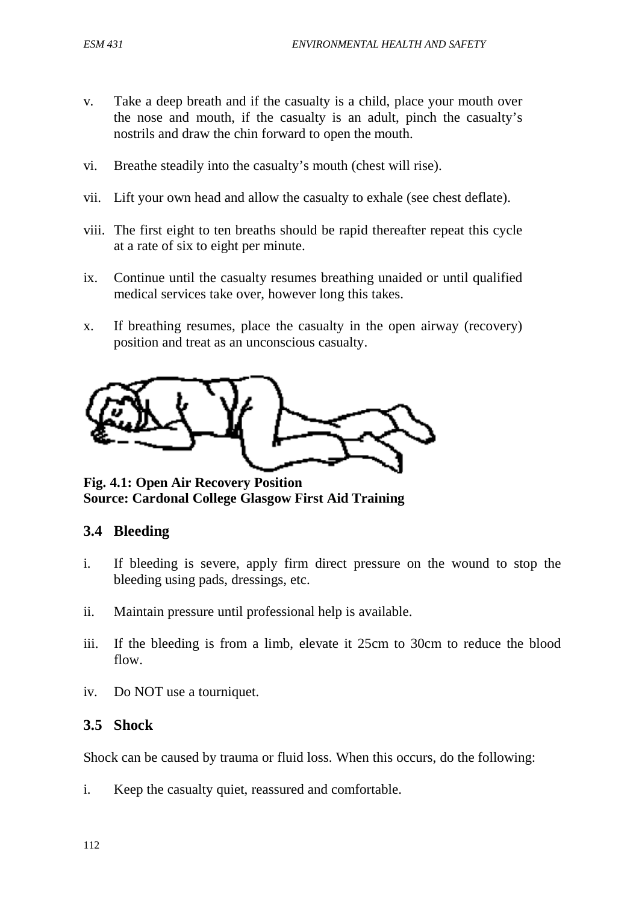v. Take a deep breath and if the casualty is a child, place your mouth over the nose and mouth, if the casualty is an adult, pinch the casualty's nostrils and draw the chin forward to open the mouth.

vi. Breathe steadily into the casualty's mouth (chest will rise).

vii. Lift your own head and allow the casualty to exhale (see chest deflate).

viii. The first eight to ten breaths should be rapid thereafter repeat this cycle at a rate of six to eight per minute.

ix. Continue until the casualty resumes breathing unaided or until qualified medical services take over, however long this takes.

x. If breathing resumes, place the casualty in the open airway (recovery) position and treat as an unconscious casualty.

**Fig. 4.1: Open Air Recovery Position**
**Source: Cardonal College Glasgow First Aid Training**

## 3.4 Bleeding

i. If bleeding is severe, apply firm direct pressure on the wound to stop the bleeding using pads, dressings, etc.

ii. Maintain pressure until professional help is available.

iii. If the bleeding is from a limb, elevate it 25cm to 30cm to reduce the blood flow.

iv. Do NOT use a tourniquet.

## 3.5 Shock

Shock can be caused by trauma or fluid loss. When this occurs, do the following:

i. Keep the casualty quiet, reassured and comfortable.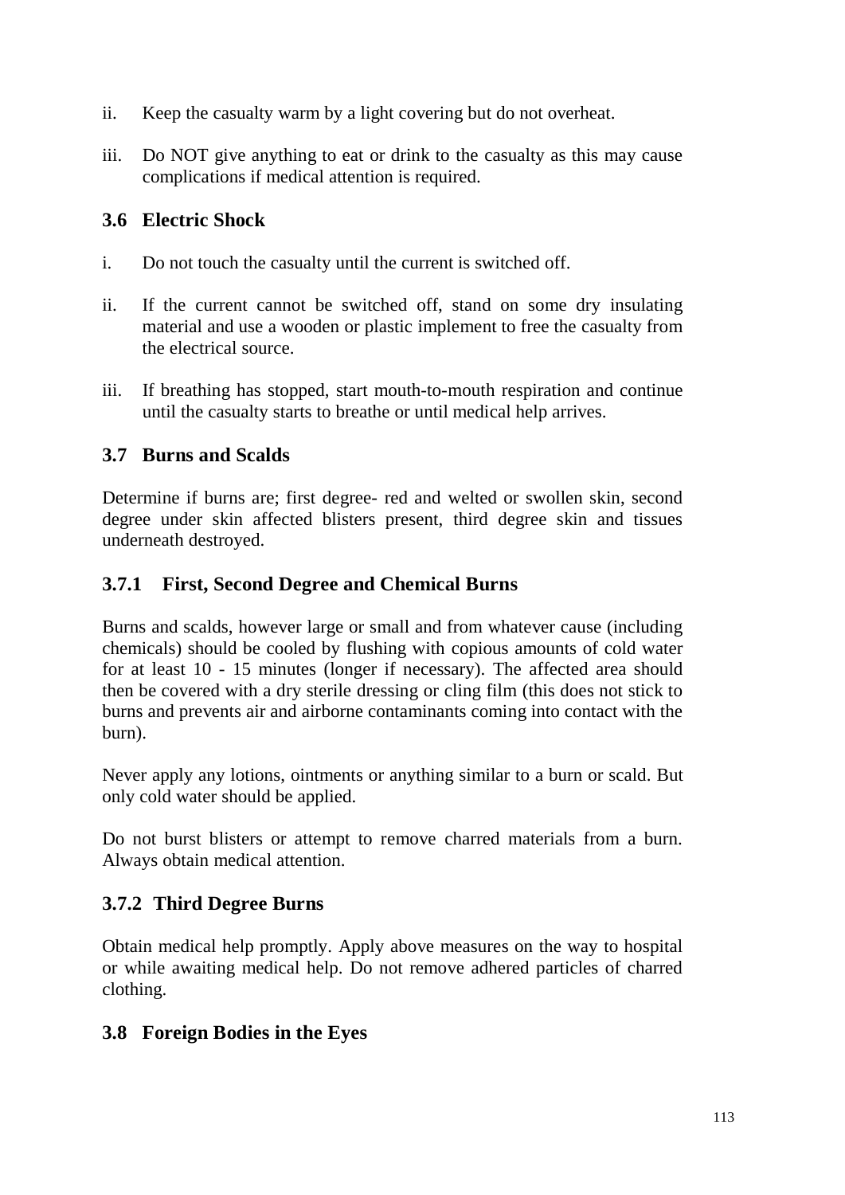ii. Keep the casualty warm by a light covering but do not overheat.

iii. Do NOT give anything to eat or drink to the casualty as this may cause complications if medical attention is required.

### 3.6 Electric Shock

i. Do not touch the casualty until the current is switched off.

ii. If the current cannot be switched off, stand on some dry insulating material and use a wooden or plastic implement to free the casualty from the electrical source.

iii. If breathing has stopped, start mouth-to-mouth respiration and continue until the casualty starts to breathe or until medical help arrives.

### 3.7 Burns and Scalds

Determine if burns are; first degree- red and welted or swollen skin, second degree under skin affected blisters present, third degree skin and tissues underneath destroyed.

#### 3.7.1 First, Second Degree and Chemical Burns

Burns and scalds, however large or small and from whatever cause (including chemicals) should be cooled by flushing with copious amounts of cold water for at least 10 - 15 minutes (longer if necessary). The affected area should then be covered with a dry sterile dressing or cling film (this does not stick to burns and prevents air and airborne contaminants coming into contact with the burn).

Never apply any lotions, ointments or anything similar to a burn or scald. But only cold water should be applied.

Do not burst blisters or attempt to remove charred materials from a burn. Always obtain medical attention.

#### 3.7.2 Third Degree Burns

Obtain medical help promptly. Apply above measures on the way to hospital or while awaiting medical help. Do not remove adhered particles of charred clothing.

### 3.8 Foreign Bodies in the Eyes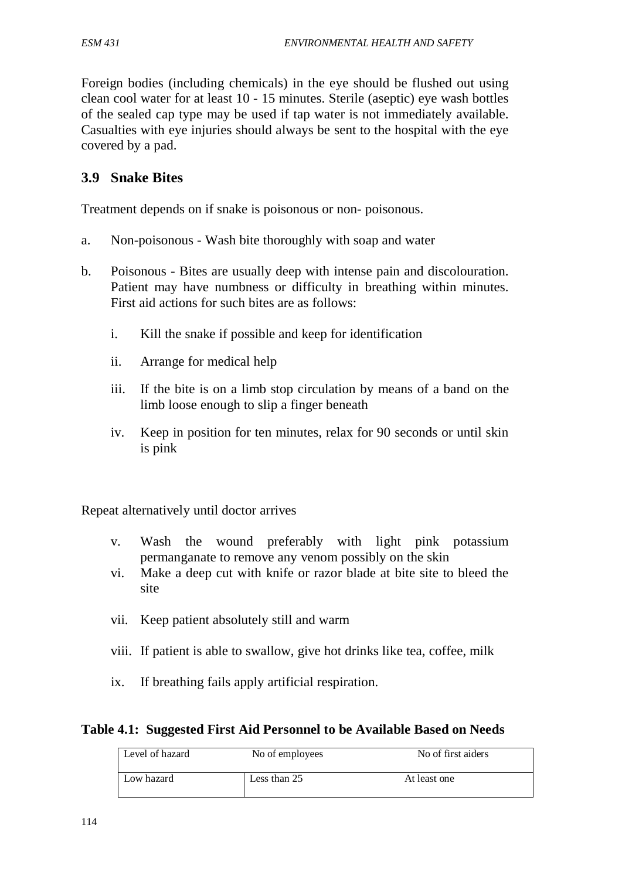Foreign bodies (including chemicals) in the eye should be flushed out using clean cool water for at least 10 - 15 minutes. Sterile (aseptic) eye wash bottles of the sealed cap type may be used if tap water is not immediately available. Casualties with eye injuries should always be sent to the hospital with the eye covered by a pad.

## 3.9 Snake Bites

Treatment depends on if snake is poisonous or non- poisonous.

a. Non-poisonous - Wash bite thoroughly with soap and water

b. Poisonous - Bites are usually deep with intense pain and discolouration. Patient may have numbness or difficulty in breathing within minutes. First aid actions for such bites are as follows:

   i. Kill the snake if possible and keep for identification

   ii. Arrange for medical help

   iii. If the bite is on a limb stop circulation by means of a band on the limb loose enough to slip a finger beneath

   iv. Keep in position for ten minutes, relax for 90 seconds or until skin is pink

Repeat alternatively until doctor arrives

   v. Wash the wound preferably with light pink potassium permanganate to remove any venom possibly on the skin

   vi. Make a deep cut with knife or razor blade at bite site to bleed the site

   vii. Keep patient absolutely still and warm

   viii. If patient is able to swallow, give hot drinks like tea, coffee, milk

   ix. If breathing fails apply artificial respiration.

**Table 4.1: Suggested First Aid Personnel to be Available Based on Needs**

| Level of hazard | No of employees | No of first aiders |
|---|---|---|
| Low hazard | Less than 25 | At least one |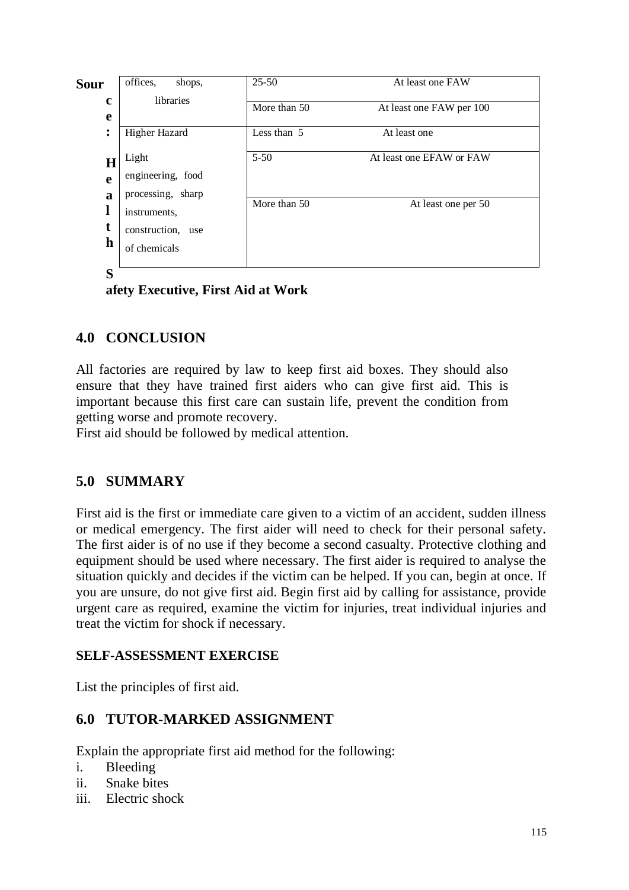| | | |
|---|---|---|
| offices, shops, libraries | 25-50 | At least one FAW |
| | More than 50 | At least one FAW per 100 |
| Higher Hazard | Less than 5 | At least one |
| Light engineering, food processing, sharp instruments, construction, use of chemicals | 5-50 | At least one EFAW or FAW |
| | More than 50 | At least one per 50 |

**Source: Health Safety Executive, First Aid at Work**

## 4.0 CONCLUSION

All factories are required by law to keep first aid boxes. They should also ensure that they have trained first aiders who can give first aid. This is important because this first care can sustain life, prevent the condition from getting worse and promote recovery.
First aid should be followed by medical attention.

## 5.0 SUMMARY

First aid is the first or immediate care given to a victim of an accident, sudden illness or medical emergency. The first aider will need to check for their personal safety. The first aider is of no use if they become a second casualty. Protective clothing and equipment should be used where necessary. The first aider is required to analyse the situation quickly and decides if the victim can be helped. If you can, begin at once. If you are unsure, do not give first aid. Begin first aid by calling for assistance, provide urgent care as required, examine the victim for injuries, treat individual injuries and treat the victim for shock if necessary.

**SELF-ASSESSMENT EXERCISE**

List the principles of first aid.

## 6.0 TUTOR-MARKED ASSIGNMENT

Explain the appropriate first aid method for the following:

i. Bleeding
ii. Snake bites
iii. Electric shock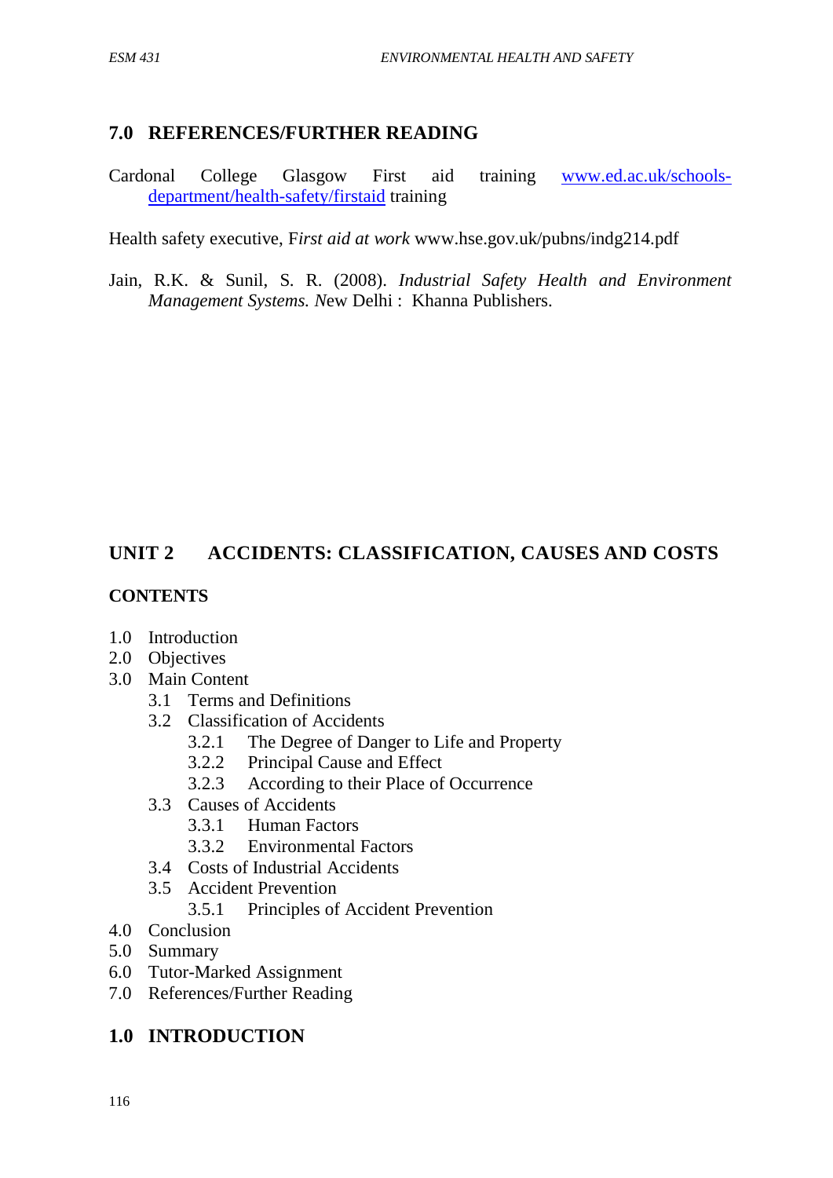## 7.0 REFERENCES/FURTHER READING

Cardonal College Glasgow First aid training [www.ed.ac.uk/schools-department/health-safety/firstaid](www.ed.ac.uk/schools-department/health-safety/firstaid) training

Health safety executive, F*irst aid at work* www.hse.gov.uk/pubns/indg214.pdf

Jain, R.K. & Sunil, S. R. (2008). *Industrial Safety Health and Environment Management Systems. N*ew Delhi : Khanna Publishers.

# UNIT 2 ACCIDENTS: CLASSIFICATION, CAUSES AND COSTS

**CONTENTS**

- 1.0 Introduction
- 2.0 Objectives
- 3.0 Main Content
  - 3.1 Terms and Definitions
  - 3.2 Classification of Accidents
    - 3.2.1 The Degree of Danger to Life and Property
    - 3.2.2 Principal Cause and Effect
    - 3.2.3 According to their Place of Occurrence
  - 3.3 Causes of Accidents
    - 3.3.1 Human Factors
    - 3.3.2 Environmental Factors
  - 3.4 Costs of Industrial Accidents
  - 3.5 Accident Prevention
    - 3.5.1 Principles of Accident Prevention
- 4.0 Conclusion
- 5.0 Summary
- 6.0 Tutor-Marked Assignment
- 7.0 References/Further Reading

## 1.0 INTRODUCTION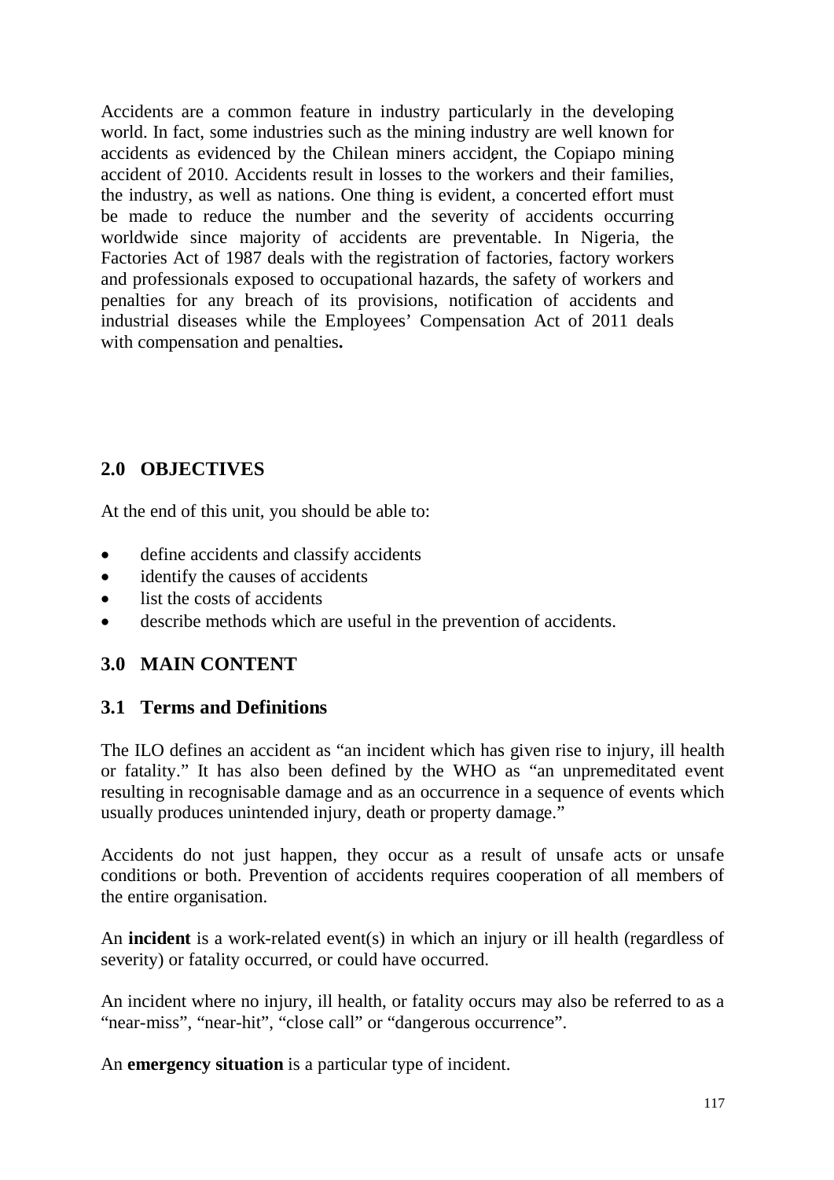Accidents are a common feature in industry particularly in the developing world. In fact, some industries such as the mining industry are well known for accidents as evidenced by the Chilean miners accident, the Copiapo mining accident of 2010. Accidents result in losses to the workers and their families, the industry, as well as nations. One thing is evident, a concerted effort must be made to reduce the number and the severity of accidents occurring worldwide since majority of accidents are preventable. In Nigeria, the Factories Act of 1987 deals with the registration of factories, factory workers and professionals exposed to occupational hazards, the safety of workers and penalties for any breach of its provisions, notification of accidents and industrial diseases while the Employees' Compensation Act of 2011 deals with compensation and penalties**.**

## 2.0 OBJECTIVES

At the end of this unit, you should be able to:

- define accidents and classify accidents
- identify the causes of accidents
- list the costs of accidents
- describe methods which are useful in the prevention of accidents.

## 3.0 MAIN CONTENT

### 3.1 Terms and Definitions

The ILO defines an accident as "an incident which has given rise to injury, ill health or fatality." It has also been defined by the WHO as "an unpremeditated event resulting in recognisable damage and as an occurrence in a sequence of events which usually produces unintended injury, death or property damage."

Accidents do not just happen, they occur as a result of unsafe acts or unsafe conditions or both. Prevention of accidents requires cooperation of all members of the entire organisation.

An **incident** is a work-related event(s) in which an injury or ill health (regardless of severity) or fatality occurred, or could have occurred.

An incident where no injury, ill health, or fatality occurs may also be referred to as a "near-miss", "near-hit", "close call" or "dangerous occurrence".

An **emergency situation** is a particular type of incident.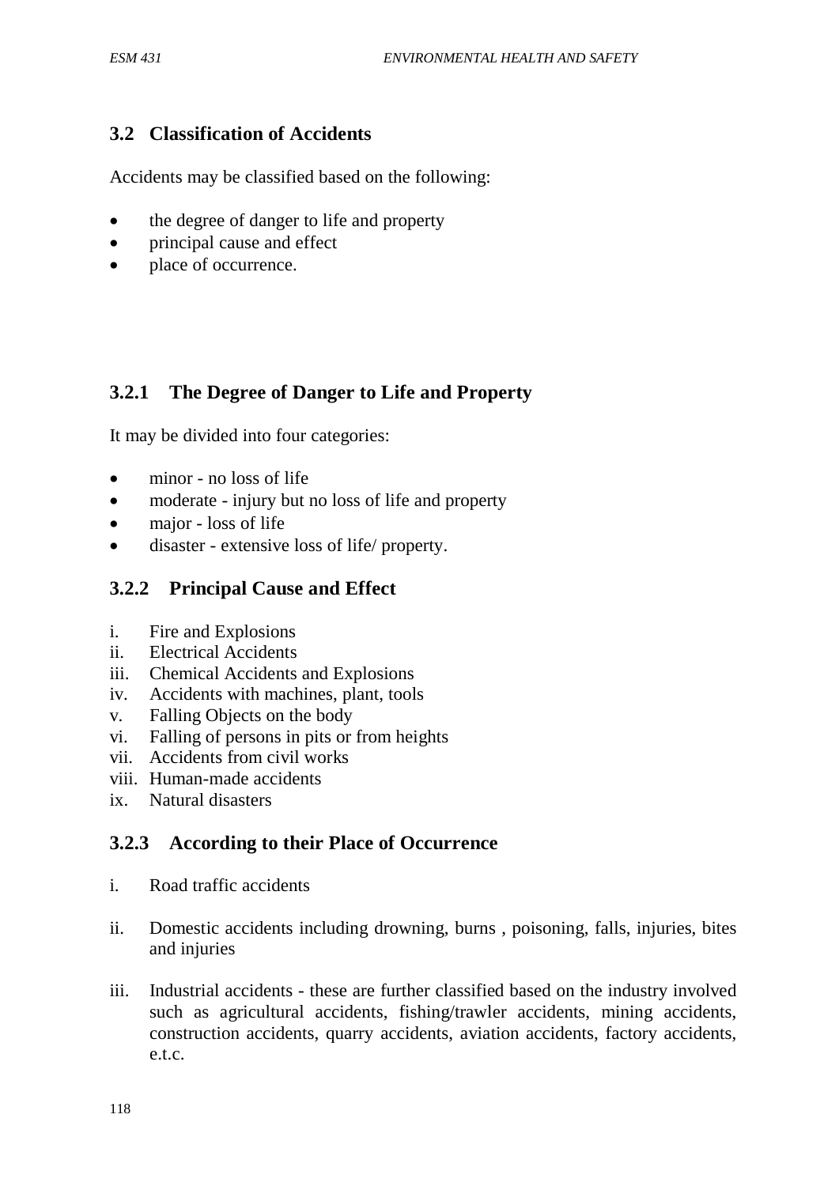### 3.2 Classification of Accidents

Accidents may be classified based on the following:

- the degree of danger to life and property
- principal cause and effect
- place of occurrence.

#### 3.2.1 The Degree of Danger to Life and Property

It may be divided into four categories:

- minor - no loss of life
- moderate - injury but no loss of life and property
- major - loss of life
- disaster - extensive loss of life/ property.

#### 3.2.2 Principal Cause and Effect

i. Fire and Explosions
ii. Electrical Accidents
iii. Chemical Accidents and Explosions
iv. Accidents with machines, plant, tools
v. Falling Objects on the body
vi. Falling of persons in pits or from heights
vii. Accidents from civil works
viii. Human-made accidents
ix. Natural disasters

#### 3.2.3 According to their Place of Occurrence

i. Road traffic accidents

ii. Domestic accidents including drowning, burns , poisoning, falls, injuries, bites and injuries

iii. Industrial accidents - these are further classified based on the industry involved such as agricultural accidents, fishing/trawler accidents, mining accidents, construction accidents, quarry accidents, aviation accidents, factory accidents, e.t.c.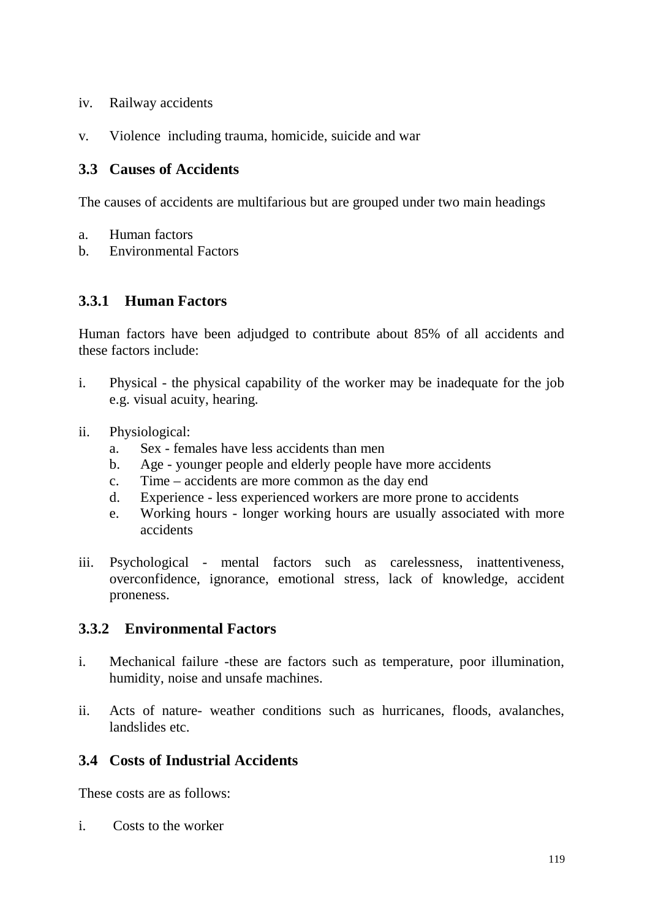iv. Railway accidents

v. Violence including trauma, homicide, suicide and war

## 3.3 Causes of Accidents

The causes of accidents are multifarious but are grouped under two main headings

a. Human factors
b. Environmental Factors

### 3.3.1 Human Factors

Human factors have been adjudged to contribute about 85% of all accidents and these factors include:

i. Physical - the physical capability of the worker may be inadequate for the job e.g. visual acuity, hearing.

ii. Physiological:
   a. Sex - females have less accidents than men
   b. Age - younger people and elderly people have more accidents
   c. Time – accidents are more common as the day end
   d. Experience - less experienced workers are more prone to accidents
   e. Working hours - longer working hours are usually associated with more accidents

iii. Psychological - mental factors such as carelessness, inattentiveness, overconfidence, ignorance, emotional stress, lack of knowledge, accident proneness.

### 3.3.2 Environmental Factors

i. Mechanical failure -these are factors such as temperature, poor illumination, humidity, noise and unsafe machines.

ii. Acts of nature- weather conditions such as hurricanes, floods, avalanches, landslides etc.

## 3.4 Costs of Industrial Accidents

These costs are as follows:

i. Costs to the worker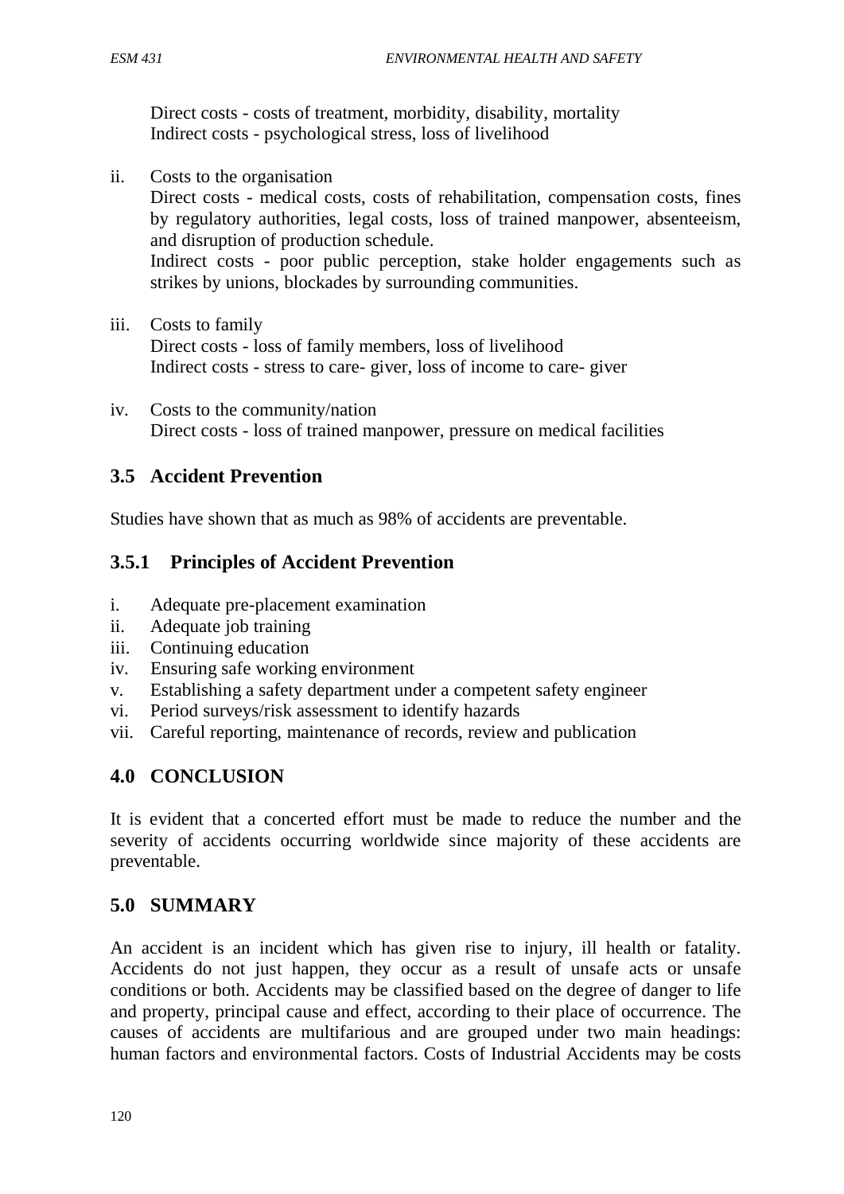Direct costs - costs of treatment, morbidity, disability, mortality
Indirect costs - psychological stress, loss of livelihood

ii. Costs to the organisation
   Direct costs - medical costs, costs of rehabilitation, compensation costs, fines by regulatory authorities, legal costs, loss of trained manpower, absenteeism, and disruption of production schedule.
   Indirect costs - poor public perception, stake holder engagements such as strikes by unions, blockades by surrounding communities.

iii. Costs to family
   Direct costs - loss of family members, loss of livelihood
   Indirect costs - stress to care- giver, loss of income to care- giver

iv. Costs to the community/nation
   Direct costs - loss of trained manpower, pressure on medical facilities

## 3.5 Accident Prevention

Studies have shown that as much as 98% of accidents are preventable.

### 3.5.1 Principles of Accident Prevention

i. Adequate pre-placement examination
ii. Adequate job training
iii. Continuing education
iv. Ensuring safe working environment
v. Establishing a safety department under a competent safety engineer
vi. Period surveys/risk assessment to identify hazards
vii. Careful reporting, maintenance of records, review and publication

## 4.0 CONCLUSION

It is evident that a concerted effort must be made to reduce the number and the severity of accidents occurring worldwide since majority of these accidents are preventable.

## 5.0 SUMMARY

An accident is an incident which has given rise to injury, ill health or fatality. Accidents do not just happen, they occur as a result of unsafe acts or unsafe conditions or both. Accidents may be classified based on the degree of danger to life and property, principal cause and effect, according to their place of occurrence. The causes of accidents are multifarious and are grouped under two main headings: human factors and environmental factors. Costs of Industrial Accidents may be costs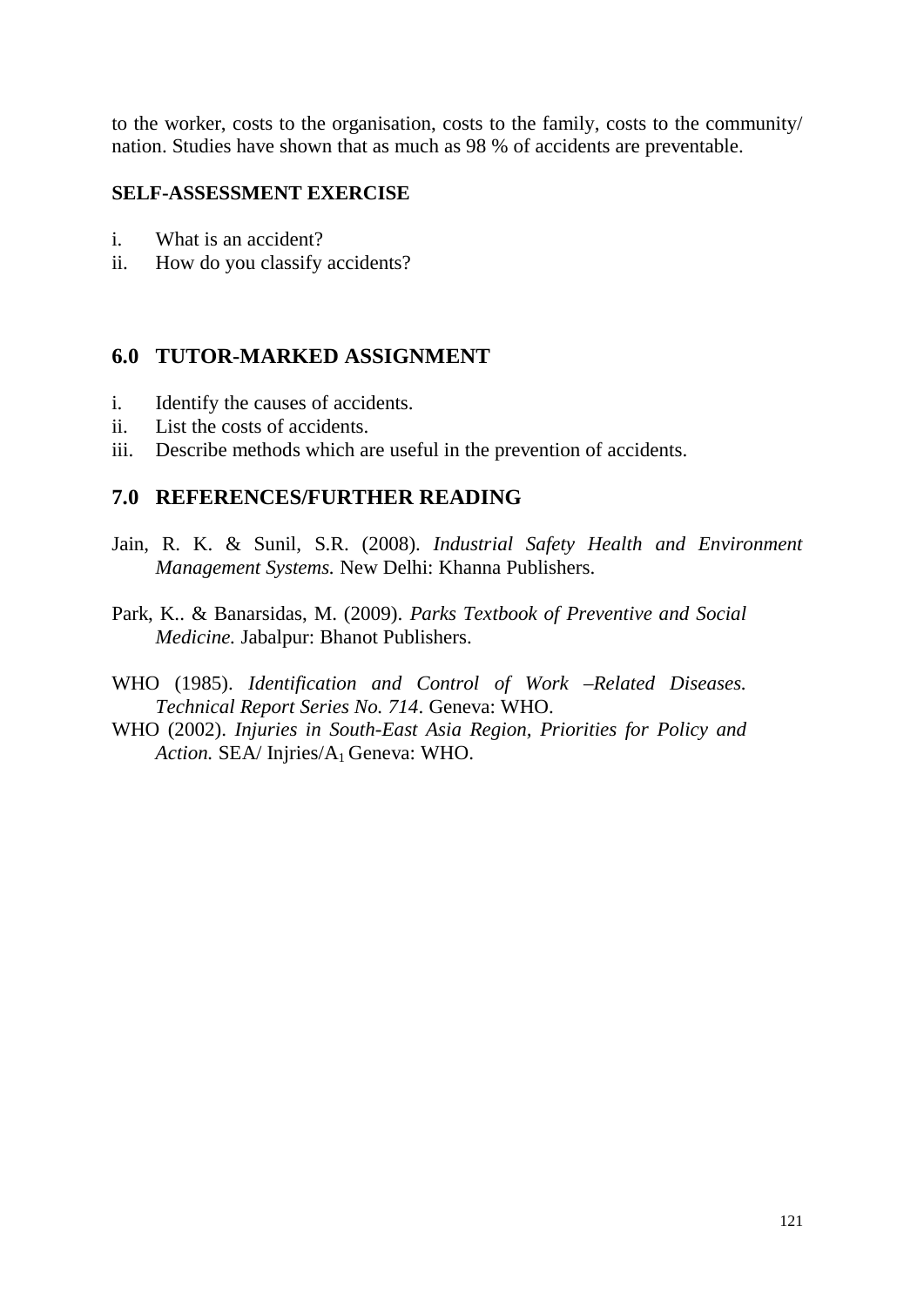to the worker, costs to the organisation, costs to the family, costs to the community/ nation. Studies have shown that as much as 98 % of accidents are preventable.

**SELF-ASSESSMENT EXERCISE**

i. What is an accident?
ii. How do you classify accidents?

## 6.0 TUTOR-MARKED ASSIGNMENT

i. Identify the causes of accidents.
ii. List the costs of accidents.
iii. Describe methods which are useful in the prevention of accidents.

## 7.0 REFERENCES/FURTHER READING

Jain, R. K. & Sunil, S.R. (2008). *Industrial Safety Health and Environment Management Systems.* New Delhi: Khanna Publishers.

Park, K.. & Banarsidas, M. (2009). *Parks Textbook of Preventive and Social Medicine.* Jabalpur: Bhanot Publishers.

WHO (1985). *Identification and Control of Work –Related Diseases. Technical Report Series No. 714*. Geneva: WHO.

WHO (2002). *Injuries in South-East Asia Region, Priorities for Policy and Action.* SEA/ Injries/$A_1$ Geneva: WHO.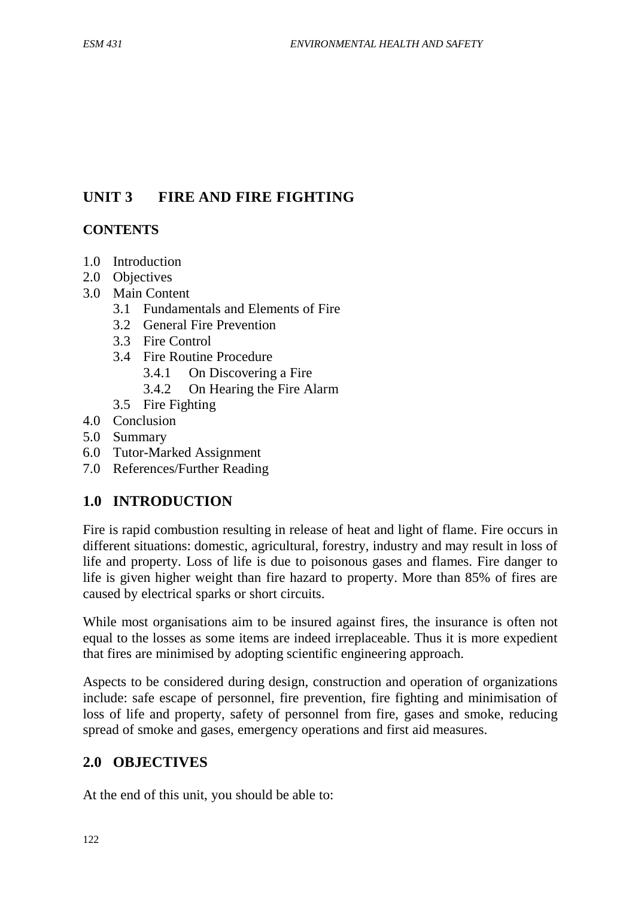## UNIT 3 FIRE AND FIRE FIGHTING

### CONTENTS

- 1.0 Introduction
- 2.0 Objectives
- 3.0 Main Content
  - 3.1 Fundamentals and Elements of Fire
  - 3.2 General Fire Prevention
  - 3.3 Fire Control
  - 3.4 Fire Routine Procedure
    - 3.4.1 On Discovering a Fire
    - 3.4.2 On Hearing the Fire Alarm
  - 3.5 Fire Fighting
- 4.0 Conclusion
- 5.0 Summary
- 6.0 Tutor-Marked Assignment
- 7.0 References/Further Reading

## 1.0 INTRODUCTION

Fire is rapid combustion resulting in release of heat and light of flame. Fire occurs in different situations: domestic, agricultural, forestry, industry and may result in loss of life and property. Loss of life is due to poisonous gases and flames. Fire danger to life is given higher weight than fire hazard to property. More than 85% of fires are caused by electrical sparks or short circuits.

While most organisations aim to be insured against fires, the insurance is often not equal to the losses as some items are indeed irreplaceable. Thus it is more expedient that fires are minimised by adopting scientific engineering approach.

Aspects to be considered during design, construction and operation of organizations include: safe escape of personnel, fire prevention, fire fighting and minimisation of loss of life and property, safety of personnel from fire, gases and smoke, reducing spread of smoke and gases, emergency operations and first aid measures.

## 2.0 OBJECTIVES

At the end of this unit, you should be able to: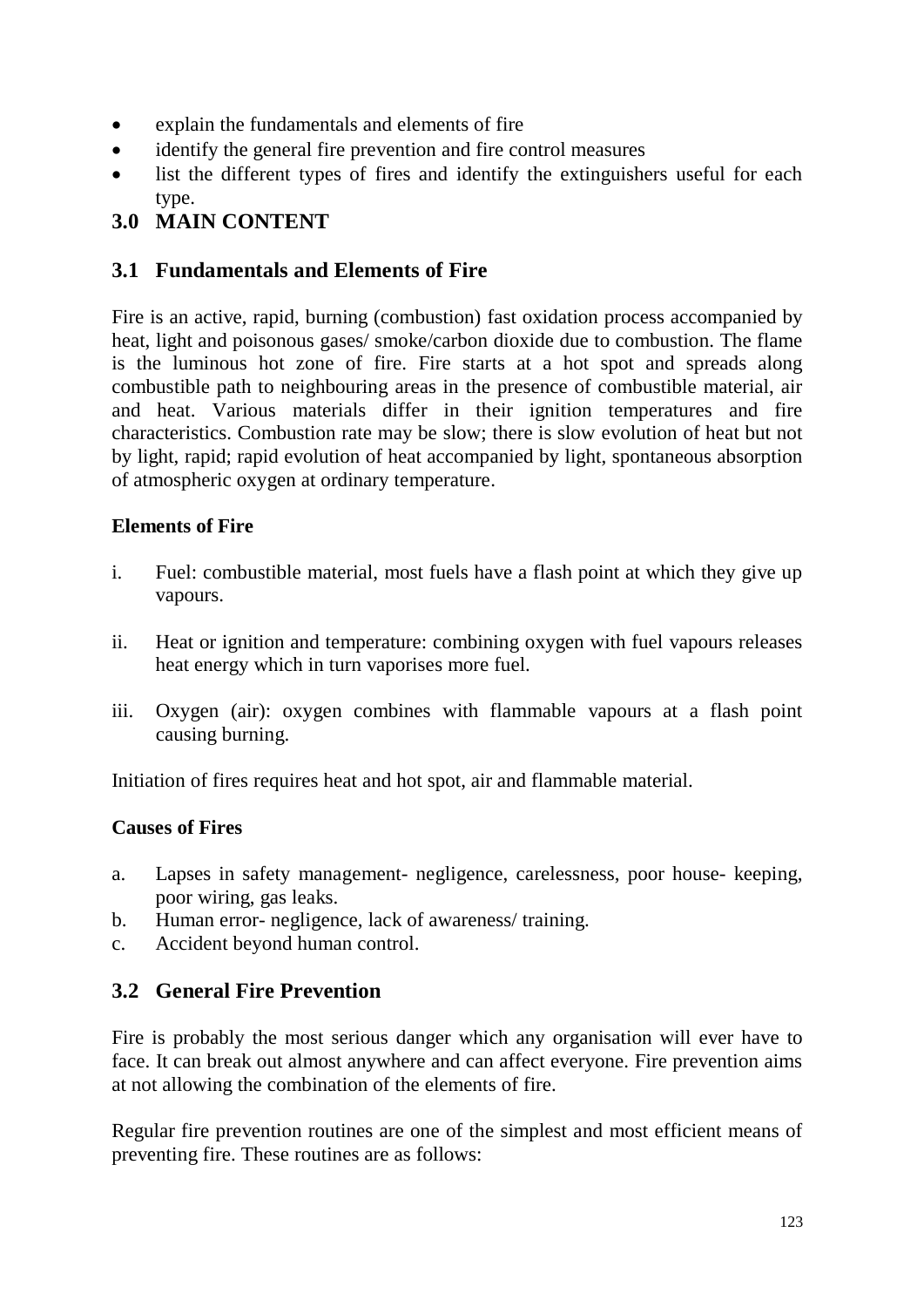- explain the fundamentals and elements of fire
- identify the general fire prevention and fire control measures
- list the different types of fires and identify the extinguishers useful for each type.

## 3.0 MAIN CONTENT

### 3.1 Fundamentals and Elements of Fire

Fire is an active, rapid, burning (combustion) fast oxidation process accompanied by heat, light and poisonous gases/ smoke/carbon dioxide due to combustion. The flame is the luminous hot zone of fire. Fire starts at a hot spot and spreads along combustible path to neighbouring areas in the presence of combustible material, air and heat. Various materials differ in their ignition temperatures and fire characteristics. Combustion rate may be slow; there is slow evolution of heat but not by light, rapid; rapid evolution of heat accompanied by light, spontaneous absorption of atmospheric oxygen at ordinary temperature.

**Elements of Fire**

i. Fuel: combustible material, most fuels have a flash point at which they give up vapours.

ii. Heat or ignition and temperature: combining oxygen with fuel vapours releases heat energy which in turn vaporises more fuel.

iii. Oxygen (air): oxygen combines with flammable vapours at a flash point causing burning.

Initiation of fires requires heat and hot spot, air and flammable material.

**Causes of Fires**

a. Lapses in safety management- negligence, carelessness, poor house- keeping, poor wiring, gas leaks.
b. Human error- negligence, lack of awareness/ training.
c. Accident beyond human control.

### 3.2 General Fire Prevention

Fire is probably the most serious danger which any organisation will ever have to face. It can break out almost anywhere and can affect everyone. Fire prevention aims at not allowing the combination of the elements of fire.

Regular fire prevention routines are one of the simplest and most efficient means of preventing fire. These routines are as follows: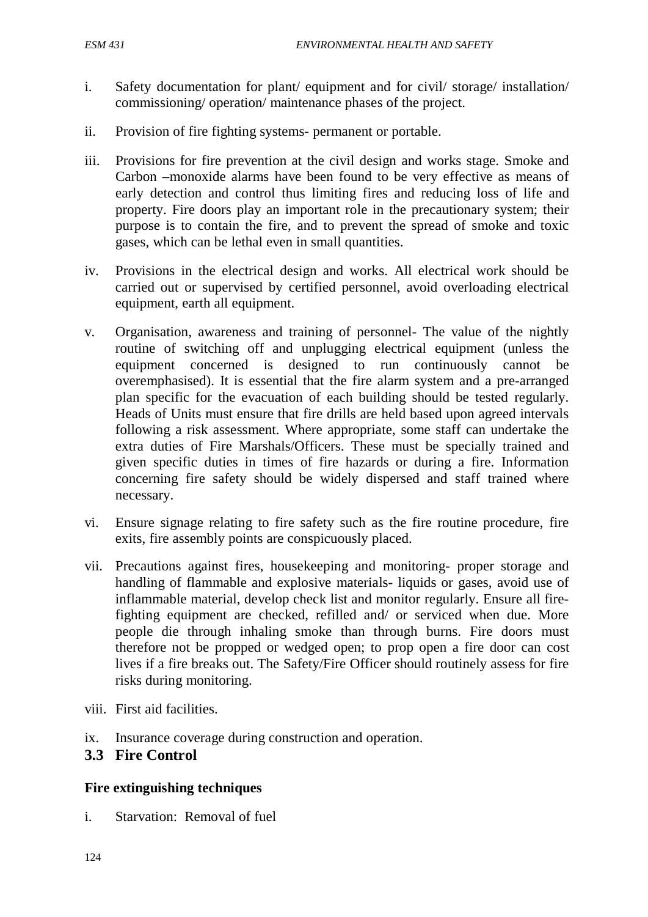i. Safety documentation for plant/ equipment and for civil/ storage/ installation/ commissioning/ operation/ maintenance phases of the project.

ii. Provision of fire fighting systems- permanent or portable.

iii. Provisions for fire prevention at the civil design and works stage. Smoke and Carbon –monoxide alarms have been found to be very effective as means of early detection and control thus limiting fires and reducing loss of life and property. Fire doors play an important role in the precautionary system; their purpose is to contain the fire, and to prevent the spread of smoke and toxic gases, which can be lethal even in small quantities.

iv. Provisions in the electrical design and works. All electrical work should be carried out or supervised by certified personnel, avoid overloading electrical equipment, earth all equipment.

v. Organisation, awareness and training of personnel- The value of the nightly routine of switching off and unplugging electrical equipment (unless the equipment concerned is designed to run continuously cannot be overemphasised). It is essential that the fire alarm system and a pre-arranged plan specific for the evacuation of each building should be tested regularly. Heads of Units must ensure that fire drills are held based upon agreed intervals following a risk assessment. Where appropriate, some staff can undertake the extra duties of Fire Marshals/Officers. These must be specially trained and given specific duties in times of fire hazards or during a fire. Information concerning fire safety should be widely dispersed and staff trained where necessary.

vi. Ensure signage relating to fire safety such as the fire routine procedure, fire exits, fire assembly points are conspicuously placed.

vii. Precautions against fires, housekeeping and monitoring- proper storage and handling of flammable and explosive materials- liquids or gases, avoid use of inflammable material, develop check list and monitor regularly. Ensure all fire-fighting equipment are checked, refilled and/ or serviced when due. More people die through inhaling smoke than through burns. Fire doors must therefore not be propped or wedged open; to prop open a fire door can cost lives if a fire breaks out. The Safety/Fire Officer should routinely assess for fire risks during monitoring.

viii. First aid facilities.

ix. Insurance coverage during construction and operation.

## 3.3 Fire Control

**Fire extinguishing techniques**

i. Starvation: Removal of fuel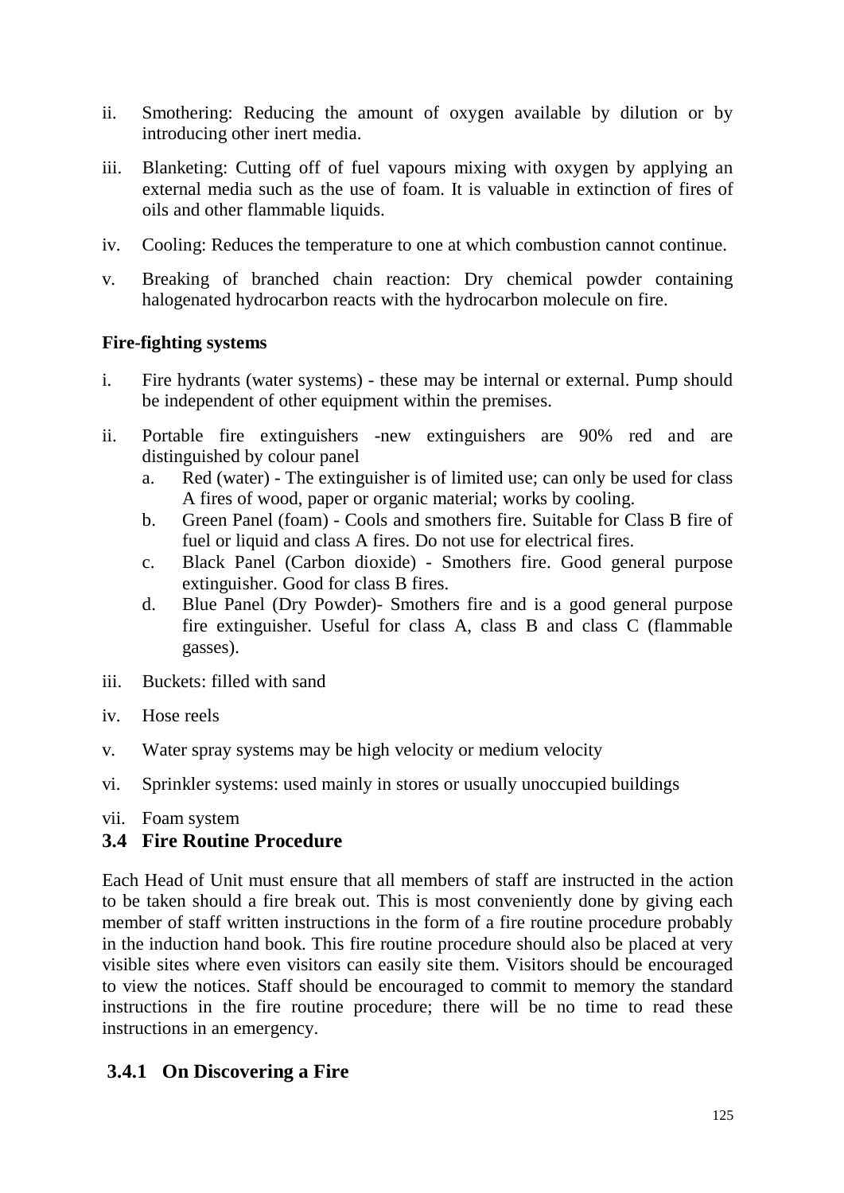ii. Smothering: Reducing the amount of oxygen available by dilution or by introducing other inert media.

iii. Blanketing: Cutting off of fuel vapours mixing with oxygen by applying an external media such as the use of foam. It is valuable in extinction of fires of oils and other flammable liquids.

iv. Cooling: Reduces the temperature to one at which combustion cannot continue.

v. Breaking of branched chain reaction: Dry chemical powder containing halogenated hydrocarbon reacts with the hydrocarbon molecule on fire.

**Fire-fighting systems**

i. Fire hydrants (water systems) - these may be internal or external. Pump should be independent of other equipment within the premises.

ii. Portable fire extinguishers -new extinguishers are 90% red and are distinguished by colour panel
   a. Red (water) - The extinguisher is of limited use; can only be used for class A fires of wood, paper or organic material; works by cooling.
   b. Green Panel (foam) - Cools and smothers fire. Suitable for Class B fire of fuel or liquid and class A fires. Do not use for electrical fires.
   c. Black Panel (Carbon dioxide) - Smothers fire. Good general purpose extinguisher. Good for class B fires.
   d. Blue Panel (Dry Powder)- Smothers fire and is a good general purpose fire extinguisher. Useful for class A, class B and class C (flammable gasses).

iii. Buckets: filled with sand

iv. Hose reels

v. Water spray systems may be high velocity or medium velocity

vi. Sprinkler systems: used mainly in stores or usually unoccupied buildings

vii. Foam system

## 3.4 Fire Routine Procedure

Each Head of Unit must ensure that all members of staff are instructed in the action to be taken should a fire break out. This is most conveniently done by giving each member of staff written instructions in the form of a fire routine procedure probably in the induction hand book. This fire routine procedure should also be placed at very visible sites where even visitors can easily site them. Visitors should be encouraged to view the notices. Staff should be encouraged to commit to memory the standard instructions in the fire routine procedure; there will be no time to read these instructions in an emergency.

### 3.4.1 On Discovering a Fire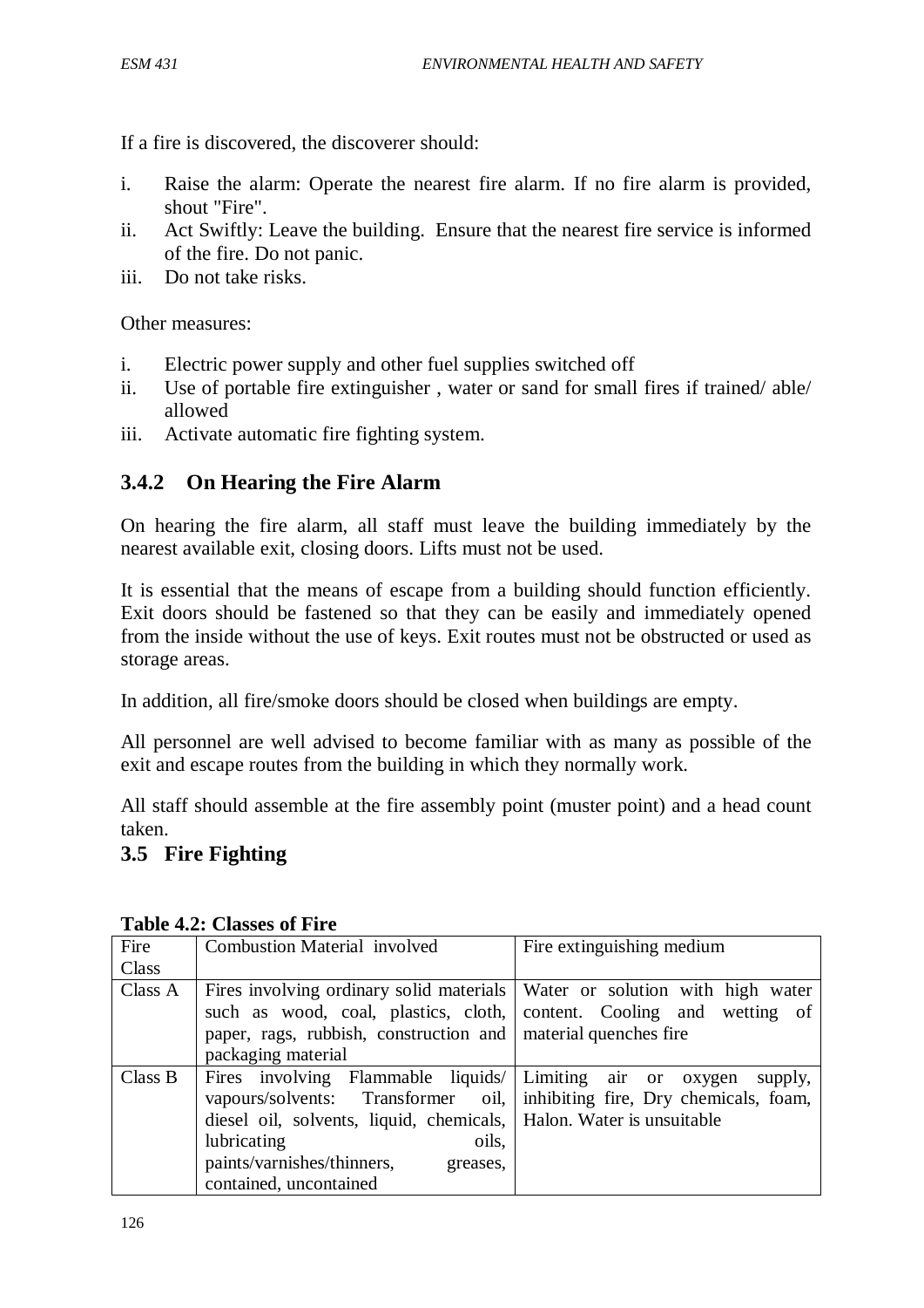If a fire is discovered, the discoverer should:

i. Raise the alarm: Operate the nearest fire alarm. If no fire alarm is provided, shout "Fire".
ii. Act Swiftly: Leave the building. Ensure that the nearest fire service is informed of the fire. Do not panic.
iii. Do not take risks.

Other measures:

i. Electric power supply and other fuel supplies switched off
ii. Use of portable fire extinguisher , water or sand for small fires if trained/ able/ allowed
iii. Activate automatic fire fighting system.

### 3.4.2 On Hearing the Fire Alarm

On hearing the fire alarm, all staff must leave the building immediately by the nearest available exit, closing doors. Lifts must not be used.

It is essential that the means of escape from a building should function efficiently. Exit doors should be fastened so that they can be easily and immediately opened from the inside without the use of keys. Exit routes must not be obstructed or used as storage areas.

In addition, all fire/smoke doors should be closed when buildings are empty.

All personnel are well advised to become familiar with as many as possible of the exit and escape routes from the building in which they normally work.

All staff should assemble at the fire assembly point (muster point) and a head count taken.

## 3.5 Fire Fighting

**Table 4.2: Classes of Fire**

| Fire Class | Combustion Material involved | Fire extinguishing medium |
|---|---|---|
| Class A | Fires involving ordinary solid materials such as wood, coal, plastics, cloth, paper, rags, rubbish, construction and packaging material | Water or solution with high water content. Cooling and wetting of material quenches fire |
| Class B | Fires involving Flammable liquids/ vapours/solvents: Transformer oil, diesel oil, solvents, liquid, chemicals, lubricating oils, paints/varnishes/thinners, greases, contained, uncontained | Limiting air or oxygen supply, inhibiting fire, Dry chemicals, foam, Halon. Water is unsuitable |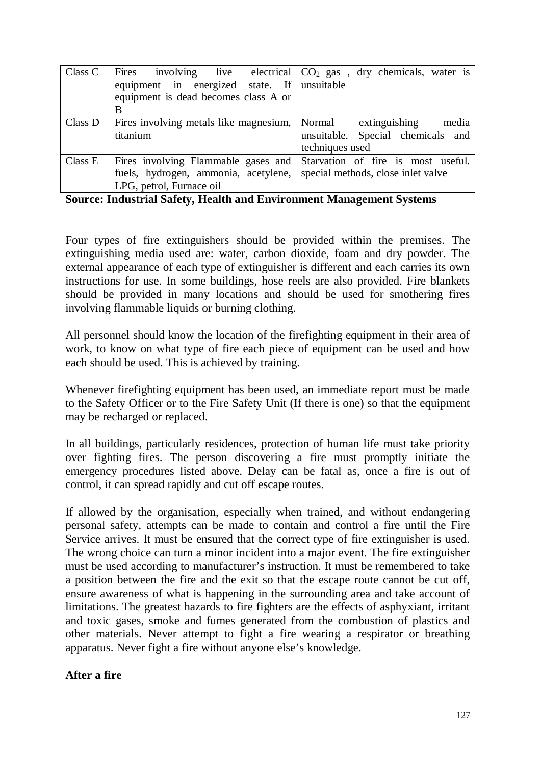| Class C | Fires involving live electrical equipment in energized state. If equipment is dead becomes class A or B | $CO_2$ gas , dry chemicals, water is unsuitable |
|---|---|---|
| Class D | Fires involving metals like magnesium, titanium | Normal extinguishing media unsuitable. Special chemicals and techniques used |
| Class E | Fires involving Flammable gases and fuels, hydrogen, ammonia, acetylene, LPG, petrol, Furnace oil | Starvation of fire is most useful. special methods, close inlet valve |

**Source: Industrial Safety, Health and Environment Management Systems**

Four types of fire extinguishers should be provided within the premises. The extinguishing media used are: water, carbon dioxide, foam and dry powder. The external appearance of each type of extinguisher is different and each carries its own instructions for use. In some buildings, hose reels are also provided. Fire blankets should be provided in many locations and should be used for smothering fires involving flammable liquids or burning clothing.

All personnel should know the location of the firefighting equipment in their area of work, to know on what type of fire each piece of equipment can be used and how each should be used. This is achieved by training.

Whenever firefighting equipment has been used, an immediate report must be made to the Safety Officer or to the Fire Safety Unit (If there is one) so that the equipment may be recharged or replaced.

In all buildings, particularly residences, protection of human life must take priority over fighting fires. The person discovering a fire must promptly initiate the emergency procedures listed above. Delay can be fatal as, once a fire is out of control, it can spread rapidly and cut off escape routes.

If allowed by the organisation, especially when trained, and without endangering personal safety, attempts can be made to contain and control a fire until the Fire Service arrives. It must be ensured that the correct type of fire extinguisher is used. The wrong choice can turn a minor incident into a major event. The fire extinguisher must be used according to manufacturer's instruction. It must be remembered to take a position between the fire and the exit so that the escape route cannot be cut off, ensure awareness of what is happening in the surrounding area and take account of limitations. The greatest hazards to fire fighters are the effects of asphyxiant, irritant and toxic gases, smoke and fumes generated from the combustion of plastics and other materials. Never attempt to fight a fire wearing a respirator or breathing apparatus. Never fight a fire without anyone else's knowledge.

**After a fire**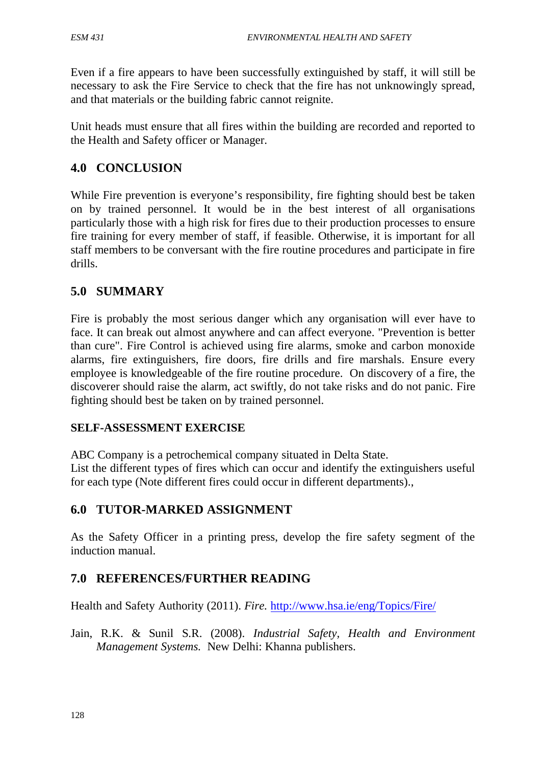Even if a fire appears to have been successfully extinguished by staff, it will still be necessary to ask the Fire Service to check that the fire has not unknowingly spread, and that materials or the building fabric cannot reignite.

Unit heads must ensure that all fires within the building are recorded and reported to the Health and Safety officer or Manager.

## 4.0 CONCLUSION

While Fire prevention is everyone's responsibility, fire fighting should best be taken on by trained personnel. It would be in the best interest of all organisations particularly those with a high risk for fires due to their production processes to ensure fire training for every member of staff, if feasible. Otherwise, it is important for all staff members to be conversant with the fire routine procedures and participate in fire drills.

## 5.0 SUMMARY

Fire is probably the most serious danger which any organisation will ever have to face. It can break out almost anywhere and can affect everyone. "Prevention is better than cure". Fire Control is achieved using fire alarms, smoke and carbon monoxide alarms, fire extinguishers, fire doors, fire drills and fire marshals. Ensure every employee is knowledgeable of the fire routine procedure. On discovery of a fire, the discoverer should raise the alarm, act swiftly, do not take risks and do not panic. Fire fighting should best be taken on by trained personnel.

### SELF-ASSESSMENT EXERCISE

ABC Company is a petrochemical company situated in Delta State.
List the different types of fires which can occur and identify the extinguishers useful for each type (Note different fires could occur in different departments).,

## 6.0 TUTOR-MARKED ASSIGNMENT

As the Safety Officer in a printing press, develop the fire safety segment of the induction manual.

## 7.0 REFERENCES/FURTHER READING

Health and Safety Authority (2011). *Fire.* http://www.hsa.ie/eng/Topics/Fire/

Jain, R.K. & Sunil S.R. (2008). *Industrial Safety, Health and Environment Management Systems.* New Delhi: Khanna publishers.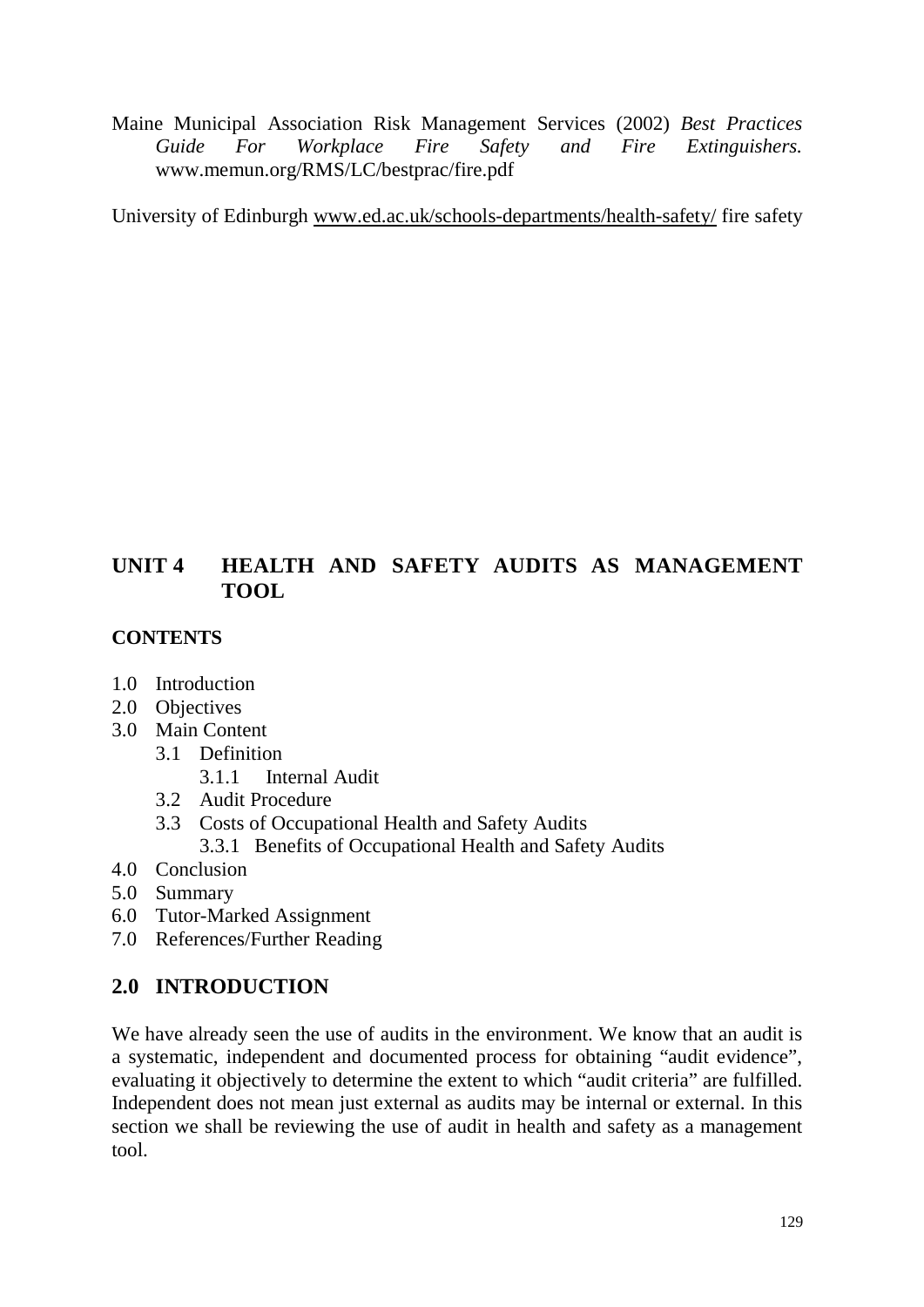Maine Municipal Association Risk Management Services (2002) *Best Practices Guide For Workplace Fire Safety and Fire Extinguishers.* www.memun.org/RMS/LC/bestprac/fire.pdf

University of Edinburgh www.ed.ac.uk/schools-departments/health-safety/ fire safety

## UNIT 4 HEALTH AND SAFETY AUDITS AS MANAGEMENT TOOL

**CONTENTS**

- 1.0 Introduction
- 2.0 Objectives
- 3.0 Main Content
    - 3.1 Definition
        - 3.1.1 Internal Audit
    - 3.2 Audit Procedure
    - 3.3 Costs of Occupational Health and Safety Audits
        - 3.3.1 Benefits of Occupational Health and Safety Audits
- 4.0 Conclusion
- 5.0 Summary
- 6.0 Tutor-Marked Assignment
- 7.0 References/Further Reading

## 2.0 INTRODUCTION

We have already seen the use of audits in the environment. We know that an audit is a systematic, independent and documented process for obtaining "audit evidence", evaluating it objectively to determine the extent to which "audit criteria" are fulfilled. Independent does not mean just external as audits may be internal or external. In this section we shall be reviewing the use of audit in health and safety as a management tool.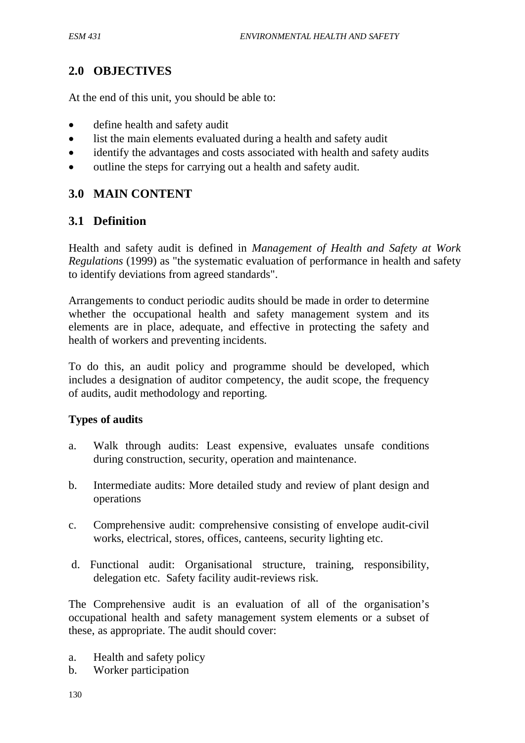## 2.0 OBJECTIVES

At the end of this unit, you should be able to:

- define health and safety audit
- list the main elements evaluated during a health and safety audit
- identify the advantages and costs associated with health and safety audits
- outline the steps for carrying out a health and safety audit.

## 3.0 MAIN CONTENT

### 3.1 Definition

Health and safety audit is defined in *Management of Health and Safety at Work Regulations* (1999) as "the systematic evaluation of performance in health and safety to identify deviations from agreed standards".

Arrangements to conduct periodic audits should be made in order to determine whether the occupational health and safety management system and its elements are in place, adequate, and effective in protecting the safety and health of workers and preventing incidents.

To do this, an audit policy and programme should be developed, which includes a designation of auditor competency, the audit scope, the frequency of audits, audit methodology and reporting.

**Types of audits**

a. Walk through audits: Least expensive, evaluates unsafe conditions during construction, security, operation and maintenance.

b. Intermediate audits: More detailed study and review of plant design and operations

c. Comprehensive audit: comprehensive consisting of envelope audit-civil works, electrical, stores, offices, canteens, security lighting etc.

d. Functional audit: Organisational structure, training, responsibility, delegation etc. Safety facility audit-reviews risk.

The Comprehensive audit is an evaluation of all of the organisation's occupational health and safety management system elements or a subset of these, as appropriate. The audit should cover:

a. Health and safety policy
b. Worker participation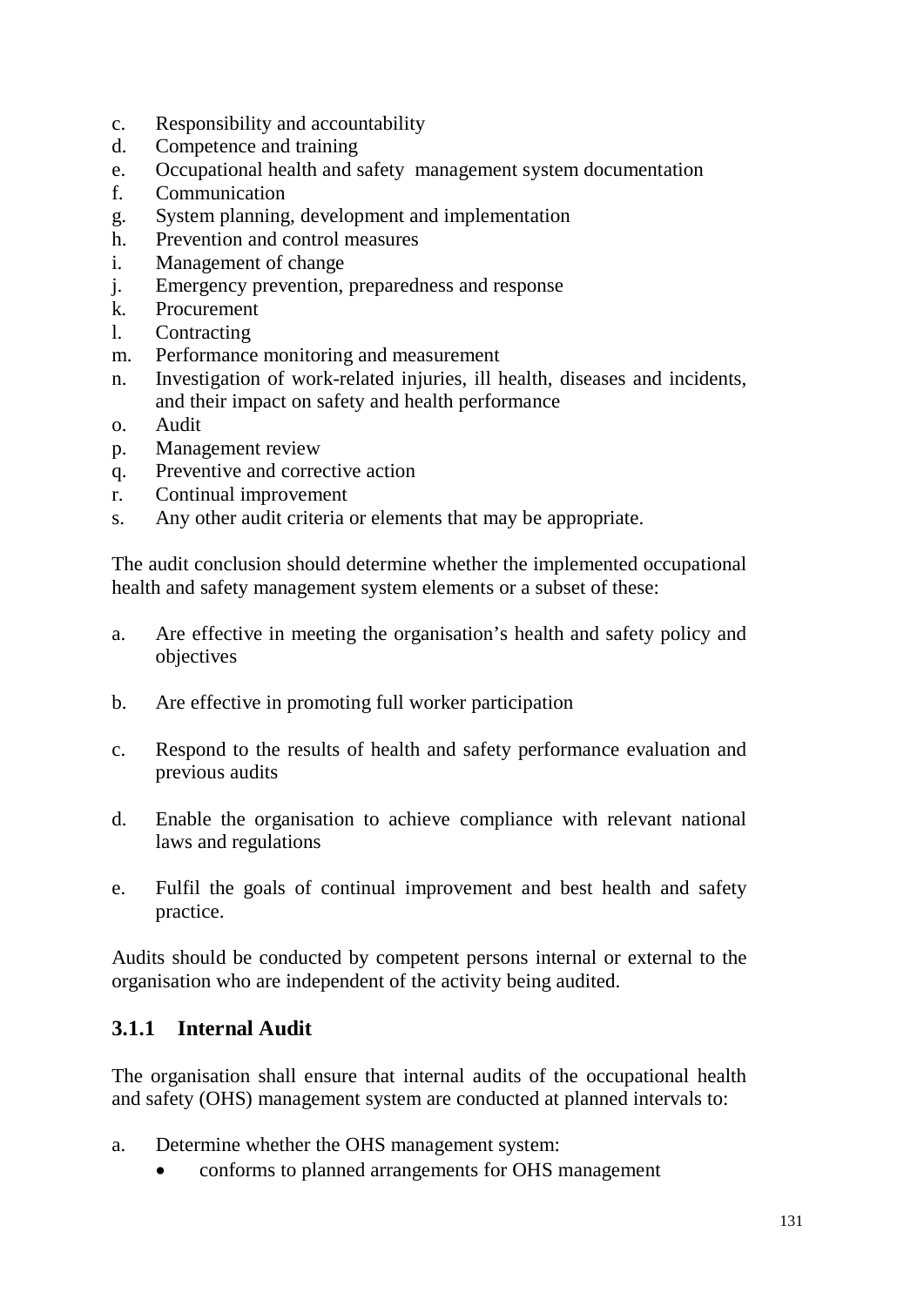c. Responsibility and accountability
d. Competence and training
e. Occupational health and safety management system documentation
f. Communication
g. System planning, development and implementation
h. Prevention and control measures
i. Management of change
j. Emergency prevention, preparedness and response
k. Procurement
l. Contracting
m. Performance monitoring and measurement
n. Investigation of work-related injuries, ill health, diseases and incidents, and their impact on safety and health performance
o. Audit
p. Management review
q. Preventive and corrective action
r. Continual improvement
s. Any other audit criteria or elements that may be appropriate.

The audit conclusion should determine whether the implemented occupational health and safety management system elements or a subset of these:

a. Are effective in meeting the organisation's health and safety policy and objectives

b. Are effective in promoting full worker participation

c. Respond to the results of health and safety performance evaluation and previous audits

d. Enable the organisation to achieve compliance with relevant national laws and regulations

e. Fulfil the goals of continual improvement and best health and safety practice.

Audits should be conducted by competent persons internal or external to the organisation who are independent of the activity being audited.

### 3.1.1 Internal Audit

The organisation shall ensure that internal audits of the occupational health and safety (OHS) management system are conducted at planned intervals to:

a. Determine whether the OHS management system:
   - conforms to planned arrangements for OHS management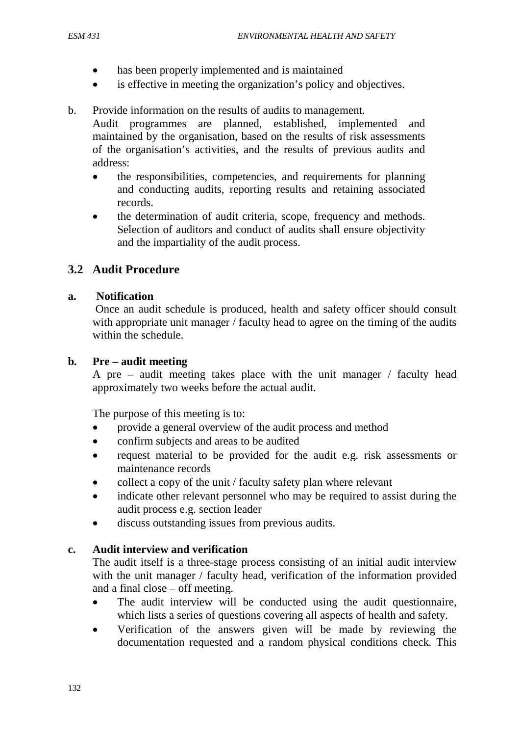- has been properly implemented and is maintained
- is effective in meeting the organization's policy and objectives.

b. Provide information on the results of audits to management.
   Audit programmes are planned, established, implemented and maintained by the organisation, based on the results of risk assessments of the organisation's activities, and the results of previous audits and address:
   - the responsibilities, competencies, and requirements for planning and conducting audits, reporting results and retaining associated records.
   - the determination of audit criteria, scope, frequency and methods. Selection of auditors and conduct of audits shall ensure objectivity and the impartiality of the audit process.

## 3.2 Audit Procedure

**a. Notification**

Once an audit schedule is produced, health and safety officer should consult with appropriate unit manager / faculty head to agree on the timing of the audits within the schedule.

**b. Pre – audit meeting**

A pre – audit meeting takes place with the unit manager / faculty head approximately two weeks before the actual audit.

The purpose of this meeting is to:

- provide a general overview of the audit process and method
- confirm subjects and areas to be audited
- request material to be provided for the audit e.g. risk assessments or maintenance records
- collect a copy of the unit / faculty safety plan where relevant
- indicate other relevant personnel who may be required to assist during the audit process e.g. section leader
- discuss outstanding issues from previous audits.

**c. Audit interview and verification**

The audit itself is a three-stage process consisting of an initial audit interview with the unit manager / faculty head, verification of the information provided and a final close – off meeting.

- The audit interview will be conducted using the audit questionnaire, which lists a series of questions covering all aspects of health and safety.
- Verification of the answers given will be made by reviewing the documentation requested and a random physical conditions check. This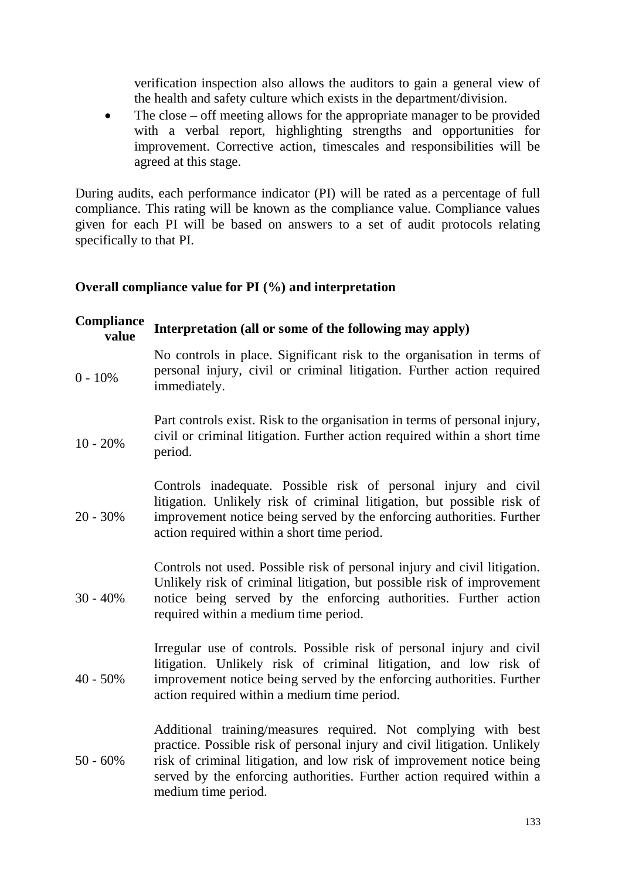verification inspection also allows the auditors to gain a general view of the health and safety culture which exists in the department/division.

- The close – off meeting allows for the appropriate manager to be provided with a verbal report, highlighting strengths and opportunities for improvement. Corrective action, timescales and responsibilities will be agreed at this stage.

During audits, each performance indicator (PI) will be rated as a percentage of full compliance. This rating will be known as the compliance value. Compliance values given for each PI will be based on answers to a set of audit protocols relating specifically to that PI.

**Overall compliance value for PI (%) and interpretation**

| Compliance value | Interpretation (all or some of the following may apply) |
|---|---|
| 0 - 10% | No controls in place. Significant risk to the organisation in terms of personal injury, civil or criminal litigation. Further action required immediately. |
| 10 - 20% | Part controls exist. Risk to the organisation in terms of personal injury, civil or criminal litigation. Further action required within a short time period. |
| 20 - 30% | Controls inadequate. Possible risk of personal injury and civil litigation. Unlikely risk of criminal litigation, but possible risk of improvement notice being served by the enforcing authorities. Further action required within a short time period. |
| 30 - 40% | Controls not used. Possible risk of personal injury and civil litigation. Unlikely risk of criminal litigation, but possible risk of improvement notice being served by the enforcing authorities. Further action required within a medium time period. |
| 40 - 50% | Irregular use of controls. Possible risk of personal injury and civil litigation. Unlikely risk of criminal litigation, and low risk of improvement notice being served by the enforcing authorities. Further action required within a medium time period. |
| 50 - 60% | Additional training/measures required. Not complying with best practice. Possible risk of personal injury and civil litigation. Unlikely risk of criminal litigation, and low risk of improvement notice being served by the enforcing authorities. Further action required within a medium time period. |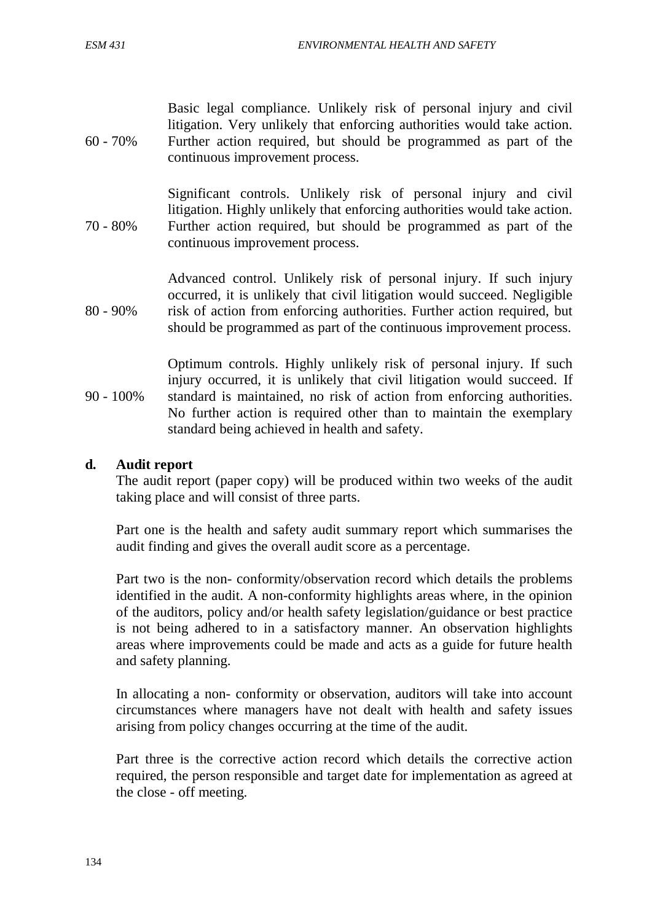| | |
|---|---|
| 60 - 70% | Basic legal compliance. Unlikely risk of personal injury and civil litigation. Very unlikely that enforcing authorities would take action. Further action required, but should be programmed as part of the continuous improvement process. |
| 70 - 80% | Significant controls. Unlikely risk of personal injury and civil litigation. Highly unlikely that enforcing authorities would take action. Further action required, but should be programmed as part of the continuous improvement process. |
| 80 - 90% | Advanced control. Unlikely risk of personal injury. If such injury occurred, it is unlikely that civil litigation would succeed. Negligible risk of action from enforcing authorities. Further action required, but should be programmed as part of the continuous improvement process. |
| 90 - 100% | Optimum controls. Highly unlikely risk of personal injury. If such injury occurred, it is unlikely that civil litigation would succeed. If standard is maintained, no risk of action from enforcing authorities. No further action is required other than to maintain the exemplary standard being achieved in health and safety. |

**d. Audit report**

The audit report (paper copy) will be produced within two weeks of the audit taking place and will consist of three parts.

Part one is the health and safety audit summary report which summarises the audit finding and gives the overall audit score as a percentage.

Part two is the non- conformity/observation record which details the problems identified in the audit. A non-conformity highlights areas where, in the opinion of the auditors, policy and/or health safety legislation/guidance or best practice is not being adhered to in a satisfactory manner. An observation highlights areas where improvements could be made and acts as a guide for future health and safety planning.

In allocating a non- conformity or observation, auditors will take into account circumstances where managers have not dealt with health and safety issues arising from policy changes occurring at the time of the audit.

Part three is the corrective action record which details the corrective action required, the person responsible and target date for implementation as agreed at the close - off meeting.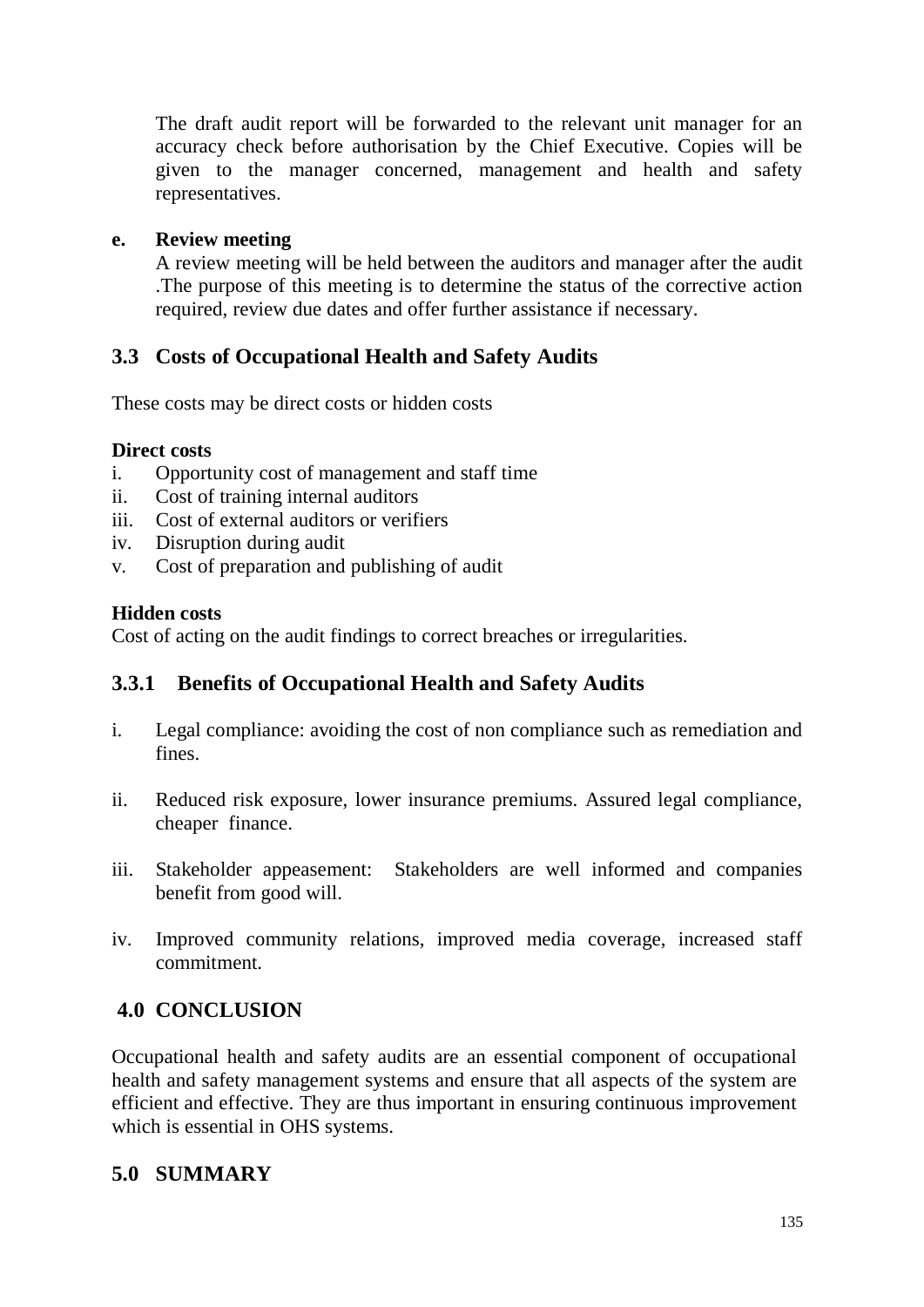The draft audit report will be forwarded to the relevant unit manager for an accuracy check before authorisation by the Chief Executive. Copies will be given to the manager concerned, management and health and safety representatives.

**e. Review meeting**

A review meeting will be held between the auditors and manager after the audit .The purpose of this meeting is to determine the status of the corrective action required, review due dates and offer further assistance if necessary.

## 3.3 Costs of Occupational Health and Safety Audits

These costs may be direct costs or hidden costs

**Direct costs**

i. Opportunity cost of management and staff time
ii. Cost of training internal auditors
iii. Cost of external auditors or verifiers
iv. Disruption during audit
v. Cost of preparation and publishing of audit

**Hidden costs**

Cost of acting on the audit findings to correct breaches or irregularities.

### 3.3.1 Benefits of Occupational Health and Safety Audits

i. Legal compliance: avoiding the cost of non compliance such as remediation and fines.

ii. Reduced risk exposure, lower insurance premiums. Assured legal compliance, cheaper finance.

iii. Stakeholder appeasement: Stakeholders are well informed and companies benefit from good will.

iv. Improved community relations, improved media coverage, increased staff commitment.

## 4.0 CONCLUSION

Occupational health and safety audits are an essential component of occupational health and safety management systems and ensure that all aspects of the system are efficient and effective. They are thus important in ensuring continuous improvement which is essential in OHS systems.

## 5.0 SUMMARY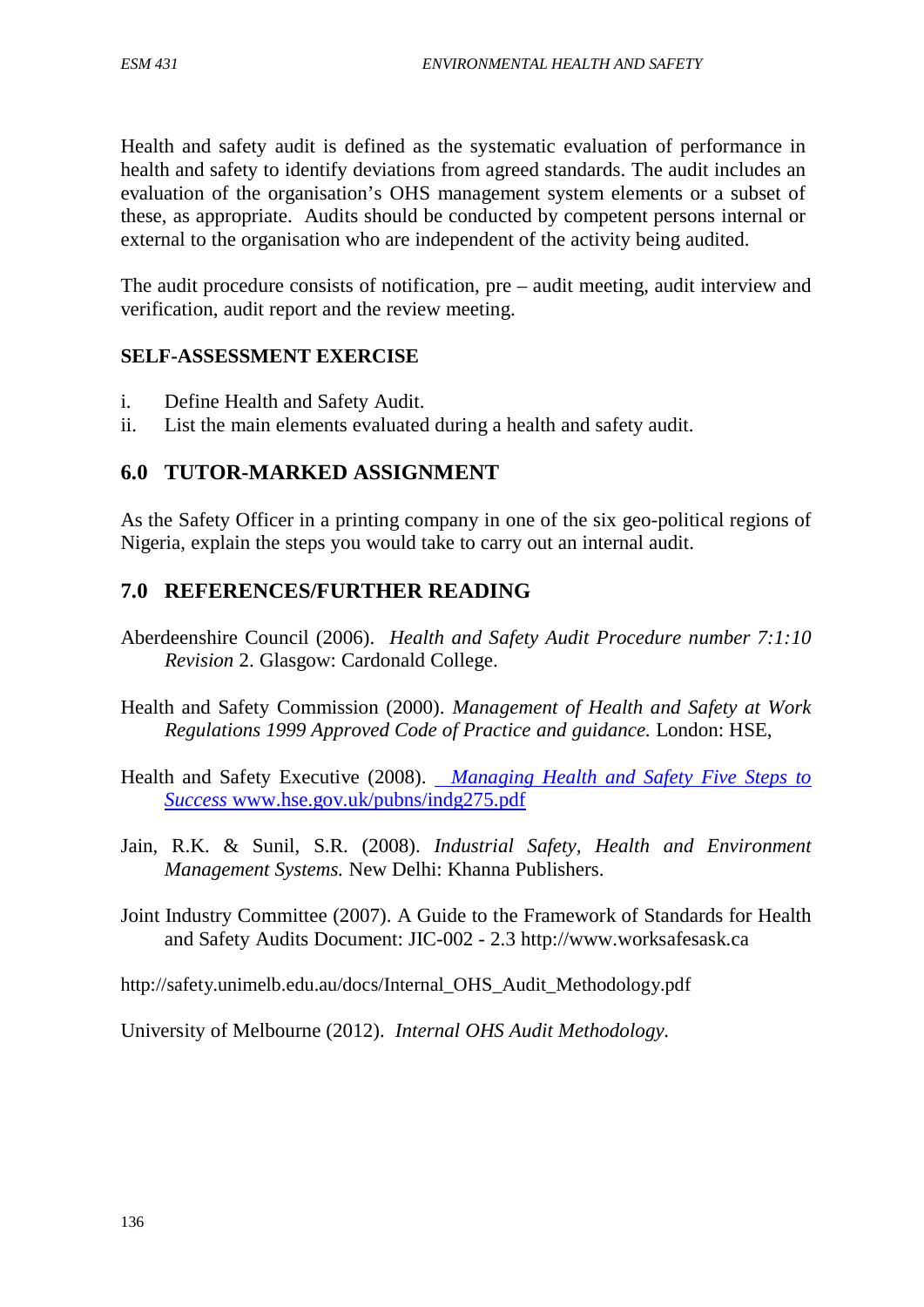Health and safety audit is defined as the systematic evaluation of performance in health and safety to identify deviations from agreed standards. The audit includes an evaluation of the organisation's OHS management system elements or a subset of these, as appropriate. Audits should be conducted by competent persons internal or external to the organisation who are independent of the activity being audited.

The audit procedure consists of notification, pre – audit meeting, audit interview and verification, audit report and the review meeting.

**SELF-ASSESSMENT EXERCISE**

i. Define Health and Safety Audit.
ii. List the main elements evaluated during a health and safety audit.

## 6.0 TUTOR-MARKED ASSIGNMENT

As the Safety Officer in a printing company in one of the six geo-political regions of Nigeria, explain the steps you would take to carry out an internal audit.

## 7.0 REFERENCES/FURTHER READING

Aberdeenshire Council (2006). *Health and Safety Audit Procedure number 7:1:10 Revision* 2. Glasgow: Cardonald College.

Health and Safety Commission (2000). *Management of Health and Safety at Work Regulations 1999 Approved Code of Practice and guidance.* London: HSE,

Health and Safety Executive (2008). [*Managing Health and Safety Five Steps to Success* www.hse.gov.uk/pubns/indg275.pdf](www.hse.gov.uk/pubns/indg275.pdf)

Jain, R.K. & Sunil, S.R. (2008). *Industrial Safety, Health and Environment Management Systems.* New Delhi: Khanna Publishers.

Joint Industry Committee (2007). A Guide to the Framework of Standards for Health and Safety Audits Document: JIC-002 - 2.3 http://www.worksafesask.ca

http://safety.unimelb.edu.au/docs/Internal_OHS_Audit_Methodology.pdf

University of Melbourne (2012). *Internal OHS Audit Methodology.*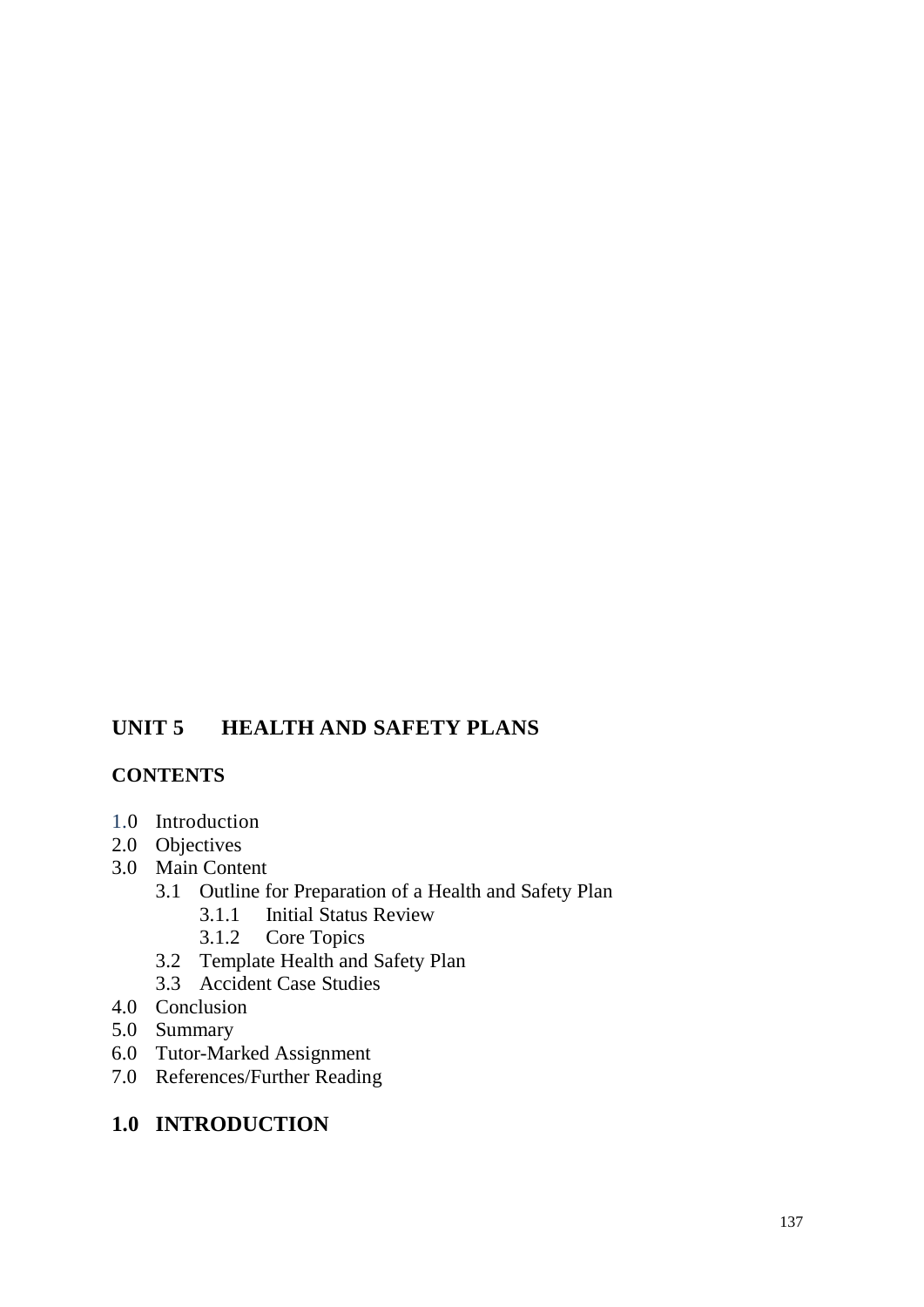## UNIT 5 HEALTH AND SAFETY PLANS

**CONTENTS**

- 1.0 Introduction
- 2.0 Objectives
- 3.0 Main Content
  - 3.1 Outline for Preparation of a Health and Safety Plan
    - 3.1.1 Initial Status Review
    - 3.1.2 Core Topics
  - 3.2 Template Health and Safety Plan
  - 3.3 Accident Case Studies
- 4.0 Conclusion
- 5.0 Summary
- 6.0 Tutor-Marked Assignment
- 7.0 References/Further Reading

## 1.0 INTRODUCTION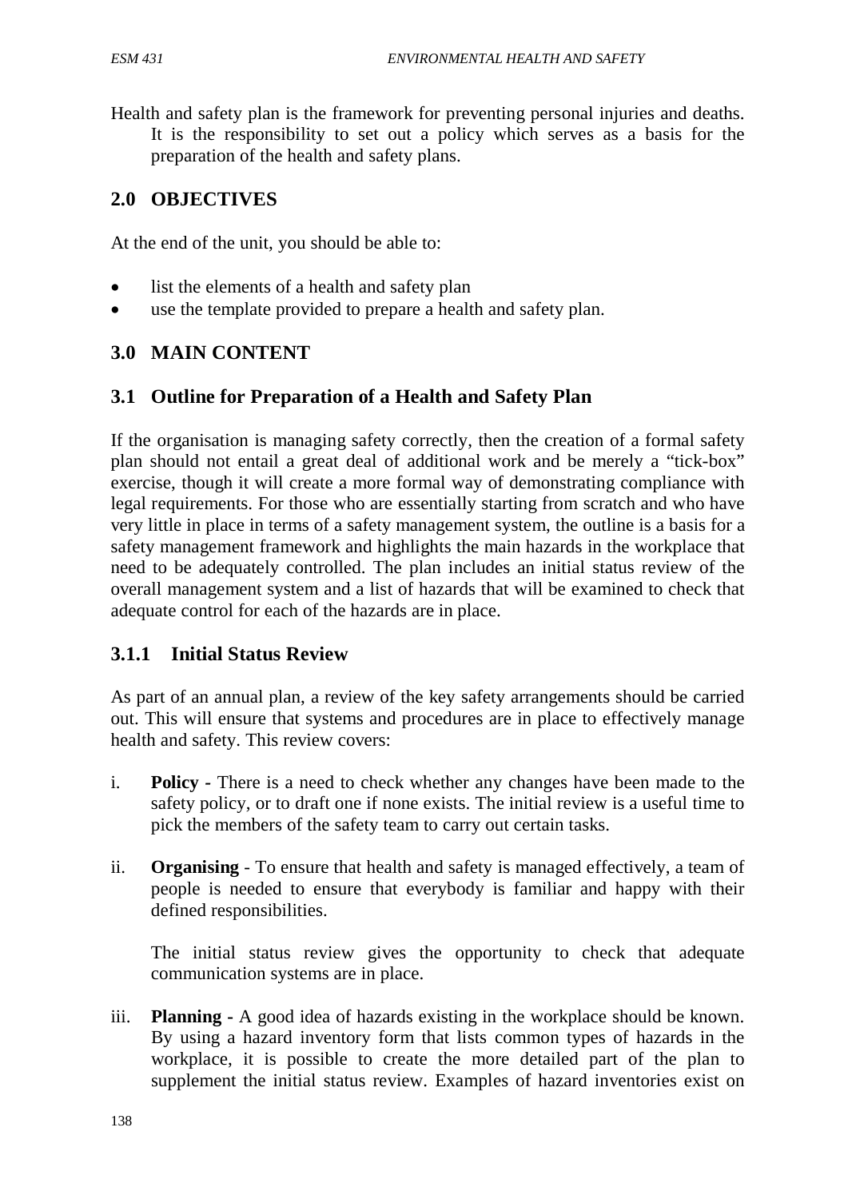Health and safety plan is the framework for preventing personal injuries and deaths. It is the responsibility to set out a policy which serves as a basis for the preparation of the health and safety plans.

## 2.0 OBJECTIVES

At the end of the unit, you should be able to:

- list the elements of a health and safety plan
- use the template provided to prepare a health and safety plan.

## 3.0 MAIN CONTENT

### 3.1 Outline for Preparation of a Health and Safety Plan

If the organisation is managing safety correctly, then the creation of a formal safety plan should not entail a great deal of additional work and be merely a "tick-box" exercise, though it will create a more formal way of demonstrating compliance with legal requirements. For those who are essentially starting from scratch and who have very little in place in terms of a safety management system, the outline is a basis for a safety management framework and highlights the main hazards in the workplace that need to be adequately controlled. The plan includes an initial status review of the overall management system and a list of hazards that will be examined to check that adequate control for each of the hazards are in place.

#### 3.1.1 Initial Status Review

As part of an annual plan, a review of the key safety arrangements should be carried out. This will ensure that systems and procedures are in place to effectively manage health and safety. This review covers:

i. **Policy -** There is a need to check whether any changes have been made to the safety policy, or to draft one if none exists. The initial review is a useful time to pick the members of the safety team to carry out certain tasks.

ii. **Organising** - To ensure that health and safety is managed effectively, a team of people is needed to ensure that everybody is familiar and happy with their defined responsibilities.

    The initial status review gives the opportunity to check that adequate communication systems are in place.

iii. **Planning -** A good idea of hazards existing in the workplace should be known. By using a hazard inventory form that lists common types of hazards in the workplace, it is possible to create the more detailed part of the plan to supplement the initial status review. Examples of hazard inventories exist on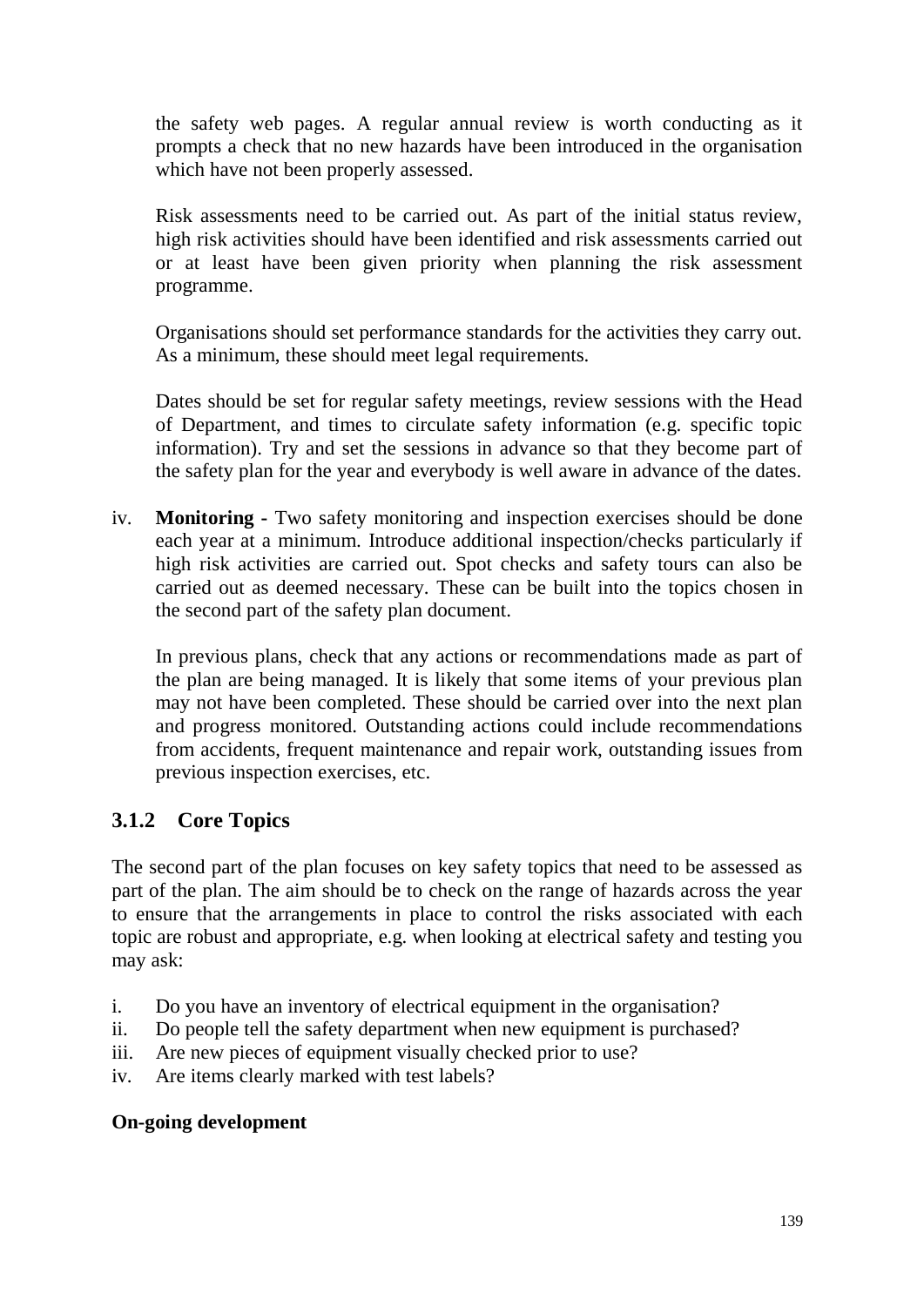the safety web pages. A regular annual review is worth conducting as it prompts a check that no new hazards have been introduced in the organisation which have not been properly assessed.

Risk assessments need to be carried out. As part of the initial status review, high risk activities should have been identified and risk assessments carried out or at least have been given priority when planning the risk assessment programme.

Organisations should set performance standards for the activities they carry out. As a minimum, these should meet legal requirements.

Dates should be set for regular safety meetings, review sessions with the Head of Department, and times to circulate safety information (e.g. specific topic information). Try and set the sessions in advance so that they become part of the safety plan for the year and everybody is well aware in advance of the dates.

iv. **Monitoring -** Two safety monitoring and inspection exercises should be done each year at a minimum. Introduce additional inspection/checks particularly if high risk activities are carried out. Spot checks and safety tours can also be carried out as deemed necessary. These can be built into the topics chosen in the second part of the safety plan document.

   In previous plans, check that any actions or recommendations made as part of the plan are being managed. It is likely that some items of your previous plan may not have been completed. These should be carried over into the next plan and progress monitored. Outstanding actions could include recommendations from accidents, frequent maintenance and repair work, outstanding issues from previous inspection exercises, etc.

### 3.1.2 Core Topics

The second part of the plan focuses on key safety topics that need to be assessed as part of the plan. The aim should be to check on the range of hazards across the year to ensure that the arrangements in place to control the risks associated with each topic are robust and appropriate, e.g. when looking at electrical safety and testing you may ask:

i. Do you have an inventory of electrical equipment in the organisation?
ii. Do people tell the safety department when new equipment is purchased?
iii. Are new pieces of equipment visually checked prior to use?
iv. Are items clearly marked with test labels?

**On-going development**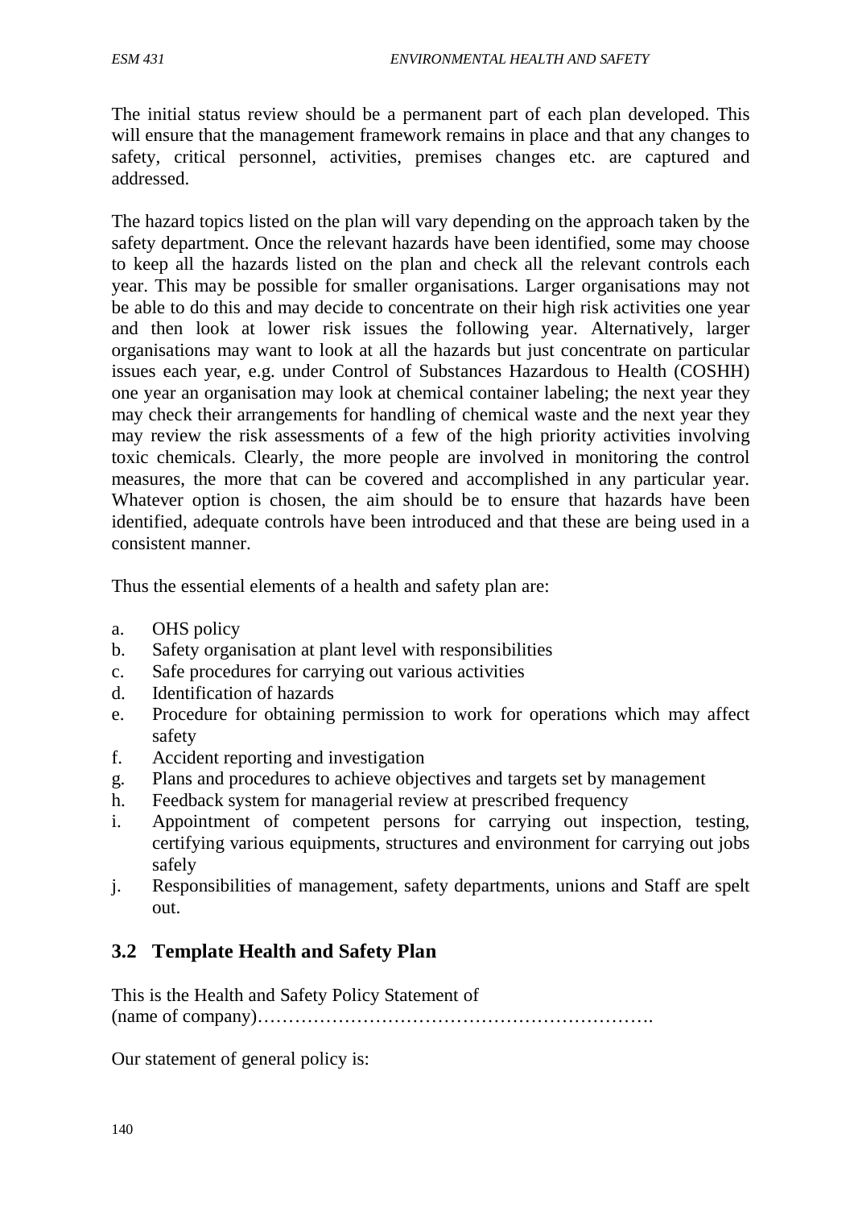The initial status review should be a permanent part of each plan developed. This will ensure that the management framework remains in place and that any changes to safety, critical personnel, activities, premises changes etc. are captured and addressed.

The hazard topics listed on the plan will vary depending on the approach taken by the safety department. Once the relevant hazards have been identified, some may choose to keep all the hazards listed on the plan and check all the relevant controls each year. This may be possible for smaller organisations. Larger organisations may not be able to do this and may decide to concentrate on their high risk activities one year and then look at lower risk issues the following year. Alternatively, larger organisations may want to look at all the hazards but just concentrate on particular issues each year, e.g. under Control of Substances Hazardous to Health (COSHH) one year an organisation may look at chemical container labeling; the next year they may check their arrangements for handling of chemical waste and the next year they may review the risk assessments of a few of the high priority activities involving toxic chemicals. Clearly, the more people are involved in monitoring the control measures, the more that can be covered and accomplished in any particular year. Whatever option is chosen, the aim should be to ensure that hazards have been identified, adequate controls have been introduced and that these are being used in a consistent manner.

Thus the essential elements of a health and safety plan are:

a. OHS policy
b. Safety organisation at plant level with responsibilities
c. Safe procedures for carrying out various activities
d. Identification of hazards
e. Procedure for obtaining permission to work for operations which may affect safety
f. Accident reporting and investigation
g. Plans and procedures to achieve objectives and targets set by management
h. Feedback system for managerial review at prescribed frequency
i. Appointment of competent persons for carrying out inspection, testing, certifying various equipments, structures and environment for carrying out jobs safely
j. Responsibilities of management, safety departments, unions and Staff are spelt out.

## 3.2 Template Health and Safety Plan

This is the Health and Safety Policy Statement of
(name of company)……………………………………………………….

Our statement of general policy is: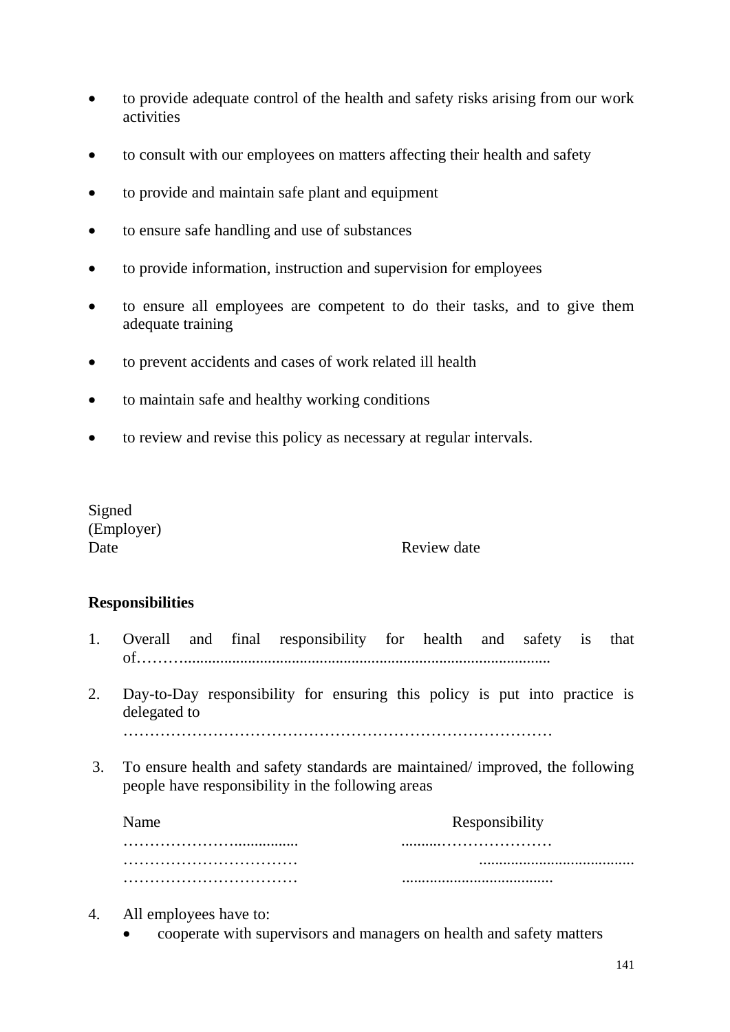- to provide adequate control of the health and safety risks arising from our work activities
- to consult with our employees on matters affecting their health and safety
- to provide and maintain safe plant and equipment
- to ensure safe handling and use of substances
- to provide information, instruction and supervision for employees
- to ensure all employees are competent to do their tasks, and to give them adequate training
- to prevent accidents and cases of work related ill health
- to maintain safe and healthy working conditions
- to review and revise this policy as necessary at regular intervals.

Signed
(Employer)
Date Review date

**Responsibilities**

1. Overall and final responsibility for health and safety is that of………...........................................................................................

2. Day-to-Day responsibility for ensuring this policy is put into practice is delegated to
………………………………………………………………………

3. To ensure health and safety standards are maintained/ improved, the following people have responsibility in the following areas

| Name | Responsibility |
| --- | --- |
| ………………….................. | ..........………………… |
| …………………………… | ....................................... |
| …………………………… | ...................................... |

4. All employees have to:
   - cooperate with supervisors and managers on health and safety matters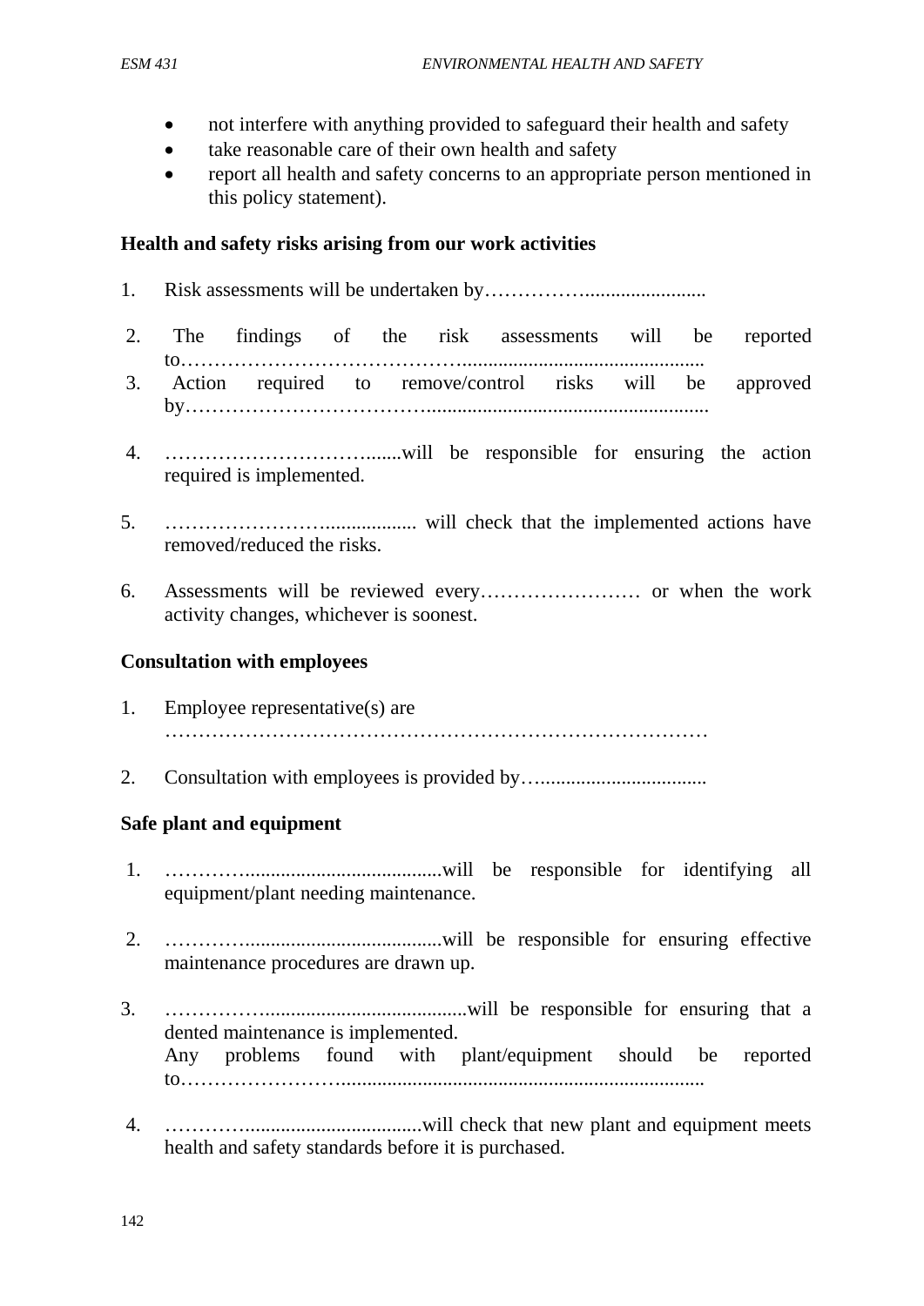- not interfere with anything provided to safeguard their health and safety
- take reasonable care of their own health and safety
- report all health and safety concerns to an appropriate person mentioned in this policy statement).

**Health and safety risks arising from our work activities**

1. Risk assessments will be undertaken by……………........................
2. The findings of the risk assessments will be reported to…………………………………..............................................
3. Action required to remove/control risks will be approved by……………………………........................................................
4. ……………………………........will be responsible for ensuring the action required is implemented.
5. ……………………................... will check that the implemented actions have removed/reduced the risks.
6. Assessments will be reviewed every…………………… or when the work activity changes, whichever is soonest.

**Consultation with employees**

1. Employee representative(s) are ………………………………………………………………………
2. Consultation with employees is provided by…................................

**Safe plant and equipment**

1. ……………......................................will be responsible for identifying all equipment/plant needing maintenance.
2. ……………......................................will be responsible for ensuring effective maintenance procedures are drawn up.
3. ……………........................................will be responsible for ensuring that a dented maintenance is implemented.
   Any problems found with plant/equipment should be reported to……………………........................................................................
4. …………...................................will check that new plant and equipment meets health and safety standards before it is purchased.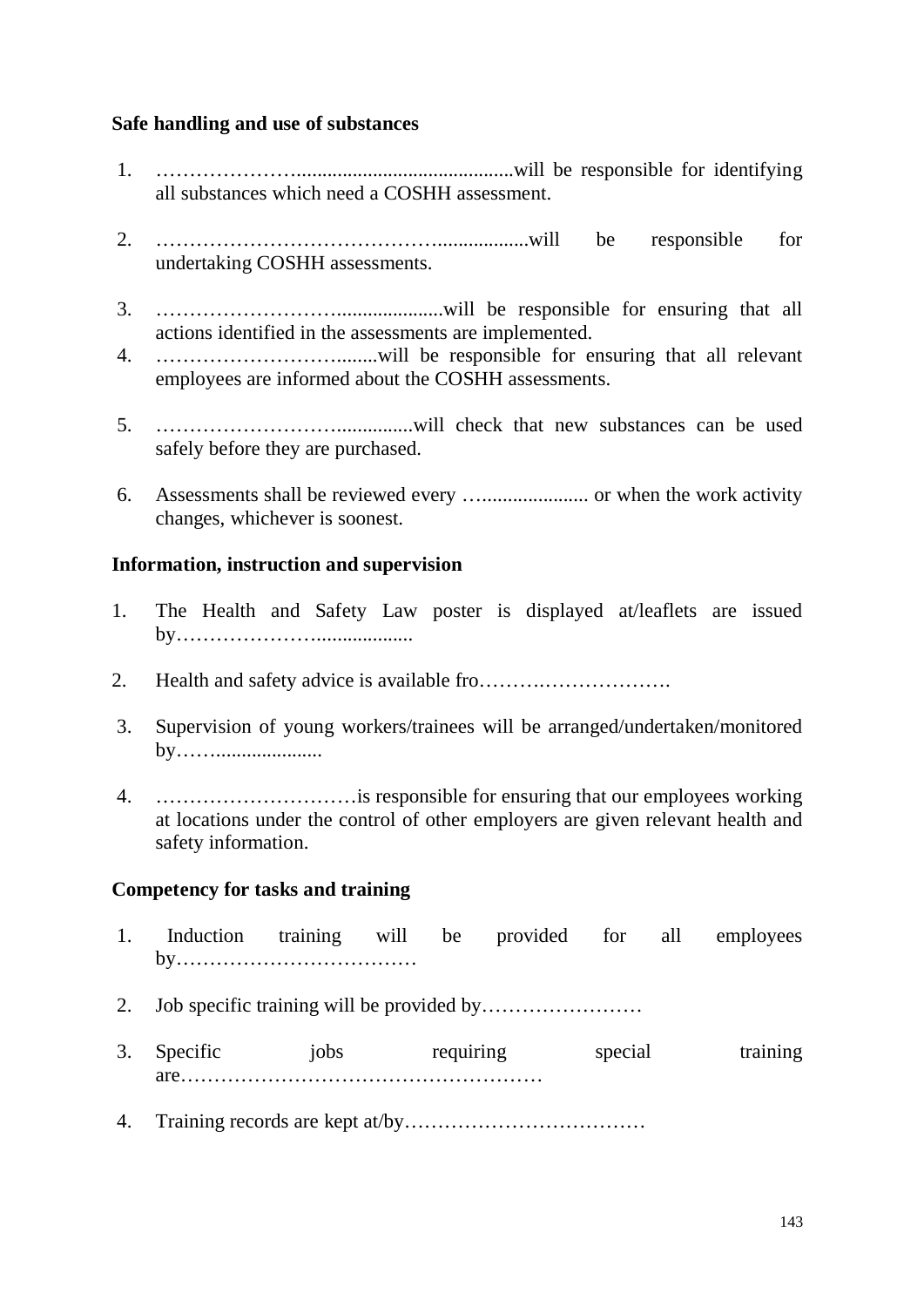**Safe handling and use of substances**

1. ………………….........................................will be responsible for identifying all substances which need a COSHH assessment.

2. …………………………………….................will be responsible for undertaking COSHH assessments.

3. ………………………....................will be responsible for ensuring that all actions identified in the assessments are implemented.
4. ………………………........will be responsible for ensuring that all relevant employees are informed about the COSHH assessments.

5. ……………………...............will check that new substances can be used safely before they are purchased.

6. Assessments shall be reviewed every …..................... or when the work activity changes, whichever is soonest.

**Information, instruction and supervision**

1. The Health and Safety Law poster is displayed at/leaflets are issued by…………………...................

2. Health and safety advice is available fro………..……………….

3. Supervision of young workers/trainees will be arranged/undertaken/monitored by……....................

4. …………………………is responsible for ensuring that our employees working at locations under the control of other employers are given relevant health and safety information.

**Competency for tasks and training**

1. Induction training will be provided for all employees by………………………………

2. Job specific training will be provided by……………………

3. Specific jobs requiring special training are………………………………………………

4. Training records are kept at/by………………………………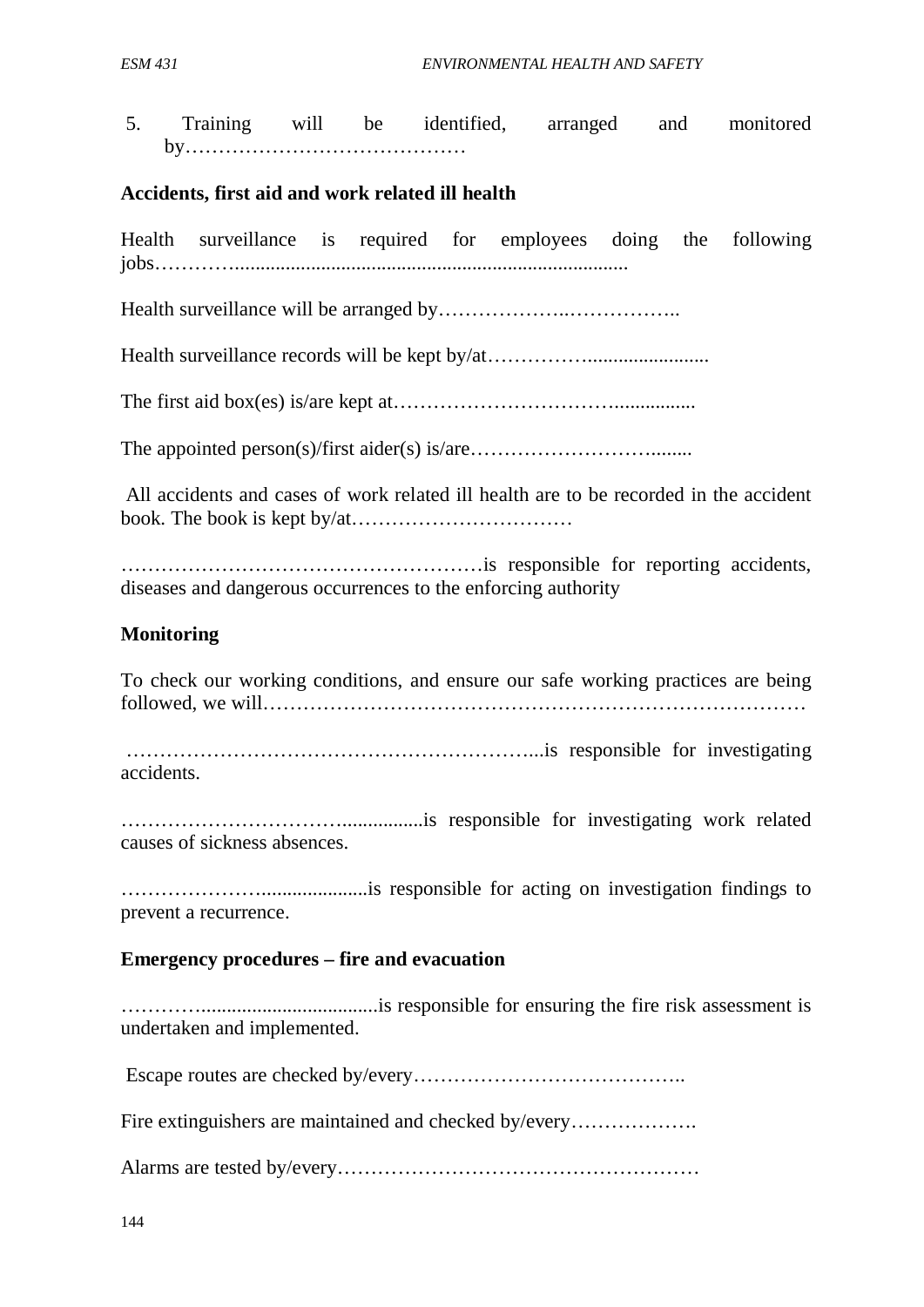5. Training will be identified, arranged and monitored by……………………………………

**Accidents, first aid and work related ill health**

Health surveillance is required for employees doing the following jobs………….............................................................................

Health surveillance will be arranged by………………..……………..

Health surveillance records will be kept by/at……………........................

The first aid box(es) is/are kept at…………………………….................

The appointed person(s)/first aider(s) is/are………………………........

All accidents and cases of work related ill health are to be recorded in the accident book. The book is kept by/at……………………………

……………………………………………is responsible for reporting accidents, diseases and dangerous occurrences to the enforcing authority

**Monitoring**

To check our working conditions, and ensure our safe working practices are being followed, we will………………………………………………………………………

…………………………………………………...is responsible for investigating accidents.

…………………………….................is responsible for investigating work related causes of sickness absences.

…………………......................is responsible for acting on investigation findings to prevent a recurrence.

**Emergency procedures – fire and evacuation**

…………...................................is responsible for ensuring the fire risk assessment is undertaken and implemented.

Escape routes are checked by/every…………………………………..

Fire extinguishers are maintained and checked by/every……………….

Alarms are tested by/every………………………………………………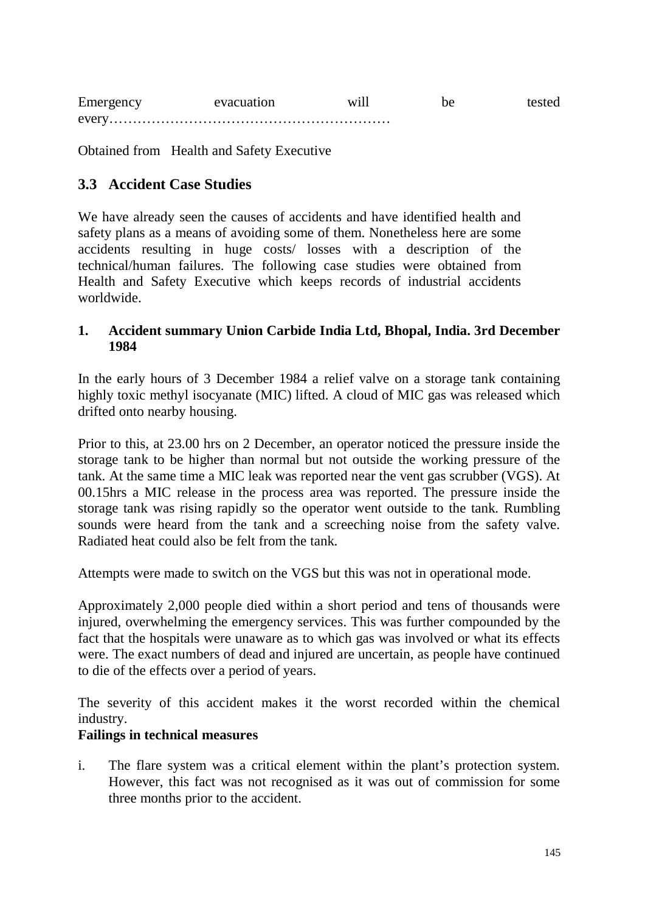Emergency evacuation will be tested every……………………………………………………

Obtained from Health and Safety Executive

## 3.3 Accident Case Studies

We have already seen the causes of accidents and have identified health and safety plans as a means of avoiding some of them. Nonetheless here are some accidents resulting in huge costs/ losses with a description of the technical/human failures. The following case studies were obtained from Health and Safety Executive which keeps records of industrial accidents worldwide.

### 1. Accident summary Union Carbide India Ltd, Bhopal, India. 3rd December 1984

In the early hours of 3 December 1984 a relief valve on a storage tank containing highly toxic methyl isocyanate (MIC) lifted. A cloud of MIC gas was released which drifted onto nearby housing.

Prior to this, at 23.00 hrs on 2 December, an operator noticed the pressure inside the storage tank to be higher than normal but not outside the working pressure of the tank. At the same time a MIC leak was reported near the vent gas scrubber (VGS). At 00.15hrs a MIC release in the process area was reported. The pressure inside the storage tank was rising rapidly so the operator went outside to the tank. Rumbling sounds were heard from the tank and a screeching noise from the safety valve. Radiated heat could also be felt from the tank.

Attempts were made to switch on the VGS but this was not in operational mode.

Approximately 2,000 people died within a short period and tens of thousands were injured, overwhelming the emergency services. This was further compounded by the fact that the hospitals were unaware as to which gas was involved or what its effects were. The exact numbers of dead and injured are uncertain, as people have continued to die of the effects over a period of years.

The severity of this accident makes it the worst recorded within the chemical industry.

**Failings in technical measures**

i. The flare system was a critical element within the plant's protection system. However, this fact was not recognised as it was out of commission for some three months prior to the accident.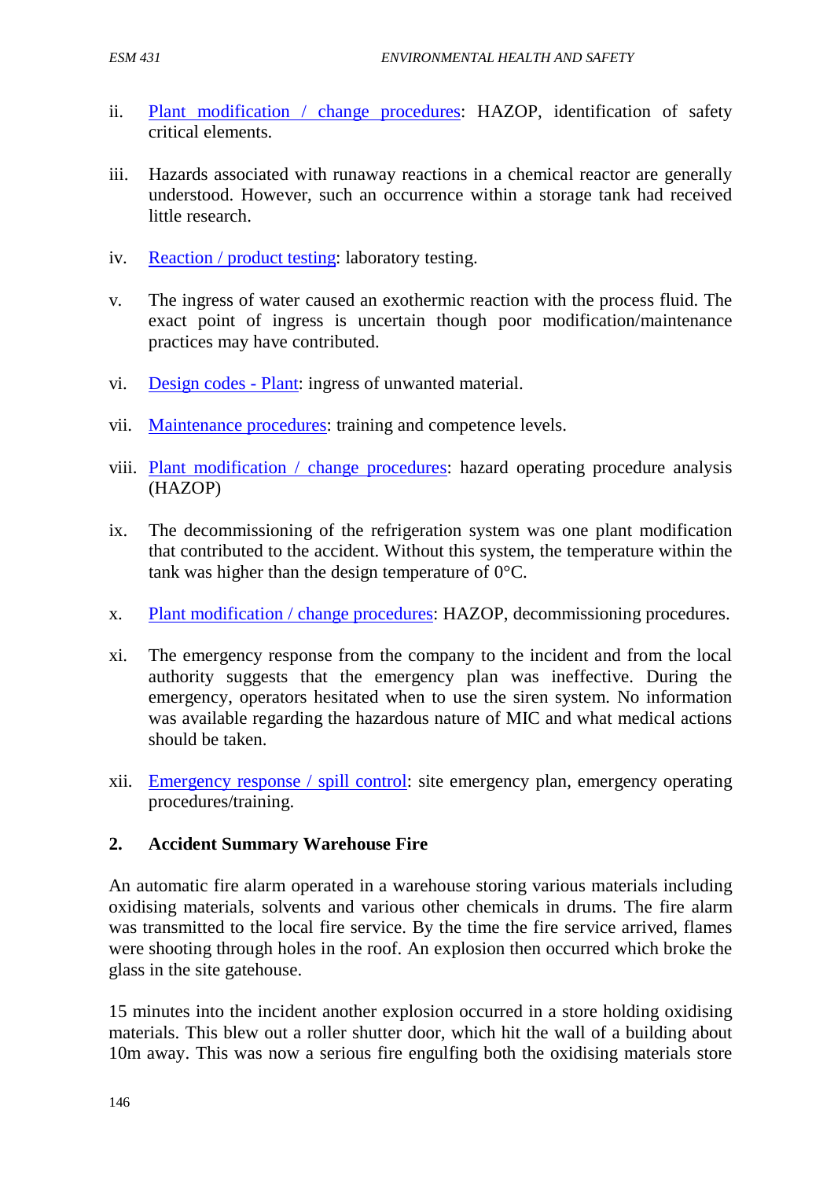ii. Plant modification / change procedures: HAZOP, identification of safety critical elements.

iii. Hazards associated with runaway reactions in a chemical reactor are generally understood. However, such an occurrence within a storage tank had received little research.

iv. Reaction / product testing: laboratory testing.

v. The ingress of water caused an exothermic reaction with the process fluid. The exact point of ingress is uncertain though poor modification/maintenance practices may have contributed.

vi. Design codes - Plant: ingress of unwanted material.

vii. Maintenance procedures: training and competence levels.

viii. Plant modification / change procedures: hazard operating procedure analysis (HAZOP)

ix. The decommissioning of the refrigeration system was one plant modification that contributed to the accident. Without this system, the temperature within the tank was higher than the design temperature of 0°C.

x. Plant modification / change procedures: HAZOP, decommissioning procedures.

xi. The emergency response from the company to the incident and from the local authority suggests that the emergency plan was ineffective. During the emergency, operators hesitated when to use the siren system. No information was available regarding the hazardous nature of MIC and what medical actions should be taken.

xii. Emergency response / spill control: site emergency plan, emergency operating procedures/training.

## 2. Accident Summary Warehouse Fire

An automatic fire alarm operated in a warehouse storing various materials including oxidising materials, solvents and various other chemicals in drums. The fire alarm was transmitted to the local fire service. By the time the fire service arrived, flames were shooting through holes in the roof. An explosion then occurred which broke the glass in the site gatehouse.

15 minutes into the incident another explosion occurred in a store holding oxidising materials. This blew out a roller shutter door, which hit the wall of a building about 10m away. This was now a serious fire engulfing both the oxidising materials store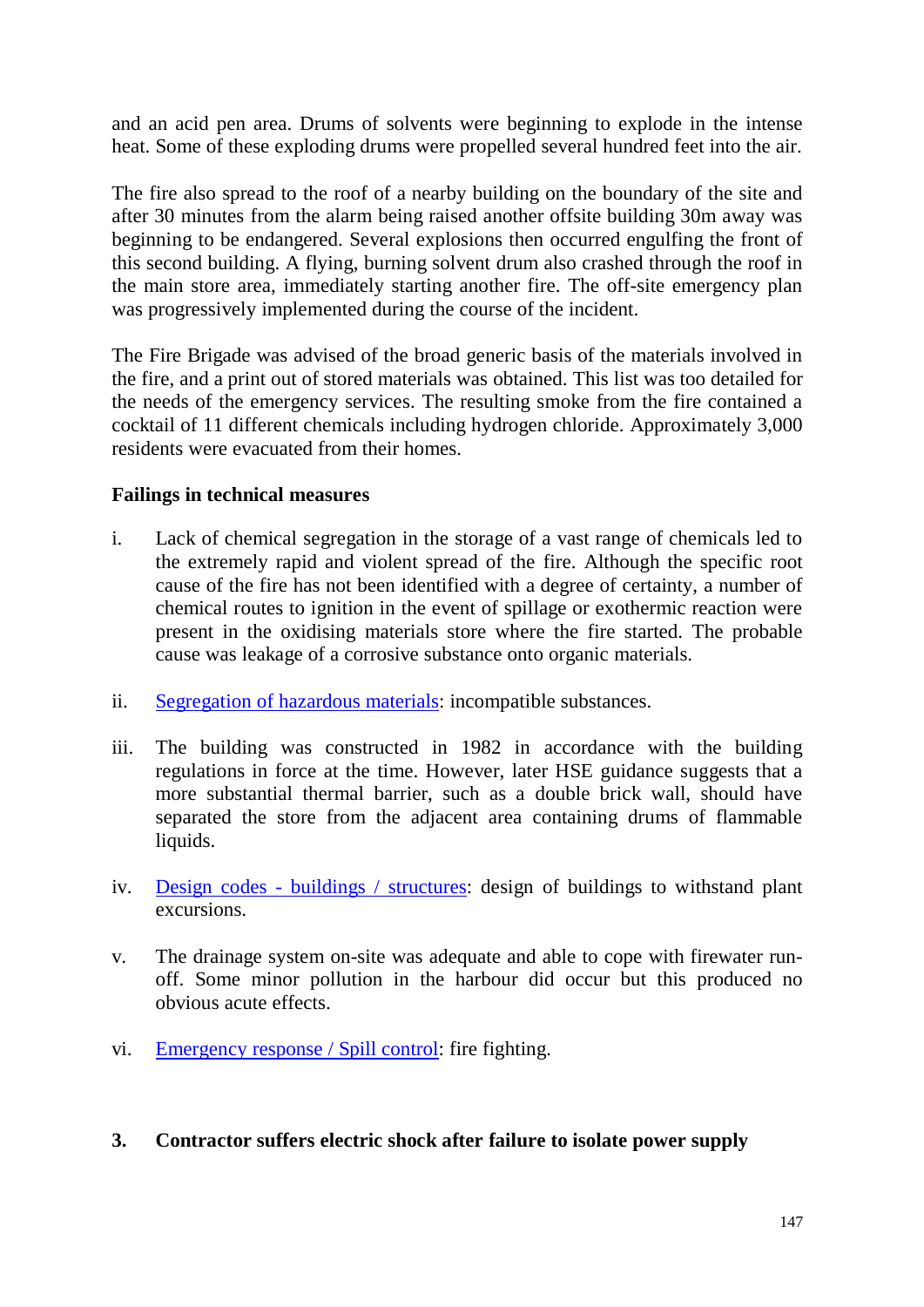and an acid pen area. Drums of solvents were beginning to explode in the intense heat. Some of these exploding drums were propelled several hundred feet into the air.

The fire also spread to the roof of a nearby building on the boundary of the site and after 30 minutes from the alarm being raised another offsite building 30m away was beginning to be endangered. Several explosions then occurred engulfing the front of this second building. A flying, burning solvent drum also crashed through the roof in the main store area, immediately starting another fire. The off-site emergency plan was progressively implemented during the course of the incident.

The Fire Brigade was advised of the broad generic basis of the materials involved in the fire, and a print out of stored materials was obtained. This list was too detailed for the needs of the emergency services. The resulting smoke from the fire contained a cocktail of 11 different chemicals including hydrogen chloride. Approximately 3,000 residents were evacuated from their homes.

**Failings in technical measures**

i. Lack of chemical segregation in the storage of a vast range of chemicals led to the extremely rapid and violent spread of the fire. Although the specific root cause of the fire has not been identified with a degree of certainty, a number of chemical routes to ignition in the event of spillage or exothermic reaction were present in the oxidising materials store where the fire started. The probable cause was leakage of a corrosive substance onto organic materials.

ii. Segregation of hazardous materials: incompatible substances.

iii. The building was constructed in 1982 in accordance with the building regulations in force at the time. However, later HSE guidance suggests that a more substantial thermal barrier, such as a double brick wall, should have separated the store from the adjacent area containing drums of flammable liquids.

iv. Design codes - buildings / structures: design of buildings to withstand plant excursions.

v. The drainage system on-site was adequate and able to cope with firewater run-off. Some minor pollution in the harbour did occur but this produced no obvious acute effects.

vi. Emergency response / Spill control: fire fighting.

### 3. Contractor suffers electric shock after failure to isolate power supply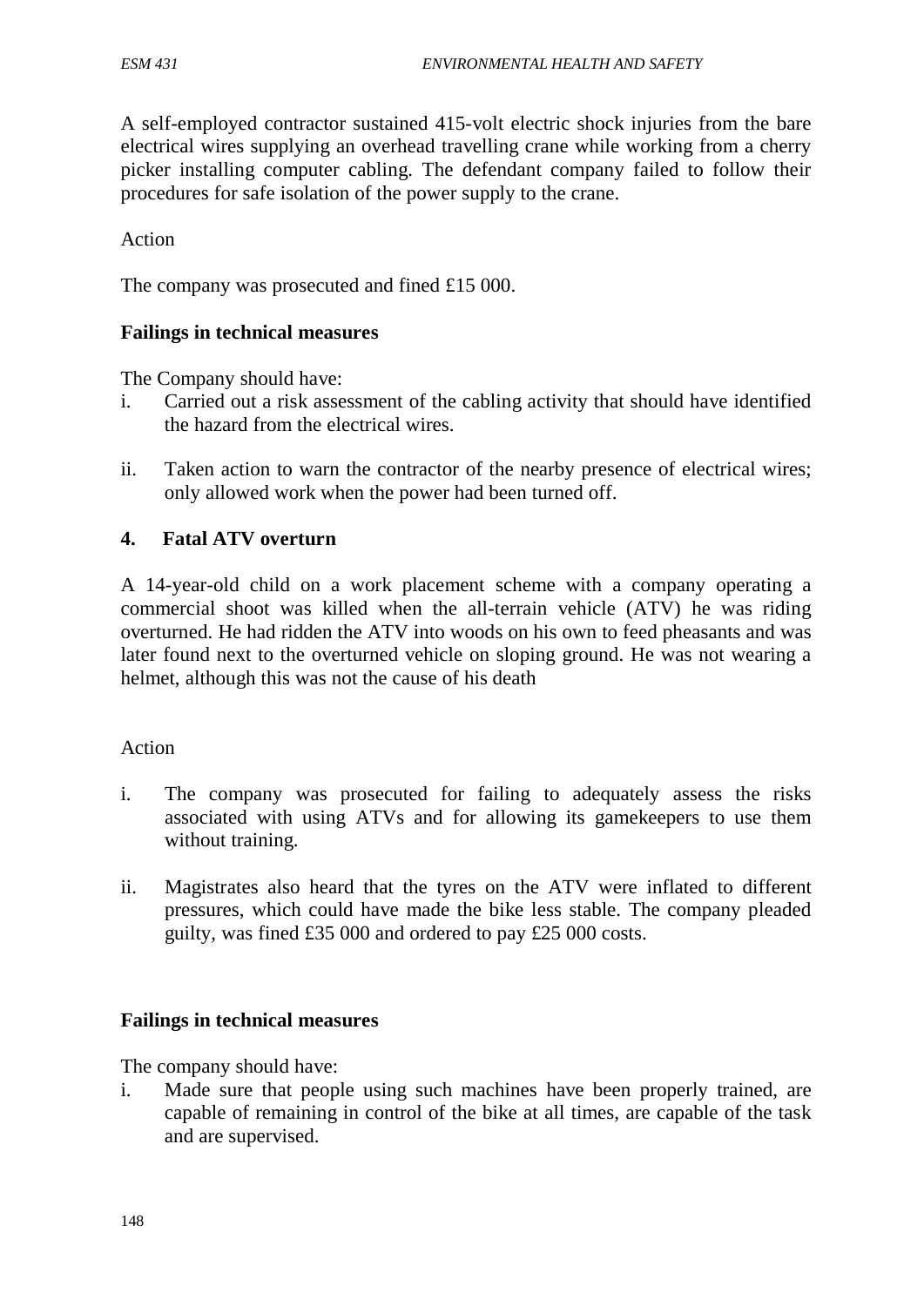A self-employed contractor sustained 415-volt electric shock injuries from the bare electrical wires supplying an overhead travelling crane while working from a cherry picker installing computer cabling. The defendant company failed to follow their procedures for safe isolation of the power supply to the crane.

Action

The company was prosecuted and fined £15 000.

**Failings in technical measures**

The Company should have:

i. Carried out a risk assessment of the cabling activity that should have identified the hazard from the electrical wires.

ii. Taken action to warn the contractor of the nearby presence of electrical wires; only allowed work when the power had been turned off.

**4. Fatal ATV overturn**

A 14-year-old child on a work placement scheme with a company operating a commercial shoot was killed when the all-terrain vehicle (ATV) he was riding overturned. He had ridden the ATV into woods on his own to feed pheasants and was later found next to the overturned vehicle on sloping ground. He was not wearing a helmet, although this was not the cause of his death

Action

i. The company was prosecuted for failing to adequately assess the risks associated with using ATVs and for allowing its gamekeepers to use them without training.

ii. Magistrates also heard that the tyres on the ATV were inflated to different pressures, which could have made the bike less stable. The company pleaded guilty, was fined £35 000 and ordered to pay £25 000 costs.

**Failings in technical measures**

The company should have:

i. Made sure that people using such machines have been properly trained, are capable of remaining in control of the bike at all times, are capable of the task and are supervised.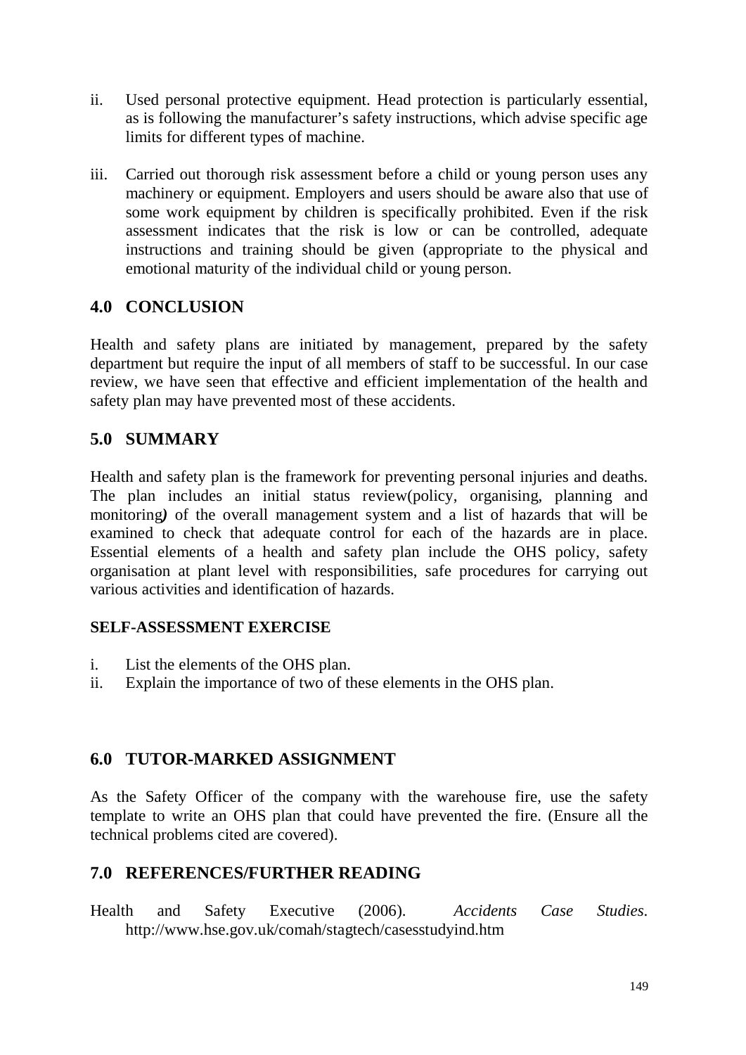ii. Used personal protective equipment. Head protection is particularly essential, as is following the manufacturer's safety instructions, which advise specific age limits for different types of machine.

iii. Carried out thorough risk assessment before a child or young person uses any machinery or equipment. Employers and users should be aware also that use of some work equipment by children is specifically prohibited. Even if the risk assessment indicates that the risk is low or can be controlled, adequate instructions and training should be given (appropriate to the physical and emotional maturity of the individual child or young person.

## 4.0 CONCLUSION

Health and safety plans are initiated by management, prepared by the safety department but require the input of all members of staff to be successful. In our case review, we have seen that effective and efficient implementation of the health and safety plan may have prevented most of these accidents.

## 5.0 SUMMARY

Health and safety plan is the framework for preventing personal injuries and deaths. The plan includes an initial status review(policy, organising, planning and monitoring***)*** of the overall management system and a list of hazards that will be examined to check that adequate control for each of the hazards are in place. Essential elements of a health and safety plan include the OHS policy, safety organisation at plant level with responsibilities, safe procedures for carrying out various activities and identification of hazards.

**SELF-ASSESSMENT EXERCISE**

i. List the elements of the OHS plan.
ii. Explain the importance of two of these elements in the OHS plan.

## 6.0 TUTOR-MARKED ASSIGNMENT

As the Safety Officer of the company with the warehouse fire, use the safety template to write an OHS plan that could have prevented the fire. (Ensure all the technical problems cited are covered).

## 7.0 REFERENCES/FURTHER READING

Health and Safety Executive (2006). *Accidents Case Studies.* http://www.hse.gov.uk/comah/stagtech/casesstudyind.htm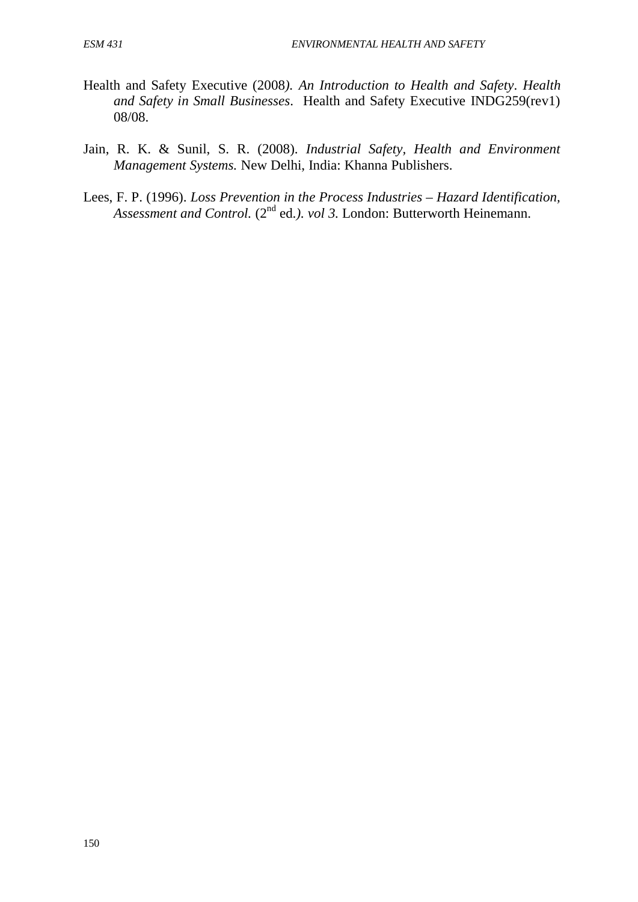Health and Safety Executive (2008*). An Introduction to Health and Safety*. *Health and Safety in Small Businesses*. Health and Safety Executive INDG259(rev1) 08/08.

Jain, R. K. & Sunil, S. R. (2008). *Industrial Safety, Health and Environment Management Systems.* New Delhi, India: Khanna Publishers.

Lees, F. P. (1996). *Loss Prevention in the Process Industries – Hazard Identification, Assessment and Control.* (2nd ed.*). vol 3.* London: Butterworth Heinemann.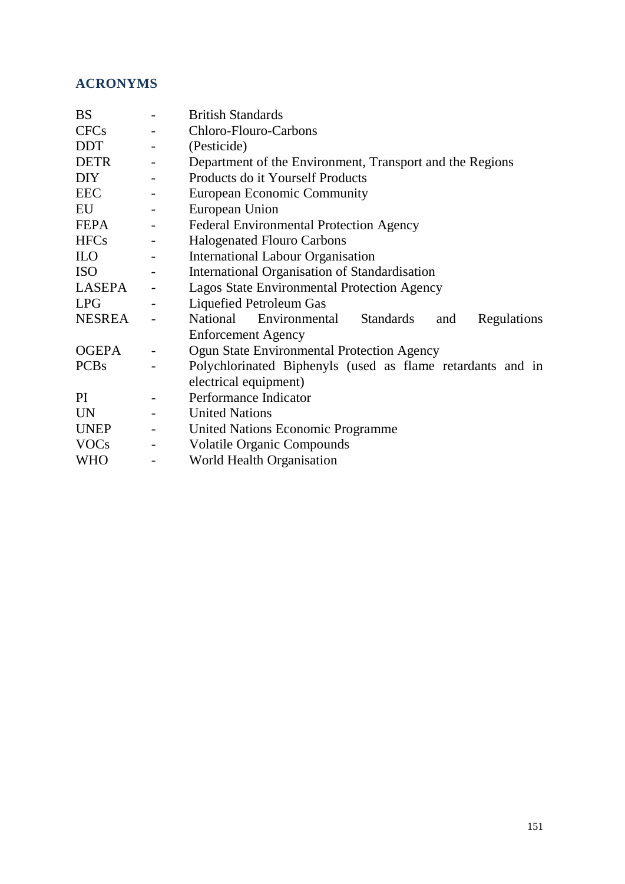## ACRONYMS

| | | |
|---|---|---|
| BS | - | British Standards |
| CFCs | - | Chloro-Flouro-Carbons |
| DDT | - | (Pesticide) |
| DETR | - | Department of the Environment, Transport and the Regions |
| DIY | - | Products do it Yourself Products |
| EEC | - | European Economic Community |
| EU | - | European Union |
| FEPA | - | Federal Environmental Protection Agency |
| HFCs | - | Halogenated Flouro Carbons |
| ILO | - | International Labour Organisation |
| ISO | - | International Organisation of Standardisation |
| LASEPA | - | Lagos State Environmental Protection Agency |
| LPG | - | Liquefied Petroleum Gas |
| NESREA | - | National Environmental Standards and Regulations Enforcement Agency |
| OGEPA | - | Ogun State Environmental Protection Agency |
| PCBs | - | Polychlorinated Biphenyls (used as flame retardants and in electrical equipment) |
| PI | - | Performance Indicator |
| UN | - | United Nations |
| UNEP | - | United Nations Economic Programme |
| VOCs | - | Volatile Organic Compounds |
| WHO | - | World Health Organisation |